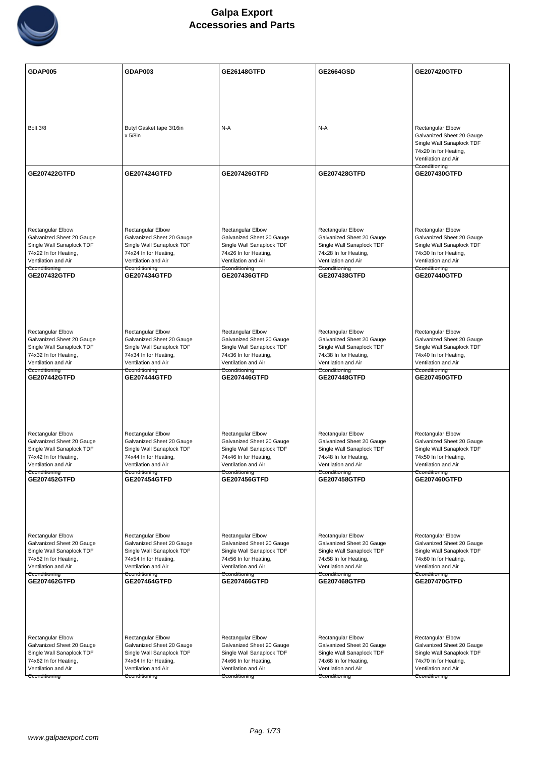# Galpa Export
## Accessories and Parts

| GDAP005 | GDAP003 | GE26148GTFD | GE2664GSD | GE207420GTFD |
|---|---|---|---|---|
| Bolt 3/8 | Butyl Gasket tape 3/16in x 5/8in | N-A | N-A | Rectangular Elbow Galvanized Sheet 20 Gauge Single Wall Sanaplock TDF 74x20 In for Heating, Ventilation and Air Cconditioning |
| **GE207422GTFD** | **GE207424GTFD** | **GE207426GTFD** | **GE207428GTFD** | **GE207430GTFD** |
| Rectangular Elbow Galvanized Sheet 20 Gauge Single Wall Sanaplock TDF 74x22 In for Heating, Ventilation and Air Cconditioning | Rectangular Elbow Galvanized Sheet 20 Gauge Single Wall Sanaplock TDF 74x24 In for Heating, Ventilation and Air Cconditioning | Rectangular Elbow Galvanized Sheet 20 Gauge Single Wall Sanaplock TDF 74x26 In for Heating, Ventilation and Air Cconditioning | Rectangular Elbow Galvanized Sheet 20 Gauge Single Wall Sanaplock TDF 74x28 In for Heating, Ventilation and Air Cconditioning | Rectangular Elbow Galvanized Sheet 20 Gauge Single Wall Sanaplock TDF 74x30 In for Heating, Ventilation and Air Cconditioning |
| **GE207432GTFD** | **GE207434GTFD** | **GE207436GTFD** | **GE207438GTFD** | **GE207440GTFD** |
| Rectangular Elbow Galvanized Sheet 20 Gauge Single Wall Sanaplock TDF 74x32 In for Heating, Ventilation and Air Cconditioning | Rectangular Elbow Galvanized Sheet 20 Gauge Single Wall Sanaplock TDF 74x34 In for Heating, Ventilation and Air Cconditioning | Rectangular Elbow Galvanized Sheet 20 Gauge Single Wall Sanaplock TDF 74x36 In for Heating, Ventilation and Air Cconditioning | Rectangular Elbow Galvanized Sheet 20 Gauge Single Wall Sanaplock TDF 74x38 In for Heating, Ventilation and Air Cconditioning | Rectangular Elbow Galvanized Sheet 20 Gauge Single Wall Sanaplock TDF 74x40 In for Heating, Ventilation and Air Cconditioning |
| **GE207442GTFD** | **GE207444GTFD** | **GE207446GTFD** | **GE207448GTFD** | **GE207450GTFD** |
| Rectangular Elbow Galvanized Sheet 20 Gauge Single Wall Sanaplock TDF 74x42 In for Heating, Ventilation and Air Cconditioning | Rectangular Elbow Galvanized Sheet 20 Gauge Single Wall Sanaplock TDF 74x44 In for Heating, Ventilation and Air Cconditioning | Rectangular Elbow Galvanized Sheet 20 Gauge Single Wall Sanaplock TDF 74x46 In for Heating, Ventilation and Air Cconditioning | Rectangular Elbow Galvanized Sheet 20 Gauge Single Wall Sanaplock TDF 74x48 In for Heating, Ventilation and Air Cconditioning | Rectangular Elbow Galvanized Sheet 20 Gauge Single Wall Sanaplock TDF 74x50 In for Heating, Ventilation and Air Cconditioning |
| **GE207452GTFD** | **GE207454GTFD** | **GE207456GTFD** | **GE207458GTFD** | **GE207460GTFD** |
| Rectangular Elbow Galvanized Sheet 20 Gauge Single Wall Sanaplock TDF 74x52 In for Heating, Ventilation and Air Cconditioning | Rectangular Elbow Galvanized Sheet 20 Gauge Single Wall Sanaplock TDF 74x54 In for Heating, Ventilation and Air Cconditioning | Rectangular Elbow Galvanized Sheet 20 Gauge Single Wall Sanaplock TDF 74x56 In for Heating, Ventilation and Air Cconditioning | Rectangular Elbow Galvanized Sheet 20 Gauge Single Wall Sanaplock TDF 74x58 In for Heating, Ventilation and Air Cconditioning | Rectangular Elbow Galvanized Sheet 20 Gauge Single Wall Sanaplock TDF 74x60 In for Heating, Ventilation and Air Cconditioning |
| **GE207462GTFD** | **GE207464GTFD** | **GE207466GTFD** | **GE207468GTFD** | **GE207470GTFD** |
| Rectangular Elbow Galvanized Sheet 20 Gauge Single Wall Sanaplock TDF 74x62 In for Heating, Ventilation and Air Cconditioning | Rectangular Elbow Galvanized Sheet 20 Gauge Single Wall Sanaplock TDF 74x64 In for Heating, Ventilation and Air Cconditioning | Rectangular Elbow Galvanized Sheet 20 Gauge Single Wall Sanaplock TDF 74x66 In for Heating, Ventilation and Air Cconditioning | Rectangular Elbow Galvanized Sheet 20 Gauge Single Wall Sanaplock TDF 74x68 In for Heating, Ventilation and Air Cconditioning | Rectangular Elbow Galvanized Sheet 20 Gauge Single Wall Sanaplock TDF 74x70 In for Heating, Ventilation and Air Cconditioning |

www.galpaexport.com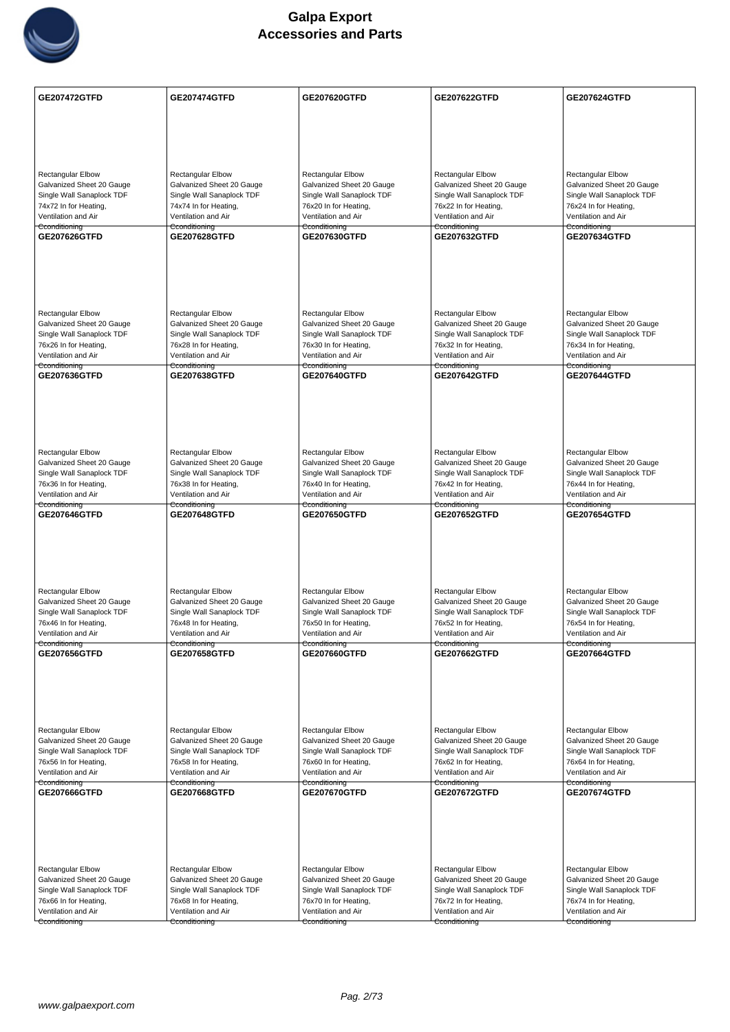| GE207472GTFD | GE207474GTFD | GE207620GTFD | GE207622GTFD | GE207624GTFD |
|---|---|---|---|---|
| Rectangular Elbow Galvanized Sheet 20 Gauge Single Wall Sanaplock TDF 74x72 In for Heating, Ventilation and Air Conditioning | Rectangular Elbow Galvanized Sheet 20 Gauge Single Wall Sanaplock TDF 74x74 In for Heating, Ventilation and Air Conditioning | Rectangular Elbow Galvanized Sheet 20 Gauge Single Wall Sanaplock TDF 76x20 In for Heating, Ventilation and Air Conditioning | Rectangular Elbow Galvanized Sheet 20 Gauge Single Wall Sanaplock TDF 76x22 In for Heating, Ventilation and Air Conditioning | Rectangular Elbow Galvanized Sheet 20 Gauge Single Wall Sanaplock TDF 76x24 In for Heating, Ventilation and Air Conditioning |
| **GE207626GTFD** | **GE207628GTFD** | **GE207630GTFD** | **GE207632GTFD** | **GE207634GTFD** |
| Rectangular Elbow Galvanized Sheet 20 Gauge Single Wall Sanaplock TDF 76x26 In for Heating, Ventilation and Air Conditioning | Rectangular Elbow Galvanized Sheet 20 Gauge Single Wall Sanaplock TDF 76x28 In for Heating, Ventilation and Air Conditioning | Rectangular Elbow Galvanized Sheet 20 Gauge Single Wall Sanaplock TDF 76x30 In for Heating, Ventilation and Air Conditioning | Rectangular Elbow Galvanized Sheet 20 Gauge Single Wall Sanaplock TDF 76x32 In for Heating, Ventilation and Air Conditioning | Rectangular Elbow Galvanized Sheet 20 Gauge Single Wall Sanaplock TDF 76x34 In for Heating, Ventilation and Air Conditioning |
| **GE207636GTFD** | **GE207638GTFD** | **GE207640GTFD** | **GE207642GTFD** | **GE207644GTFD** |
| Rectangular Elbow Galvanized Sheet 20 Gauge Single Wall Sanaplock TDF 76x36 In for Heating, Ventilation and Air Conditioning | Rectangular Elbow Galvanized Sheet 20 Gauge Single Wall Sanaplock TDF 76x38 In for Heating, Ventilation and Air Conditioning | Rectangular Elbow Galvanized Sheet 20 Gauge Single Wall Sanaplock TDF 76x40 In for Heating, Ventilation and Air Conditioning | Rectangular Elbow Galvanized Sheet 20 Gauge Single Wall Sanaplock TDF 76x42 In for Heating, Ventilation and Air Conditioning | Rectangular Elbow Galvanized Sheet 20 Gauge Single Wall Sanaplock TDF 76x44 In for Heating, Ventilation and Air Conditioning |
| **GE207646GTFD** | **GE207648GTFD** | **GE207650GTFD** | **GE207652GTFD** | **GE207654GTFD** |
| Rectangular Elbow Galvanized Sheet 20 Gauge Single Wall Sanaplock TDF 76x46 In for Heating, Ventilation and Air Conditioning | Rectangular Elbow Galvanized Sheet 20 Gauge Single Wall Sanaplock TDF 76x48 In for Heating, Ventilation and Air Conditioning | Rectangular Elbow Galvanized Sheet 20 Gauge Single Wall Sanaplock TDF 76x50 In for Heating, Ventilation and Air Conditioning | Rectangular Elbow Galvanized Sheet 20 Gauge Single Wall Sanaplock TDF 76x52 In for Heating, Ventilation and Air Conditioning | Rectangular Elbow Galvanized Sheet 20 Gauge Single Wall Sanaplock TDF 76x54 In for Heating, Ventilation and Air Conditioning |
| **GE207656GTFD** | **GE207658GTFD** | **GE207660GTFD** | **GE207662GTFD** | **GE207664GTFD** |
| Rectangular Elbow Galvanized Sheet 20 Gauge Single Wall Sanaplock TDF 76x56 In for Heating, Ventilation and Air Conditioning | Rectangular Elbow Galvanized Sheet 20 Gauge Single Wall Sanaplock TDF 76x58 In for Heating, Ventilation and Air Conditioning | Rectangular Elbow Galvanized Sheet 20 Gauge Single Wall Sanaplock TDF 76x60 In for Heating, Ventilation and Air Conditioning | Rectangular Elbow Galvanized Sheet 20 Gauge Single Wall Sanaplock TDF 76x62 In for Heating, Ventilation and Air Conditioning | Rectangular Elbow Galvanized Sheet 20 Gauge Single Wall Sanaplock TDF 76x64 In for Heating, Ventilation and Air Conditioning |
| **GE207666GTFD** | **GE207668GTFD** | **GE207670GTFD** | **GE207672GTFD** | **GE207674GTFD** |
| Rectangular Elbow Galvanized Sheet 20 Gauge Single Wall Sanaplock TDF 76x66 In for Heating, Ventilation and Air Conditioning | Rectangular Elbow Galvanized Sheet 20 Gauge Single Wall Sanaplock TDF 76x68 In for Heating, Ventilation and Air Conditioning | Rectangular Elbow Galvanized Sheet 20 Gauge Single Wall Sanaplock TDF 76x70 In for Heating, Ventilation and Air Conditioning | Rectangular Elbow Galvanized Sheet 20 Gauge Single Wall Sanaplock TDF 76x72 In for Heating, Ventilation and Air Conditioning | Rectangular Elbow Galvanized Sheet 20 Gauge Single Wall Sanaplock TDF 76x74 In for Heating, Ventilation and Air Conditioning |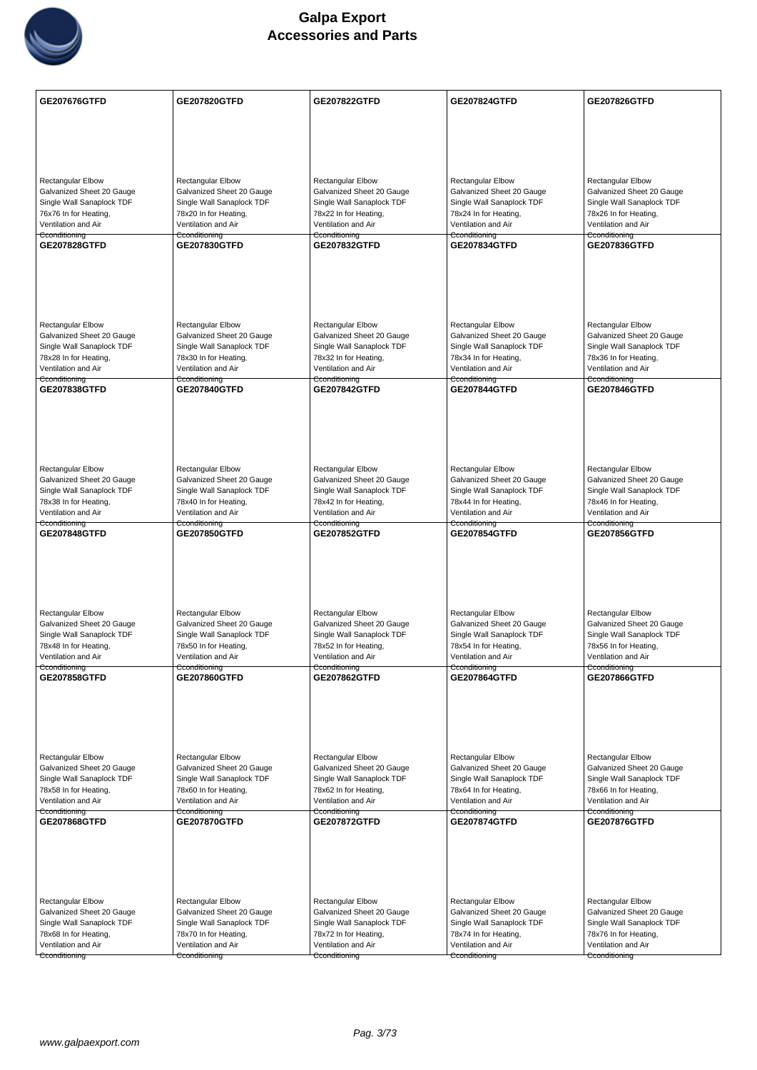| GE207676GTFD | GE207820GTFD | GE207822GTFD | GE207824GTFD | GE207826GTFD |
|---|---|---|---|---|
| Rectangular Elbow Galvanized Sheet 20 Gauge Single Wall Sanaplock TDF 76x76 In for Heating, Ventilation and Air Conditioning | Rectangular Elbow Galvanized Sheet 20 Gauge Single Wall Sanaplock TDF 78x20 In for Heating, Ventilation and Air Conditioning | Rectangular Elbow Galvanized Sheet 20 Gauge Single Wall Sanaplock TDF 78x22 In for Heating, Ventilation and Air Conditioning | Rectangular Elbow Galvanized Sheet 20 Gauge Single Wall Sanaplock TDF 78x24 In for Heating, Ventilation and Air Conditioning | Rectangular Elbow Galvanized Sheet 20 Gauge Single Wall Sanaplock TDF 78x26 In for Heating, Ventilation and Air Conditioning |
| **GE207828GTFD** | **GE207830GTFD** | **GE207832GTFD** | **GE207834GTFD** | **GE207836GTFD** |
| Rectangular Elbow Galvanized Sheet 20 Gauge Single Wall Sanaplock TDF 78x28 In for Heating, Ventilation and Air Conditioning | Rectangular Elbow Galvanized Sheet 20 Gauge Single Wall Sanaplock TDF 78x30 In for Heating, Ventilation and Air Conditioning | Rectangular Elbow Galvanized Sheet 20 Gauge Single Wall Sanaplock TDF 78x32 In for Heating, Ventilation and Air Conditioning | Rectangular Elbow Galvanized Sheet 20 Gauge Single Wall Sanaplock TDF 78x34 In for Heating, Ventilation and Air Conditioning | Rectangular Elbow Galvanized Sheet 20 Gauge Single Wall Sanaplock TDF 78x36 In for Heating, Ventilation and Air Conditioning |
| **GE207838GTFD** | **GE207840GTFD** | **GE207842GTFD** | **GE207844GTFD** | **GE207846GTFD** |
| Rectangular Elbow Galvanized Sheet 20 Gauge Single Wall Sanaplock TDF 78x38 In for Heating, Ventilation and Air Conditioning | Rectangular Elbow Galvanized Sheet 20 Gauge Single Wall Sanaplock TDF 78x40 In for Heating, Ventilation and Air Conditioning | Rectangular Elbow Galvanized Sheet 20 Gauge Single Wall Sanaplock TDF 78x42 In for Heating, Ventilation and Air Conditioning | Rectangular Elbow Galvanized Sheet 20 Gauge Single Wall Sanaplock TDF 78x44 In for Heating, Ventilation and Air Conditioning | Rectangular Elbow Galvanized Sheet 20 Gauge Single Wall Sanaplock TDF 78x46 In for Heating, Ventilation and Air Conditioning |
| **GE207848GTFD** | **GE207850GTFD** | **GE207852GTFD** | **GE207854GTFD** | **GE207856GTFD** |
| Rectangular Elbow Galvanized Sheet 20 Gauge Single Wall Sanaplock TDF 78x48 In for Heating, Ventilation and Air Conditioning | Rectangular Elbow Galvanized Sheet 20 Gauge Single Wall Sanaplock TDF 78x50 In for Heating, Ventilation and Air Conditioning | Rectangular Elbow Galvanized Sheet 20 Gauge Single Wall Sanaplock TDF 78x52 In for Heating, Ventilation and Air Conditioning | Rectangular Elbow Galvanized Sheet 20 Gauge Single Wall Sanaplock TDF 78x54 In for Heating, Ventilation and Air Conditioning | Rectangular Elbow Galvanized Sheet 20 Gauge Single Wall Sanaplock TDF 78x56 In for Heating, Ventilation and Air Conditioning |
| **GE207858GTFD** | **GE207860GTFD** | **GE207862GTFD** | **GE207864GTFD** | **GE207866GTFD** |
| Rectangular Elbow Galvanized Sheet 20 Gauge Single Wall Sanaplock TDF 78x58 In for Heating, Ventilation and Air Conditioning | Rectangular Elbow Galvanized Sheet 20 Gauge Single Wall Sanaplock TDF 78x60 In for Heating, Ventilation and Air Conditioning | Rectangular Elbow Galvanized Sheet 20 Gauge Single Wall Sanaplock TDF 78x62 In for Heating, Ventilation and Air Conditioning | Rectangular Elbow Galvanized Sheet 20 Gauge Single Wall Sanaplock TDF 78x64 In for Heating, Ventilation and Air Conditioning | Rectangular Elbow Galvanized Sheet 20 Gauge Single Wall Sanaplock TDF 78x66 In for Heating, Ventilation and Air Conditioning |
| **GE207868GTFD** | **GE207870GTFD** | **GE207872GTFD** | **GE207874GTFD** | **GE207876GTFD** |
| Rectangular Elbow Galvanized Sheet 20 Gauge Single Wall Sanaplock TDF 78x68 In for Heating, Ventilation and Air Conditioning | Rectangular Elbow Galvanized Sheet 20 Gauge Single Wall Sanaplock TDF 78x70 In for Heating, Ventilation and Air Conditioning | Rectangular Elbow Galvanized Sheet 20 Gauge Single Wall Sanaplock TDF 78x72 In for Heating, Ventilation and Air Conditioning | Rectangular Elbow Galvanized Sheet 20 Gauge Single Wall Sanaplock TDF 78x74 In for Heating, Ventilation and Air Conditioning | Rectangular Elbow Galvanized Sheet 20 Gauge Single Wall Sanaplock TDF 78x76 In for Heating, Ventilation and Air Conditioning |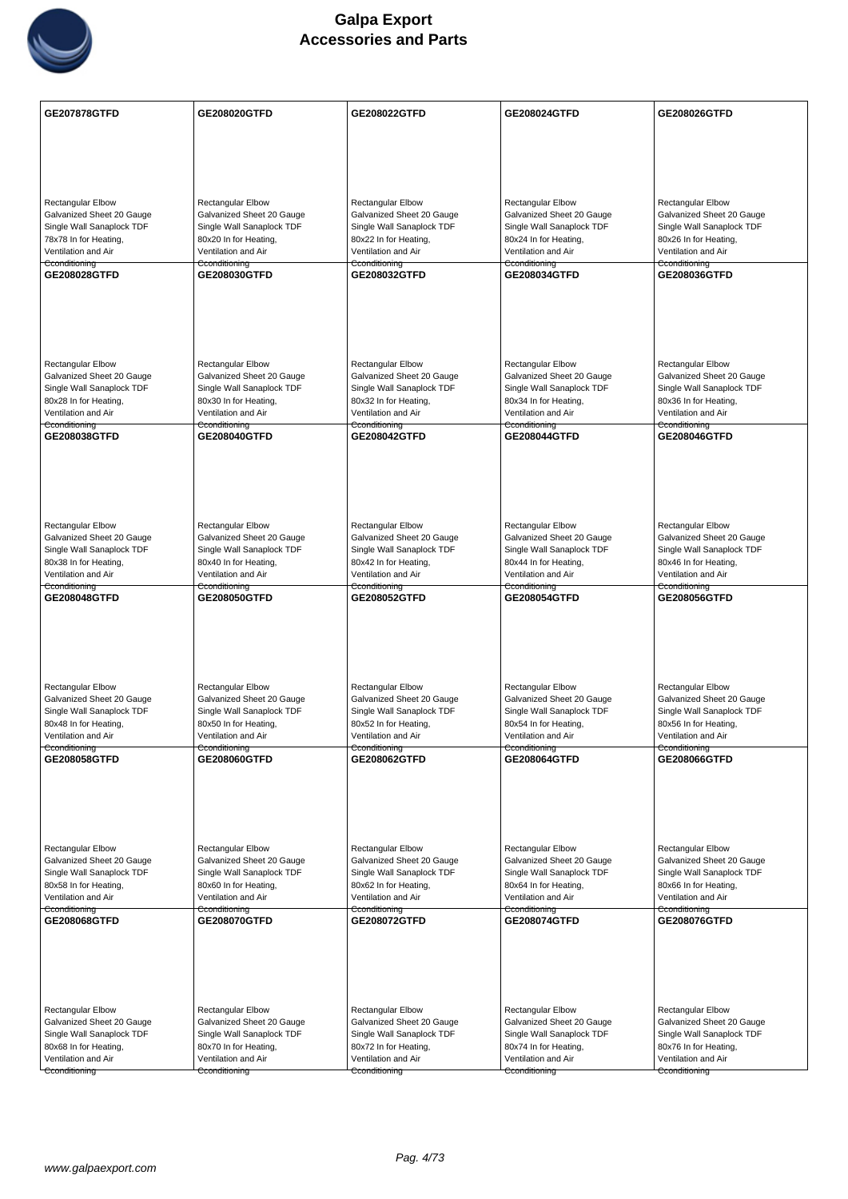# Galpa Export
# Accessories and Parts

| GE207878GTFD | GE208020GTFD | GE208022GTFD | GE208024GTFD | GE208026GTFD |
|---|---|---|---|---|
| Rectangular Elbow Galvanized Sheet 20 Gauge Single Wall Sanaplock TDF 78x78 In for Heating, Ventilation and Air Conditioning | Rectangular Elbow Galvanized Sheet 20 Gauge Single Wall Sanaplock TDF 80x20 In for Heating, Ventilation and Air Conditioning | Rectangular Elbow Galvanized Sheet 20 Gauge Single Wall Sanaplock TDF 80x22 In for Heating, Ventilation and Air Conditioning | Rectangular Elbow Galvanized Sheet 20 Gauge Single Wall Sanaplock TDF 80x24 In for Heating, Ventilation and Air Conditioning | Rectangular Elbow Galvanized Sheet 20 Gauge Single Wall Sanaplock TDF 80x26 In for Heating, Ventilation and Air Conditioning |
| **GE208028GTFD** | **GE208030GTFD** | **GE208032GTFD** | **GE208034GTFD** | **GE208036GTFD** |
| Rectangular Elbow Galvanized Sheet 20 Gauge Single Wall Sanaplock TDF 80x28 In for Heating, Ventilation and Air Conditioning | Rectangular Elbow Galvanized Sheet 20 Gauge Single Wall Sanaplock TDF 80x30 In for Heating, Ventilation and Air Conditioning | Rectangular Elbow Galvanized Sheet 20 Gauge Single Wall Sanaplock TDF 80x32 In for Heating, Ventilation and Air Conditioning | Rectangular Elbow Galvanized Sheet 20 Gauge Single Wall Sanaplock TDF 80x34 In for Heating, Ventilation and Air Conditioning | Rectangular Elbow Galvanized Sheet 20 Gauge Single Wall Sanaplock TDF 80x36 In for Heating, Ventilation and Air Conditioning |
| **GE208038GTFD** | **GE208040GTFD** | **GE208042GTFD** | **GE208044GTFD** | **GE208046GTFD** |
| Rectangular Elbow Galvanized Sheet 20 Gauge Single Wall Sanaplock TDF 80x38 In for Heating, Ventilation and Air Conditioning | Rectangular Elbow Galvanized Sheet 20 Gauge Single Wall Sanaplock TDF 80x40 In for Heating, Ventilation and Air Conditioning | Rectangular Elbow Galvanized Sheet 20 Gauge Single Wall Sanaplock TDF 80x42 In for Heating, Ventilation and Air Conditioning | Rectangular Elbow Galvanized Sheet 20 Gauge Single Wall Sanaplock TDF 80x44 In for Heating, Ventilation and Air Conditioning | Rectangular Elbow Galvanized Sheet 20 Gauge Single Wall Sanaplock TDF 80x46 In for Heating, Ventilation and Air Conditioning |
| **GE208048GTFD** | **GE208050GTFD** | **GE208052GTFD** | **GE208054GTFD** | **GE208056GTFD** |
| Rectangular Elbow Galvanized Sheet 20 Gauge Single Wall Sanaplock TDF 80x48 In for Heating, Ventilation and Air Conditioning | Rectangular Elbow Galvanized Sheet 20 Gauge Single Wall Sanaplock TDF 80x50 In for Heating, Ventilation and Air Conditioning | Rectangular Elbow Galvanized Sheet 20 Gauge Single Wall Sanaplock TDF 80x52 In for Heating, Ventilation and Air Conditioning | Rectangular Elbow Galvanized Sheet 20 Gauge Single Wall Sanaplock TDF 80x54 In for Heating, Ventilation and Air Conditioning | Rectangular Elbow Galvanized Sheet 20 Gauge Single Wall Sanaplock TDF 80x56 In for Heating, Ventilation and Air Conditioning |
| **GE208058GTFD** | **GE208060GTFD** | **GE208062GTFD** | **GE208064GTFD** | **GE208066GTFD** |
| Rectangular Elbow Galvanized Sheet 20 Gauge Single Wall Sanaplock TDF 80x58 In for Heating, Ventilation and Air Conditioning | Rectangular Elbow Galvanized Sheet 20 Gauge Single Wall Sanaplock TDF 80x60 In for Heating, Ventilation and Air Conditioning | Rectangular Elbow Galvanized Sheet 20 Gauge Single Wall Sanaplock TDF 80x62 In for Heating, Ventilation and Air Conditioning | Rectangular Elbow Galvanized Sheet 20 Gauge Single Wall Sanaplock TDF 80x64 In for Heating, Ventilation and Air Conditioning | Rectangular Elbow Galvanized Sheet 20 Gauge Single Wall Sanaplock TDF 80x66 In for Heating, Ventilation and Air Conditioning |
| **GE208068GTFD** | **GE208070GTFD** | **GE208072GTFD** | **GE208074GTFD** | **GE208076GTFD** |
| Rectangular Elbow Galvanized Sheet 20 Gauge Single Wall Sanaplock TDF 80x68 In for Heating, Ventilation and Air Conditioning | Rectangular Elbow Galvanized Sheet 20 Gauge Single Wall Sanaplock TDF 80x70 In for Heating, Ventilation and Air Conditioning | Rectangular Elbow Galvanized Sheet 20 Gauge Single Wall Sanaplock TDF 80x72 In for Heating, Ventilation and Air Conditioning | Rectangular Elbow Galvanized Sheet 20 Gauge Single Wall Sanaplock TDF 80x74 In for Heating, Ventilation and Air Conditioning | Rectangular Elbow Galvanized Sheet 20 Gauge Single Wall Sanaplock TDF 80x76 In for Heating, Ventilation and Air Conditioning |

www.galpaexport.com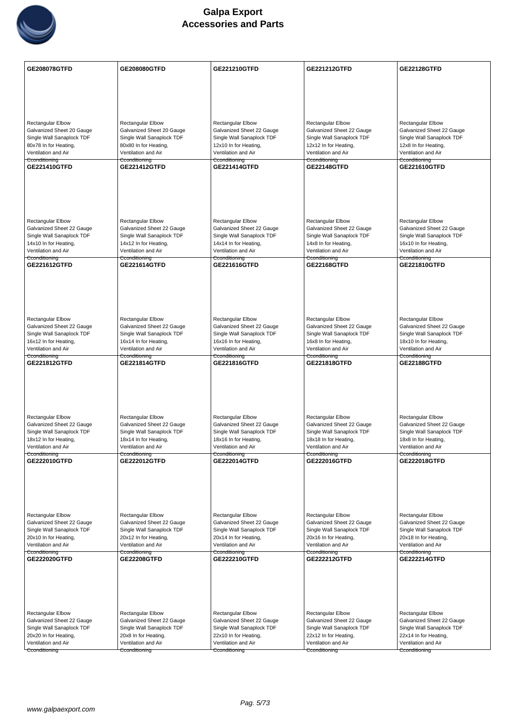| GE208078GTFD | GE208080GTFD | GE221210GTFD | GE221212GTFD | GE22128GTFD |
|---|---|---|---|---|
| Rectangular Elbow Galvanized Sheet 20 Gauge Single Wall Sanaplock TDF 80x78 In for Heating, Ventilation and Air Conditioning | Rectangular Elbow Galvanized Sheet 20 Gauge Single Wall Sanaplock TDF 80x80 In for Heating, Ventilation and Air Conditioning | Rectangular Elbow Galvanized Sheet 22 Gauge Single Wall Sanaplock TDF 12x10 In for Heating, Ventilation and Air Conditioning | Rectangular Elbow Galvanized Sheet 22 Gauge Single Wall Sanaplock TDF 12x12 In for Heating, Ventilation and Air Conditioning | Rectangular Elbow Galvanized Sheet 22 Gauge Single Wall Sanaplock TDF 12x8 In for Heating, Ventilation and Air Conditioning |
| **GE221410GTFD** | **GE221412GTFD** | **GE221414GTFD** | **GE22148GTFD** | **GE221610GTFD** |
| Rectangular Elbow Galvanized Sheet 22 Gauge Single Wall Sanaplock TDF 14x10 In for Heating, Ventilation and Air Conditioning | Rectangular Elbow Galvanized Sheet 22 Gauge Single Wall Sanaplock TDF 14x12 In for Heating, Ventilation and Air Conditioning | Rectangular Elbow Galvanized Sheet 22 Gauge Single Wall Sanaplock TDF 14x14 In for Heating, Ventilation and Air Conditioning | Rectangular Elbow Galvanized Sheet 22 Gauge Single Wall Sanaplock TDF 14x8 In for Heating, Ventilation and Air Conditioning | Rectangular Elbow Galvanized Sheet 22 Gauge Single Wall Sanaplock TDF 16x10 In for Heating, Ventilation and Air Conditioning |
| **GE221612GTFD** | **GE221614GTFD** | **GE221616GTFD** | **GE22168GTFD** | **GE221810GTFD** |
| Rectangular Elbow Galvanized Sheet 22 Gauge Single Wall Sanaplock TDF 16x12 In for Heating, Ventilation and Air Conditioning | Rectangular Elbow Galvanized Sheet 22 Gauge Single Wall Sanaplock TDF 16x14 In for Heating, Ventilation and Air Conditioning | Rectangular Elbow Galvanized Sheet 22 Gauge Single Wall Sanaplock TDF 16x16 In for Heating, Ventilation and Air Conditioning | Rectangular Elbow Galvanized Sheet 22 Gauge Single Wall Sanaplock TDF 16x8 In for Heating, Ventilation and Air Conditioning | Rectangular Elbow Galvanized Sheet 22 Gauge Single Wall Sanaplock TDF 18x10 In for Heating, Ventilation and Air Conditioning |
| **GE221812GTFD** | **GE221814GTFD** | **GE221816GTFD** | **GE221818GTFD** | **GE22188GTFD** |
| Rectangular Elbow Galvanized Sheet 22 Gauge Single Wall Sanaplock TDF 18x12 In for Heating, Ventilation and Air Conditioning | Rectangular Elbow Galvanized Sheet 22 Gauge Single Wall Sanaplock TDF 18x14 In for Heating, Ventilation and Air Conditioning | Rectangular Elbow Galvanized Sheet 22 Gauge Single Wall Sanaplock TDF 18x16 In for Heating, Ventilation and Air Conditioning | Rectangular Elbow Galvanized Sheet 22 Gauge Single Wall Sanaplock TDF 18x18 In for Heating, Ventilation and Air Conditioning | Rectangular Elbow Galvanized Sheet 22 Gauge Single Wall Sanaplock TDF 18x8 In for Heating, Ventilation and Air Conditioning |
| **GE222010GTFD** | **GE222012GTFD** | **GE222014GTFD** | **GE222016GTFD** | **GE222018GTFD** |
| Rectangular Elbow Galvanized Sheet 22 Gauge Single Wall Sanaplock TDF 20x10 In for Heating, Ventilation and Air Conditioning | Rectangular Elbow Galvanized Sheet 22 Gauge Single Wall Sanaplock TDF 20x12 In for Heating, Ventilation and Air Conditioning | Rectangular Elbow Galvanized Sheet 22 Gauge Single Wall Sanaplock TDF 20x14 In for Heating, Ventilation and Air Conditioning | Rectangular Elbow Galvanized Sheet 22 Gauge Single Wall Sanaplock TDF 20x16 In for Heating, Ventilation and Air Conditioning | Rectangular Elbow Galvanized Sheet 22 Gauge Single Wall Sanaplock TDF 20x18 In for Heating, Ventilation and Air Conditioning |
| **GE222020GTFD** | **GE22208GTFD** | **GE222210GTFD** | **GE222212GTFD** | **GE222214GTFD** |
| Rectangular Elbow Galvanized Sheet 22 Gauge Single Wall Sanaplock TDF 20x20 In for Heating, Ventilation and Air Conditioning | Rectangular Elbow Galvanized Sheet 22 Gauge Single Wall Sanaplock TDF 20x8 In for Heating, Ventilation and Air Conditioning | Rectangular Elbow Galvanized Sheet 22 Gauge Single Wall Sanaplock TDF 22x10 In for Heating, Ventilation and Air Conditioning | Rectangular Elbow Galvanized Sheet 22 Gauge Single Wall Sanaplock TDF 22x12 In for Heating, Ventilation and Air Conditioning | Rectangular Elbow Galvanized Sheet 22 Gauge Single Wall Sanaplock TDF 22x14 In for Heating, Ventilation and Air Conditioning |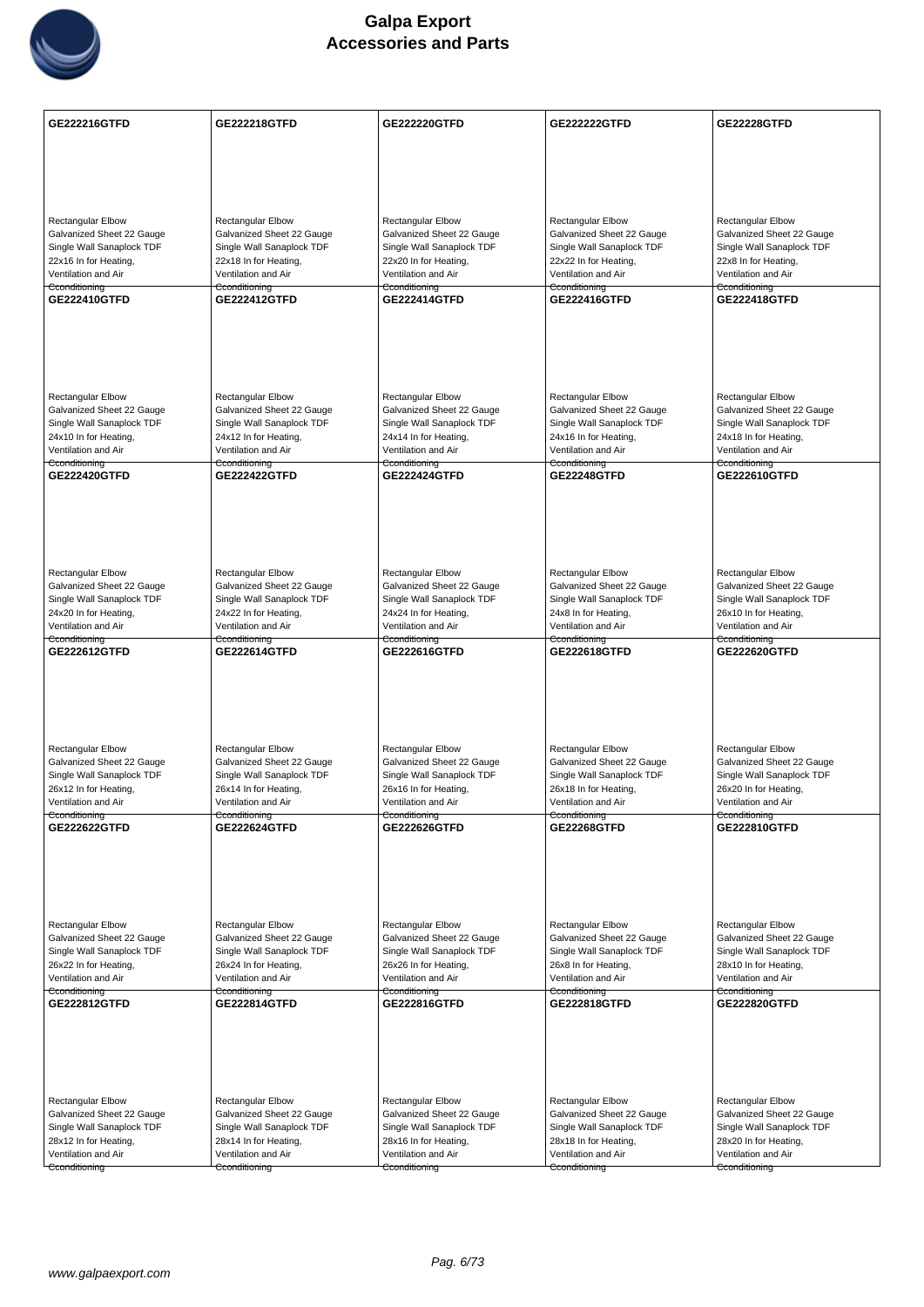| GE222216GTFD | GE222218GTFD | GE222220GTFD | GE222222GTFD | GE22228GTFD |
|---|---|---|---|---|
| Rectangular Elbow Galvanized Sheet 22 Gauge Single Wall Sanaplock TDF 22x16 In for Heating, Ventilation and Air Cconditioning | Rectangular Elbow Galvanized Sheet 22 Gauge Single Wall Sanaplock TDF 22x18 In for Heating, Ventilation and Air Cconditioning | Rectangular Elbow Galvanized Sheet 22 Gauge Single Wall Sanaplock TDF 22x20 In for Heating, Ventilation and Air Cconditioning | Rectangular Elbow Galvanized Sheet 22 Gauge Single Wall Sanaplock TDF 22x22 In for Heating, Ventilation and Air Cconditioning | Rectangular Elbow Galvanized Sheet 22 Gauge Single Wall Sanaplock TDF 22x8 In for Heating, Ventilation and Air Cconditioning |
| **GE222410GTFD** | **GE222412GTFD** | **GE222414GTFD** | **GE222416GTFD** | **GE222418GTFD** |
| Rectangular Elbow Galvanized Sheet 22 Gauge Single Wall Sanaplock TDF 24x10 In for Heating, Ventilation and Air Cconditioning | Rectangular Elbow Galvanized Sheet 22 Gauge Single Wall Sanaplock TDF 24x12 In for Heating, Ventilation and Air Cconditioning | Rectangular Elbow Galvanized Sheet 22 Gauge Single Wall Sanaplock TDF 24x14 In for Heating, Ventilation and Air Cconditioning | Rectangular Elbow Galvanized Sheet 22 Gauge Single Wall Sanaplock TDF 24x16 In for Heating, Ventilation and Air Cconditioning | Rectangular Elbow Galvanized Sheet 22 Gauge Single Wall Sanaplock TDF 24x18 In for Heating, Ventilation and Air Cconditioning |
| **GE222420GTFD** | **GE222422GTFD** | **GE222424GTFD** | **GE22248GTFD** | **GE222610GTFD** |
| Rectangular Elbow Galvanized Sheet 22 Gauge Single Wall Sanaplock TDF 24x20 In for Heating, Ventilation and Air Cconditioning | Rectangular Elbow Galvanized Sheet 22 Gauge Single Wall Sanaplock TDF 24x22 In for Heating, Ventilation and Air Cconditioning | Rectangular Elbow Galvanized Sheet 22 Gauge Single Wall Sanaplock TDF 24x24 In for Heating, Ventilation and Air Cconditioning | Rectangular Elbow Galvanized Sheet 22 Gauge Single Wall Sanaplock TDF 24x8 In for Heating, Ventilation and Air Cconditioning | Rectangular Elbow Galvanized Sheet 22 Gauge Single Wall Sanaplock TDF 26x10 In for Heating, Ventilation and Air Cconditioning |
| **GE222612GTFD** | **GE222614GTFD** | **GE222616GTFD** | **GE222618GTFD** | **GE222620GTFD** |
| Rectangular Elbow Galvanized Sheet 22 Gauge Single Wall Sanaplock TDF 26x12 In for Heating, Ventilation and Air Cconditioning | Rectangular Elbow Galvanized Sheet 22 Gauge Single Wall Sanaplock TDF 26x14 In for Heating, Ventilation and Air Cconditioning | Rectangular Elbow Galvanized Sheet 22 Gauge Single Wall Sanaplock TDF 26x16 In for Heating, Ventilation and Air Cconditioning | Rectangular Elbow Galvanized Sheet 22 Gauge Single Wall Sanaplock TDF 26x18 In for Heating, Ventilation and Air Cconditioning | Rectangular Elbow Galvanized Sheet 22 Gauge Single Wall Sanaplock TDF 26x20 In for Heating, Ventilation and Air Cconditioning |
| **GE222622GTFD** | **GE222624GTFD** | **GE222626GTFD** | **GE22268GTFD** | **GE222810GTFD** |
| Rectangular Elbow Galvanized Sheet 22 Gauge Single Wall Sanaplock TDF 26x22 In for Heating, Ventilation and Air Cconditioning | Rectangular Elbow Galvanized Sheet 22 Gauge Single Wall Sanaplock TDF 26x24 In for Heating, Ventilation and Air Cconditioning | Rectangular Elbow Galvanized Sheet 22 Gauge Single Wall Sanaplock TDF 26x26 In for Heating, Ventilation and Air Cconditioning | Rectangular Elbow Galvanized Sheet 22 Gauge Single Wall Sanaplock TDF 26x8 In for Heating, Ventilation and Air Cconditioning | Rectangular Elbow Galvanized Sheet 22 Gauge Single Wall Sanaplock TDF 28x10 In for Heating, Ventilation and Air Cconditioning |
| **GE222812GTFD** | **GE222814GTFD** | **GE222816GTFD** | **GE222818GTFD** | **GE222820GTFD** |
| Rectangular Elbow Galvanized Sheet 22 Gauge Single Wall Sanaplock TDF 28x12 In for Heating, Ventilation and Air Cconditioning | Rectangular Elbow Galvanized Sheet 22 Gauge Single Wall Sanaplock TDF 28x14 In for Heating, Ventilation and Air Cconditioning | Rectangular Elbow Galvanized Sheet 22 Gauge Single Wall Sanaplock TDF 28x16 In for Heating, Ventilation and Air Cconditioning | Rectangular Elbow Galvanized Sheet 22 Gauge Single Wall Sanaplock TDF 28x18 In for Heating, Ventilation and Air Cconditioning | Rectangular Elbow Galvanized Sheet 22 Gauge Single Wall Sanaplock TDF 28x20 In for Heating, Ventilation and Air Cconditioning |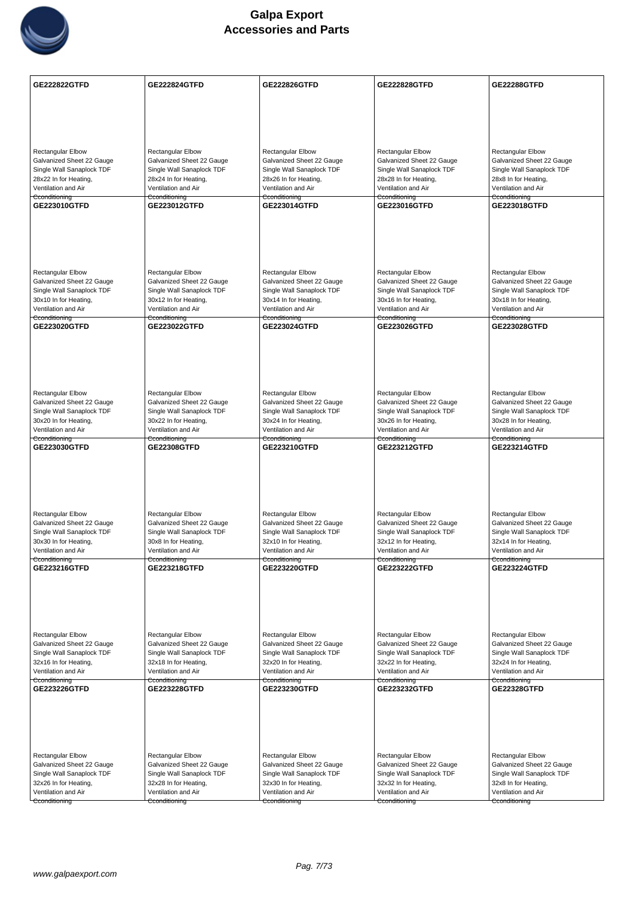| GE222822GTFD | GE222824GTFD | GE222826GTFD | GE222828GTFD | GE22288GTFD |
|---|---|---|---|---|
| Rectangular Elbow Galvanized Sheet 22 Gauge Single Wall Sanaplock TDF 28x22 In for Heating, Ventilation and Air Conditioning | Rectangular Elbow Galvanized Sheet 22 Gauge Single Wall Sanaplock TDF 28x24 In for Heating, Ventilation and Air Conditioning | Rectangular Elbow Galvanized Sheet 22 Gauge Single Wall Sanaplock TDF 28x26 In for Heating, Ventilation and Air Conditioning | Rectangular Elbow Galvanized Sheet 22 Gauge Single Wall Sanaplock TDF 28x28 In for Heating, Ventilation and Air Conditioning | Rectangular Elbow Galvanized Sheet 22 Gauge Single Wall Sanaplock TDF 28x8 In for Heating, Ventilation and Air Conditioning |
| **GE223010GTFD** | **GE223012GTFD** | **GE223014GTFD** | **GE223016GTFD** | **GE223018GTFD** |
| Rectangular Elbow Galvanized Sheet 22 Gauge Single Wall Sanaplock TDF 30x10 In for Heating, Ventilation and Air Conditioning | Rectangular Elbow Galvanized Sheet 22 Gauge Single Wall Sanaplock TDF 30x12 In for Heating, Ventilation and Air Conditioning | Rectangular Elbow Galvanized Sheet 22 Gauge Single Wall Sanaplock TDF 30x14 In for Heating, Ventilation and Air Conditioning | Rectangular Elbow Galvanized Sheet 22 Gauge Single Wall Sanaplock TDF 30x16 In for Heating, Ventilation and Air Conditioning | Rectangular Elbow Galvanized Sheet 22 Gauge Single Wall Sanaplock TDF 30x18 In for Heating, Ventilation and Air Conditioning |
| **GE223020GTFD** | **GE223022GTFD** | **GE223024GTFD** | **GE223026GTFD** | **GE223028GTFD** |
| Rectangular Elbow Galvanized Sheet 22 Gauge Single Wall Sanaplock TDF 30x20 In for Heating, Ventilation and Air Conditioning | Rectangular Elbow Galvanized Sheet 22 Gauge Single Wall Sanaplock TDF 30x22 In for Heating, Ventilation and Air Conditioning | Rectangular Elbow Galvanized Sheet 22 Gauge Single Wall Sanaplock TDF 30x24 In for Heating, Ventilation and Air Conditioning | Rectangular Elbow Galvanized Sheet 22 Gauge Single Wall Sanaplock TDF 30x26 In for Heating, Ventilation and Air Conditioning | Rectangular Elbow Galvanized Sheet 22 Gauge Single Wall Sanaplock TDF 30x28 In for Heating, Ventilation and Air Conditioning |
| **GE223030GTFD** | **GE22308GTFD** | **GE223210GTFD** | **GE223212GTFD** | **GE223214GTFD** |
| Rectangular Elbow Galvanized Sheet 22 Gauge Single Wall Sanaplock TDF 30x30 In for Heating, Ventilation and Air Conditioning | Rectangular Elbow Galvanized Sheet 22 Gauge Single Wall Sanaplock TDF 30x8 In for Heating, Ventilation and Air Conditioning | Rectangular Elbow Galvanized Sheet 22 Gauge Single Wall Sanaplock TDF 32x10 In for Heating, Ventilation and Air Conditioning | Rectangular Elbow Galvanized Sheet 22 Gauge Single Wall Sanaplock TDF 32x12 In for Heating, Ventilation and Air Conditioning | Rectangular Elbow Galvanized Sheet 22 Gauge Single Wall Sanaplock TDF 32x14 In for Heating, Ventilation and Air Conditioning |
| **GE223216GTFD** | **GE223218GTFD** | **GE223220GTFD** | **GE223222GTFD** | **GE223224GTFD** |
| Rectangular Elbow Galvanized Sheet 22 Gauge Single Wall Sanaplock TDF 32x16 In for Heating, Ventilation and Air Conditioning | Rectangular Elbow Galvanized Sheet 22 Gauge Single Wall Sanaplock TDF 32x18 In for Heating, Ventilation and Air Conditioning | Rectangular Elbow Galvanized Sheet 22 Gauge Single Wall Sanaplock TDF 32x20 In for Heating, Ventilation and Air Conditioning | Rectangular Elbow Galvanized Sheet 22 Gauge Single Wall Sanaplock TDF 32x22 In for Heating, Ventilation and Air Conditioning | Rectangular Elbow Galvanized Sheet 22 Gauge Single Wall Sanaplock TDF 32x24 In for Heating, Ventilation and Air Conditioning |
| **GE223226GTFD** | **GE223228GTFD** | **GE223230GTFD** | **GE223232GTFD** | **GE22328GTFD** |
| Rectangular Elbow Galvanized Sheet 22 Gauge Single Wall Sanaplock TDF 32x26 In for Heating, Ventilation and Air Conditioning | Rectangular Elbow Galvanized Sheet 22 Gauge Single Wall Sanaplock TDF 32x28 In for Heating, Ventilation and Air Conditioning | Rectangular Elbow Galvanized Sheet 22 Gauge Single Wall Sanaplock TDF 32x30 In for Heating, Ventilation and Air Conditioning | Rectangular Elbow Galvanized Sheet 22 Gauge Single Wall Sanaplock TDF 32x32 In for Heating, Ventilation and Air Conditioning | Rectangular Elbow Galvanized Sheet 22 Gauge Single Wall Sanaplock TDF 32x8 In for Heating, Ventilation and Air Conditioning |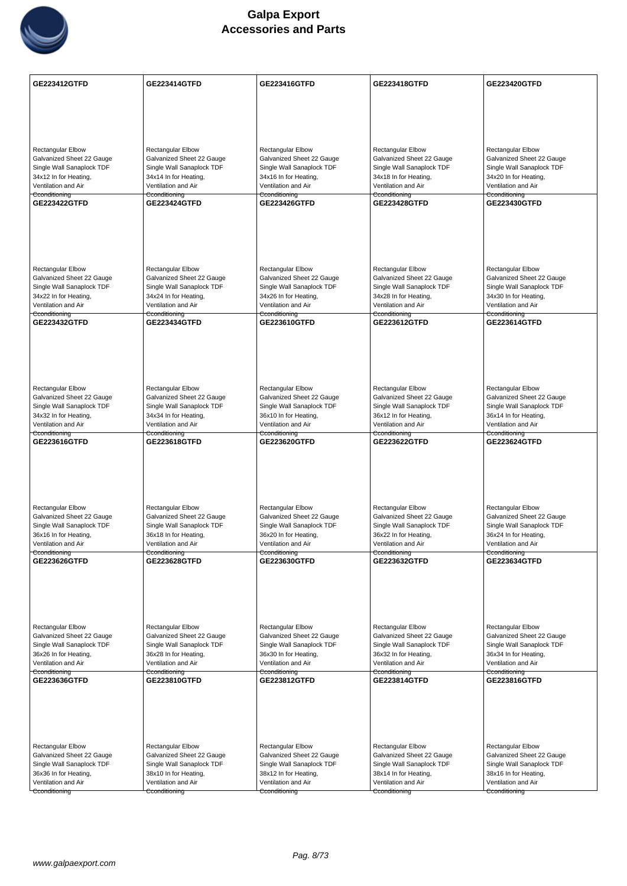# Galpa Export
# Accessories and Parts

| GE223412GTFD | GE223414GTFD | GE223416GTFD | GE223418GTFD | GE223420GTFD |
|---|---|---|---|---|
| Rectangular Elbow Galvanized Sheet 22 Gauge Single Wall Sanaplock TDF 34x12 In for Heating, Ventilation and Air Cconditioning | Rectangular Elbow Galvanized Sheet 22 Gauge Single Wall Sanaplock TDF 34x14 In for Heating, Ventilation and Air Cconditioning | Rectangular Elbow Galvanized Sheet 22 Gauge Single Wall Sanaplock TDF 34x16 In for Heating, Ventilation and Air Cconditioning | Rectangular Elbow Galvanized Sheet 22 Gauge Single Wall Sanaplock TDF 34x18 In for Heating, Ventilation and Air Cconditioning | Rectangular Elbow Galvanized Sheet 22 Gauge Single Wall Sanaplock TDF 34x20 In for Heating, Ventilation and Air Cconditioning |
| **GE223422GTFD** | **GE223424GTFD** | **GE223426GTFD** | **GE223428GTFD** | **GE223430GTFD** |
| Rectangular Elbow Galvanized Sheet 22 Gauge Single Wall Sanaplock TDF 34x22 In for Heating, Ventilation and Air Cconditioning | Rectangular Elbow Galvanized Sheet 22 Gauge Single Wall Sanaplock TDF 34x24 In for Heating, Ventilation and Air Cconditioning | Rectangular Elbow Galvanized Sheet 22 Gauge Single Wall Sanaplock TDF 34x26 In for Heating, Ventilation and Air Cconditioning | Rectangular Elbow Galvanized Sheet 22 Gauge Single Wall Sanaplock TDF 34x28 In for Heating, Ventilation and Air Cconditioning | Rectangular Elbow Galvanized Sheet 22 Gauge Single Wall Sanaplock TDF 34x30 In for Heating, Ventilation and Air Cconditioning |
| **GE223432GTFD** | **GE223434GTFD** | **GE223610GTFD** | **GE223612GTFD** | **GE223614GTFD** |
| Rectangular Elbow Galvanized Sheet 22 Gauge Single Wall Sanaplock TDF 34x32 In for Heating, Ventilation and Air Cconditioning | Rectangular Elbow Galvanized Sheet 22 Gauge Single Wall Sanaplock TDF 34x34 In for Heating, Ventilation and Air Cconditioning | Rectangular Elbow Galvanized Sheet 22 Gauge Single Wall Sanaplock TDF 36x10 In for Heating, Ventilation and Air Cconditioning | Rectangular Elbow Galvanized Sheet 22 Gauge Single Wall Sanaplock TDF 36x12 In for Heating, Ventilation and Air Cconditioning | Rectangular Elbow Galvanized Sheet 22 Gauge Single Wall Sanaplock TDF 36x14 In for Heating, Ventilation and Air Cconditioning |
| **GE223616GTFD** | **GE223618GTFD** | **GE223620GTFD** | **GE223622GTFD** | **GE223624GTFD** |
| Rectangular Elbow Galvanized Sheet 22 Gauge Single Wall Sanaplock TDF 36x16 In for Heating, Ventilation and Air Cconditioning | Rectangular Elbow Galvanized Sheet 22 Gauge Single Wall Sanaplock TDF 36x18 In for Heating, Ventilation and Air Cconditioning | Rectangular Elbow Galvanized Sheet 22 Gauge Single Wall Sanaplock TDF 36x20 In for Heating, Ventilation and Air Cconditioning | Rectangular Elbow Galvanized Sheet 22 Gauge Single Wall Sanaplock TDF 36x22 In for Heating, Ventilation and Air Cconditioning | Rectangular Elbow Galvanized Sheet 22 Gauge Single Wall Sanaplock TDF 36x24 In for Heating, Ventilation and Air Cconditioning |
| **GE223626GTFD** | **GE223628GTFD** | **GE223630GTFD** | **GE223632GTFD** | **GE223634GTFD** |
| Rectangular Elbow Galvanized Sheet 22 Gauge Single Wall Sanaplock TDF 36x26 In for Heating, Ventilation and Air Cconditioning | Rectangular Elbow Galvanized Sheet 22 Gauge Single Wall Sanaplock TDF 36x28 In for Heating, Ventilation and Air Cconditioning | Rectangular Elbow Galvanized Sheet 22 Gauge Single Wall Sanaplock TDF 36x30 In for Heating, Ventilation and Air Cconditioning | Rectangular Elbow Galvanized Sheet 22 Gauge Single Wall Sanaplock TDF 36x32 In for Heating, Ventilation and Air Cconditioning | Rectangular Elbow Galvanized Sheet 22 Gauge Single Wall Sanaplock TDF 36x34 In for Heating, Ventilation and Air Cconditioning |
| **GE223636GTFD** | **GE223810GTFD** | **GE223812GTFD** | **GE223814GTFD** | **GE223816GTFD** |
| Rectangular Elbow Galvanized Sheet 22 Gauge Single Wall Sanaplock TDF 36x36 In for Heating, Ventilation and Air Cconditioning | Rectangular Elbow Galvanized Sheet 22 Gauge Single Wall Sanaplock TDF 38x10 In for Heating, Ventilation and Air Cconditioning | Rectangular Elbow Galvanized Sheet 22 Gauge Single Wall Sanaplock TDF 38x12 In for Heating, Ventilation and Air Cconditioning | Rectangular Elbow Galvanized Sheet 22 Gauge Single Wall Sanaplock TDF 38x14 In for Heating, Ventilation and Air Cconditioning | Rectangular Elbow Galvanized Sheet 22 Gauge Single Wall Sanaplock TDF 38x16 In for Heating, Ventilation and Air Cconditioning |

www.galpaexport.com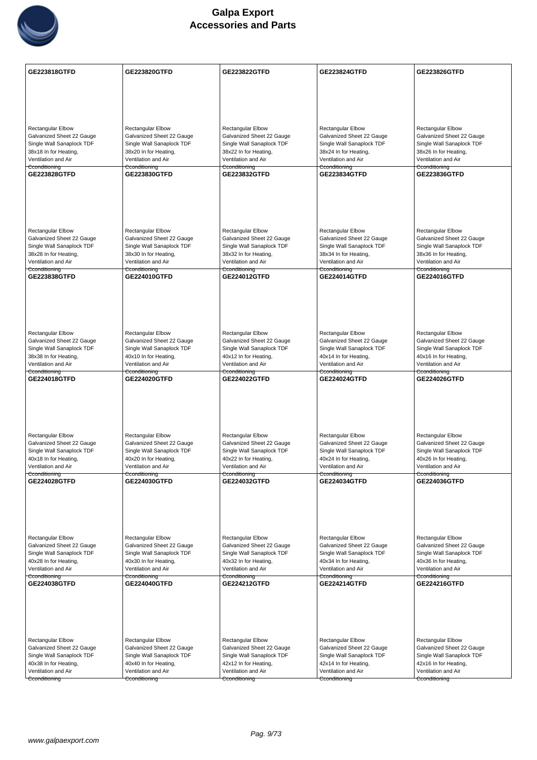# Galpa Export
## Accessories and Parts

| GE223818GTFD | GE223820GTFD | GE223822GTFD | GE223824GTFD | GE223826GTFD |
| --- | --- | --- | --- | --- |
| Rectangular Elbow Galvanized Sheet 22 Gauge Single Wall Sanaplock TDF 38x18 In for Heating, Ventilation and Air Conditioning | Rectangular Elbow Galvanized Sheet 22 Gauge Single Wall Sanaplock TDF 38x20 In for Heating, Ventilation and Air Conditioning | Rectangular Elbow Galvanized Sheet 22 Gauge Single Wall Sanaplock TDF 38x22 In for Heating, Ventilation and Air Conditioning | Rectangular Elbow Galvanized Sheet 22 Gauge Single Wall Sanaplock TDF 38x24 In for Heating, Ventilation and Air Conditioning | Rectangular Elbow Galvanized Sheet 22 Gauge Single Wall Sanaplock TDF 38x26 In for Heating, Ventilation and Air Conditioning |
| **GE223828GTFD** | **GE223830GTFD** | **GE223832GTFD** | **GE223834GTFD** | **GE223836GTFD** |
| Rectangular Elbow Galvanized Sheet 22 Gauge Single Wall Sanaplock TDF 38x28 In for Heating, Ventilation and Air Conditioning | Rectangular Elbow Galvanized Sheet 22 Gauge Single Wall Sanaplock TDF 38x30 In for Heating, Ventilation and Air Conditioning | Rectangular Elbow Galvanized Sheet 22 Gauge Single Wall Sanaplock TDF 38x32 In for Heating, Ventilation and Air Conditioning | Rectangular Elbow Galvanized Sheet 22 Gauge Single Wall Sanaplock TDF 38x34 In for Heating, Ventilation and Air Conditioning | Rectangular Elbow Galvanized Sheet 22 Gauge Single Wall Sanaplock TDF 38x36 In for Heating, Ventilation and Air Conditioning |
| **GE223838GTFD** | **GE224010GTFD** | **GE224012GTFD** | **GE224014GTFD** | **GE224016GTFD** |
| Rectangular Elbow Galvanized Sheet 22 Gauge Single Wall Sanaplock TDF 38x38 In for Heating, Ventilation and Air Conditioning | Rectangular Elbow Galvanized Sheet 22 Gauge Single Wall Sanaplock TDF 40x10 In for Heating, Ventilation and Air Conditioning | Rectangular Elbow Galvanized Sheet 22 Gauge Single Wall Sanaplock TDF 40x12 In for Heating, Ventilation and Air Conditioning | Rectangular Elbow Galvanized Sheet 22 Gauge Single Wall Sanaplock TDF 40x14 In for Heating, Ventilation and Air Conditioning | Rectangular Elbow Galvanized Sheet 22 Gauge Single Wall Sanaplock TDF 40x16 In for Heating, Ventilation and Air Conditioning |
| **GE224018GTFD** | **GE224020GTFD** | **GE224022GTFD** | **GE224024GTFD** | **GE224026GTFD** |
| Rectangular Elbow Galvanized Sheet 22 Gauge Single Wall Sanaplock TDF 40x18 In for Heating, Ventilation and Air Conditioning | Rectangular Elbow Galvanized Sheet 22 Gauge Single Wall Sanaplock TDF 40x20 In for Heating, Ventilation and Air Conditioning | Rectangular Elbow Galvanized Sheet 22 Gauge Single Wall Sanaplock TDF 40x22 In for Heating, Ventilation and Air Conditioning | Rectangular Elbow Galvanized Sheet 22 Gauge Single Wall Sanaplock TDF 40x24 In for Heating, Ventilation and Air Conditioning | Rectangular Elbow Galvanized Sheet 22 Gauge Single Wall Sanaplock TDF 40x26 In for Heating, Ventilation and Air Conditioning |
| **GE224028GTFD** | **GE224030GTFD** | **GE224032GTFD** | **GE224034GTFD** | **GE224036GTFD** |
| Rectangular Elbow Galvanized Sheet 22 Gauge Single Wall Sanaplock TDF 40x28 In for Heating, Ventilation and Air Conditioning | Rectangular Elbow Galvanized Sheet 22 Gauge Single Wall Sanaplock TDF 40x30 In for Heating, Ventilation and Air Conditioning | Rectangular Elbow Galvanized Sheet 22 Gauge Single Wall Sanaplock TDF 40x32 In for Heating, Ventilation and Air Conditioning | Rectangular Elbow Galvanized Sheet 22 Gauge Single Wall Sanaplock TDF 40x34 In for Heating, Ventilation and Air Conditioning | Rectangular Elbow Galvanized Sheet 22 Gauge Single Wall Sanaplock TDF 40x36 In for Heating, Ventilation and Air Conditioning |
| **GE224038GTFD** | **GE224040GTFD** | **GE224212GTFD** | **GE224214GTFD** | **GE224216GTFD** |
| Rectangular Elbow Galvanized Sheet 22 Gauge Single Wall Sanaplock TDF 40x38 In for Heating, Ventilation and Air Conditioning | Rectangular Elbow Galvanized Sheet 22 Gauge Single Wall Sanaplock TDF 40x40 In for Heating, Ventilation and Air Conditioning | Rectangular Elbow Galvanized Sheet 22 Gauge Single Wall Sanaplock TDF 42x12 In for Heating, Ventilation and Air Conditioning | Rectangular Elbow Galvanized Sheet 22 Gauge Single Wall Sanaplock TDF 42x14 In for Heating, Ventilation and Air Conditioning | Rectangular Elbow Galvanized Sheet 22 Gauge Single Wall Sanaplock TDF 42x16 In for Heating, Ventilation and Air Conditioning |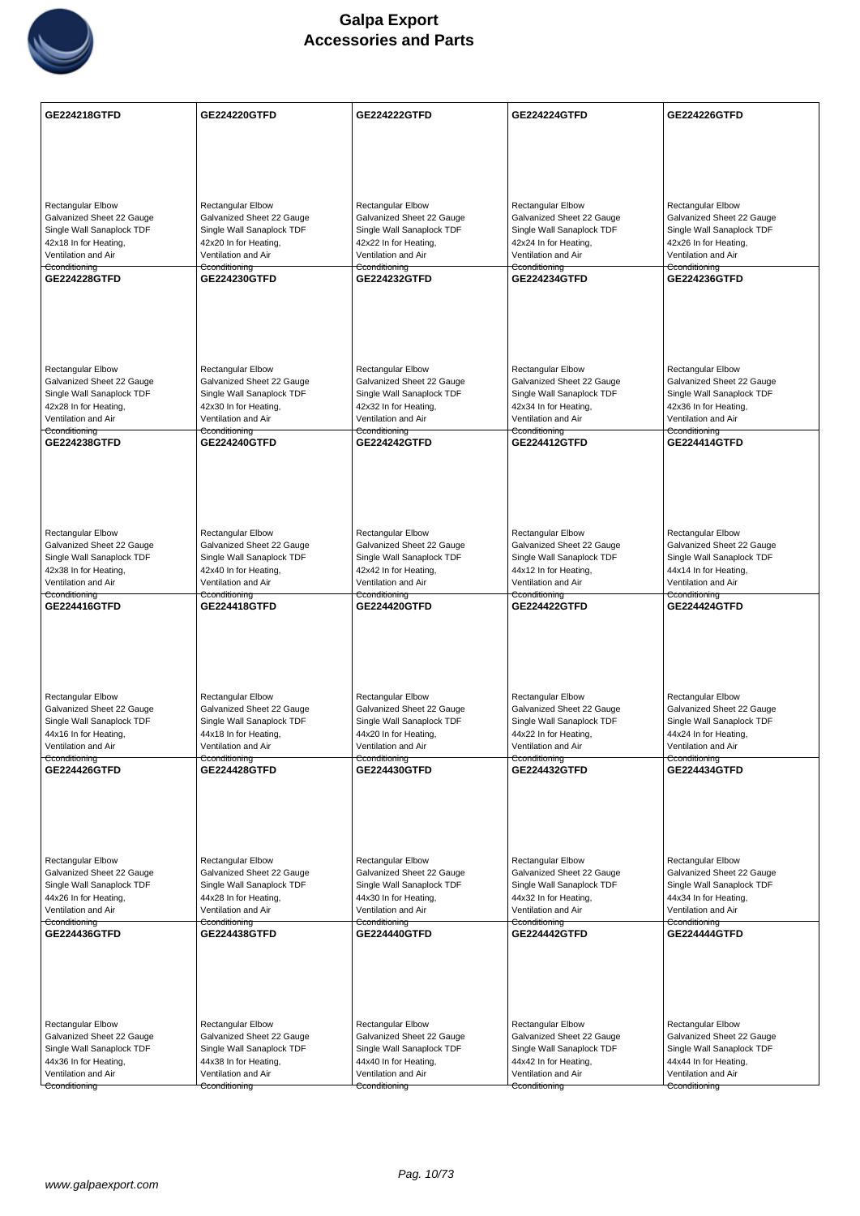| GE224218GTFD | GE224220GTFD | GE224222GTFD | GE224224GTFD | GE224226GTFD |
|---|---|---|---|---|
| Rectangular Elbow Galvanized Sheet 22 Gauge Single Wall Sanaplock TDF 42x18 In for Heating, Ventilation and Air Econditioning | Rectangular Elbow Galvanized Sheet 22 Gauge Single Wall Sanaplock TDF 42x20 In for Heating, Ventilation and Air Econditioning | Rectangular Elbow Galvanized Sheet 22 Gauge Single Wall Sanaplock TDF 42x22 In for Heating, Ventilation and Air Econditioning | Rectangular Elbow Galvanized Sheet 22 Gauge Single Wall Sanaplock TDF 42x24 In for Heating, Ventilation and Air Econditioning | Rectangular Elbow Galvanized Sheet 22 Gauge Single Wall Sanaplock TDF 42x26 In for Heating, Ventilation and Air Econditioning |
| **GE224228GTFD** | **GE224230GTFD** | **GE224232GTFD** | **GE224234GTFD** | **GE224236GTFD** |
| Rectangular Elbow Galvanized Sheet 22 Gauge Single Wall Sanaplock TDF 42x28 In for Heating, Ventilation and Air Econditioning | Rectangular Elbow Galvanized Sheet 22 Gauge Single Wall Sanaplock TDF 42x30 In for Heating, Ventilation and Air Econditioning | Rectangular Elbow Galvanized Sheet 22 Gauge Single Wall Sanaplock TDF 42x32 In for Heating, Ventilation and Air Econditioning | Rectangular Elbow Galvanized Sheet 22 Gauge Single Wall Sanaplock TDF 42x34 In for Heating, Ventilation and Air Econditioning | Rectangular Elbow Galvanized Sheet 22 Gauge Single Wall Sanaplock TDF 42x36 In for Heating, Ventilation and Air Econditioning |
| **GE224238GTFD** | **GE224240GTFD** | **GE224242GTFD** | **GE224412GTFD** | **GE224414GTFD** |
| Rectangular Elbow Galvanized Sheet 22 Gauge Single Wall Sanaplock TDF 42x38 In for Heating, Ventilation and Air Econditioning | Rectangular Elbow Galvanized Sheet 22 Gauge Single Wall Sanaplock TDF 42x40 In for Heating, Ventilation and Air Econditioning | Rectangular Elbow Galvanized Sheet 22 Gauge Single Wall Sanaplock TDF 42x42 In for Heating, Ventilation and Air Econditioning | Rectangular Elbow Galvanized Sheet 22 Gauge Single Wall Sanaplock TDF 44x12 In for Heating, Ventilation and Air Econditioning | Rectangular Elbow Galvanized Sheet 22 Gauge Single Wall Sanaplock TDF 44x14 In for Heating, Ventilation and Air Econditioning |
| **GE224416GTFD** | **GE224418GTFD** | **GE224420GTFD** | **GE224422GTFD** | **GE224424GTFD** |
| Rectangular Elbow Galvanized Sheet 22 Gauge Single Wall Sanaplock TDF 44x16 In for Heating, Ventilation and Air Econditioning | Rectangular Elbow Galvanized Sheet 22 Gauge Single Wall Sanaplock TDF 44x18 In for Heating, Ventilation and Air Econditioning | Rectangular Elbow Galvanized Sheet 22 Gauge Single Wall Sanaplock TDF 44x20 In for Heating, Ventilation and Air Econditioning | Rectangular Elbow Galvanized Sheet 22 Gauge Single Wall Sanaplock TDF 44x22 In for Heating, Ventilation and Air Econditioning | Rectangular Elbow Galvanized Sheet 22 Gauge Single Wall Sanaplock TDF 44x24 In for Heating, Ventilation and Air Econditioning |
| **GE224426GTFD** | **GE224428GTFD** | **GE224430GTFD** | **GE224432GTFD** | **GE224434GTFD** |
| Rectangular Elbow Galvanized Sheet 22 Gauge Single Wall Sanaplock TDF 44x26 In for Heating, Ventilation and Air Econditioning | Rectangular Elbow Galvanized Sheet 22 Gauge Single Wall Sanaplock TDF 44x28 In for Heating, Ventilation and Air Econditioning | Rectangular Elbow Galvanized Sheet 22 Gauge Single Wall Sanaplock TDF 44x30 In for Heating, Ventilation and Air Econditioning | Rectangular Elbow Galvanized Sheet 22 Gauge Single Wall Sanaplock TDF 44x32 In for Heating, Ventilation and Air Econditioning | Rectangular Elbow Galvanized Sheet 22 Gauge Single Wall Sanaplock TDF 44x34 In for Heating, Ventilation and Air Econditioning |
| **GE224436GTFD** | **GE224438GTFD** | **GE224440GTFD** | **GE224442GTFD** | **GE224444GTFD** |
| Rectangular Elbow Galvanized Sheet 22 Gauge Single Wall Sanaplock TDF 44x36 In for Heating, Ventilation and Air Econditioning | Rectangular Elbow Galvanized Sheet 22 Gauge Single Wall Sanaplock TDF 44x38 In for Heating, Ventilation and Air Econditioning | Rectangular Elbow Galvanized Sheet 22 Gauge Single Wall Sanaplock TDF 44x40 In for Heating, Ventilation and Air Econditioning | Rectangular Elbow Galvanized Sheet 22 Gauge Single Wall Sanaplock TDF 44x42 In for Heating, Ventilation and Air Econditioning | Rectangular Elbow Galvanized Sheet 22 Gauge Single Wall Sanaplock TDF 44x44 In for Heating, Ventilation and Air Econditioning |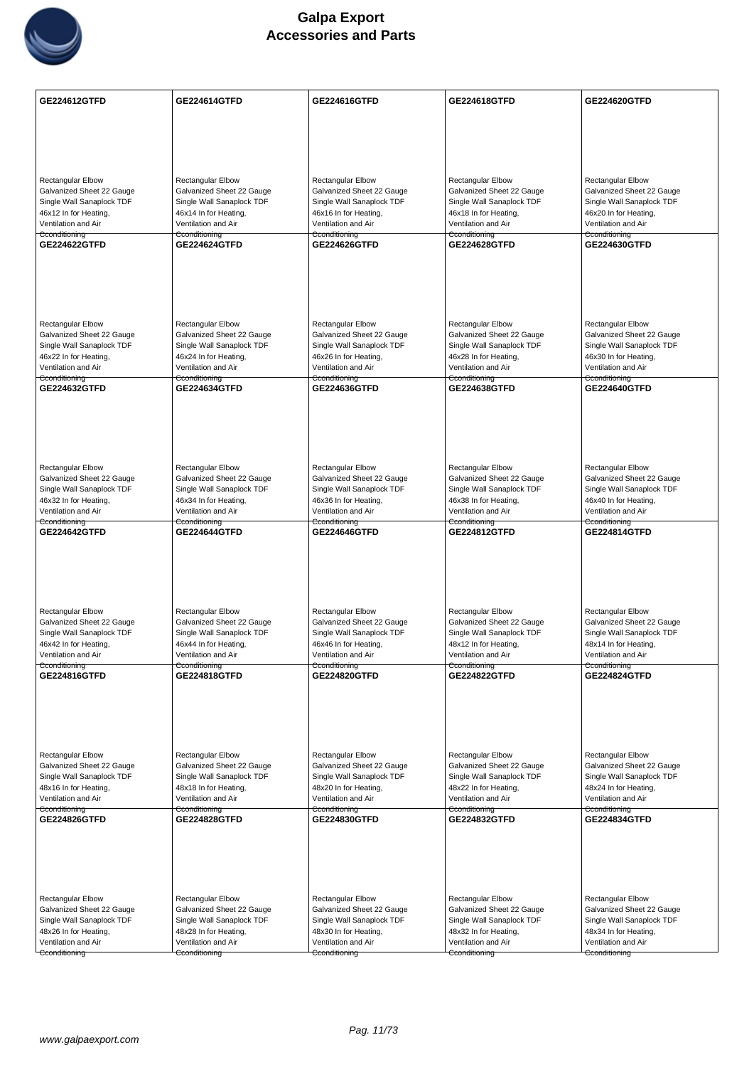| GE224612GTFD | GE224614GTFD | GE224616GTFD | GE224618GTFD | GE224620GTFD |
| --- | --- | --- | --- | --- |
| Rectangular Elbow Galvanized Sheet 22 Gauge Single Wall Sanaplock TDF 46x12 In for Heating, Ventilation and Air Conditioning | Rectangular Elbow Galvanized Sheet 22 Gauge Single Wall Sanaplock TDF 46x14 In for Heating, Ventilation and Air Conditioning | Rectangular Elbow Galvanized Sheet 22 Gauge Single Wall Sanaplock TDF 46x16 In for Heating, Ventilation and Air Conditioning | Rectangular Elbow Galvanized Sheet 22 Gauge Single Wall Sanaplock TDF 46x18 In for Heating, Ventilation and Air Conditioning | Rectangular Elbow Galvanized Sheet 22 Gauge Single Wall Sanaplock TDF 46x20 In for Heating, Ventilation and Air Conditioning |
| **GE224622GTFD** | **GE224624GTFD** | **GE224626GTFD** | **GE224628GTFD** | **GE224630GTFD** |
| Rectangular Elbow Galvanized Sheet 22 Gauge Single Wall Sanaplock TDF 46x22 In for Heating, Ventilation and Air Conditioning | Rectangular Elbow Galvanized Sheet 22 Gauge Single Wall Sanaplock TDF 46x24 In for Heating, Ventilation and Air Conditioning | Rectangular Elbow Galvanized Sheet 22 Gauge Single Wall Sanaplock TDF 46x26 In for Heating, Ventilation and Air Conditioning | Rectangular Elbow Galvanized Sheet 22 Gauge Single Wall Sanaplock TDF 46x28 In for Heating, Ventilation and Air Conditioning | Rectangular Elbow Galvanized Sheet 22 Gauge Single Wall Sanaplock TDF 46x30 In for Heating, Ventilation and Air Conditioning |
| **GE224632GTFD** | **GE224634GTFD** | **GE224636GTFD** | **GE224638GTFD** | **GE224640GTFD** |
| Rectangular Elbow Galvanized Sheet 22 Gauge Single Wall Sanaplock TDF 46x32 In for Heating, Ventilation and Air Conditioning | Rectangular Elbow Galvanized Sheet 22 Gauge Single Wall Sanaplock TDF 46x34 In for Heating, Ventilation and Air Conditioning | Rectangular Elbow Galvanized Sheet 22 Gauge Single Wall Sanaplock TDF 46x36 In for Heating, Ventilation and Air Conditioning | Rectangular Elbow Galvanized Sheet 22 Gauge Single Wall Sanaplock TDF 46x38 In for Heating, Ventilation and Air Conditioning | Rectangular Elbow Galvanized Sheet 22 Gauge Single Wall Sanaplock TDF 46x40 In for Heating, Ventilation and Air Conditioning |
| **GE224642GTFD** | **GE224644GTFD** | **GE224646GTFD** | **GE224812GTFD** | **GE224814GTFD** |
| Rectangular Elbow Galvanized Sheet 22 Gauge Single Wall Sanaplock TDF 46x42 In for Heating, Ventilation and Air Conditioning | Rectangular Elbow Galvanized Sheet 22 Gauge Single Wall Sanaplock TDF 46x44 In for Heating, Ventilation and Air Conditioning | Rectangular Elbow Galvanized Sheet 22 Gauge Single Wall Sanaplock TDF 46x46 In for Heating, Ventilation and Air Conditioning | Rectangular Elbow Galvanized Sheet 22 Gauge Single Wall Sanaplock TDF 48x12 In for Heating, Ventilation and Air Conditioning | Rectangular Elbow Galvanized Sheet 22 Gauge Single Wall Sanaplock TDF 48x14 In for Heating, Ventilation and Air Conditioning |
| **GE224816GTFD** | **GE224818GTFD** | **GE224820GTFD** | **GE224822GTFD** | **GE224824GTFD** |
| Rectangular Elbow Galvanized Sheet 22 Gauge Single Wall Sanaplock TDF 48x16 In for Heating, Ventilation and Air Conditioning | Rectangular Elbow Galvanized Sheet 22 Gauge Single Wall Sanaplock TDF 48x18 In for Heating, Ventilation and Air Conditioning | Rectangular Elbow Galvanized Sheet 22 Gauge Single Wall Sanaplock TDF 48x20 In for Heating, Ventilation and Air Conditioning | Rectangular Elbow Galvanized Sheet 22 Gauge Single Wall Sanaplock TDF 48x22 In for Heating, Ventilation and Air Conditioning | Rectangular Elbow Galvanized Sheet 22 Gauge Single Wall Sanaplock TDF 48x24 In for Heating, Ventilation and Air Conditioning |
| **GE224826GTFD** | **GE224828GTFD** | **GE224830GTFD** | **GE224832GTFD** | **GE224834GTFD** |
| Rectangular Elbow Galvanized Sheet 22 Gauge Single Wall Sanaplock TDF 48x26 In for Heating, Ventilation and Air Conditioning | Rectangular Elbow Galvanized Sheet 22 Gauge Single Wall Sanaplock TDF 48x28 In for Heating, Ventilation and Air Conditioning | Rectangular Elbow Galvanized Sheet 22 Gauge Single Wall Sanaplock TDF 48x30 In for Heating, Ventilation and Air Conditioning | Rectangular Elbow Galvanized Sheet 22 Gauge Single Wall Sanaplock TDF 48x32 In for Heating, Ventilation and Air Conditioning | Rectangular Elbow Galvanized Sheet 22 Gauge Single Wall Sanaplock TDF 48x34 In for Heating, Ventilation and Air Conditioning |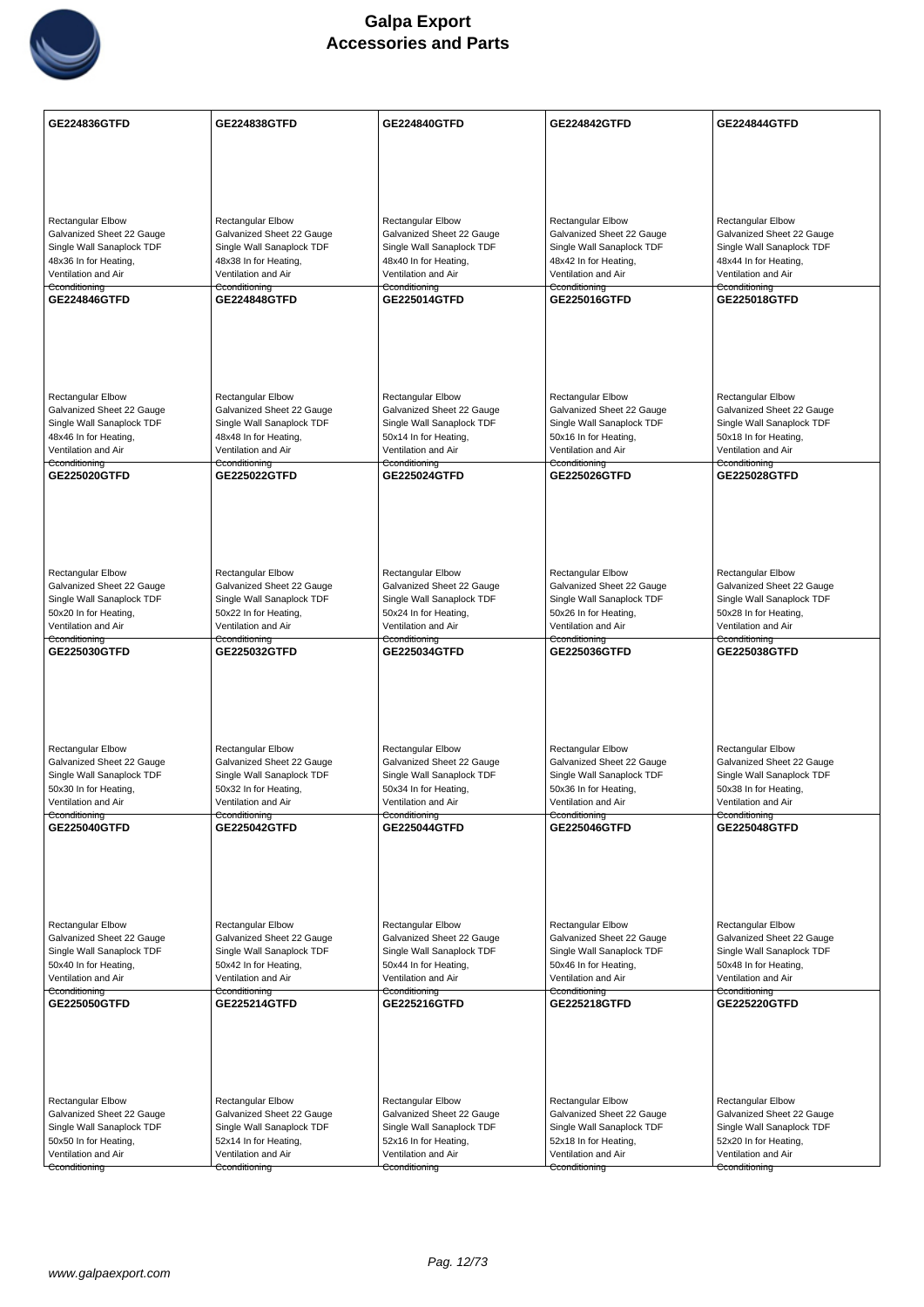# Galpa Export
## Accessories and Parts

| GE224836GTFD | GE224838GTFD | GE224840GTFD | GE224842GTFD | GE224844GTFD |
|---|---|---|---|---|
| Rectangular Elbow Galvanized Sheet 22 Gauge Single Wall Sanaplock TDF 48x36 In for Heating, Ventilation and Air Cconditioning | Rectangular Elbow Galvanized Sheet 22 Gauge Single Wall Sanaplock TDF 48x38 In for Heating, Ventilation and Air Cconditioning | Rectangular Elbow Galvanized Sheet 22 Gauge Single Wall Sanaplock TDF 48x40 In for Heating, Ventilation and Air Cconditioning | Rectangular Elbow Galvanized Sheet 22 Gauge Single Wall Sanaplock TDF 48x42 In for Heating, Ventilation and Air Cconditioning | Rectangular Elbow Galvanized Sheet 22 Gauge Single Wall Sanaplock TDF 48x44 In for Heating, Ventilation and Air Cconditioning |
| **GE224846GTFD** | **GE224848GTFD** | **GE225014GTFD** | **GE225016GTFD** | **GE225018GTFD** |
| Rectangular Elbow Galvanized Sheet 22 Gauge Single Wall Sanaplock TDF 48x46 In for Heating, Ventilation and Air Cconditioning | Rectangular Elbow Galvanized Sheet 22 Gauge Single Wall Sanaplock TDF 48x48 In for Heating, Ventilation and Air Cconditioning | Rectangular Elbow Galvanized Sheet 22 Gauge Single Wall Sanaplock TDF 50x14 In for Heating, Ventilation and Air Cconditioning | Rectangular Elbow Galvanized Sheet 22 Gauge Single Wall Sanaplock TDF 50x16 In for Heating, Ventilation and Air Cconditioning | Rectangular Elbow Galvanized Sheet 22 Gauge Single Wall Sanaplock TDF 50x18 In for Heating, Ventilation and Air Cconditioning |
| **GE225020GTFD** | **GE225022GTFD** | **GE225024GTFD** | **GE225026GTFD** | **GE225028GTFD** |
| Rectangular Elbow Galvanized Sheet 22 Gauge Single Wall Sanaplock TDF 50x20 In for Heating, Ventilation and Air Cconditioning | Rectangular Elbow Galvanized Sheet 22 Gauge Single Wall Sanaplock TDF 50x22 In for Heating, Ventilation and Air Cconditioning | Rectangular Elbow Galvanized Sheet 22 Gauge Single Wall Sanaplock TDF 50x24 In for Heating, Ventilation and Air Cconditioning | Rectangular Elbow Galvanized Sheet 22 Gauge Single Wall Sanaplock TDF 50x26 In for Heating, Ventilation and Air Cconditioning | Rectangular Elbow Galvanized Sheet 22 Gauge Single Wall Sanaplock TDF 50x28 In for Heating, Ventilation and Air Cconditioning |
| **GE225030GTFD** | **GE225032GTFD** | **GE225034GTFD** | **GE225036GTFD** | **GE225038GTFD** |
| Rectangular Elbow Galvanized Sheet 22 Gauge Single Wall Sanaplock TDF 50x30 In for Heating, Ventilation and Air Cconditioning | Rectangular Elbow Galvanized Sheet 22 Gauge Single Wall Sanaplock TDF 50x32 In for Heating, Ventilation and Air Cconditioning | Rectangular Elbow Galvanized Sheet 22 Gauge Single Wall Sanaplock TDF 50x34 In for Heating, Ventilation and Air Cconditioning | Rectangular Elbow Galvanized Sheet 22 Gauge Single Wall Sanaplock TDF 50x36 In for Heating, Ventilation and Air Cconditioning | Rectangular Elbow Galvanized Sheet 22 Gauge Single Wall Sanaplock TDF 50x38 In for Heating, Ventilation and Air Cconditioning |
| **GE225040GTFD** | **GE225042GTFD** | **GE225044GTFD** | **GE225046GTFD** | **GE225048GTFD** |
| Rectangular Elbow Galvanized Sheet 22 Gauge Single Wall Sanaplock TDF 50x40 In for Heating, Ventilation and Air Cconditioning | Rectangular Elbow Galvanized Sheet 22 Gauge Single Wall Sanaplock TDF 50x42 In for Heating, Ventilation and Air Cconditioning | Rectangular Elbow Galvanized Sheet 22 Gauge Single Wall Sanaplock TDF 50x44 In for Heating, Ventilation and Air Cconditioning | Rectangular Elbow Galvanized Sheet 22 Gauge Single Wall Sanaplock TDF 50x46 In for Heating, Ventilation and Air Cconditioning | Rectangular Elbow Galvanized Sheet 22 Gauge Single Wall Sanaplock TDF 50x48 In for Heating, Ventilation and Air Cconditioning |
| **GE225050GTFD** | **GE225214GTFD** | **GE225216GTFD** | **GE225218GTFD** | **GE225220GTFD** |
| Rectangular Elbow Galvanized Sheet 22 Gauge Single Wall Sanaplock TDF 50x50 In for Heating, Ventilation and Air Cconditioning | Rectangular Elbow Galvanized Sheet 22 Gauge Single Wall Sanaplock TDF 52x14 In for Heating, Ventilation and Air Cconditioning | Rectangular Elbow Galvanized Sheet 22 Gauge Single Wall Sanaplock TDF 52x16 In for Heating, Ventilation and Air Cconditioning | Rectangular Elbow Galvanized Sheet 22 Gauge Single Wall Sanaplock TDF 52x18 In for Heating, Ventilation and Air Cconditioning | Rectangular Elbow Galvanized Sheet 22 Gauge Single Wall Sanaplock TDF 52x20 In for Heating, Ventilation and Air Cconditioning |

www.galpaexport.com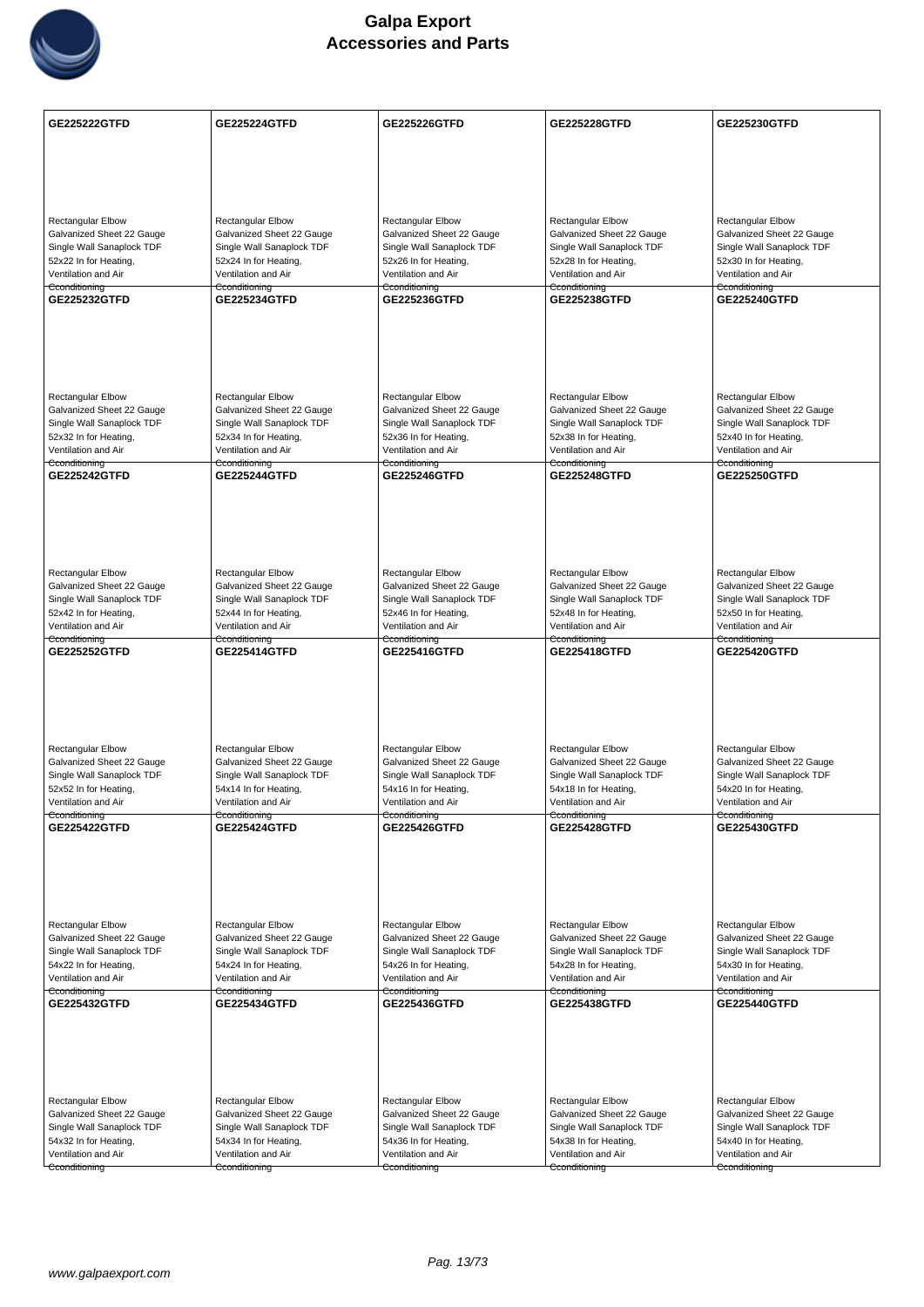# Galpa Export
## Accessories and Parts

| GE225222GTFD | GE225224GTFD | GE225226GTFD | GE225228GTFD | GE225230GTFD |
|---|---|---|---|---|
| Rectangular Elbow Galvanized Sheet 22 Gauge Single Wall Sanaplock TDF 52x22 In for Heating, Ventilation and Air Conditioning | Rectangular Elbow Galvanized Sheet 22 Gauge Single Wall Sanaplock TDF 52x24 In for Heating, Ventilation and Air Conditioning | Rectangular Elbow Galvanized Sheet 22 Gauge Single Wall Sanaplock TDF 52x26 In for Heating, Ventilation and Air Conditioning | Rectangular Elbow Galvanized Sheet 22 Gauge Single Wall Sanaplock TDF 52x28 In for Heating, Ventilation and Air Conditioning | Rectangular Elbow Galvanized Sheet 22 Gauge Single Wall Sanaplock TDF 52x30 In for Heating, Ventilation and Air Conditioning |
| **GE225232GTFD** | **GE225234GTFD** | **GE225236GTFD** | **GE225238GTFD** | **GE225240GTFD** |
| Rectangular Elbow Galvanized Sheet 22 Gauge Single Wall Sanaplock TDF 52x32 In for Heating, Ventilation and Air Conditioning | Rectangular Elbow Galvanized Sheet 22 Gauge Single Wall Sanaplock TDF 52x34 In for Heating, Ventilation and Air Conditioning | Rectangular Elbow Galvanized Sheet 22 Gauge Single Wall Sanaplock TDF 52x36 In for Heating, Ventilation and Air Conditioning | Rectangular Elbow Galvanized Sheet 22 Gauge Single Wall Sanaplock TDF 52x38 In for Heating, Ventilation and Air Conditioning | Rectangular Elbow Galvanized Sheet 22 Gauge Single Wall Sanaplock TDF 52x40 In for Heating, Ventilation and Air Conditioning |
| **GE225242GTFD** | **GE225244GTFD** | **GE225246GTFD** | **GE225248GTFD** | **GE225250GTFD** |
| Rectangular Elbow Galvanized Sheet 22 Gauge Single Wall Sanaplock TDF 52x42 In for Heating, Ventilation and Air Conditioning | Rectangular Elbow Galvanized Sheet 22 Gauge Single Wall Sanaplock TDF 52x44 In for Heating, Ventilation and Air Conditioning | Rectangular Elbow Galvanized Sheet 22 Gauge Single Wall Sanaplock TDF 52x46 In for Heating, Ventilation and Air Conditioning | Rectangular Elbow Galvanized Sheet 22 Gauge Single Wall Sanaplock TDF 52x48 In for Heating, Ventilation and Air Conditioning | Rectangular Elbow Galvanized Sheet 22 Gauge Single Wall Sanaplock TDF 52x50 In for Heating, Ventilation and Air Conditioning |
| **GE225252GTFD** | **GE225414GTFD** | **GE225416GTFD** | **GE225418GTFD** | **GE225420GTFD** |
| Rectangular Elbow Galvanized Sheet 22 Gauge Single Wall Sanaplock TDF 52x52 In for Heating, Ventilation and Air Conditioning | Rectangular Elbow Galvanized Sheet 22 Gauge Single Wall Sanaplock TDF 54x14 In for Heating, Ventilation and Air Conditioning | Rectangular Elbow Galvanized Sheet 22 Gauge Single Wall Sanaplock TDF 54x16 In for Heating, Ventilation and Air Conditioning | Rectangular Elbow Galvanized Sheet 22 Gauge Single Wall Sanaplock TDF 54x18 In for Heating, Ventilation and Air Conditioning | Rectangular Elbow Galvanized Sheet 22 Gauge Single Wall Sanaplock TDF 54x20 In for Heating, Ventilation and Air Conditioning |
| **GE225422GTFD** | **GE225424GTFD** | **GE225426GTFD** | **GE225428GTFD** | **GE225430GTFD** |
| Rectangular Elbow Galvanized Sheet 22 Gauge Single Wall Sanaplock TDF 54x22 In for Heating, Ventilation and Air Conditioning | Rectangular Elbow Galvanized Sheet 22 Gauge Single Wall Sanaplock TDF 54x24 In for Heating, Ventilation and Air Conditioning | Rectangular Elbow Galvanized Sheet 22 Gauge Single Wall Sanaplock TDF 54x26 In for Heating, Ventilation and Air Conditioning | Rectangular Elbow Galvanized Sheet 22 Gauge Single Wall Sanaplock TDF 54x28 In for Heating, Ventilation and Air Conditioning | Rectangular Elbow Galvanized Sheet 22 Gauge Single Wall Sanaplock TDF 54x30 In for Heating, Ventilation and Air Conditioning |
| **GE225432GTFD** | **GE225434GTFD** | **GE225436GTFD** | **GE225438GTFD** | **GE225440GTFD** |
| Rectangular Elbow Galvanized Sheet 22 Gauge Single Wall Sanaplock TDF 54x32 In for Heating, Ventilation and Air Conditioning | Rectangular Elbow Galvanized Sheet 22 Gauge Single Wall Sanaplock TDF 54x34 In for Heating, Ventilation and Air Conditioning | Rectangular Elbow Galvanized Sheet 22 Gauge Single Wall Sanaplock TDF 54x36 In for Heating, Ventilation and Air Conditioning | Rectangular Elbow Galvanized Sheet 22 Gauge Single Wall Sanaplock TDF 54x38 In for Heating, Ventilation and Air Conditioning | Rectangular Elbow Galvanized Sheet 22 Gauge Single Wall Sanaplock TDF 54x40 In for Heating, Ventilation and Air Conditioning |

www.galpaexport.com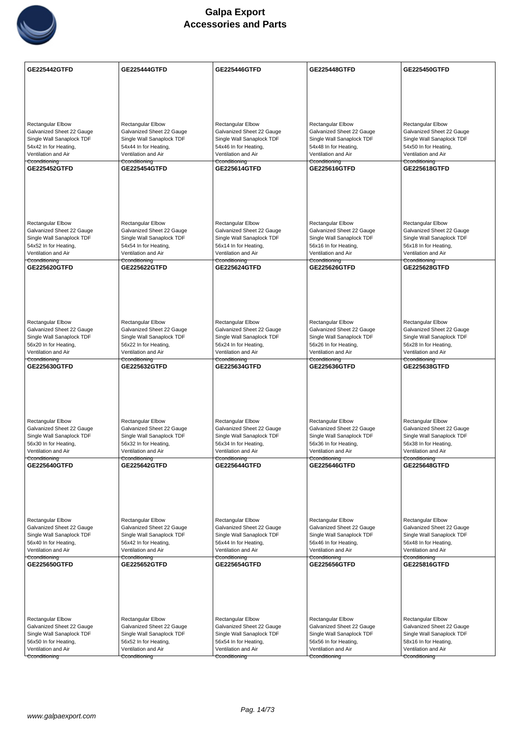# Galpa Export
# Accessories and Parts

| GE225442GTFD | GE225444GTFD | GE225446GTFD | GE225448GTFD | GE225450GTFD |
|---|---|---|---|---|
| Rectangular Elbow Galvanized Sheet 22 Gauge Single Wall Sanaplock TDF 54x42 In for Heating, Ventilation and Air Conditioning | Rectangular Elbow Galvanized Sheet 22 Gauge Single Wall Sanaplock TDF 54x44 In for Heating, Ventilation and Air Conditioning | Rectangular Elbow Galvanized Sheet 22 Gauge Single Wall Sanaplock TDF 54x46 In for Heating, Ventilation and Air Conditioning | Rectangular Elbow Galvanized Sheet 22 Gauge Single Wall Sanaplock TDF 54x48 In for Heating, Ventilation and Air Conditioning | Rectangular Elbow Galvanized Sheet 22 Gauge Single Wall Sanaplock TDF 54x50 In for Heating, Ventilation and Air Conditioning |
| **GE225452GTFD** | **GE225454GTFD** | **GE225614GTFD** | **GE225616GTFD** | **GE225618GTFD** |
| Rectangular Elbow Galvanized Sheet 22 Gauge Single Wall Sanaplock TDF 54x52 In for Heating, Ventilation and Air Conditioning | Rectangular Elbow Galvanized Sheet 22 Gauge Single Wall Sanaplock TDF 54x54 In for Heating, Ventilation and Air Conditioning | Rectangular Elbow Galvanized Sheet 22 Gauge Single Wall Sanaplock TDF 56x14 In for Heating, Ventilation and Air Conditioning | Rectangular Elbow Galvanized Sheet 22 Gauge Single Wall Sanaplock TDF 56x16 In for Heating, Ventilation and Air Conditioning | Rectangular Elbow Galvanized Sheet 22 Gauge Single Wall Sanaplock TDF 56x18 In for Heating, Ventilation and Air Conditioning |
| **GE225620GTFD** | **GE225622GTFD** | **GE225624GTFD** | **GE225626GTFD** | **GE225628GTFD** |
| Rectangular Elbow Galvanized Sheet 22 Gauge Single Wall Sanaplock TDF 56x20 In for Heating, Ventilation and Air Conditioning | Rectangular Elbow Galvanized Sheet 22 Gauge Single Wall Sanaplock TDF 56x22 In for Heating, Ventilation and Air Conditioning | Rectangular Elbow Galvanized Sheet 22 Gauge Single Wall Sanaplock TDF 56x24 In for Heating, Ventilation and Air Conditioning | Rectangular Elbow Galvanized Sheet 22 Gauge Single Wall Sanaplock TDF 56x26 In for Heating, Ventilation and Air Conditioning | Rectangular Elbow Galvanized Sheet 22 Gauge Single Wall Sanaplock TDF 56x28 In for Heating, Ventilation and Air Conditioning |
| **GE225630GTFD** | **GE225632GTFD** | **GE225634GTFD** | **GE225636GTFD** | **GE225638GTFD** |
| Rectangular Elbow Galvanized Sheet 22 Gauge Single Wall Sanaplock TDF 56x30 In for Heating, Ventilation and Air Conditioning | Rectangular Elbow Galvanized Sheet 22 Gauge Single Wall Sanaplock TDF 56x32 In for Heating, Ventilation and Air Conditioning | Rectangular Elbow Galvanized Sheet 22 Gauge Single Wall Sanaplock TDF 56x34 In for Heating, Ventilation and Air Conditioning | Rectangular Elbow Galvanized Sheet 22 Gauge Single Wall Sanaplock TDF 56x36 In for Heating, Ventilation and Air Conditioning | Rectangular Elbow Galvanized Sheet 22 Gauge Single Wall Sanaplock TDF 56x38 In for Heating, Ventilation and Air Conditioning |
| **GE225640GTFD** | **GE225642GTFD** | **GE225644GTFD** | **GE225646GTFD** | **GE225648GTFD** |
| Rectangular Elbow Galvanized Sheet 22 Gauge Single Wall Sanaplock TDF 56x40 In for Heating, Ventilation and Air Conditioning | Rectangular Elbow Galvanized Sheet 22 Gauge Single Wall Sanaplock TDF 56x42 In for Heating, Ventilation and Air Conditioning | Rectangular Elbow Galvanized Sheet 22 Gauge Single Wall Sanaplock TDF 56x44 In for Heating, Ventilation and Air Conditioning | Rectangular Elbow Galvanized Sheet 22 Gauge Single Wall Sanaplock TDF 56x46 In for Heating, Ventilation and Air Conditioning | Rectangular Elbow Galvanized Sheet 22 Gauge Single Wall Sanaplock TDF 56x48 In for Heating, Ventilation and Air Conditioning |
| **GE225650GTFD** | **GE225652GTFD** | **GE225654GTFD** | **GE225656GTFD** | **GE225816GTFD** |
| Rectangular Elbow Galvanized Sheet 22 Gauge Single Wall Sanaplock TDF 56x50 In for Heating, Ventilation and Air Conditioning | Rectangular Elbow Galvanized Sheet 22 Gauge Single Wall Sanaplock TDF 56x52 In for Heating, Ventilation and Air Conditioning | Rectangular Elbow Galvanized Sheet 22 Gauge Single Wall Sanaplock TDF 56x54 In for Heating, Ventilation and Air Conditioning | Rectangular Elbow Galvanized Sheet 22 Gauge Single Wall Sanaplock TDF 56x56 In for Heating, Ventilation and Air Conditioning | Rectangular Elbow Galvanized Sheet 22 Gauge Single Wall Sanaplock TDF 58x16 In for Heating, Ventilation and Air Conditioning |

www.galpaexport.com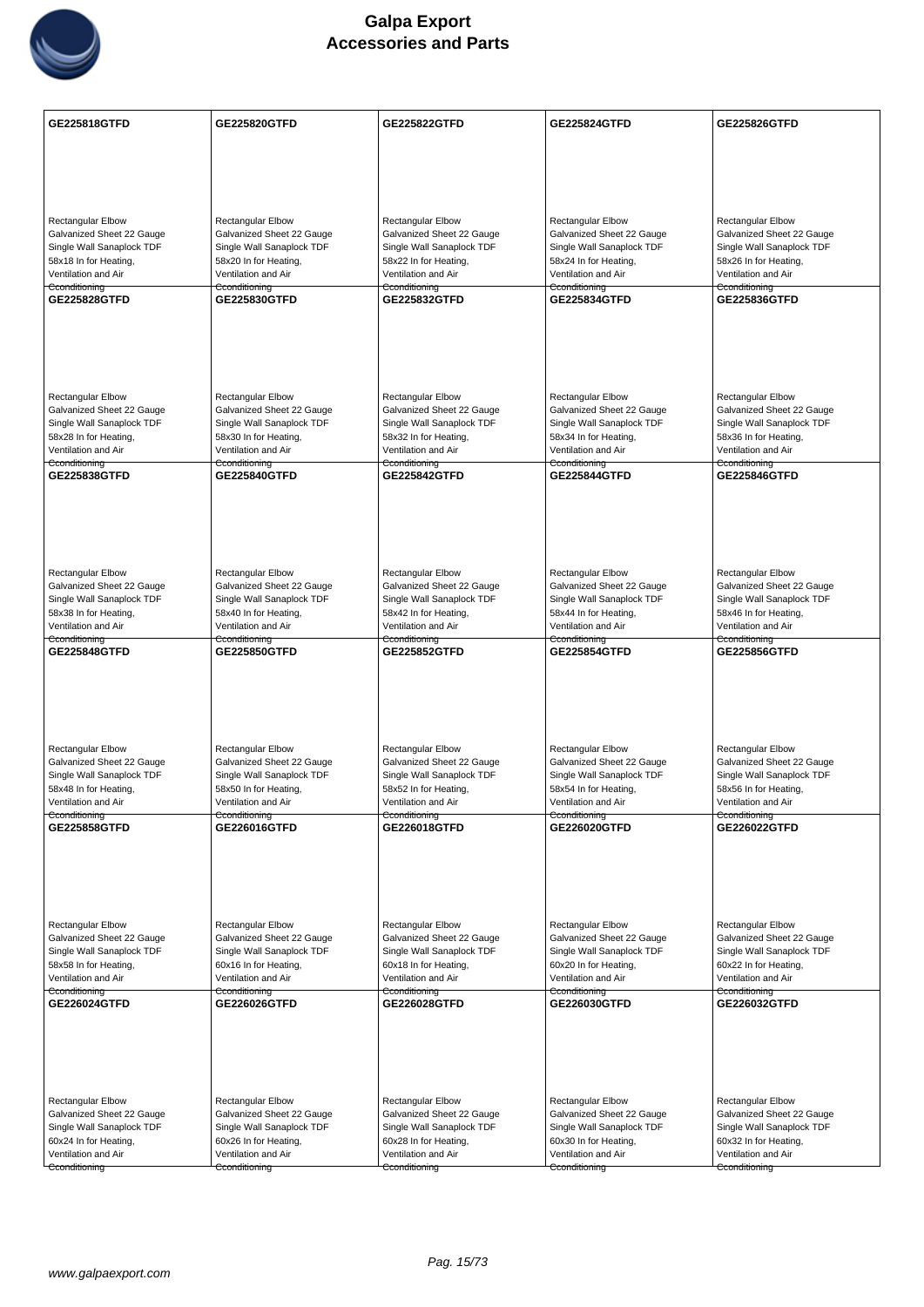# Galpa Export
## Accessories and Parts

| GE225818GTFD | GE225820GTFD | GE225822GTFD | GE225824GTFD | GE225826GTFD |
|---|---|---|---|---|
| Rectangular Elbow Galvanized Sheet 22 Gauge Single Wall Sanaplock TDF 58x18 In for Heating, Ventilation and Air Cconditioning | Rectangular Elbow Galvanized Sheet 22 Gauge Single Wall Sanaplock TDF 58x20 In for Heating, Ventilation and Air Cconditioning | Rectangular Elbow Galvanized Sheet 22 Gauge Single Wall Sanaplock TDF 58x22 In for Heating, Ventilation and Air Cconditioning | Rectangular Elbow Galvanized Sheet 22 Gauge Single Wall Sanaplock TDF 58x24 In for Heating, Ventilation and Air Cconditioning | Rectangular Elbow Galvanized Sheet 22 Gauge Single Wall Sanaplock TDF 58x26 In for Heating, Ventilation and Air Cconditioning |
| **GE225828GTFD** | **GE225830GTFD** | **GE225832GTFD** | **GE225834GTFD** | **GE225836GTFD** |
| Rectangular Elbow Galvanized Sheet 22 Gauge Single Wall Sanaplock TDF 58x28 In for Heating, Ventilation and Air Cconditioning | Rectangular Elbow Galvanized Sheet 22 Gauge Single Wall Sanaplock TDF 58x30 In for Heating, Ventilation and Air Cconditioning | Rectangular Elbow Galvanized Sheet 22 Gauge Single Wall Sanaplock TDF 58x32 In for Heating, Ventilation and Air Cconditioning | Rectangular Elbow Galvanized Sheet 22 Gauge Single Wall Sanaplock TDF 58x34 In for Heating, Ventilation and Air Cconditioning | Rectangular Elbow Galvanized Sheet 22 Gauge Single Wall Sanaplock TDF 58x36 In for Heating, Ventilation and Air Cconditioning |
| **GE225838GTFD** | **GE225840GTFD** | **GE225842GTFD** | **GE225844GTFD** | **GE225846GTFD** |
| Rectangular Elbow Galvanized Sheet 22 Gauge Single Wall Sanaplock TDF 58x38 In for Heating, Ventilation and Air Cconditioning | Rectangular Elbow Galvanized Sheet 22 Gauge Single Wall Sanaplock TDF 58x40 In for Heating, Ventilation and Air Cconditioning | Rectangular Elbow Galvanized Sheet 22 Gauge Single Wall Sanaplock TDF 58x42 In for Heating, Ventilation and Air Cconditioning | Rectangular Elbow Galvanized Sheet 22 Gauge Single Wall Sanaplock TDF 58x44 In for Heating, Ventilation and Air Cconditioning | Rectangular Elbow Galvanized Sheet 22 Gauge Single Wall Sanaplock TDF 58x46 In for Heating, Ventilation and Air Cconditioning |
| **GE225848GTFD** | **GE225850GTFD** | **GE225852GTFD** | **GE225854GTFD** | **GE225856GTFD** |
| Rectangular Elbow Galvanized Sheet 22 Gauge Single Wall Sanaplock TDF 58x48 In for Heating, Ventilation and Air Cconditioning | Rectangular Elbow Galvanized Sheet 22 Gauge Single Wall Sanaplock TDF 58x50 In for Heating, Ventilation and Air Cconditioning | Rectangular Elbow Galvanized Sheet 22 Gauge Single Wall Sanaplock TDF 58x52 In for Heating, Ventilation and Air Cconditioning | Rectangular Elbow Galvanized Sheet 22 Gauge Single Wall Sanaplock TDF 58x54 In for Heating, Ventilation and Air Cconditioning | Rectangular Elbow Galvanized Sheet 22 Gauge Single Wall Sanaplock TDF 58x56 In for Heating, Ventilation and Air Cconditioning |
| **GE225858GTFD** | **GE226016GTFD** | **GE226018GTFD** | **GE226020GTFD** | **GE226022GTFD** |
| Rectangular Elbow Galvanized Sheet 22 Gauge Single Wall Sanaplock TDF 58x58 In for Heating, Ventilation and Air Cconditioning | Rectangular Elbow Galvanized Sheet 22 Gauge Single Wall Sanaplock TDF 60x16 In for Heating, Ventilation and Air Cconditioning | Rectangular Elbow Galvanized Sheet 22 Gauge Single Wall Sanaplock TDF 60x18 In for Heating, Ventilation and Air Cconditioning | Rectangular Elbow Galvanized Sheet 22 Gauge Single Wall Sanaplock TDF 60x20 In for Heating, Ventilation and Air Cconditioning | Rectangular Elbow Galvanized Sheet 22 Gauge Single Wall Sanaplock TDF 60x22 In for Heating, Ventilation and Air Cconditioning |
| **GE226024GTFD** | **GE226026GTFD** | **GE226028GTFD** | **GE226030GTFD** | **GE226032GTFD** |
| Rectangular Elbow Galvanized Sheet 22 Gauge Single Wall Sanaplock TDF 60x24 In for Heating, Ventilation and Air Cconditioning | Rectangular Elbow Galvanized Sheet 22 Gauge Single Wall Sanaplock TDF 60x26 In for Heating, Ventilation and Air Cconditioning | Rectangular Elbow Galvanized Sheet 22 Gauge Single Wall Sanaplock TDF 60x28 In for Heating, Ventilation and Air Cconditioning | Rectangular Elbow Galvanized Sheet 22 Gauge Single Wall Sanaplock TDF 60x30 In for Heating, Ventilation and Air Cconditioning | Rectangular Elbow Galvanized Sheet 22 Gauge Single Wall Sanaplock TDF 60x32 In for Heating, Ventilation and Air Cconditioning |

www.galpaexport.com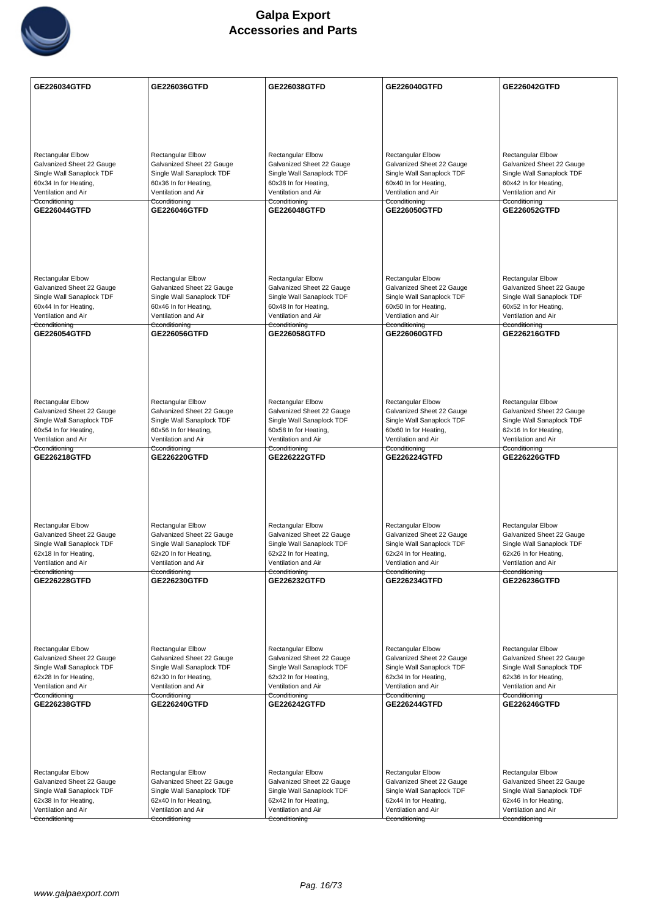| GE226034GTFD | GE226036GTFD | GE226038GTFD | GE226040GTFD | GE226042GTFD |
|---|---|---|---|---|
| Rectangular Elbow Galvanized Sheet 22 Gauge Single Wall Sanaplock TDF 60x34 In for Heating, Ventilation and Air Conditioning | Rectangular Elbow Galvanized Sheet 22 Gauge Single Wall Sanaplock TDF 60x36 In for Heating, Ventilation and Air Conditioning | Rectangular Elbow Galvanized Sheet 22 Gauge Single Wall Sanaplock TDF 60x38 In for Heating, Ventilation and Air Conditioning | Rectangular Elbow Galvanized Sheet 22 Gauge Single Wall Sanaplock TDF 60x40 In for Heating, Ventilation and Air Conditioning | Rectangular Elbow Galvanized Sheet 22 Gauge Single Wall Sanaplock TDF 60x42 In for Heating, Ventilation and Air Conditioning |
| **GE226044GTFD** | **GE226046GTFD** | **GE226048GTFD** | **GE226050GTFD** | **GE226052GTFD** |
| Rectangular Elbow Galvanized Sheet 22 Gauge Single Wall Sanaplock TDF 60x44 In for Heating, Ventilation and Air Conditioning | Rectangular Elbow Galvanized Sheet 22 Gauge Single Wall Sanaplock TDF 60x46 In for Heating, Ventilation and Air Conditioning | Rectangular Elbow Galvanized Sheet 22 Gauge Single Wall Sanaplock TDF 60x48 In for Heating, Ventilation and Air Conditioning | Rectangular Elbow Galvanized Sheet 22 Gauge Single Wall Sanaplock TDF 60x50 In for Heating, Ventilation and Air Conditioning | Rectangular Elbow Galvanized Sheet 22 Gauge Single Wall Sanaplock TDF 60x52 In for Heating, Ventilation and Air Conditioning |
| **GE226054GTFD** | **GE226056GTFD** | **GE226058GTFD** | **GE226060GTFD** | **GE226216GTFD** |
| Rectangular Elbow Galvanized Sheet 22 Gauge Single Wall Sanaplock TDF 60x54 In for Heating, Ventilation and Air Conditioning | Rectangular Elbow Galvanized Sheet 22 Gauge Single Wall Sanaplock TDF 60x56 In for Heating, Ventilation and Air Conditioning | Rectangular Elbow Galvanized Sheet 22 Gauge Single Wall Sanaplock TDF 60x58 In for Heating, Ventilation and Air Conditioning | Rectangular Elbow Galvanized Sheet 22 Gauge Single Wall Sanaplock TDF 60x60 In for Heating, Ventilation and Air Conditioning | Rectangular Elbow Galvanized Sheet 22 Gauge Single Wall Sanaplock TDF 62x16 In for Heating, Ventilation and Air Conditioning |
| **GE226218GTFD** | **GE226220GTFD** | **GE226222GTFD** | **GE226224GTFD** | **GE226226GTFD** |
| Rectangular Elbow Galvanized Sheet 22 Gauge Single Wall Sanaplock TDF 62x18 In for Heating, Ventilation and Air Conditioning | Rectangular Elbow Galvanized Sheet 22 Gauge Single Wall Sanaplock TDF 62x20 In for Heating, Ventilation and Air Conditioning | Rectangular Elbow Galvanized Sheet 22 Gauge Single Wall Sanaplock TDF 62x22 In for Heating, Ventilation and Air Conditioning | Rectangular Elbow Galvanized Sheet 22 Gauge Single Wall Sanaplock TDF 62x24 In for Heating, Ventilation and Air Conditioning | Rectangular Elbow Galvanized Sheet 22 Gauge Single Wall Sanaplock TDF 62x26 In for Heating, Ventilation and Air Conditioning |
| **GE226228GTFD** | **GE226230GTFD** | **GE226232GTFD** | **GE226234GTFD** | **GE226236GTFD** |
| Rectangular Elbow Galvanized Sheet 22 Gauge Single Wall Sanaplock TDF 62x28 In for Heating, Ventilation and Air Conditioning | Rectangular Elbow Galvanized Sheet 22 Gauge Single Wall Sanaplock TDF 62x30 In for Heating, Ventilation and Air Conditioning | Rectangular Elbow Galvanized Sheet 22 Gauge Single Wall Sanaplock TDF 62x32 In for Heating, Ventilation and Air Conditioning | Rectangular Elbow Galvanized Sheet 22 Gauge Single Wall Sanaplock TDF 62x34 In for Heating, Ventilation and Air Conditioning | Rectangular Elbow Galvanized Sheet 22 Gauge Single Wall Sanaplock TDF 62x36 In for Heating, Ventilation and Air Conditioning |
| **GE226238GTFD** | **GE226240GTFD** | **GE226242GTFD** | **GE226244GTFD** | **GE226246GTFD** |
| Rectangular Elbow Galvanized Sheet 22 Gauge Single Wall Sanaplock TDF 62x38 In for Heating, Ventilation and Air Conditioning | Rectangular Elbow Galvanized Sheet 22 Gauge Single Wall Sanaplock TDF 62x40 In for Heating, Ventilation and Air Conditioning | Rectangular Elbow Galvanized Sheet 22 Gauge Single Wall Sanaplock TDF 62x42 In for Heating, Ventilation and Air Conditioning | Rectangular Elbow Galvanized Sheet 22 Gauge Single Wall Sanaplock TDF 62x44 In for Heating, Ventilation and Air Conditioning | Rectangular Elbow Galvanized Sheet 22 Gauge Single Wall Sanaplock TDF 62x46 In for Heating, Ventilation and Air Conditioning |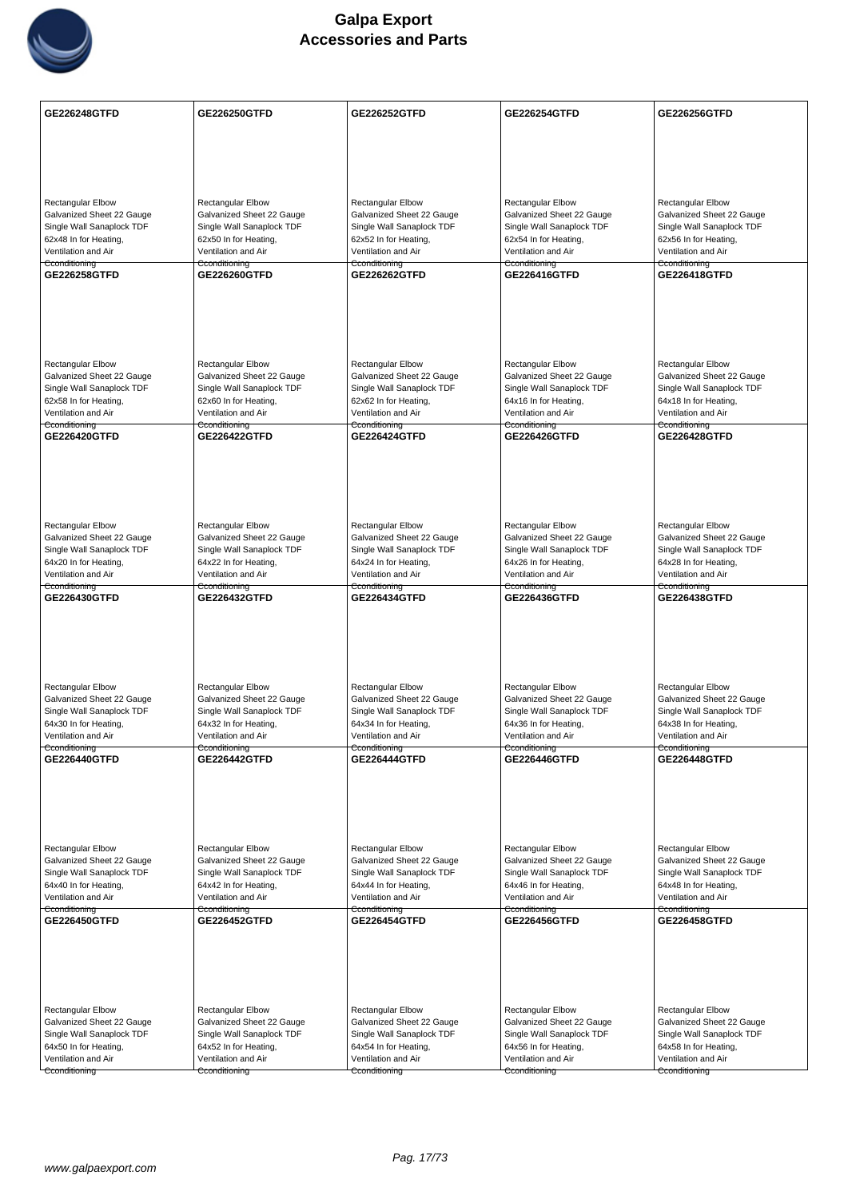# Galpa Export
# Accessories and Parts

| | | | | |
|---|---|---|---|---|
| **GE226248GTFD**<br><br>Rectangular Elbow<br>Galvanized Sheet 22 Gauge<br>Single Wall Sanaplock TDF<br>62x48 In for Heating,<br>Ventilation and Air<br>Conditioning | **GE226250GTFD**<br><br>Rectangular Elbow<br>Galvanized Sheet 22 Gauge<br>Single Wall Sanaplock TDF<br>62x50 In for Heating,<br>Ventilation and Air<br>Conditioning | **GE226252GTFD**<br><br>Rectangular Elbow<br>Galvanized Sheet 22 Gauge<br>Single Wall Sanaplock TDF<br>62x52 In for Heating,<br>Ventilation and Air<br>Conditioning | **GE226254GTFD**<br><br>Rectangular Elbow<br>Galvanized Sheet 22 Gauge<br>Single Wall Sanaplock TDF<br>62x54 In for Heating,<br>Ventilation and Air<br>Conditioning | **GE226256GTFD**<br><br>Rectangular Elbow<br>Galvanized Sheet 22 Gauge<br>Single Wall Sanaplock TDF<br>62x56 In for Heating,<br>Ventilation and Air<br>Conditioning |
| **GE226258GTFD**<br><br>Rectangular Elbow<br>Galvanized Sheet 22 Gauge<br>Single Wall Sanaplock TDF<br>62x58 In for Heating,<br>Ventilation and Air<br>Conditioning | **GE226260GTFD**<br><br>Rectangular Elbow<br>Galvanized Sheet 22 Gauge<br>Single Wall Sanaplock TDF<br>62x60 In for Heating,<br>Ventilation and Air<br>Conditioning | **GE226262GTFD**<br><br>Rectangular Elbow<br>Galvanized Sheet 22 Gauge<br>Single Wall Sanaplock TDF<br>62x62 In for Heating,<br>Ventilation and Air<br>Conditioning | **GE226416GTFD**<br><br>Rectangular Elbow<br>Galvanized Sheet 22 Gauge<br>Single Wall Sanaplock TDF<br>64x16 In for Heating,<br>Ventilation and Air<br>Conditioning | **GE226418GTFD**<br><br>Rectangular Elbow<br>Galvanized Sheet 22 Gauge<br>Single Wall Sanaplock TDF<br>64x18 In for Heating,<br>Ventilation and Air<br>Conditioning |
| **GE226420GTFD**<br><br>Rectangular Elbow<br>Galvanized Sheet 22 Gauge<br>Single Wall Sanaplock TDF<br>64x20 In for Heating,<br>Ventilation and Air<br>Conditioning | **GE226422GTFD**<br><br>Rectangular Elbow<br>Galvanized Sheet 22 Gauge<br>Single Wall Sanaplock TDF<br>64x22 In for Heating,<br>Ventilation and Air<br>Conditioning | **GE226424GTFD**<br><br>Rectangular Elbow<br>Galvanized Sheet 22 Gauge<br>Single Wall Sanaplock TDF<br>64x24 In for Heating,<br>Ventilation and Air<br>Conditioning | **GE226426GTFD**<br><br>Rectangular Elbow<br>Galvanized Sheet 22 Gauge<br>Single Wall Sanaplock TDF<br>64x26 In for Heating,<br>Ventilation and Air<br>Conditioning | **GE226428GTFD**<br><br>Rectangular Elbow<br>Galvanized Sheet 22 Gauge<br>Single Wall Sanaplock TDF<br>64x28 In for Heating,<br>Ventilation and Air<br>Conditioning |
| **GE226430GTFD**<br><br>Rectangular Elbow<br>Galvanized Sheet 22 Gauge<br>Single Wall Sanaplock TDF<br>64x30 In for Heating,<br>Ventilation and Air<br>Conditioning | **GE226432GTFD**<br><br>Rectangular Elbow<br>Galvanized Sheet 22 Gauge<br>Single Wall Sanaplock TDF<br>64x32 In for Heating,<br>Ventilation and Air<br>Conditioning | **GE226434GTFD**<br><br>Rectangular Elbow<br>Galvanized Sheet 22 Gauge<br>Single Wall Sanaplock TDF<br>64x34 In for Heating,<br>Ventilation and Air<br>Conditioning | **GE226436GTFD**<br><br>Rectangular Elbow<br>Galvanized Sheet 22 Gauge<br>Single Wall Sanaplock TDF<br>64x36 In for Heating,<br>Ventilation and Air<br>Conditioning | **GE226438GTFD**<br><br>Rectangular Elbow<br>Galvanized Sheet 22 Gauge<br>Single Wall Sanaplock TDF<br>64x38 In for Heating,<br>Ventilation and Air<br>Conditioning |
| **GE226440GTFD**<br><br>Rectangular Elbow<br>Galvanized Sheet 22 Gauge<br>Single Wall Sanaplock TDF<br>64x40 In for Heating,<br>Ventilation and Air<br>Conditioning | **GE226442GTFD**<br><br>Rectangular Elbow<br>Galvanized Sheet 22 Gauge<br>Single Wall Sanaplock TDF<br>64x42 In for Heating,<br>Ventilation and Air<br>Conditioning | **GE226444GTFD**<br><br>Rectangular Elbow<br>Galvanized Sheet 22 Gauge<br>Single Wall Sanaplock TDF<br>64x44 In for Heating,<br>Ventilation and Air<br>Conditioning | **GE226446GTFD**<br><br>Rectangular Elbow<br>Galvanized Sheet 22 Gauge<br>Single Wall Sanaplock TDF<br>64x46 In for Heating,<br>Ventilation and Air<br>Conditioning | **GE226448GTFD**<br><br>Rectangular Elbow<br>Galvanized Sheet 22 Gauge<br>Single Wall Sanaplock TDF<br>64x48 In for Heating,<br>Ventilation and Air<br>Conditioning |
| **GE226450GTFD**<br><br>Rectangular Elbow<br>Galvanized Sheet 22 Gauge<br>Single Wall Sanaplock TDF<br>64x50 In for Heating,<br>Ventilation and Air<br>Conditioning | **GE226452GTFD**<br><br>Rectangular Elbow<br>Galvanized Sheet 22 Gauge<br>Single Wall Sanaplock TDF<br>64x52 In for Heating,<br>Ventilation and Air<br>Conditioning | **GE226454GTFD**<br><br>Rectangular Elbow<br>Galvanized Sheet 22 Gauge<br>Single Wall Sanaplock TDF<br>64x54 In for Heating,<br>Ventilation and Air<br>Conditioning | **GE226456GTFD**<br><br>Rectangular Elbow<br>Galvanized Sheet 22 Gauge<br>Single Wall Sanaplock TDF<br>64x56 In for Heating,<br>Ventilation and Air<br>Conditioning | **GE226458GTFD**<br><br>Rectangular Elbow<br>Galvanized Sheet 22 Gauge<br>Single Wall Sanaplock TDF<br>64x58 In for Heating,<br>Ventilation and Air<br>Conditioning |

www.galpaexport.com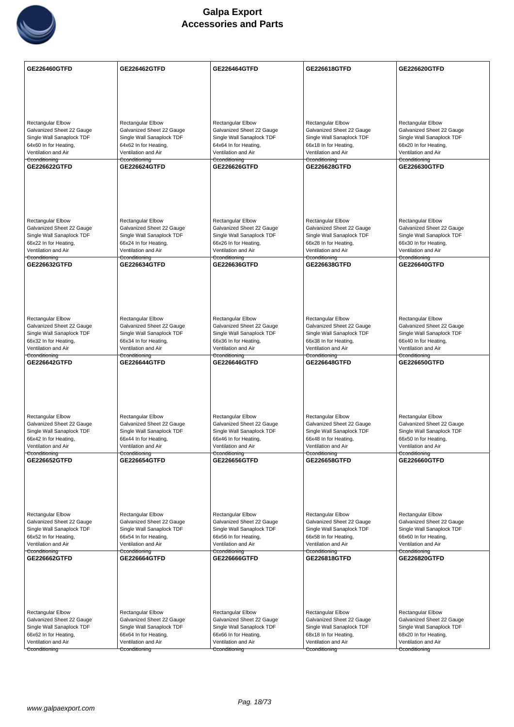| GE226460GTFD | GE226462GTFD | GE226464GTFD | GE226618GTFD | GE226620GTFD |
|---|---|---|---|---|
| Rectangular Elbow Galvanized Sheet 22 Gauge Single Wall Sanaplock TDF 64x60 In for Heating, Ventilation and Air Cconditioning | Rectangular Elbow Galvanized Sheet 22 Gauge Single Wall Sanaplock TDF 64x62 In for Heating, Ventilation and Air Cconditioning | Rectangular Elbow Galvanized Sheet 22 Gauge Single Wall Sanaplock TDF 64x64 In for Heating, Ventilation and Air Cconditioning | Rectangular Elbow Galvanized Sheet 22 Gauge Single Wall Sanaplock TDF 66x18 In for Heating, Ventilation and Air Cconditioning | Rectangular Elbow Galvanized Sheet 22 Gauge Single Wall Sanaplock TDF 66x20 In for Heating, Ventilation and Air Cconditioning |
| **GE226622GTFD** | **GE226624GTFD** | **GE226626GTFD** | **GE226628GTFD** | **GE226630GTFD** |
| Rectangular Elbow Galvanized Sheet 22 Gauge Single Wall Sanaplock TDF 66x22 In for Heating, Ventilation and Air Cconditioning | Rectangular Elbow Galvanized Sheet 22 Gauge Single Wall Sanaplock TDF 66x24 In for Heating, Ventilation and Air Cconditioning | Rectangular Elbow Galvanized Sheet 22 Gauge Single Wall Sanaplock TDF 66x26 In for Heating, Ventilation and Air Cconditioning | Rectangular Elbow Galvanized Sheet 22 Gauge Single Wall Sanaplock TDF 66x28 In for Heating, Ventilation and Air Cconditioning | Rectangular Elbow Galvanized Sheet 22 Gauge Single Wall Sanaplock TDF 66x30 In for Heating, Ventilation and Air Cconditioning |
| **GE226632GTFD** | **GE226634GTFD** | **GE226636GTFD** | **GE226638GTFD** | **GE226640GTFD** |
| Rectangular Elbow Galvanized Sheet 22 Gauge Single Wall Sanaplock TDF 66x32 In for Heating, Ventilation and Air Cconditioning | Rectangular Elbow Galvanized Sheet 22 Gauge Single Wall Sanaplock TDF 66x34 In for Heating, Ventilation and Air Cconditioning | Rectangular Elbow Galvanized Sheet 22 Gauge Single Wall Sanaplock TDF 66x36 In for Heating, Ventilation and Air Cconditioning | Rectangular Elbow Galvanized Sheet 22 Gauge Single Wall Sanaplock TDF 66x38 In for Heating, Ventilation and Air Cconditioning | Rectangular Elbow Galvanized Sheet 22 Gauge Single Wall Sanaplock TDF 66x40 In for Heating, Ventilation and Air Cconditioning |
| **GE226642GTFD** | **GE226644GTFD** | **GE226646GTFD** | **GE226648GTFD** | **GE226650GTFD** |
| Rectangular Elbow Galvanized Sheet 22 Gauge Single Wall Sanaplock TDF 66x42 In for Heating, Ventilation and Air Cconditioning | Rectangular Elbow Galvanized Sheet 22 Gauge Single Wall Sanaplock TDF 66x44 In for Heating, Ventilation and Air Cconditioning | Rectangular Elbow Galvanized Sheet 22 Gauge Single Wall Sanaplock TDF 66x46 In for Heating, Ventilation and Air Cconditioning | Rectangular Elbow Galvanized Sheet 22 Gauge Single Wall Sanaplock TDF 66x48 In for Heating, Ventilation and Air Cconditioning | Rectangular Elbow Galvanized Sheet 22 Gauge Single Wall Sanaplock TDF 66x50 In for Heating, Ventilation and Air Cconditioning |
| **GE226652GTFD** | **GE226654GTFD** | **GE226656GTFD** | **GE226658GTFD** | **GE226660GTFD** |
| Rectangular Elbow Galvanized Sheet 22 Gauge Single Wall Sanaplock TDF 66x52 In for Heating, Ventilation and Air Cconditioning | Rectangular Elbow Galvanized Sheet 22 Gauge Single Wall Sanaplock TDF 66x54 In for Heating, Ventilation and Air Cconditioning | Rectangular Elbow Galvanized Sheet 22 Gauge Single Wall Sanaplock TDF 66x56 In for Heating, Ventilation and Air Cconditioning | Rectangular Elbow Galvanized Sheet 22 Gauge Single Wall Sanaplock TDF 66x58 In for Heating, Ventilation and Air Cconditioning | Rectangular Elbow Galvanized Sheet 22 Gauge Single Wall Sanaplock TDF 66x60 In for Heating, Ventilation and Air Cconditioning |
| **GE226662GTFD** | **GE226664GTFD** | **GE226666GTFD** | **GE226818GTFD** | **GE226820GTFD** |
| Rectangular Elbow Galvanized Sheet 22 Gauge Single Wall Sanaplock TDF 66x62 In for Heating, Ventilation and Air Cconditioning | Rectangular Elbow Galvanized Sheet 22 Gauge Single Wall Sanaplock TDF 66x64 In for Heating, Ventilation and Air Cconditioning | Rectangular Elbow Galvanized Sheet 22 Gauge Single Wall Sanaplock TDF 66x66 In for Heating, Ventilation and Air Cconditioning | Rectangular Elbow Galvanized Sheet 22 Gauge Single Wall Sanaplock TDF 68x18 In for Heating, Ventilation and Air Cconditioning | Rectangular Elbow Galvanized Sheet 22 Gauge Single Wall Sanaplock TDF 68x20 In for Heating, Ventilation and Air Cconditioning |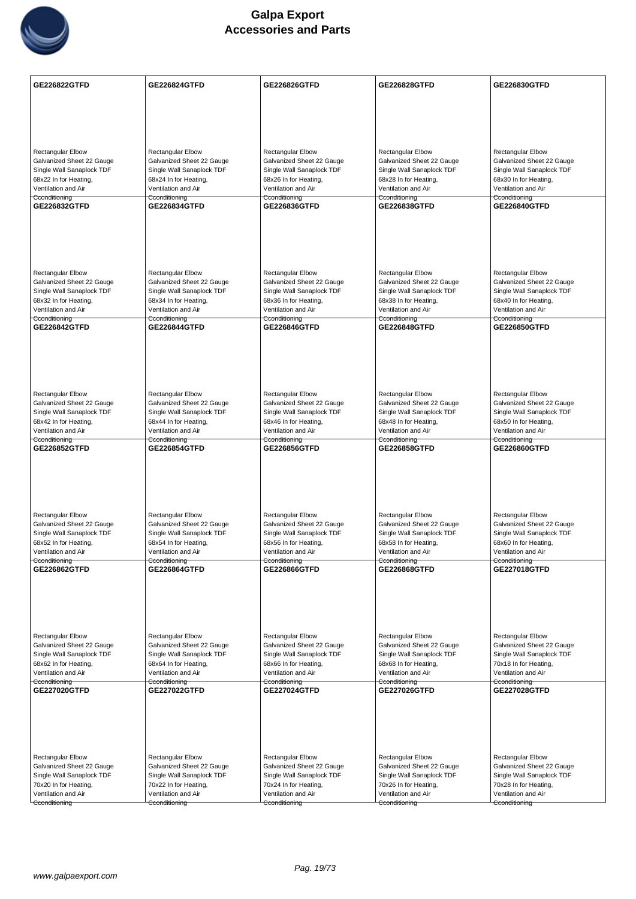# Galpa Export
## Accessories and Parts

| GE226822GTFD | GE226824GTFD | GE226826GTFD | GE226828GTFD | GE226830GTFD |
|---|---|---|---|---|
| Rectangular Elbow Galvanized Sheet 22 Gauge Single Wall Sanaplock TDF 68x22 In for Heating, Ventilation and Air Cconditioning | Rectangular Elbow Galvanized Sheet 22 Gauge Single Wall Sanaplock TDF 68x24 In for Heating, Ventilation and Air Cconditioning | Rectangular Elbow Galvanized Sheet 22 Gauge Single Wall Sanaplock TDF 68x26 In for Heating, Ventilation and Air Cconditioning | Rectangular Elbow Galvanized Sheet 22 Gauge Single Wall Sanaplock TDF 68x28 In for Heating, Ventilation and Air Cconditioning | Rectangular Elbow Galvanized Sheet 22 Gauge Single Wall Sanaplock TDF 68x30 In for Heating, Ventilation and Air Cconditioning |
| **GE226832GTFD** | **GE226834GTFD** | **GE226836GTFD** | **GE226838GTFD** | **GE226840GTFD** |
| Rectangular Elbow Galvanized Sheet 22 Gauge Single Wall Sanaplock TDF 68x32 In for Heating, Ventilation and Air Cconditioning | Rectangular Elbow Galvanized Sheet 22 Gauge Single Wall Sanaplock TDF 68x34 In for Heating, Ventilation and Air Cconditioning | Rectangular Elbow Galvanized Sheet 22 Gauge Single Wall Sanaplock TDF 68x36 In for Heating, Ventilation and Air Cconditioning | Rectangular Elbow Galvanized Sheet 22 Gauge Single Wall Sanaplock TDF 68x38 In for Heating, Ventilation and Air Cconditioning | Rectangular Elbow Galvanized Sheet 22 Gauge Single Wall Sanaplock TDF 68x40 In for Heating, Ventilation and Air Cconditioning |
| **GE226842GTFD** | **GE226844GTFD** | **GE226846GTFD** | **GE226848GTFD** | **GE226850GTFD** |
| Rectangular Elbow Galvanized Sheet 22 Gauge Single Wall Sanaplock TDF 68x42 In for Heating, Ventilation and Air Cconditioning | Rectangular Elbow Galvanized Sheet 22 Gauge Single Wall Sanaplock TDF 68x44 In for Heating, Ventilation and Air Cconditioning | Rectangular Elbow Galvanized Sheet 22 Gauge Single Wall Sanaplock TDF 68x46 In for Heating, Ventilation and Air Cconditioning | Rectangular Elbow Galvanized Sheet 22 Gauge Single Wall Sanaplock TDF 68x48 In for Heating, Ventilation and Air Cconditioning | Rectangular Elbow Galvanized Sheet 22 Gauge Single Wall Sanaplock TDF 68x50 In for Heating, Ventilation and Air Cconditioning |
| **GE226852GTFD** | **GE226854GTFD** | **GE226856GTFD** | **GE226858GTFD** | **GE226860GTFD** |
| Rectangular Elbow Galvanized Sheet 22 Gauge Single Wall Sanaplock TDF 68x52 In for Heating, Ventilation and Air Cconditioning | Rectangular Elbow Galvanized Sheet 22 Gauge Single Wall Sanaplock TDF 68x54 In for Heating, Ventilation and Air Cconditioning | Rectangular Elbow Galvanized Sheet 22 Gauge Single Wall Sanaplock TDF 68x56 In for Heating, Ventilation and Air Cconditioning | Rectangular Elbow Galvanized Sheet 22 Gauge Single Wall Sanaplock TDF 68x58 In for Heating, Ventilation and Air Cconditioning | Rectangular Elbow Galvanized Sheet 22 Gauge Single Wall Sanaplock TDF 68x60 In for Heating, Ventilation and Air Cconditioning |
| **GE226862GTFD** | **GE226864GTFD** | **GE226866GTFD** | **GE226868GTFD** | **GE227018GTFD** |
| Rectangular Elbow Galvanized Sheet 22 Gauge Single Wall Sanaplock TDF 68x62 In for Heating, Ventilation and Air Cconditioning | Rectangular Elbow Galvanized Sheet 22 Gauge Single Wall Sanaplock TDF 68x64 In for Heating, Ventilation and Air Cconditioning | Rectangular Elbow Galvanized Sheet 22 Gauge Single Wall Sanaplock TDF 68x66 In for Heating, Ventilation and Air Cconditioning | Rectangular Elbow Galvanized Sheet 22 Gauge Single Wall Sanaplock TDF 68x68 In for Heating, Ventilation and Air Cconditioning | Rectangular Elbow Galvanized Sheet 22 Gauge Single Wall Sanaplock TDF 70x18 In for Heating, Ventilation and Air Cconditioning |
| **GE227020GTFD** | **GE227022GTFD** | **GE227024GTFD** | **GE227026GTFD** | **GE227028GTFD** |
| Rectangular Elbow Galvanized Sheet 22 Gauge Single Wall Sanaplock TDF 70x20 In for Heating, Ventilation and Air Cconditioning | Rectangular Elbow Galvanized Sheet 22 Gauge Single Wall Sanaplock TDF 70x22 In for Heating, Ventilation and Air Cconditioning | Rectangular Elbow Galvanized Sheet 22 Gauge Single Wall Sanaplock TDF 70x24 In for Heating, Ventilation and Air Cconditioning | Rectangular Elbow Galvanized Sheet 22 Gauge Single Wall Sanaplock TDF 70x26 In for Heating, Ventilation and Air Cconditioning | Rectangular Elbow Galvanized Sheet 22 Gauge Single Wall Sanaplock TDF 70x28 In for Heating, Ventilation and Air Cconditioning |

www.galpaexport.com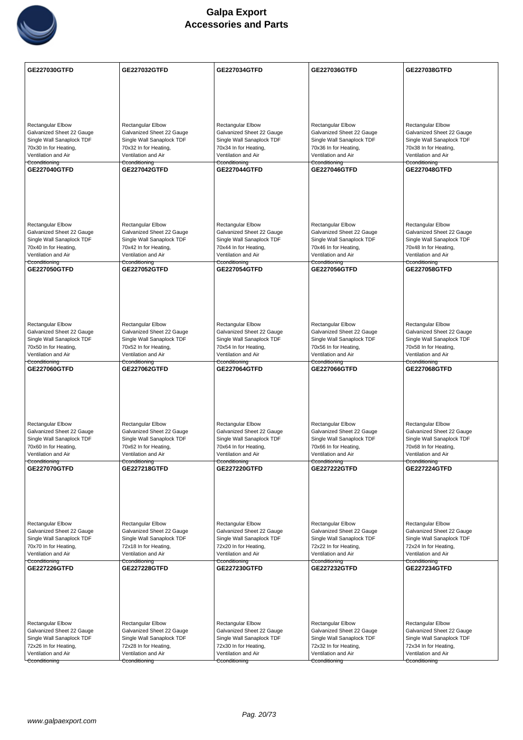| GE227030GTFD | GE227032GTFD | GE227034GTFD | GE227036GTFD | GE227038GTFD |
|---|---|---|---|---|
| Rectangular Elbow Galvanized Sheet 22 Gauge Single Wall Sanaplock TDF 70x30 In for Heating, Ventilation and Air Conditioning | Rectangular Elbow Galvanized Sheet 22 Gauge Single Wall Sanaplock TDF 70x32 In for Heating, Ventilation and Air Conditioning | Rectangular Elbow Galvanized Sheet 22 Gauge Single Wall Sanaplock TDF 70x34 In for Heating, Ventilation and Air Conditioning | Rectangular Elbow Galvanized Sheet 22 Gauge Single Wall Sanaplock TDF 70x36 In for Heating, Ventilation and Air Conditioning | Rectangular Elbow Galvanized Sheet 22 Gauge Single Wall Sanaplock TDF 70x38 In for Heating, Ventilation and Air Conditioning |
| **GE227040GTFD** | **GE227042GTFD** | **GE227044GTFD** | **GE227046GTFD** | **GE227048GTFD** |
| Rectangular Elbow Galvanized Sheet 22 Gauge Single Wall Sanaplock TDF 70x40 In for Heating, Ventilation and Air Conditioning | Rectangular Elbow Galvanized Sheet 22 Gauge Single Wall Sanaplock TDF 70x42 In for Heating, Ventilation and Air Conditioning | Rectangular Elbow Galvanized Sheet 22 Gauge Single Wall Sanaplock TDF 70x44 In for Heating, Ventilation and Air Conditioning | Rectangular Elbow Galvanized Sheet 22 Gauge Single Wall Sanaplock TDF 70x46 In for Heating, Ventilation and Air Conditioning | Rectangular Elbow Galvanized Sheet 22 Gauge Single Wall Sanaplock TDF 70x48 In for Heating, Ventilation and Air Conditioning |
| **GE227050GTFD** | **GE227052GTFD** | **GE227054GTFD** | **GE227056GTFD** | **GE227058GTFD** |
| Rectangular Elbow Galvanized Sheet 22 Gauge Single Wall Sanaplock TDF 70x50 In for Heating, Ventilation and Air Conditioning | Rectangular Elbow Galvanized Sheet 22 Gauge Single Wall Sanaplock TDF 70x52 In for Heating, Ventilation and Air Conditioning | Rectangular Elbow Galvanized Sheet 22 Gauge Single Wall Sanaplock TDF 70x54 In for Heating, Ventilation and Air Conditioning | Rectangular Elbow Galvanized Sheet 22 Gauge Single Wall Sanaplock TDF 70x56 In for Heating, Ventilation and Air Conditioning | Rectangular Elbow Galvanized Sheet 22 Gauge Single Wall Sanaplock TDF 70x58 In for Heating, Ventilation and Air Conditioning |
| **GE227060GTFD** | **GE227062GTFD** | **GE227064GTFD** | **GE227066GTFD** | **GE227068GTFD** |
| Rectangular Elbow Galvanized Sheet 22 Gauge Single Wall Sanaplock TDF 70x60 In for Heating, Ventilation and Air Conditioning | Rectangular Elbow Galvanized Sheet 22 Gauge Single Wall Sanaplock TDF 70x62 In for Heating, Ventilation and Air Conditioning | Rectangular Elbow Galvanized Sheet 22 Gauge Single Wall Sanaplock TDF 70x64 In for Heating, Ventilation and Air Conditioning | Rectangular Elbow Galvanized Sheet 22 Gauge Single Wall Sanaplock TDF 70x66 In for Heating, Ventilation and Air Conditioning | Rectangular Elbow Galvanized Sheet 22 Gauge Single Wall Sanaplock TDF 70x68 In for Heating, Ventilation and Air Conditioning |
| **GE227070GTFD** | **GE227218GTFD** | **GE227220GTFD** | **GE227222GTFD** | **GE227224GTFD** |
| Rectangular Elbow Galvanized Sheet 22 Gauge Single Wall Sanaplock TDF 70x70 In for Heating, Ventilation and Air Conditioning | Rectangular Elbow Galvanized Sheet 22 Gauge Single Wall Sanaplock TDF 72x18 In for Heating, Ventilation and Air Conditioning | Rectangular Elbow Galvanized Sheet 22 Gauge Single Wall Sanaplock TDF 72x20 In for Heating, Ventilation and Air Conditioning | Rectangular Elbow Galvanized Sheet 22 Gauge Single Wall Sanaplock TDF 72x22 In for Heating, Ventilation and Air Conditioning | Rectangular Elbow Galvanized Sheet 22 Gauge Single Wall Sanaplock TDF 72x24 In for Heating, Ventilation and Air Conditioning |
| **GE227226GTFD** | **GE227228GTFD** | **GE227230GTFD** | **GE227232GTFD** | **GE227234GTFD** |
| Rectangular Elbow Galvanized Sheet 22 Gauge Single Wall Sanaplock TDF 72x26 In for Heating, Ventilation and Air Conditioning | Rectangular Elbow Galvanized Sheet 22 Gauge Single Wall Sanaplock TDF 72x28 In for Heating, Ventilation and Air Conditioning | Rectangular Elbow Galvanized Sheet 22 Gauge Single Wall Sanaplock TDF 72x30 In for Heating, Ventilation and Air Conditioning | Rectangular Elbow Galvanized Sheet 22 Gauge Single Wall Sanaplock TDF 72x32 In for Heating, Ventilation and Air Conditioning | Rectangular Elbow Galvanized Sheet 22 Gauge Single Wall Sanaplock TDF 72x34 In for Heating, Ventilation and Air Conditioning |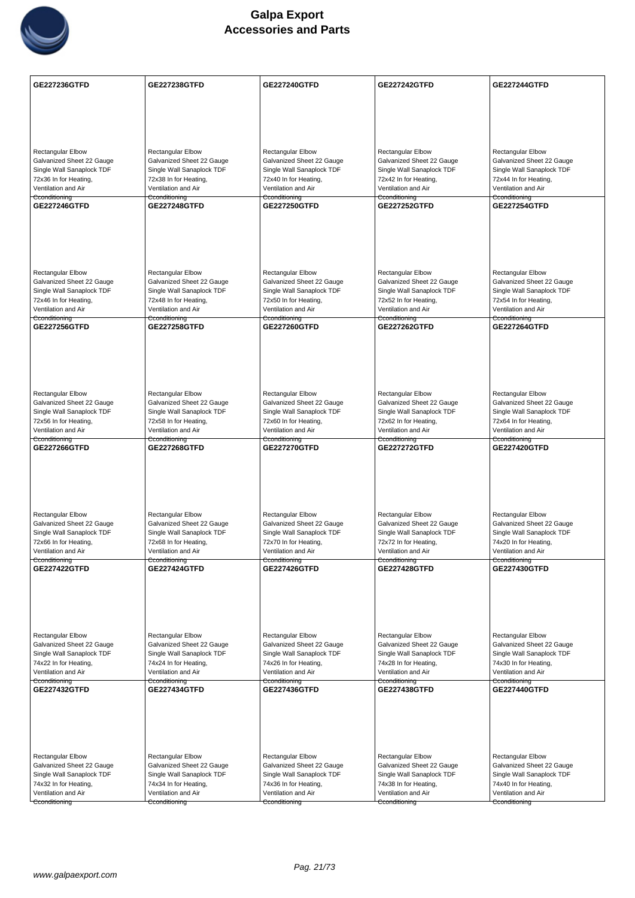# Galpa Export
## Accessories and Parts

| GE227236GTFD | GE227238GTFD | GE227240GTFD | GE227242GTFD | GE227244GTFD |
|---|---|---|---|---|
| Rectangular Elbow Galvanized Sheet 22 Gauge Single Wall Sanaplock TDF 72x36 In for Heating, Ventilation and Air Conditioning | Rectangular Elbow Galvanized Sheet 22 Gauge Single Wall Sanaplock TDF 72x38 In for Heating, Ventilation and Air Conditioning | Rectangular Elbow Galvanized Sheet 22 Gauge Single Wall Sanaplock TDF 72x40 In for Heating, Ventilation and Air Conditioning | Rectangular Elbow Galvanized Sheet 22 Gauge Single Wall Sanaplock TDF 72x42 In for Heating, Ventilation and Air Conditioning | Rectangular Elbow Galvanized Sheet 22 Gauge Single Wall Sanaplock TDF 72x44 In for Heating, Ventilation and Air Conditioning |
| **GE227246GTFD** | **GE227248GTFD** | **GE227250GTFD** | **GE227252GTFD** | **GE227254GTFD** |
| Rectangular Elbow Galvanized Sheet 22 Gauge Single Wall Sanaplock TDF 72x46 In for Heating, Ventilation and Air Conditioning | Rectangular Elbow Galvanized Sheet 22 Gauge Single Wall Sanaplock TDF 72x48 In for Heating, Ventilation and Air Conditioning | Rectangular Elbow Galvanized Sheet 22 Gauge Single Wall Sanaplock TDF 72x50 In for Heating, Ventilation and Air Conditioning | Rectangular Elbow Galvanized Sheet 22 Gauge Single Wall Sanaplock TDF 72x52 In for Heating, Ventilation and Air Conditioning | Rectangular Elbow Galvanized Sheet 22 Gauge Single Wall Sanaplock TDF 72x54 In for Heating, Ventilation and Air Conditioning |
| **GE227256GTFD** | **GE227258GTFD** | **GE227260GTFD** | **GE227262GTFD** | **GE227264GTFD** |
| Rectangular Elbow Galvanized Sheet 22 Gauge Single Wall Sanaplock TDF 72x56 In for Heating, Ventilation and Air Conditioning | Rectangular Elbow Galvanized Sheet 22 Gauge Single Wall Sanaplock TDF 72x58 In for Heating, Ventilation and Air Conditioning | Rectangular Elbow Galvanized Sheet 22 Gauge Single Wall Sanaplock TDF 72x60 In for Heating, Ventilation and Air Conditioning | Rectangular Elbow Galvanized Sheet 22 Gauge Single Wall Sanaplock TDF 72x62 In for Heating, Ventilation and Air Conditioning | Rectangular Elbow Galvanized Sheet 22 Gauge Single Wall Sanaplock TDF 72x64 In for Heating, Ventilation and Air Conditioning |
| **GE227266GTFD** | **GE227268GTFD** | **GE227270GTFD** | **GE227272GTFD** | **GE227420GTFD** |
| Rectangular Elbow Galvanized Sheet 22 Gauge Single Wall Sanaplock TDF 72x66 In for Heating, Ventilation and Air Conditioning | Rectangular Elbow Galvanized Sheet 22 Gauge Single Wall Sanaplock TDF 72x68 In for Heating, Ventilation and Air Conditioning | Rectangular Elbow Galvanized Sheet 22 Gauge Single Wall Sanaplock TDF 72x70 In for Heating, Ventilation and Air Conditioning | Rectangular Elbow Galvanized Sheet 22 Gauge Single Wall Sanaplock TDF 72x72 In for Heating, Ventilation and Air Conditioning | Rectangular Elbow Galvanized Sheet 22 Gauge Single Wall Sanaplock TDF 74x20 In for Heating, Ventilation and Air Conditioning |
| **GE227422GTFD** | **GE227424GTFD** | **GE227426GTFD** | **GE227428GTFD** | **GE227430GTFD** |
| Rectangular Elbow Galvanized Sheet 22 Gauge Single Wall Sanaplock TDF 74x22 In for Heating, Ventilation and Air Conditioning | Rectangular Elbow Galvanized Sheet 22 Gauge Single Wall Sanaplock TDF 74x24 In for Heating, Ventilation and Air Conditioning | Rectangular Elbow Galvanized Sheet 22 Gauge Single Wall Sanaplock TDF 74x26 In for Heating, Ventilation and Air Conditioning | Rectangular Elbow Galvanized Sheet 22 Gauge Single Wall Sanaplock TDF 74x28 In for Heating, Ventilation and Air Conditioning | Rectangular Elbow Galvanized Sheet 22 Gauge Single Wall Sanaplock TDF 74x30 In for Heating, Ventilation and Air Conditioning |
| **GE227432GTFD** | **GE227434GTFD** | **GE227436GTFD** | **GE227438GTFD** | **GE227440GTFD** |
| Rectangular Elbow Galvanized Sheet 22 Gauge Single Wall Sanaplock TDF 74x32 In for Heating, Ventilation and Air Conditioning | Rectangular Elbow Galvanized Sheet 22 Gauge Single Wall Sanaplock TDF 74x34 In for Heating, Ventilation and Air Conditioning | Rectangular Elbow Galvanized Sheet 22 Gauge Single Wall Sanaplock TDF 74x36 In for Heating, Ventilation and Air Conditioning | Rectangular Elbow Galvanized Sheet 22 Gauge Single Wall Sanaplock TDF 74x38 In for Heating, Ventilation and Air Conditioning | Rectangular Elbow Galvanized Sheet 22 Gauge Single Wall Sanaplock TDF 74x40 In for Heating, Ventilation and Air Conditioning |

www.galpaexport.com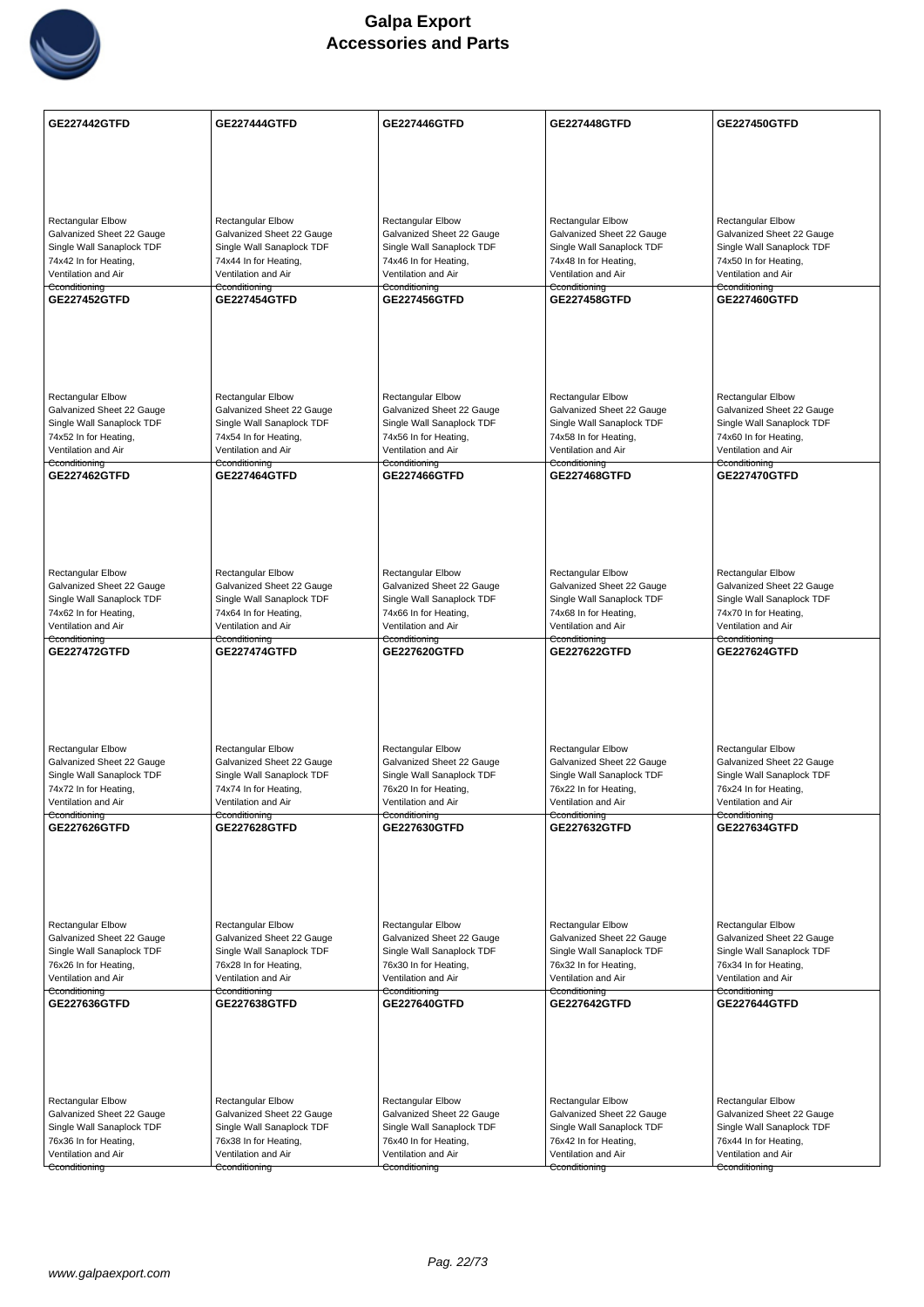| GE227442GTFD | GE227444GTFD | GE227446GTFD | GE227448GTFD | GE227450GTFD |
|---|---|---|---|---|
| Rectangular Elbow Galvanized Sheet 22 Gauge Single Wall Sanaplock TDF 74x42 In for Heating, Ventilation and Air Cconditioning | Rectangular Elbow Galvanized Sheet 22 Gauge Single Wall Sanaplock TDF 74x44 In for Heating, Ventilation and Air Cconditioning | Rectangular Elbow Galvanized Sheet 22 Gauge Single Wall Sanaplock TDF 74x46 In for Heating, Ventilation and Air Cconditioning | Rectangular Elbow Galvanized Sheet 22 Gauge Single Wall Sanaplock TDF 74x48 In for Heating, Ventilation and Air Cconditioning | Rectangular Elbow Galvanized Sheet 22 Gauge Single Wall Sanaplock TDF 74x50 In for Heating, Ventilation and Air Cconditioning |
| **GE227452GTFD** | **GE227454GTFD** | **GE227456GTFD** | **GE227458GTFD** | **GE227460GTFD** |
| Rectangular Elbow Galvanized Sheet 22 Gauge Single Wall Sanaplock TDF 74x52 In for Heating, Ventilation and Air Cconditioning | Rectangular Elbow Galvanized Sheet 22 Gauge Single Wall Sanaplock TDF 74x54 In for Heating, Ventilation and Air Cconditioning | Rectangular Elbow Galvanized Sheet 22 Gauge Single Wall Sanaplock TDF 74x56 In for Heating, Ventilation and Air Cconditioning | Rectangular Elbow Galvanized Sheet 22 Gauge Single Wall Sanaplock TDF 74x58 In for Heating, Ventilation and Air Cconditioning | Rectangular Elbow Galvanized Sheet 22 Gauge Single Wall Sanaplock TDF 74x60 In for Heating, Ventilation and Air Cconditioning |
| **GE227462GTFD** | **GE227464GTFD** | **GE227466GTFD** | **GE227468GTFD** | **GE227470GTFD** |
| Rectangular Elbow Galvanized Sheet 22 Gauge Single Wall Sanaplock TDF 74x62 In for Heating, Ventilation and Air Cconditioning | Rectangular Elbow Galvanized Sheet 22 Gauge Single Wall Sanaplock TDF 74x64 In for Heating, Ventilation and Air Cconditioning | Rectangular Elbow Galvanized Sheet 22 Gauge Single Wall Sanaplock TDF 74x66 In for Heating, Ventilation and Air Cconditioning | Rectangular Elbow Galvanized Sheet 22 Gauge Single Wall Sanaplock TDF 74x68 In for Heating, Ventilation and Air Cconditioning | Rectangular Elbow Galvanized Sheet 22 Gauge Single Wall Sanaplock TDF 74x70 In for Heating, Ventilation and Air Cconditioning |
| **GE227472GTFD** | **GE227474GTFD** | **GE227620GTFD** | **GE227622GTFD** | **GE227624GTFD** |
| Rectangular Elbow Galvanized Sheet 22 Gauge Single Wall Sanaplock TDF 74x72 In for Heating, Ventilation and Air Cconditioning | Rectangular Elbow Galvanized Sheet 22 Gauge Single Wall Sanaplock TDF 74x74 In for Heating, Ventilation and Air Cconditioning | Rectangular Elbow Galvanized Sheet 22 Gauge Single Wall Sanaplock TDF 76x20 In for Heating, Ventilation and Air Cconditioning | Rectangular Elbow Galvanized Sheet 22 Gauge Single Wall Sanaplock TDF 76x22 In for Heating, Ventilation and Air Cconditioning | Rectangular Elbow Galvanized Sheet 22 Gauge Single Wall Sanaplock TDF 76x24 In for Heating, Ventilation and Air Cconditioning |
| **GE227626GTFD** | **GE227628GTFD** | **GE227630GTFD** | **GE227632GTFD** | **GE227634GTFD** |
| Rectangular Elbow Galvanized Sheet 22 Gauge Single Wall Sanaplock TDF 76x26 In for Heating, Ventilation and Air Cconditioning | Rectangular Elbow Galvanized Sheet 22 Gauge Single Wall Sanaplock TDF 76x28 In for Heating, Ventilation and Air Cconditioning | Rectangular Elbow Galvanized Sheet 22 Gauge Single Wall Sanaplock TDF 76x30 In for Heating, Ventilation and Air Cconditioning | Rectangular Elbow Galvanized Sheet 22 Gauge Single Wall Sanaplock TDF 76x32 In for Heating, Ventilation and Air Cconditioning | Rectangular Elbow Galvanized Sheet 22 Gauge Single Wall Sanaplock TDF 76x34 In for Heating, Ventilation and Air Cconditioning |
| **GE227636GTFD** | **GE227638GTFD** | **GE227640GTFD** | **GE227642GTFD** | **GE227644GTFD** |
| Rectangular Elbow Galvanized Sheet 22 Gauge Single Wall Sanaplock TDF 76x36 In for Heating, Ventilation and Air Cconditioning | Rectangular Elbow Galvanized Sheet 22 Gauge Single Wall Sanaplock TDF 76x38 In for Heating, Ventilation and Air Cconditioning | Rectangular Elbow Galvanized Sheet 22 Gauge Single Wall Sanaplock TDF 76x40 In for Heating, Ventilation and Air Cconditioning | Rectangular Elbow Galvanized Sheet 22 Gauge Single Wall Sanaplock TDF 76x42 In for Heating, Ventilation and Air Cconditioning | Rectangular Elbow Galvanized Sheet 22 Gauge Single Wall Sanaplock TDF 76x44 In for Heating, Ventilation and Air Cconditioning |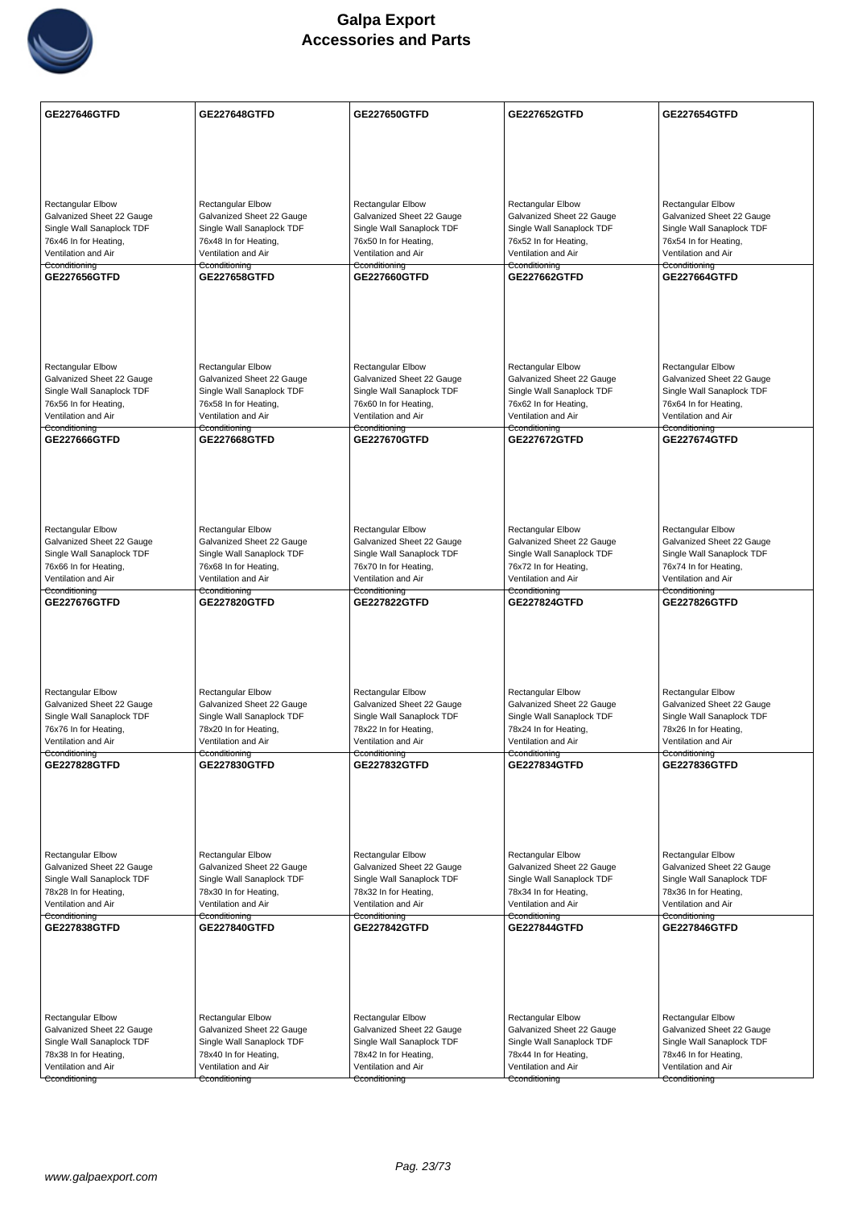| GE227646GTFD | GE227648GTFD | GE227650GTFD | GE227652GTFD | GE227654GTFD |
|---|---|---|---|---|
| Rectangular Elbow Galvanized Sheet 22 Gauge Single Wall Sanaplock TDF 76x46 In for Heating, Ventilation and Air Cconditioning | Rectangular Elbow Galvanized Sheet 22 Gauge Single Wall Sanaplock TDF 76x48 In for Heating, Ventilation and Air Cconditioning | Rectangular Elbow Galvanized Sheet 22 Gauge Single Wall Sanaplock TDF 76x50 In for Heating, Ventilation and Air Cconditioning | Rectangular Elbow Galvanized Sheet 22 Gauge Single Wall Sanaplock TDF 76x52 In for Heating, Ventilation and Air Cconditioning | Rectangular Elbow Galvanized Sheet 22 Gauge Single Wall Sanaplock TDF 76x54 In for Heating, Ventilation and Air Cconditioning |
| **GE227656GTFD** | **GE227658GTFD** | **GE227660GTFD** | **GE227662GTFD** | **GE227664GTFD** |
| Rectangular Elbow Galvanized Sheet 22 Gauge Single Wall Sanaplock TDF 76x56 In for Heating, Ventilation and Air Cconditioning | Rectangular Elbow Galvanized Sheet 22 Gauge Single Wall Sanaplock TDF 76x58 In for Heating, Ventilation and Air Cconditioning | Rectangular Elbow Galvanized Sheet 22 Gauge Single Wall Sanaplock TDF 76x60 In for Heating, Ventilation and Air Cconditioning | Rectangular Elbow Galvanized Sheet 22 Gauge Single Wall Sanaplock TDF 76x62 In for Heating, Ventilation and Air Cconditioning | Rectangular Elbow Galvanized Sheet 22 Gauge Single Wall Sanaplock TDF 76x64 In for Heating, Ventilation and Air Cconditioning |
| **GE227666GTFD** | **GE227668GTFD** | **GE227670GTFD** | **GE227672GTFD** | **GE227674GTFD** |
| Rectangular Elbow Galvanized Sheet 22 Gauge Single Wall Sanaplock TDF 76x66 In for Heating, Ventilation and Air Cconditioning | Rectangular Elbow Galvanized Sheet 22 Gauge Single Wall Sanaplock TDF 76x68 In for Heating, Ventilation and Air Cconditioning | Rectangular Elbow Galvanized Sheet 22 Gauge Single Wall Sanaplock TDF 76x70 In for Heating, Ventilation and Air Cconditioning | Rectangular Elbow Galvanized Sheet 22 Gauge Single Wall Sanaplock TDF 76x72 In for Heating, Ventilation and Air Cconditioning | Rectangular Elbow Galvanized Sheet 22 Gauge Single Wall Sanaplock TDF 76x74 In for Heating, Ventilation and Air Cconditioning |
| **GE227676GTFD** | **GE227820GTFD** | **GE227822GTFD** | **GE227824GTFD** | **GE227826GTFD** |
| Rectangular Elbow Galvanized Sheet 22 Gauge Single Wall Sanaplock TDF 76x76 In for Heating, Ventilation and Air Cconditioning | Rectangular Elbow Galvanized Sheet 22 Gauge Single Wall Sanaplock TDF 78x20 In for Heating, Ventilation and Air Cconditioning | Rectangular Elbow Galvanized Sheet 22 Gauge Single Wall Sanaplock TDF 78x22 In for Heating, Ventilation and Air Cconditioning | Rectangular Elbow Galvanized Sheet 22 Gauge Single Wall Sanaplock TDF 78x24 In for Heating, Ventilation and Air Cconditioning | Rectangular Elbow Galvanized Sheet 22 Gauge Single Wall Sanaplock TDF 78x26 In for Heating, Ventilation and Air Cconditioning |
| **GE227828GTFD** | **GE227830GTFD** | **GE227832GTFD** | **GE227834GTFD** | **GE227836GTFD** |
| Rectangular Elbow Galvanized Sheet 22 Gauge Single Wall Sanaplock TDF 78x28 In for Heating, Ventilation and Air Cconditioning | Rectangular Elbow Galvanized Sheet 22 Gauge Single Wall Sanaplock TDF 78x30 In for Heating, Ventilation and Air Cconditioning | Rectangular Elbow Galvanized Sheet 22 Gauge Single Wall Sanaplock TDF 78x32 In for Heating, Ventilation and Air Cconditioning | Rectangular Elbow Galvanized Sheet 22 Gauge Single Wall Sanaplock TDF 78x34 In for Heating, Ventilation and Air Cconditioning | Rectangular Elbow Galvanized Sheet 22 Gauge Single Wall Sanaplock TDF 78x36 In for Heating, Ventilation and Air Cconditioning |
| **GE227838GTFD** | **GE227840GTFD** | **GE227842GTFD** | **GE227844GTFD** | **GE227846GTFD** |
| Rectangular Elbow Galvanized Sheet 22 Gauge Single Wall Sanaplock TDF 78x38 In for Heating, Ventilation and Air Cconditioning | Rectangular Elbow Galvanized Sheet 22 Gauge Single Wall Sanaplock TDF 78x40 In for Heating, Ventilation and Air Cconditioning | Rectangular Elbow Galvanized Sheet 22 Gauge Single Wall Sanaplock TDF 78x42 In for Heating, Ventilation and Air Cconditioning | Rectangular Elbow Galvanized Sheet 22 Gauge Single Wall Sanaplock TDF 78x44 In for Heating, Ventilation and Air Cconditioning | Rectangular Elbow Galvanized Sheet 22 Gauge Single Wall Sanaplock TDF 78x46 In for Heating, Ventilation and Air Cconditioning |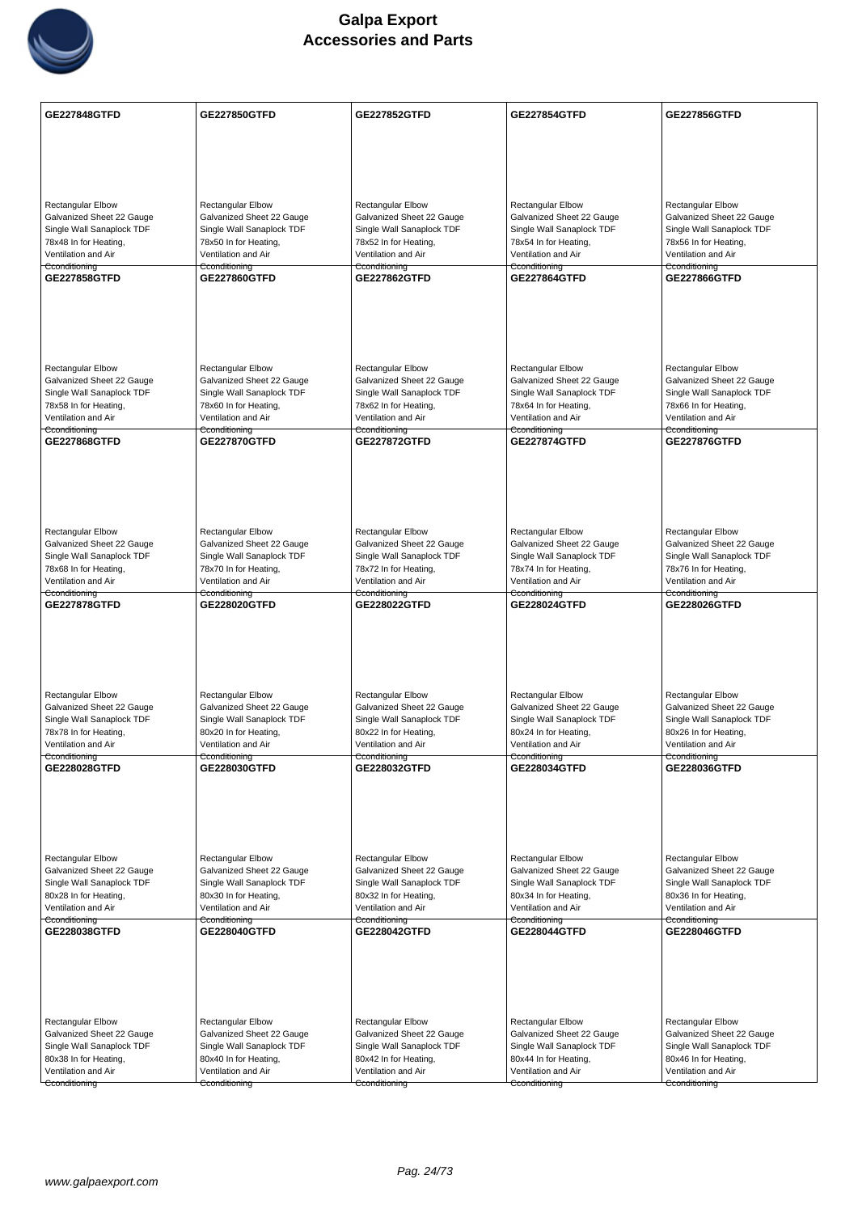# Galpa Export
# Accessories and Parts

| GE227848GTFD | GE227850GTFD | GE227852GTFD | GE227854GTFD | GE227856GTFD |
|---|---|---|---|---|
| Rectangular Elbow Galvanized Sheet 22 Gauge Single Wall Sanaplock TDF 78x48 In for Heating, Ventilation and Air Econditioning | Rectangular Elbow Galvanized Sheet 22 Gauge Single Wall Sanaplock TDF 78x50 In for Heating, Ventilation and Air Econditioning | Rectangular Elbow Galvanized Sheet 22 Gauge Single Wall Sanaplock TDF 78x52 In for Heating, Ventilation and Air Econditioning | Rectangular Elbow Galvanized Sheet 22 Gauge Single Wall Sanaplock TDF 78x54 In for Heating, Ventilation and Air Econditioning | Rectangular Elbow Galvanized Sheet 22 Gauge Single Wall Sanaplock TDF 78x56 In for Heating, Ventilation and Air Econditioning |
| **GE227858GTFD** | **GE227860GTFD** | **GE227862GTFD** | **GE227864GTFD** | **GE227866GTFD** |
| Rectangular Elbow Galvanized Sheet 22 Gauge Single Wall Sanaplock TDF 78x58 In for Heating, Ventilation and Air Econditioning | Rectangular Elbow Galvanized Sheet 22 Gauge Single Wall Sanaplock TDF 78x60 In for Heating, Ventilation and Air Econditioning | Rectangular Elbow Galvanized Sheet 22 Gauge Single Wall Sanaplock TDF 78x62 In for Heating, Ventilation and Air Econditioning | Rectangular Elbow Galvanized Sheet 22 Gauge Single Wall Sanaplock TDF 78x64 In for Heating, Ventilation and Air Econditioning | Rectangular Elbow Galvanized Sheet 22 Gauge Single Wall Sanaplock TDF 78x66 In for Heating, Ventilation and Air Econditioning |
| **GE227868GTFD** | **GE227870GTFD** | **GE227872GTFD** | **GE227874GTFD** | **GE227876GTFD** |
| Rectangular Elbow Galvanized Sheet 22 Gauge Single Wall Sanaplock TDF 78x68 In for Heating, Ventilation and Air Econditioning | Rectangular Elbow Galvanized Sheet 22 Gauge Single Wall Sanaplock TDF 78x70 In for Heating, Ventilation and Air Econditioning | Rectangular Elbow Galvanized Sheet 22 Gauge Single Wall Sanaplock TDF 78x72 In for Heating, Ventilation and Air Econditioning | Rectangular Elbow Galvanized Sheet 22 Gauge Single Wall Sanaplock TDF 78x74 In for Heating, Ventilation and Air Econditioning | Rectangular Elbow Galvanized Sheet 22 Gauge Single Wall Sanaplock TDF 78x76 In for Heating, Ventilation and Air Econditioning |
| **GE227878GTFD** | **GE228020GTFD** | **GE228022GTFD** | **GE228024GTFD** | **GE228026GTFD** |
| Rectangular Elbow Galvanized Sheet 22 Gauge Single Wall Sanaplock TDF 78x78 In for Heating, Ventilation and Air Econditioning | Rectangular Elbow Galvanized Sheet 22 Gauge Single Wall Sanaplock TDF 80x20 In for Heating, Ventilation and Air Econditioning | Rectangular Elbow Galvanized Sheet 22 Gauge Single Wall Sanaplock TDF 80x22 In for Heating, Ventilation and Air Econditioning | Rectangular Elbow Galvanized Sheet 22 Gauge Single Wall Sanaplock TDF 80x24 In for Heating, Ventilation and Air Econditioning | Rectangular Elbow Galvanized Sheet 22 Gauge Single Wall Sanaplock TDF 80x26 In for Heating, Ventilation and Air Econditioning |
| **GE228028GTFD** | **GE228030GTFD** | **GE228032GTFD** | **GE228034GTFD** | **GE228036GTFD** |
| Rectangular Elbow Galvanized Sheet 22 Gauge Single Wall Sanaplock TDF 80x28 In for Heating, Ventilation and Air Econditioning | Rectangular Elbow Galvanized Sheet 22 Gauge Single Wall Sanaplock TDF 80x30 In for Heating, Ventilation and Air Econditioning | Rectangular Elbow Galvanized Sheet 22 Gauge Single Wall Sanaplock TDF 80x32 In for Heating, Ventilation and Air Econditioning | Rectangular Elbow Galvanized Sheet 22 Gauge Single Wall Sanaplock TDF 80x34 In for Heating, Ventilation and Air Econditioning | Rectangular Elbow Galvanized Sheet 22 Gauge Single Wall Sanaplock TDF 80x36 In for Heating, Ventilation and Air Econditioning |
| **GE228038GTFD** | **GE228040GTFD** | **GE228042GTFD** | **GE228044GTFD** | **GE228046GTFD** |
| Rectangular Elbow Galvanized Sheet 22 Gauge Single Wall Sanaplock TDF 80x38 In for Heating, Ventilation and Air Econditioning | Rectangular Elbow Galvanized Sheet 22 Gauge Single Wall Sanaplock TDF 80x40 In for Heating, Ventilation and Air Econditioning | Rectangular Elbow Galvanized Sheet 22 Gauge Single Wall Sanaplock TDF 80x42 In for Heating, Ventilation and Air Econditioning | Rectangular Elbow Galvanized Sheet 22 Gauge Single Wall Sanaplock TDF 80x44 In for Heating, Ventilation and Air Econditioning | Rectangular Elbow Galvanized Sheet 22 Gauge Single Wall Sanaplock TDF 80x46 In for Heating, Ventilation and Air Econditioning |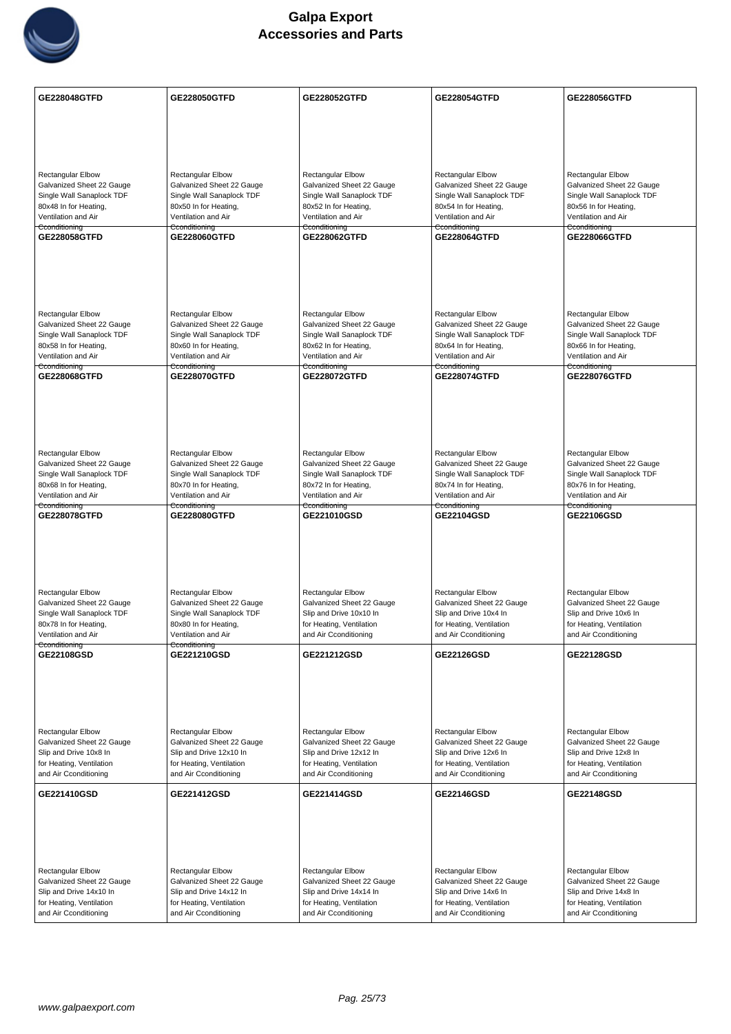| GE228048GTFD | GE228050GTFD | GE228052GTFD | GE228054GTFD | GE228056GTFD |
|---|---|---|---|---|
| Rectangular Elbow Galvanized Sheet 22 Gauge Single Wall Sanaplock TDF 80x48 In for Heating, Ventilation and Air Cconditioning | Rectangular Elbow Galvanized Sheet 22 Gauge Single Wall Sanaplock TDF 80x50 In for Heating, Ventilation and Air Cconditioning | Rectangular Elbow Galvanized Sheet 22 Gauge Single Wall Sanaplock TDF 80x52 In for Heating, Ventilation and Air Cconditioning | Rectangular Elbow Galvanized Sheet 22 Gauge Single Wall Sanaplock TDF 80x54 In for Heating, Ventilation and Air Cconditioning | Rectangular Elbow Galvanized Sheet 22 Gauge Single Wall Sanaplock TDF 80x56 In for Heating, Ventilation and Air Cconditioning |
| **GE228058GTFD** | **GE228060GTFD** | **GE228062GTFD** | **GE228064GTFD** | **GE228066GTFD** |
| Rectangular Elbow Galvanized Sheet 22 Gauge Single Wall Sanaplock TDF 80x58 In for Heating, Ventilation and Air Cconditioning | Rectangular Elbow Galvanized Sheet 22 Gauge Single Wall Sanaplock TDF 80x60 In for Heating, Ventilation and Air Cconditioning | Rectangular Elbow Galvanized Sheet 22 Gauge Single Wall Sanaplock TDF 80x62 In for Heating, Ventilation and Air Cconditioning | Rectangular Elbow Galvanized Sheet 22 Gauge Single Wall Sanaplock TDF 80x64 In for Heating, Ventilation and Air Cconditioning | Rectangular Elbow Galvanized Sheet 22 Gauge Single Wall Sanaplock TDF 80x66 In for Heating, Ventilation and Air Cconditioning |
| **GE228068GTFD** | **GE228070GTFD** | **GE228072GTFD** | **GE228074GTFD** | **GE228076GTFD** |
| Rectangular Elbow Galvanized Sheet 22 Gauge Single Wall Sanaplock TDF 80x68 In for Heating, Ventilation and Air Cconditioning | Rectangular Elbow Galvanized Sheet 22 Gauge Single Wall Sanaplock TDF 80x70 In for Heating, Ventilation and Air Cconditioning | Rectangular Elbow Galvanized Sheet 22 Gauge Single Wall Sanaplock TDF 80x72 In for Heating, Ventilation and Air Cconditioning | Rectangular Elbow Galvanized Sheet 22 Gauge Single Wall Sanaplock TDF 80x74 In for Heating, Ventilation and Air Cconditioning | Rectangular Elbow Galvanized Sheet 22 Gauge Single Wall Sanaplock TDF 80x76 In for Heating, Ventilation and Air Cconditioning |
| **GE228078GTFD** | **GE228080GTFD** | **GE221010GSD** | **GE22104GSD** | **GE22106GSD** |
| Rectangular Elbow Galvanized Sheet 22 Gauge Single Wall Sanaplock TDF 80x78 In for Heating, Ventilation and Air Cconditioning | Rectangular Elbow Galvanized Sheet 22 Gauge Single Wall Sanaplock TDF 80x80 In for Heating, Ventilation and Air Cconditioning | Rectangular Elbow Galvanized Sheet 22 Gauge Slip and Drive 10x10 In for Heating, Ventilation and Air Cconditioning | Rectangular Elbow Galvanized Sheet 22 Gauge Slip and Drive 10x4 In for Heating, Ventilation and Air Cconditioning | Rectangular Elbow Galvanized Sheet 22 Gauge Slip and Drive 10x6 In for Heating, Ventilation and Air Cconditioning |
| **GE22108GSD** | **GE221210GSD** | **GE221212GSD** | **GE22126GSD** | **GE22128GSD** |
| Rectangular Elbow Galvanized Sheet 22 Gauge Slip and Drive 10x8 In for Heating, Ventilation and Air Cconditioning | Rectangular Elbow Galvanized Sheet 22 Gauge Slip and Drive 12x10 In for Heating, Ventilation and Air Cconditioning | Rectangular Elbow Galvanized Sheet 22 Gauge Slip and Drive 12x12 In for Heating, Ventilation and Air Cconditioning | Rectangular Elbow Galvanized Sheet 22 Gauge Slip and Drive 12x6 In for Heating, Ventilation and Air Cconditioning | Rectangular Elbow Galvanized Sheet 22 Gauge Slip and Drive 12x8 In for Heating, Ventilation and Air Cconditioning |
| **GE221410GSD** | **GE221412GSD** | **GE221414GSD** | **GE22146GSD** | **GE22148GSD** |
| Rectangular Elbow Galvanized Sheet 22 Gauge Slip and Drive 14x10 In for Heating, Ventilation and Air Cconditioning | Rectangular Elbow Galvanized Sheet 22 Gauge Slip and Drive 14x12 In for Heating, Ventilation and Air Cconditioning | Rectangular Elbow Galvanized Sheet 22 Gauge Slip and Drive 14x14 In for Heating, Ventilation and Air Cconditioning | Rectangular Elbow Galvanized Sheet 22 Gauge Slip and Drive 14x6 In for Heating, Ventilation and Air Cconditioning | Rectangular Elbow Galvanized Sheet 22 Gauge Slip and Drive 14x8 In for Heating, Ventilation and Air Cconditioning |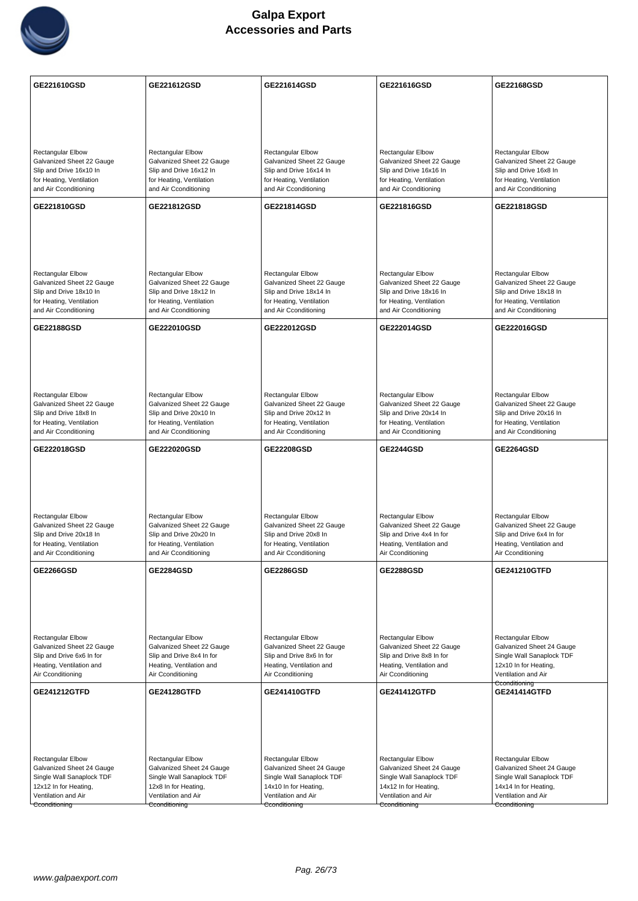# Galpa Export
## Accessories and Parts

| GE221610GSD | GE221612GSD | GE221614GSD | GE221616GSD | GE22168GSD |
|---|---|---|---|---|
| Rectangular Elbow Galvanized Sheet 22 Gauge Slip and Drive 16x10 In for Heating, Ventilation and Air Cconditioning | Rectangular Elbow Galvanized Sheet 22 Gauge Slip and Drive 16x12 In for Heating, Ventilation and Air Cconditioning | Rectangular Elbow Galvanized Sheet 22 Gauge Slip and Drive 16x14 In for Heating, Ventilation and Air Cconditioning | Rectangular Elbow Galvanized Sheet 22 Gauge Slip and Drive 16x16 In for Heating, Ventilation and Air Cconditioning | Rectangular Elbow Galvanized Sheet 22 Gauge Slip and Drive 16x8 In for Heating, Ventilation and Air Cconditioning |
| **GE221810GSD** | **GE221812GSD** | **GE221814GSD** | **GE221816GSD** | **GE221818GSD** |
| Rectangular Elbow Galvanized Sheet 22 Gauge Slip and Drive 18x10 In for Heating, Ventilation and Air Cconditioning | Rectangular Elbow Galvanized Sheet 22 Gauge Slip and Drive 18x12 In for Heating, Ventilation and Air Cconditioning | Rectangular Elbow Galvanized Sheet 22 Gauge Slip and Drive 18x14 In for Heating, Ventilation and Air Cconditioning | Rectangular Elbow Galvanized Sheet 22 Gauge Slip and Drive 18x16 In for Heating, Ventilation and Air Cconditioning | Rectangular Elbow Galvanized Sheet 22 Gauge Slip and Drive 18x18 In for Heating, Ventilation and Air Cconditioning |
| **GE22188GSD** | **GE222010GSD** | **GE222012GSD** | **GE222014GSD** | **GE222016GSD** |
| Rectangular Elbow Galvanized Sheet 22 Gauge Slip and Drive 18x8 In for Heating, Ventilation and Air Cconditioning | Rectangular Elbow Galvanized Sheet 22 Gauge Slip and Drive 20x10 In for Heating, Ventilation and Air Cconditioning | Rectangular Elbow Galvanized Sheet 22 Gauge Slip and Drive 20x12 In for Heating, Ventilation and Air Cconditioning | Rectangular Elbow Galvanized Sheet 22 Gauge Slip and Drive 20x14 In for Heating, Ventilation and Air Cconditioning | Rectangular Elbow Galvanized Sheet 22 Gauge Slip and Drive 20x16 In for Heating, Ventilation and Air Cconditioning |
| **GE222018GSD** | **GE222020GSD** | **GE22208GSD** | **GE2244GSD** | **GE2264GSD** |
| Rectangular Elbow Galvanized Sheet 22 Gauge Slip and Drive 20x18 In for Heating, Ventilation and Air Cconditioning | Rectangular Elbow Galvanized Sheet 22 Gauge Slip and Drive 20x20 In for Heating, Ventilation and Air Cconditioning | Rectangular Elbow Galvanized Sheet 22 Gauge Slip and Drive 20x8 In for Heating, Ventilation and Air Cconditioning | Rectangular Elbow Galvanized Sheet 22 Gauge Slip and Drive 4x4 In for Heating, Ventilation and Air Cconditioning | Rectangular Elbow Galvanized Sheet 22 Gauge Slip and Drive 6x4 In for Heating, Ventilation and Air Cconditioning |
| **GE2266GSD** | **GE2284GSD** | **GE2286GSD** | **GE2288GSD** | **GE241210GTFD** |
| Rectangular Elbow Galvanized Sheet 22 Gauge Slip and Drive 6x6 In for Heating, Ventilation and Air Cconditioning | Rectangular Elbow Galvanized Sheet 22 Gauge Slip and Drive 8x4 In for Heating, Ventilation and Air Cconditioning | Rectangular Elbow Galvanized Sheet 22 Gauge Slip and Drive 8x6 In for Heating, Ventilation and Air Cconditioning | Rectangular Elbow Galvanized Sheet 22 Gauge Slip and Drive 8x8 In for Heating, Ventilation and Air Cconditioning | Rectangular Elbow Galvanized Sheet 24 Gauge Single Wall Sanaplock TDF 12x10 In for Heating, Ventilation and Air Cconditioning |
| **GE241212GTFD** | **GE24128GTFD** | **GE241410GTFD** | **GE241412GTFD** | **GE241414GTFD** |
| Rectangular Elbow Galvanized Sheet 24 Gauge Single Wall Sanaplock TDF 12x12 In for Heating, Ventilation and Air Cconditioning | Rectangular Elbow Galvanized Sheet 24 Gauge Single Wall Sanaplock TDF 12x8 In for Heating, Ventilation and Air Cconditioning | Rectangular Elbow Galvanized Sheet 24 Gauge Single Wall Sanaplock TDF 14x10 In for Heating, Ventilation and Air Cconditioning | Rectangular Elbow Galvanized Sheet 24 Gauge Single Wall Sanaplock TDF 14x12 In for Heating, Ventilation and Air Cconditioning | Rectangular Elbow Galvanized Sheet 24 Gauge Single Wall Sanaplock TDF 14x14 In for Heating, Ventilation and Air Cconditioning |

www.galpaexport.com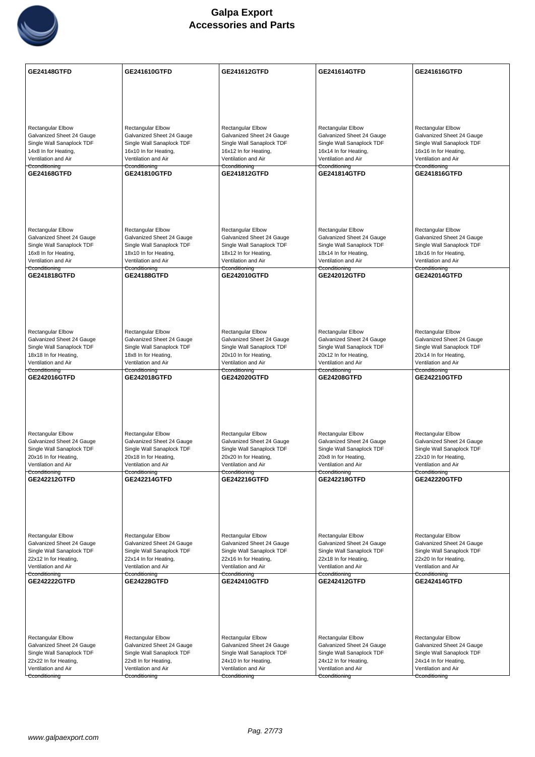| GE24148GTFD | GE241610GTFD | GE241612GTFD | GE241614GTFD | GE241616GTFD |
|---|---|---|---|---|
| Rectangular Elbow<br>Galvanized Sheet 24 Gauge<br>Single Wall Sanaplock TDF<br>14x8 In for Heating,<br>Ventilation and Air<br>Cconditioning | Rectangular Elbow<br>Galvanized Sheet 24 Gauge<br>Single Wall Sanaplock TDF<br>16x10 In for Heating,<br>Ventilation and Air<br>Cconditioning | Rectangular Elbow<br>Galvanized Sheet 24 Gauge<br>Single Wall Sanaplock TDF<br>16x12 In for Heating,<br>Ventilation and Air<br>Cconditioning | Rectangular Elbow<br>Galvanized Sheet 24 Gauge<br>Single Wall Sanaplock TDF<br>16x14 In for Heating,<br>Ventilation and Air<br>Cconditioning | Rectangular Elbow<br>Galvanized Sheet 24 Gauge<br>Single Wall Sanaplock TDF<br>16x16 In for Heating,<br>Ventilation and Air<br>Cconditioning |
| **GE24168GTFD** | **GE241810GTFD** | **GE241812GTFD** | **GE241814GTFD** | **GE241816GTFD** |
| Rectangular Elbow<br>Galvanized Sheet 24 Gauge<br>Single Wall Sanaplock TDF<br>16x8 In for Heating,<br>Ventilation and Air<br>Cconditioning | Rectangular Elbow<br>Galvanized Sheet 24 Gauge<br>Single Wall Sanaplock TDF<br>18x10 In for Heating,<br>Ventilation and Air<br>Cconditioning | Rectangular Elbow<br>Galvanized Sheet 24 Gauge<br>Single Wall Sanaplock TDF<br>18x12 In for Heating,<br>Ventilation and Air<br>Cconditioning | Rectangular Elbow<br>Galvanized Sheet 24 Gauge<br>Single Wall Sanaplock TDF<br>18x14 In for Heating,<br>Ventilation and Air<br>Cconditioning | Rectangular Elbow<br>Galvanized Sheet 24 Gauge<br>Single Wall Sanaplock TDF<br>18x16 In for Heating,<br>Ventilation and Air<br>Cconditioning |
| **GE241818GTFD** | **GE24188GTFD** | **GE242010GTFD** | **GE242012GTFD** | **GE242014GTFD** |
| Rectangular Elbow<br>Galvanized Sheet 24 Gauge<br>Single Wall Sanaplock TDF<br>18x18 In for Heating,<br>Ventilation and Air<br>Cconditioning | Rectangular Elbow<br>Galvanized Sheet 24 Gauge<br>Single Wall Sanaplock TDF<br>18x8 In for Heating,<br>Ventilation and Air<br>Cconditioning | Rectangular Elbow<br>Galvanized Sheet 24 Gauge<br>Single Wall Sanaplock TDF<br>20x10 In for Heating,<br>Ventilation and Air<br>Cconditioning | Rectangular Elbow<br>Galvanized Sheet 24 Gauge<br>Single Wall Sanaplock TDF<br>20x12 In for Heating,<br>Ventilation and Air<br>Cconditioning | Rectangular Elbow<br>Galvanized Sheet 24 Gauge<br>Single Wall Sanaplock TDF<br>20x14 In for Heating,<br>Ventilation and Air<br>Cconditioning |
| **GE242016GTFD** | **GE242018GTFD** | **GE242020GTFD** | **GE24208GTFD** | **GE242210GTFD** |
| Rectangular Elbow<br>Galvanized Sheet 24 Gauge<br>Single Wall Sanaplock TDF<br>20x16 In for Heating,<br>Ventilation and Air<br>Cconditioning | Rectangular Elbow<br>Galvanized Sheet 24 Gauge<br>Single Wall Sanaplock TDF<br>20x18 In for Heating,<br>Ventilation and Air<br>Cconditioning | Rectangular Elbow<br>Galvanized Sheet 24 Gauge<br>Single Wall Sanaplock TDF<br>20x20 In for Heating,<br>Ventilation and Air<br>Cconditioning | Rectangular Elbow<br>Galvanized Sheet 24 Gauge<br>Single Wall Sanaplock TDF<br>20x8 In for Heating,<br>Ventilation and Air<br>Cconditioning | Rectangular Elbow<br>Galvanized Sheet 24 Gauge<br>Single Wall Sanaplock TDF<br>22x10 In for Heating,<br>Ventilation and Air<br>Cconditioning |
| **GE242212GTFD** | **GE242214GTFD** | **GE242216GTFD** | **GE242218GTFD** | **GE242220GTFD** |
| Rectangular Elbow<br>Galvanized Sheet 24 Gauge<br>Single Wall Sanaplock TDF<br>22x12 In for Heating,<br>Ventilation and Air<br>Cconditioning | Rectangular Elbow<br>Galvanized Sheet 24 Gauge<br>Single Wall Sanaplock TDF<br>22x14 In for Heating,<br>Ventilation and Air<br>Cconditioning | Rectangular Elbow<br>Galvanized Sheet 24 Gauge<br>Single Wall Sanaplock TDF<br>22x16 In for Heating,<br>Ventilation and Air<br>Cconditioning | Rectangular Elbow<br>Galvanized Sheet 24 Gauge<br>Single Wall Sanaplock TDF<br>22x18 In for Heating,<br>Ventilation and Air<br>Cconditioning | Rectangular Elbow<br>Galvanized Sheet 24 Gauge<br>Single Wall Sanaplock TDF<br>22x20 In for Heating,<br>Ventilation and Air<br>Cconditioning |
| **GE242222GTFD** | **GE24228GTFD** | **GE242410GTFD** | **GE242412GTFD** | **GE242414GTFD** |
| Rectangular Elbow<br>Galvanized Sheet 24 Gauge<br>Single Wall Sanaplock TDF<br>22x22 In for Heating,<br>Ventilation and Air<br>Cconditioning | Rectangular Elbow<br>Galvanized Sheet 24 Gauge<br>Single Wall Sanaplock TDF<br>22x8 In for Heating,<br>Ventilation and Air<br>Cconditioning | Rectangular Elbow<br>Galvanized Sheet 24 Gauge<br>Single Wall Sanaplock TDF<br>24x10 In for Heating,<br>Ventilation and Air<br>Cconditioning | Rectangular Elbow<br>Galvanized Sheet 24 Gauge<br>Single Wall Sanaplock TDF<br>24x12 In for Heating,<br>Ventilation and Air<br>Cconditioning | Rectangular Elbow<br>Galvanized Sheet 24 Gauge<br>Single Wall Sanaplock TDF<br>24x14 In for Heating,<br>Ventilation and Air<br>Cconditioning |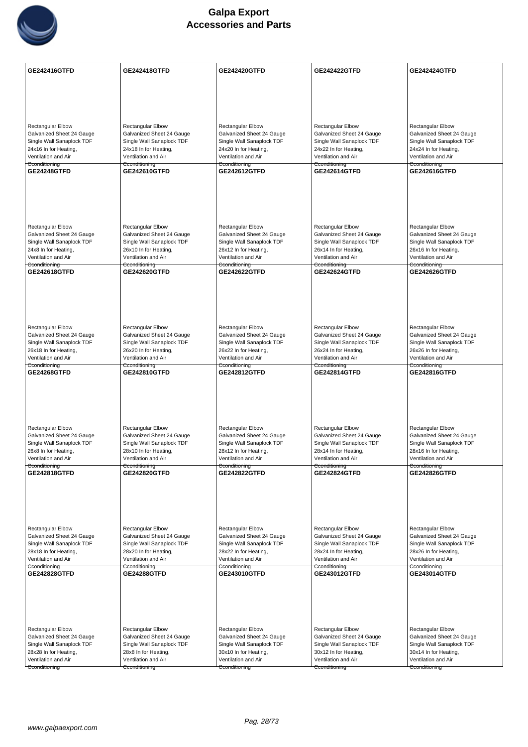# Galpa Export
## Accessories and Parts

| GE242416GTFD | GE242418GTFD | GE242420GTFD | GE242422GTFD | GE242424GTFD |
|---|---|---|---|---|
| Rectangular Elbow Galvanized Sheet 24 Gauge Single Wall Sanaplock TDF 24x16 In for Heating, Ventilation and Air Conditioning | Rectangular Elbow Galvanized Sheet 24 Gauge Single Wall Sanaplock TDF 24x18 In for Heating, Ventilation and Air Conditioning | Rectangular Elbow Galvanized Sheet 24 Gauge Single Wall Sanaplock TDF 24x20 In for Heating, Ventilation and Air Conditioning | Rectangular Elbow Galvanized Sheet 24 Gauge Single Wall Sanaplock TDF 24x22 In for Heating, Ventilation and Air Conditioning | Rectangular Elbow Galvanized Sheet 24 Gauge Single Wall Sanaplock TDF 24x24 In for Heating, Ventilation and Air Conditioning |
| **GE24248GTFD** | **GE242610GTFD** | **GE242612GTFD** | **GE242614GTFD** | **GE242616GTFD** |
| Rectangular Elbow Galvanized Sheet 24 Gauge Single Wall Sanaplock TDF 24x8 In for Heating, Ventilation and Air Conditioning | Rectangular Elbow Galvanized Sheet 24 Gauge Single Wall Sanaplock TDF 26x10 In for Heating, Ventilation and Air Conditioning | Rectangular Elbow Galvanized Sheet 24 Gauge Single Wall Sanaplock TDF 26x12 In for Heating, Ventilation and Air Conditioning | Rectangular Elbow Galvanized Sheet 24 Gauge Single Wall Sanaplock TDF 26x14 In for Heating, Ventilation and Air Conditioning | Rectangular Elbow Galvanized Sheet 24 Gauge Single Wall Sanaplock TDF 26x16 In for Heating, Ventilation and Air Conditioning |
| **GE242618GTFD** | **GE242620GTFD** | **GE242622GTFD** | **GE242624GTFD** | **GE242626GTFD** |
| Rectangular Elbow Galvanized Sheet 24 Gauge Single Wall Sanaplock TDF 26x18 In for Heating, Ventilation and Air Conditioning | Rectangular Elbow Galvanized Sheet 24 Gauge Single Wall Sanaplock TDF 26x20 In for Heating, Ventilation and Air Conditioning | Rectangular Elbow Galvanized Sheet 24 Gauge Single Wall Sanaplock TDF 26x22 In for Heating, Ventilation and Air Conditioning | Rectangular Elbow Galvanized Sheet 24 Gauge Single Wall Sanaplock TDF 26x24 In for Heating, Ventilation and Air Conditioning | Rectangular Elbow Galvanized Sheet 24 Gauge Single Wall Sanaplock TDF 26x26 In for Heating, Ventilation and Air Conditioning |
| **GE24268GTFD** | **GE242810GTFD** | **GE242812GTFD** | **GE242814GTFD** | **GE242816GTFD** |
| Rectangular Elbow Galvanized Sheet 24 Gauge Single Wall Sanaplock TDF 26x8 In for Heating, Ventilation and Air Conditioning | Rectangular Elbow Galvanized Sheet 24 Gauge Single Wall Sanaplock TDF 28x10 In for Heating, Ventilation and Air Conditioning | Rectangular Elbow Galvanized Sheet 24 Gauge Single Wall Sanaplock TDF 28x12 In for Heating, Ventilation and Air Conditioning | Rectangular Elbow Galvanized Sheet 24 Gauge Single Wall Sanaplock TDF 28x14 In for Heating, Ventilation and Air Conditioning | Rectangular Elbow Galvanized Sheet 24 Gauge Single Wall Sanaplock TDF 28x16 In for Heating, Ventilation and Air Conditioning |
| **GE242818GTFD** | **GE242820GTFD** | **GE242822GTFD** | **GE242824GTFD** | **GE242826GTFD** |
| Rectangular Elbow Galvanized Sheet 24 Gauge Single Wall Sanaplock TDF 28x18 In for Heating, Ventilation and Air Conditioning | Rectangular Elbow Galvanized Sheet 24 Gauge Single Wall Sanaplock TDF 28x20 In for Heating, Ventilation and Air Conditioning | Rectangular Elbow Galvanized Sheet 24 Gauge Single Wall Sanaplock TDF 28x22 In for Heating, Ventilation and Air Conditioning | Rectangular Elbow Galvanized Sheet 24 Gauge Single Wall Sanaplock TDF 28x24 In for Heating, Ventilation and Air Conditioning | Rectangular Elbow Galvanized Sheet 24 Gauge Single Wall Sanaplock TDF 28x26 In for Heating, Ventilation and Air Conditioning |
| **GE242828GTFD** | **GE24288GTFD** | **GE243010GTFD** | **GE243012GTFD** | **GE243014GTFD** |
| Rectangular Elbow Galvanized Sheet 24 Gauge Single Wall Sanaplock TDF 28x28 In for Heating, Ventilation and Air Conditioning | Rectangular Elbow Galvanized Sheet 24 Gauge Single Wall Sanaplock TDF 28x8 In for Heating, Ventilation and Air Conditioning | Rectangular Elbow Galvanized Sheet 24 Gauge Single Wall Sanaplock TDF 30x10 In for Heating, Ventilation and Air Conditioning | Rectangular Elbow Galvanized Sheet 24 Gauge Single Wall Sanaplock TDF 30x12 In for Heating, Ventilation and Air Conditioning | Rectangular Elbow Galvanized Sheet 24 Gauge Single Wall Sanaplock TDF 30x14 In for Heating, Ventilation and Air Conditioning |

www.galpaexport.com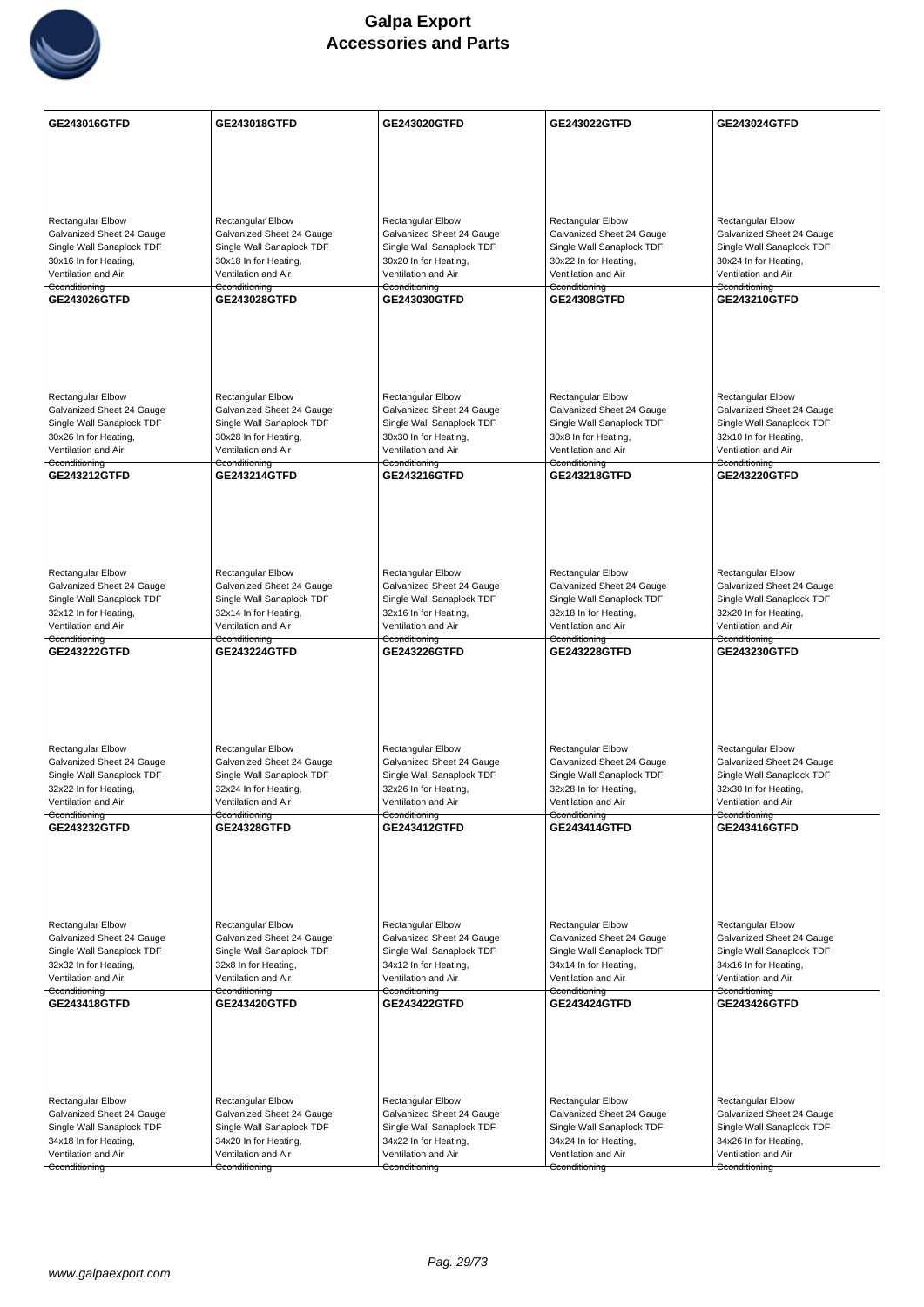# Galpa Export
# Accessories and Parts

| GE243016GTFD | GE243018GTFD | GE243020GTFD | GE243022GTFD | GE243024GTFD |
|---|---|---|---|---|
| Rectangular Elbow Galvanized Sheet 24 Gauge Single Wall Sanaplock TDF 30x16 In for Heating, Ventilation and Air Cconditioning | Rectangular Elbow Galvanized Sheet 24 Gauge Single Wall Sanaplock TDF 30x18 In for Heating, Ventilation and Air Cconditioning | Rectangular Elbow Galvanized Sheet 24 Gauge Single Wall Sanaplock TDF 30x20 In for Heating, Ventilation and Air Cconditioning | Rectangular Elbow Galvanized Sheet 24 Gauge Single Wall Sanaplock TDF 30x22 In for Heating, Ventilation and Air Cconditioning | Rectangular Elbow Galvanized Sheet 24 Gauge Single Wall Sanaplock TDF 30x24 In for Heating, Ventilation and Air Cconditioning |
| **GE243026GTFD** | **GE243028GTFD** | **GE243030GTFD** | **GE24308GTFD** | **GE243210GTFD** |
| Rectangular Elbow Galvanized Sheet 24 Gauge Single Wall Sanaplock TDF 30x26 In for Heating, Ventilation and Air Cconditioning | Rectangular Elbow Galvanized Sheet 24 Gauge Single Wall Sanaplock TDF 30x28 In for Heating, Ventilation and Air Cconditioning | Rectangular Elbow Galvanized Sheet 24 Gauge Single Wall Sanaplock TDF 30x30 In for Heating, Ventilation and Air Cconditioning | Rectangular Elbow Galvanized Sheet 24 Gauge Single Wall Sanaplock TDF 30x8 In for Heating, Ventilation and Air Cconditioning | Rectangular Elbow Galvanized Sheet 24 Gauge Single Wall Sanaplock TDF 32x10 In for Heating, Ventilation and Air Cconditioning |
| **GE243212GTFD** | **GE243214GTFD** | **GE243216GTFD** | **GE243218GTFD** | **GE243220GTFD** |
| Rectangular Elbow Galvanized Sheet 24 Gauge Single Wall Sanaplock TDF 32x12 In for Heating, Ventilation and Air Cconditioning | Rectangular Elbow Galvanized Sheet 24 Gauge Single Wall Sanaplock TDF 32x14 In for Heating, Ventilation and Air Cconditioning | Rectangular Elbow Galvanized Sheet 24 Gauge Single Wall Sanaplock TDF 32x16 In for Heating, Ventilation and Air Cconditioning | Rectangular Elbow Galvanized Sheet 24 Gauge Single Wall Sanaplock TDF 32x18 In for Heating, Ventilation and Air Cconditioning | Rectangular Elbow Galvanized Sheet 24 Gauge Single Wall Sanaplock TDF 32x20 In for Heating, Ventilation and Air Cconditioning |
| **GE243222GTFD** | **GE243224GTFD** | **GE243226GTFD** | **GE243228GTFD** | **GE243230GTFD** |
| Rectangular Elbow Galvanized Sheet 24 Gauge Single Wall Sanaplock TDF 32x22 In for Heating, Ventilation and Air Cconditioning | Rectangular Elbow Galvanized Sheet 24 Gauge Single Wall Sanaplock TDF 32x24 In for Heating, Ventilation and Air Cconditioning | Rectangular Elbow Galvanized Sheet 24 Gauge Single Wall Sanaplock TDF 32x26 In for Heating, Ventilation and Air Cconditioning | Rectangular Elbow Galvanized Sheet 24 Gauge Single Wall Sanaplock TDF 32x28 In for Heating, Ventilation and Air Cconditioning | Rectangular Elbow Galvanized Sheet 24 Gauge Single Wall Sanaplock TDF 32x30 In for Heating, Ventilation and Air Cconditioning |
| **GE243232GTFD** | **GE24328GTFD** | **GE243412GTFD** | **GE243414GTFD** | **GE243416GTFD** |
| Rectangular Elbow Galvanized Sheet 24 Gauge Single Wall Sanaplock TDF 32x32 In for Heating, Ventilation and Air Cconditioning | Rectangular Elbow Galvanized Sheet 24 Gauge Single Wall Sanaplock TDF 32x8 In for Heating, Ventilation and Air Cconditioning | Rectangular Elbow Galvanized Sheet 24 Gauge Single Wall Sanaplock TDF 34x12 In for Heating, Ventilation and Air Cconditioning | Rectangular Elbow Galvanized Sheet 24 Gauge Single Wall Sanaplock TDF 34x14 In for Heating, Ventilation and Air Cconditioning | Rectangular Elbow Galvanized Sheet 24 Gauge Single Wall Sanaplock TDF 34x16 In for Heating, Ventilation and Air Cconditioning |
| **GE243418GTFD** | **GE243420GTFD** | **GE243422GTFD** | **GE243424GTFD** | **GE243426GTFD** |
| Rectangular Elbow Galvanized Sheet 24 Gauge Single Wall Sanaplock TDF 34x18 In for Heating, Ventilation and Air Cconditioning | Rectangular Elbow Galvanized Sheet 24 Gauge Single Wall Sanaplock TDF 34x20 In for Heating, Ventilation and Air Cconditioning | Rectangular Elbow Galvanized Sheet 24 Gauge Single Wall Sanaplock TDF 34x22 In for Heating, Ventilation and Air Cconditioning | Rectangular Elbow Galvanized Sheet 24 Gauge Single Wall Sanaplock TDF 34x24 In for Heating, Ventilation and Air Cconditioning | Rectangular Elbow Galvanized Sheet 24 Gauge Single Wall Sanaplock TDF 34x26 In for Heating, Ventilation and Air Cconditioning |

www.galpaexport.com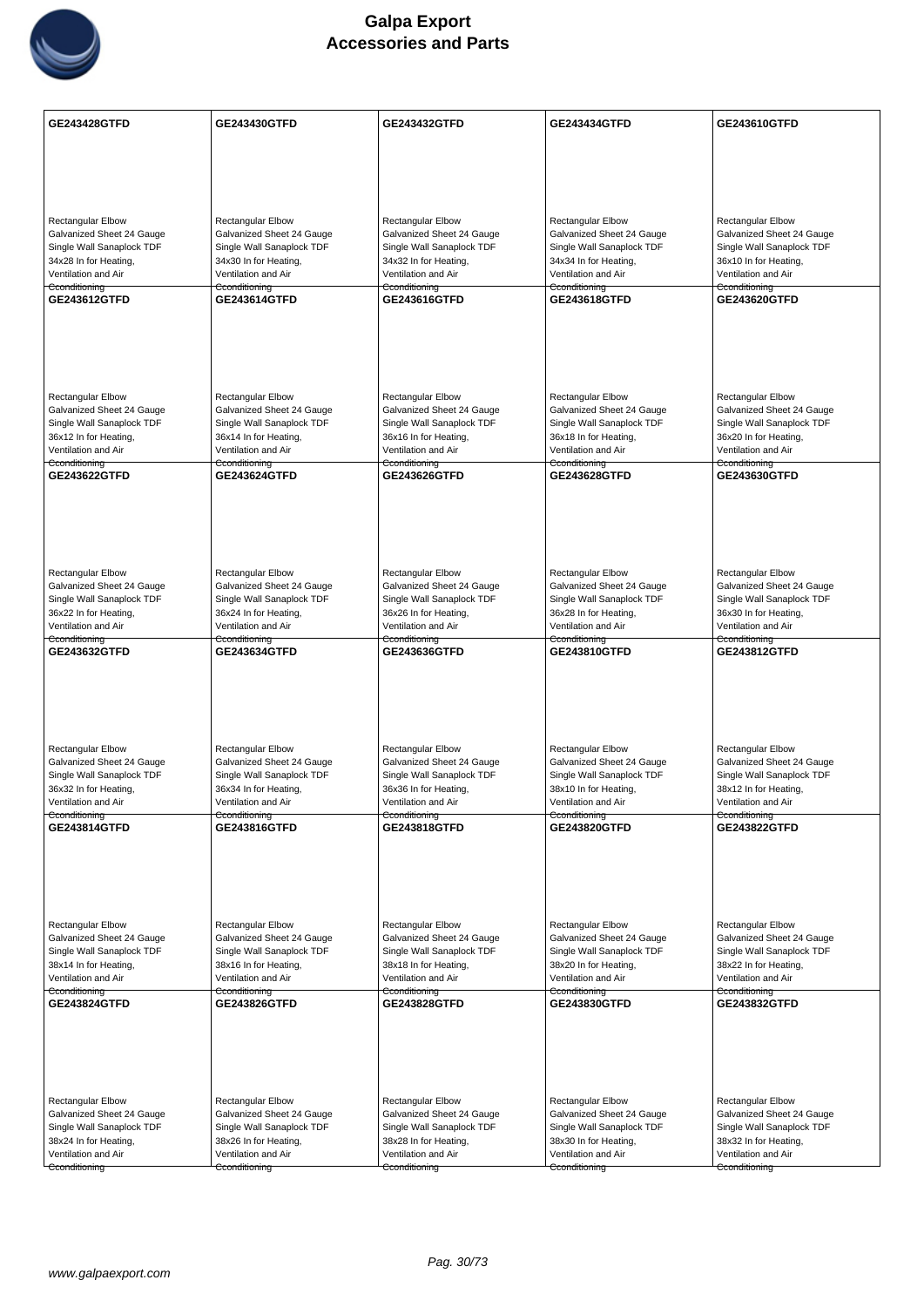# Galpa Export
# Accessories and Parts

| GE243428GTFD | GE243430GTFD | GE243432GTFD | GE243434GTFD | GE243610GTFD |
|---|---|---|---|---|
| Rectangular Elbow Galvanized Sheet 24 Gauge Single Wall Sanaplock TDF 34x28 In for Heating, Ventilation and Air Conditioning | Rectangular Elbow Galvanized Sheet 24 Gauge Single Wall Sanaplock TDF 34x30 In for Heating, Ventilation and Air Conditioning | Rectangular Elbow Galvanized Sheet 24 Gauge Single Wall Sanaplock TDF 34x32 In for Heating, Ventilation and Air Conditioning | Rectangular Elbow Galvanized Sheet 24 Gauge Single Wall Sanaplock TDF 34x34 In for Heating, Ventilation and Air Conditioning | Rectangular Elbow Galvanized Sheet 24 Gauge Single Wall Sanaplock TDF 36x10 In for Heating, Ventilation and Air Conditioning |
| **GE243612GTFD** | **GE243614GTFD** | **GE243616GTFD** | **GE243618GTFD** | **GE243620GTFD** |
| Rectangular Elbow Galvanized Sheet 24 Gauge Single Wall Sanaplock TDF 36x12 In for Heating, Ventilation and Air Conditioning | Rectangular Elbow Galvanized Sheet 24 Gauge Single Wall Sanaplock TDF 36x14 In for Heating, Ventilation and Air Conditioning | Rectangular Elbow Galvanized Sheet 24 Gauge Single Wall Sanaplock TDF 36x16 In for Heating, Ventilation and Air Conditioning | Rectangular Elbow Galvanized Sheet 24 Gauge Single Wall Sanaplock TDF 36x18 In for Heating, Ventilation and Air Conditioning | Rectangular Elbow Galvanized Sheet 24 Gauge Single Wall Sanaplock TDF 36x20 In for Heating, Ventilation and Air Conditioning |
| **GE243622GTFD** | **GE243624GTFD** | **GE243626GTFD** | **GE243628GTFD** | **GE243630GTFD** |
| Rectangular Elbow Galvanized Sheet 24 Gauge Single Wall Sanaplock TDF 36x22 In for Heating, Ventilation and Air Conditioning | Rectangular Elbow Galvanized Sheet 24 Gauge Single Wall Sanaplock TDF 36x24 In for Heating, Ventilation and Air Conditioning | Rectangular Elbow Galvanized Sheet 24 Gauge Single Wall Sanaplock TDF 36x26 In for Heating, Ventilation and Air Conditioning | Rectangular Elbow Galvanized Sheet 24 Gauge Single Wall Sanaplock TDF 36x28 In for Heating, Ventilation and Air Conditioning | Rectangular Elbow Galvanized Sheet 24 Gauge Single Wall Sanaplock TDF 36x30 In for Heating, Ventilation and Air Conditioning |
| **GE243632GTFD** | **GE243634GTFD** | **GE243636GTFD** | **GE243810GTFD** | **GE243812GTFD** |
| Rectangular Elbow Galvanized Sheet 24 Gauge Single Wall Sanaplock TDF 36x32 In for Heating, Ventilation and Air Conditioning | Rectangular Elbow Galvanized Sheet 24 Gauge Single Wall Sanaplock TDF 36x34 In for Heating, Ventilation and Air Conditioning | Rectangular Elbow Galvanized Sheet 24 Gauge Single Wall Sanaplock TDF 36x36 In for Heating, Ventilation and Air Conditioning | Rectangular Elbow Galvanized Sheet 24 Gauge Single Wall Sanaplock TDF 38x10 In for Heating, Ventilation and Air Conditioning | Rectangular Elbow Galvanized Sheet 24 Gauge Single Wall Sanaplock TDF 38x12 In for Heating, Ventilation and Air Conditioning |
| **GE243814GTFD** | **GE243816GTFD** | **GE243818GTFD** | **GE243820GTFD** | **GE243822GTFD** |
| Rectangular Elbow Galvanized Sheet 24 Gauge Single Wall Sanaplock TDF 38x14 In for Heating, Ventilation and Air Conditioning | Rectangular Elbow Galvanized Sheet 24 Gauge Single Wall Sanaplock TDF 38x16 In for Heating, Ventilation and Air Conditioning | Rectangular Elbow Galvanized Sheet 24 Gauge Single Wall Sanaplock TDF 38x18 In for Heating, Ventilation and Air Conditioning | Rectangular Elbow Galvanized Sheet 24 Gauge Single Wall Sanaplock TDF 38x20 In for Heating, Ventilation and Air Conditioning | Rectangular Elbow Galvanized Sheet 24 Gauge Single Wall Sanaplock TDF 38x22 In for Heating, Ventilation and Air Conditioning |
| **GE243824GTFD** | **GE243826GTFD** | **GE243828GTFD** | **GE243830GTFD** | **GE243832GTFD** |
| Rectangular Elbow Galvanized Sheet 24 Gauge Single Wall Sanaplock TDF 38x24 In for Heating, Ventilation and Air Conditioning | Rectangular Elbow Galvanized Sheet 24 Gauge Single Wall Sanaplock TDF 38x26 In for Heating, Ventilation and Air Conditioning | Rectangular Elbow Galvanized Sheet 24 Gauge Single Wall Sanaplock TDF 38x28 In for Heating, Ventilation and Air Conditioning | Rectangular Elbow Galvanized Sheet 24 Gauge Single Wall Sanaplock TDF 38x30 In for Heating, Ventilation and Air Conditioning | Rectangular Elbow Galvanized Sheet 24 Gauge Single Wall Sanaplock TDF 38x32 In for Heating, Ventilation and Air Conditioning |

www.galpaexport.com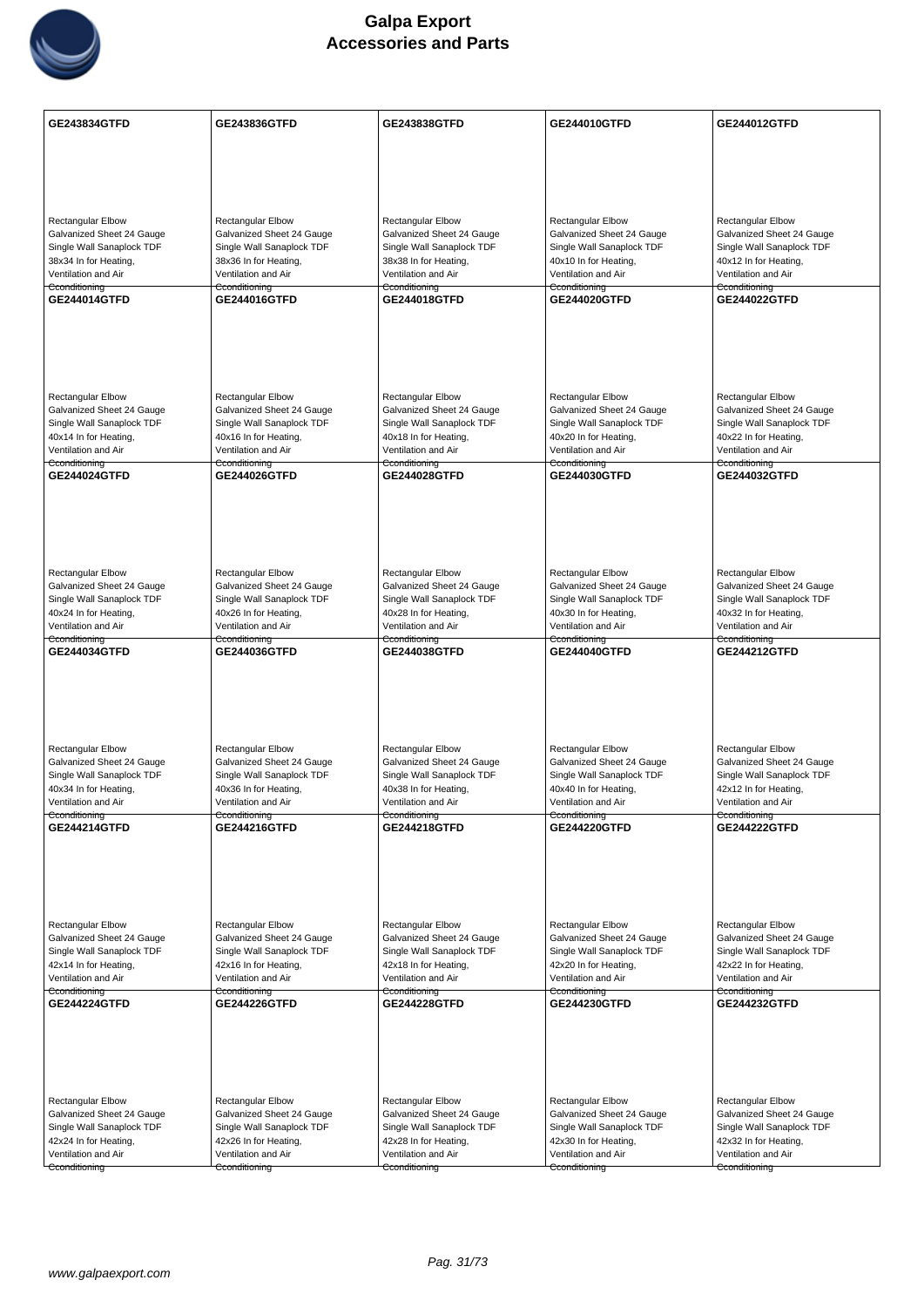# Galpa Export
## Accessories and Parts

| GE243834GTFD | GE243836GTFD | GE243838GTFD | GE244010GTFD | GE244012GTFD |
|---|---|---|---|---|
| Rectangular Elbow<br>Galvanized Sheet 24 Gauge<br>Single Wall Sanaplock TDF<br>38x34 In for Heating,<br>Ventilation and Air<br>Cconditioning | Rectangular Elbow<br>Galvanized Sheet 24 Gauge<br>Single Wall Sanaplock TDF<br>38x36 In for Heating,<br>Ventilation and Air<br>Cconditioning | Rectangular Elbow<br>Galvanized Sheet 24 Gauge<br>Single Wall Sanaplock TDF<br>38x38 In for Heating,<br>Ventilation and Air<br>Cconditioning | Rectangular Elbow<br>Galvanized Sheet 24 Gauge<br>Single Wall Sanaplock TDF<br>40x10 In for Heating,<br>Ventilation and Air<br>Cconditioning | Rectangular Elbow<br>Galvanized Sheet 24 Gauge<br>Single Wall Sanaplock TDF<br>40x12 In for Heating,<br>Ventilation and Air<br>Cconditioning |
| **GE244014GTFD** | **GE244016GTFD** | **GE244018GTFD** | **GE244020GTFD** | **GE244022GTFD** |
| Rectangular Elbow<br>Galvanized Sheet 24 Gauge<br>Single Wall Sanaplock TDF<br>40x14 In for Heating,<br>Ventilation and Air<br>Cconditioning | Rectangular Elbow<br>Galvanized Sheet 24 Gauge<br>Single Wall Sanaplock TDF<br>40x16 In for Heating,<br>Ventilation and Air<br>Cconditioning | Rectangular Elbow<br>Galvanized Sheet 24 Gauge<br>Single Wall Sanaplock TDF<br>40x18 In for Heating,<br>Ventilation and Air<br>Cconditioning | Rectangular Elbow<br>Galvanized Sheet 24 Gauge<br>Single Wall Sanaplock TDF<br>40x20 In for Heating,<br>Ventilation and Air<br>Cconditioning | Rectangular Elbow<br>Galvanized Sheet 24 Gauge<br>Single Wall Sanaplock TDF<br>40x22 In for Heating,<br>Ventilation and Air<br>Cconditioning |
| **GE244024GTFD** | **GE244026GTFD** | **GE244028GTFD** | **GE244030GTFD** | **GE244032GTFD** |
| Rectangular Elbow<br>Galvanized Sheet 24 Gauge<br>Single Wall Sanaplock TDF<br>40x24 In for Heating,<br>Ventilation and Air<br>Cconditioning | Rectangular Elbow<br>Galvanized Sheet 24 Gauge<br>Single Wall Sanaplock TDF<br>40x26 In for Heating,<br>Ventilation and Air<br>Cconditioning | Rectangular Elbow<br>Galvanized Sheet 24 Gauge<br>Single Wall Sanaplock TDF<br>40x28 In for Heating,<br>Ventilation and Air<br>Cconditioning | Rectangular Elbow<br>Galvanized Sheet 24 Gauge<br>Single Wall Sanaplock TDF<br>40x30 In for Heating,<br>Ventilation and Air<br>Cconditioning | Rectangular Elbow<br>Galvanized Sheet 24 Gauge<br>Single Wall Sanaplock TDF<br>40x32 In for Heating,<br>Ventilation and Air<br>Cconditioning |
| **GE244034GTFD** | **GE244036GTFD** | **GE244038GTFD** | **GE244040GTFD** | **GE244212GTFD** |
| Rectangular Elbow<br>Galvanized Sheet 24 Gauge<br>Single Wall Sanaplock TDF<br>40x34 In for Heating,<br>Ventilation and Air<br>Cconditioning | Rectangular Elbow<br>Galvanized Sheet 24 Gauge<br>Single Wall Sanaplock TDF<br>40x36 In for Heating,<br>Ventilation and Air<br>Cconditioning | Rectangular Elbow<br>Galvanized Sheet 24 Gauge<br>Single Wall Sanaplock TDF<br>40x38 In for Heating,<br>Ventilation and Air<br>Cconditioning | Rectangular Elbow<br>Galvanized Sheet 24 Gauge<br>Single Wall Sanaplock TDF<br>40x40 In for Heating,<br>Ventilation and Air<br>Cconditioning | Rectangular Elbow<br>Galvanized Sheet 24 Gauge<br>Single Wall Sanaplock TDF<br>42x12 In for Heating,<br>Ventilation and Air<br>Cconditioning |
| **GE244214GTFD** | **GE244216GTFD** | **GE244218GTFD** | **GE244220GTFD** | **GE244222GTFD** |
| Rectangular Elbow<br>Galvanized Sheet 24 Gauge<br>Single Wall Sanaplock TDF<br>42x14 In for Heating,<br>Ventilation and Air<br>Cconditioning | Rectangular Elbow<br>Galvanized Sheet 24 Gauge<br>Single Wall Sanaplock TDF<br>42x16 In for Heating,<br>Ventilation and Air<br>Cconditioning | Rectangular Elbow<br>Galvanized Sheet 24 Gauge<br>Single Wall Sanaplock TDF<br>42x18 In for Heating,<br>Ventilation and Air<br>Cconditioning | Rectangular Elbow<br>Galvanized Sheet 24 Gauge<br>Single Wall Sanaplock TDF<br>42x20 In for Heating,<br>Ventilation and Air<br>Cconditioning | Rectangular Elbow<br>Galvanized Sheet 24 Gauge<br>Single Wall Sanaplock TDF<br>42x22 In for Heating,<br>Ventilation and Air<br>Cconditioning |
| **GE244224GTFD** | **GE244226GTFD** | **GE244228GTFD** | **GE244230GTFD** | **GE244232GTFD** |
| Rectangular Elbow<br>Galvanized Sheet 24 Gauge<br>Single Wall Sanaplock TDF<br>42x24 In for Heating,<br>Ventilation and Air<br>Cconditioning | Rectangular Elbow<br>Galvanized Sheet 24 Gauge<br>Single Wall Sanaplock TDF<br>42x26 In for Heating,<br>Ventilation and Air<br>Cconditioning | Rectangular Elbow<br>Galvanized Sheet 24 Gauge<br>Single Wall Sanaplock TDF<br>42x28 In for Heating,<br>Ventilation and Air<br>Cconditioning | Rectangular Elbow<br>Galvanized Sheet 24 Gauge<br>Single Wall Sanaplock TDF<br>42x30 In for Heating,<br>Ventilation and Air<br>Cconditioning | Rectangular Elbow<br>Galvanized Sheet 24 Gauge<br>Single Wall Sanaplock TDF<br>42x32 In for Heating,<br>Ventilation and Air<br>Cconditioning |

www.galpaexport.com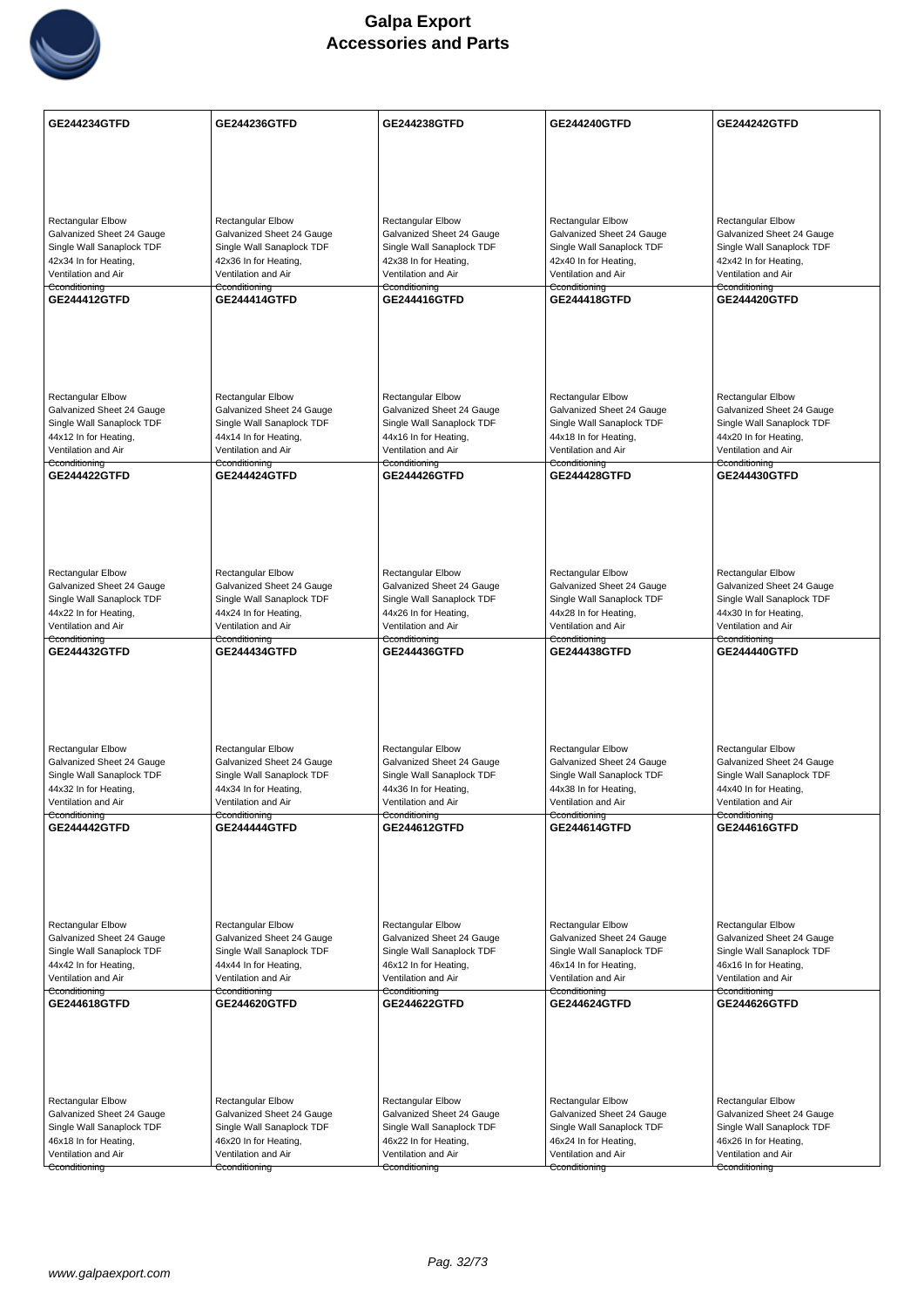# Galpa Export
## Accessories and Parts

| GE244234GTFD | GE244236GTFD | GE244238GTFD | GE244240GTFD | GE244242GTFD |
|---|---|---|---|---|
| Rectangular Elbow Galvanized Sheet 24 Gauge Single Wall Sanaplock TDF 42x34 In for Heating, Ventilation and Air Conditioning | Rectangular Elbow Galvanized Sheet 24 Gauge Single Wall Sanaplock TDF 42x36 In for Heating, Ventilation and Air Conditioning | Rectangular Elbow Galvanized Sheet 24 Gauge Single Wall Sanaplock TDF 42x38 In for Heating, Ventilation and Air Conditioning | Rectangular Elbow Galvanized Sheet 24 Gauge Single Wall Sanaplock TDF 42x40 In for Heating, Ventilation and Air Conditioning | Rectangular Elbow Galvanized Sheet 24 Gauge Single Wall Sanaplock TDF 42x42 In for Heating, Ventilation and Air Conditioning |
| **GE244412GTFD** | **GE244414GTFD** | **GE244416GTFD** | **GE244418GTFD** | **GE244420GTFD** |
| Rectangular Elbow Galvanized Sheet 24 Gauge Single Wall Sanaplock TDF 44x12 In for Heating, Ventilation and Air Conditioning | Rectangular Elbow Galvanized Sheet 24 Gauge Single Wall Sanaplock TDF 44x14 In for Heating, Ventilation and Air Conditioning | Rectangular Elbow Galvanized Sheet 24 Gauge Single Wall Sanaplock TDF 44x16 In for Heating, Ventilation and Air Conditioning | Rectangular Elbow Galvanized Sheet 24 Gauge Single Wall Sanaplock TDF 44x18 In for Heating, Ventilation and Air Conditioning | Rectangular Elbow Galvanized Sheet 24 Gauge Single Wall Sanaplock TDF 44x20 In for Heating, Ventilation and Air Conditioning |
| **GE244422GTFD** | **GE244424GTFD** | **GE244426GTFD** | **GE244428GTFD** | **GE244430GTFD** |
| Rectangular Elbow Galvanized Sheet 24 Gauge Single Wall Sanaplock TDF 44x22 In for Heating, Ventilation and Air Conditioning | Rectangular Elbow Galvanized Sheet 24 Gauge Single Wall Sanaplock TDF 44x24 In for Heating, Ventilation and Air Conditioning | Rectangular Elbow Galvanized Sheet 24 Gauge Single Wall Sanaplock TDF 44x26 In for Heating, Ventilation and Air Conditioning | Rectangular Elbow Galvanized Sheet 24 Gauge Single Wall Sanaplock TDF 44x28 In for Heating, Ventilation and Air Conditioning | Rectangular Elbow Galvanized Sheet 24 Gauge Single Wall Sanaplock TDF 44x30 In for Heating, Ventilation and Air Conditioning |
| **GE244432GTFD** | **GE244434GTFD** | **GE244436GTFD** | **GE244438GTFD** | **GE244440GTFD** |
| Rectangular Elbow Galvanized Sheet 24 Gauge Single Wall Sanaplock TDF 44x32 In for Heating, Ventilation and Air Conditioning | Rectangular Elbow Galvanized Sheet 24 Gauge Single Wall Sanaplock TDF 44x34 In for Heating, Ventilation and Air Conditioning | Rectangular Elbow Galvanized Sheet 24 Gauge Single Wall Sanaplock TDF 44x36 In for Heating, Ventilation and Air Conditioning | Rectangular Elbow Galvanized Sheet 24 Gauge Single Wall Sanaplock TDF 44x38 In for Heating, Ventilation and Air Conditioning | Rectangular Elbow Galvanized Sheet 24 Gauge Single Wall Sanaplock TDF 44x40 In for Heating, Ventilation and Air Conditioning |
| **GE244442GTFD** | **GE244444GTFD** | **GE244612GTFD** | **GE244614GTFD** | **GE244616GTFD** |
| Rectangular Elbow Galvanized Sheet 24 Gauge Single Wall Sanaplock TDF 44x42 In for Heating, Ventilation and Air Conditioning | Rectangular Elbow Galvanized Sheet 24 Gauge Single Wall Sanaplock TDF 44x44 In for Heating, Ventilation and Air Conditioning | Rectangular Elbow Galvanized Sheet 24 Gauge Single Wall Sanaplock TDF 46x12 In for Heating, Ventilation and Air Conditioning | Rectangular Elbow Galvanized Sheet 24 Gauge Single Wall Sanaplock TDF 46x14 In for Heating, Ventilation and Air Conditioning | Rectangular Elbow Galvanized Sheet 24 Gauge Single Wall Sanaplock TDF 46x16 In for Heating, Ventilation and Air Conditioning |
| **GE244618GTFD** | **GE244620GTFD** | **GE244622GTFD** | **GE244624GTFD** | **GE244626GTFD** |
| Rectangular Elbow Galvanized Sheet 24 Gauge Single Wall Sanaplock TDF 46x18 In for Heating, Ventilation and Air Conditioning | Rectangular Elbow Galvanized Sheet 24 Gauge Single Wall Sanaplock TDF 46x20 In for Heating, Ventilation and Air Conditioning | Rectangular Elbow Galvanized Sheet 24 Gauge Single Wall Sanaplock TDF 46x22 In for Heating, Ventilation and Air Conditioning | Rectangular Elbow Galvanized Sheet 24 Gauge Single Wall Sanaplock TDF 46x24 In for Heating, Ventilation and Air Conditioning | Rectangular Elbow Galvanized Sheet 24 Gauge Single Wall Sanaplock TDF 46x26 In for Heating, Ventilation and Air Conditioning |

www.galpaexport.com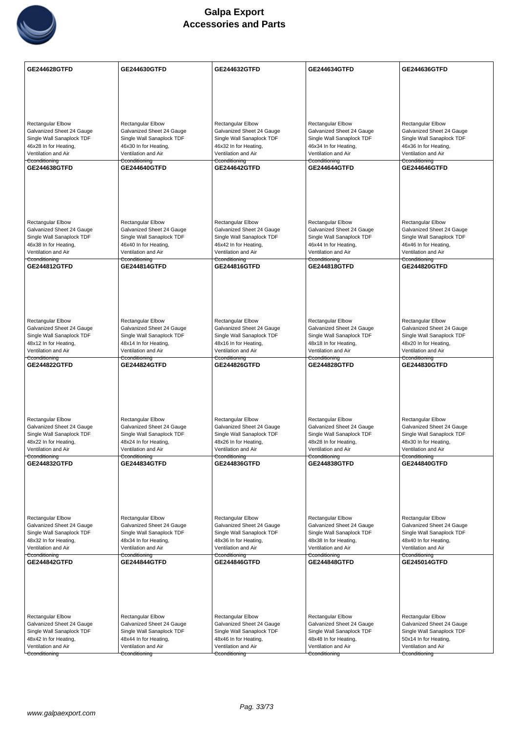| GE244628GTFD | GE244630GTFD | GE244632GTFD | GE244634GTFD | GE244636GTFD |
|---|---|---|---|---|
| Rectangular Elbow Galvanized Sheet 24 Gauge Single Wall Sanaplock TDF 46x28 In for Heating, Ventilation and Air Conditioning | Rectangular Elbow Galvanized Sheet 24 Gauge Single Wall Sanaplock TDF 46x30 In for Heating, Ventilation and Air Conditioning | Rectangular Elbow Galvanized Sheet 24 Gauge Single Wall Sanaplock TDF 46x32 In for Heating, Ventilation and Air Conditioning | Rectangular Elbow Galvanized Sheet 24 Gauge Single Wall Sanaplock TDF 46x34 In for Heating, Ventilation and Air Conditioning | Rectangular Elbow Galvanized Sheet 24 Gauge Single Wall Sanaplock TDF 46x36 In for Heating, Ventilation and Air Conditioning |
| **GE244638GTFD** | **GE244640GTFD** | **GE244642GTFD** | **GE244644GTFD** | **GE244646GTFD** |
| Rectangular Elbow Galvanized Sheet 24 Gauge Single Wall Sanaplock TDF 46x38 In for Heating, Ventilation and Air Conditioning | Rectangular Elbow Galvanized Sheet 24 Gauge Single Wall Sanaplock TDF 46x40 In for Heating, Ventilation and Air Conditioning | Rectangular Elbow Galvanized Sheet 24 Gauge Single Wall Sanaplock TDF 46x42 In for Heating, Ventilation and Air Conditioning | Rectangular Elbow Galvanized Sheet 24 Gauge Single Wall Sanaplock TDF 46x44 In for Heating, Ventilation and Air Conditioning | Rectangular Elbow Galvanized Sheet 24 Gauge Single Wall Sanaplock TDF 46x46 In for Heating, Ventilation and Air Conditioning |
| **GE244812GTFD** | **GE244814GTFD** | **GE244816GTFD** | **GE244818GTFD** | **GE244820GTFD** |
| Rectangular Elbow Galvanized Sheet 24 Gauge Single Wall Sanaplock TDF 48x12 In for Heating, Ventilation and Air Conditioning | Rectangular Elbow Galvanized Sheet 24 Gauge Single Wall Sanaplock TDF 48x14 In for Heating, Ventilation and Air Conditioning | Rectangular Elbow Galvanized Sheet 24 Gauge Single Wall Sanaplock TDF 48x16 In for Heating, Ventilation and Air Conditioning | Rectangular Elbow Galvanized Sheet 24 Gauge Single Wall Sanaplock TDF 48x18 In for Heating, Ventilation and Air Conditioning | Rectangular Elbow Galvanized Sheet 24 Gauge Single Wall Sanaplock TDF 48x20 In for Heating, Ventilation and Air Conditioning |
| **GE244822GTFD** | **GE244824GTFD** | **GE244826GTFD** | **GE244828GTFD** | **GE244830GTFD** |
| Rectangular Elbow Galvanized Sheet 24 Gauge Single Wall Sanaplock TDF 48x22 In for Heating, Ventilation and Air Conditioning | Rectangular Elbow Galvanized Sheet 24 Gauge Single Wall Sanaplock TDF 48x24 In for Heating, Ventilation and Air Conditioning | Rectangular Elbow Galvanized Sheet 24 Gauge Single Wall Sanaplock TDF 48x26 In for Heating, Ventilation and Air Conditioning | Rectangular Elbow Galvanized Sheet 24 Gauge Single Wall Sanaplock TDF 48x28 In for Heating, Ventilation and Air Conditioning | Rectangular Elbow Galvanized Sheet 24 Gauge Single Wall Sanaplock TDF 48x30 In for Heating, Ventilation and Air Conditioning |
| **GE244832GTFD** | **GE244834GTFD** | **GE244836GTFD** | **GE244838GTFD** | **GE244840GTFD** |
| Rectangular Elbow Galvanized Sheet 24 Gauge Single Wall Sanaplock TDF 48x32 In for Heating, Ventilation and Air Conditioning | Rectangular Elbow Galvanized Sheet 24 Gauge Single Wall Sanaplock TDF 48x34 In for Heating, Ventilation and Air Conditioning | Rectangular Elbow Galvanized Sheet 24 Gauge Single Wall Sanaplock TDF 48x36 In for Heating, Ventilation and Air Conditioning | Rectangular Elbow Galvanized Sheet 24 Gauge Single Wall Sanaplock TDF 48x38 In for Heating, Ventilation and Air Conditioning | Rectangular Elbow Galvanized Sheet 24 Gauge Single Wall Sanaplock TDF 48x40 In for Heating, Ventilation and Air Conditioning |
| **GE244842GTFD** | **GE244844GTFD** | **GE244846GTFD** | **GE244848GTFD** | **GE245014GTFD** |
| Rectangular Elbow Galvanized Sheet 24 Gauge Single Wall Sanaplock TDF 48x42 In for Heating, Ventilation and Air Conditioning | Rectangular Elbow Galvanized Sheet 24 Gauge Single Wall Sanaplock TDF 48x44 In for Heating, Ventilation and Air Conditioning | Rectangular Elbow Galvanized Sheet 24 Gauge Single Wall Sanaplock TDF 48x46 In for Heating, Ventilation and Air Conditioning | Rectangular Elbow Galvanized Sheet 24 Gauge Single Wall Sanaplock TDF 48x48 In for Heating, Ventilation and Air Conditioning | Rectangular Elbow Galvanized Sheet 24 Gauge Single Wall Sanaplock TDF 50x14 In for Heating, Ventilation and Air Conditioning |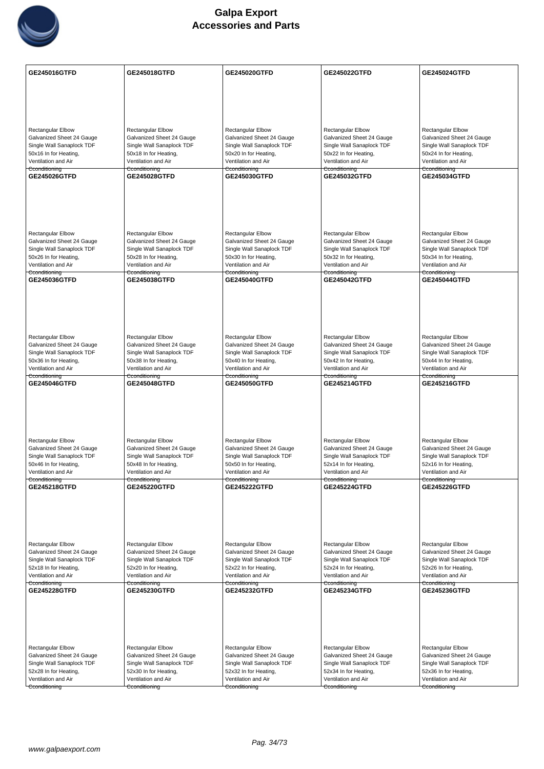| GE245016GTFD | GE245018GTFD | GE245020GTFD | GE245022GTFD | GE245024GTFD |
|---|---|---|---|---|
| Rectangular Elbow<br>Galvanized Sheet 24 Gauge<br>Single Wall Sanaplock TDF<br>50x16 In for Heating, Ventilation and Air Econditioning | Rectangular Elbow<br>Galvanized Sheet 24 Gauge<br>Single Wall Sanaplock TDF<br>50x18 In for Heating, Ventilation and Air Econditioning | Rectangular Elbow<br>Galvanized Sheet 24 Gauge<br>Single Wall Sanaplock TDF<br>50x20 In for Heating, Ventilation and Air Econditioning | Rectangular Elbow<br>Galvanized Sheet 24 Gauge<br>Single Wall Sanaplock TDF<br>50x22 In for Heating, Ventilation and Air Econditioning | Rectangular Elbow<br>Galvanized Sheet 24 Gauge<br>Single Wall Sanaplock TDF<br>50x24 In for Heating, Ventilation and Air Econditioning |
| **GE245026GTFD** | **GE245028GTFD** | **GE245030GTFD** | **GE245032GTFD** | **GE245034GTFD** |
| Rectangular Elbow<br>Galvanized Sheet 24 Gauge<br>Single Wall Sanaplock TDF<br>50x26 In for Heating, Ventilation and Air Econditioning | Rectangular Elbow<br>Galvanized Sheet 24 Gauge<br>Single Wall Sanaplock TDF<br>50x28 In for Heating, Ventilation and Air Econditioning | Rectangular Elbow<br>Galvanized Sheet 24 Gauge<br>Single Wall Sanaplock TDF<br>50x30 In for Heating, Ventilation and Air Econditioning | Rectangular Elbow<br>Galvanized Sheet 24 Gauge<br>Single Wall Sanaplock TDF<br>50x32 In for Heating, Ventilation and Air Econditioning | Rectangular Elbow<br>Galvanized Sheet 24 Gauge<br>Single Wall Sanaplock TDF<br>50x34 In for Heating, Ventilation and Air Econditioning |
| **GE245036GTFD** | **GE245038GTFD** | **GE245040GTFD** | **GE245042GTFD** | **GE245044GTFD** |
| Rectangular Elbow<br>Galvanized Sheet 24 Gauge<br>Single Wall Sanaplock TDF<br>50x36 In for Heating, Ventilation and Air Econditioning | Rectangular Elbow<br>Galvanized Sheet 24 Gauge<br>Single Wall Sanaplock TDF<br>50x38 In for Heating, Ventilation and Air Econditioning | Rectangular Elbow<br>Galvanized Sheet 24 Gauge<br>Single Wall Sanaplock TDF<br>50x40 In for Heating, Ventilation and Air Econditioning | Rectangular Elbow<br>Galvanized Sheet 24 Gauge<br>Single Wall Sanaplock TDF<br>50x42 In for Heating, Ventilation and Air Econditioning | Rectangular Elbow<br>Galvanized Sheet 24 Gauge<br>Single Wall Sanaplock TDF<br>50x44 In for Heating, Ventilation and Air Econditioning |
| **GE245046GTFD** | **GE245048GTFD** | **GE245050GTFD** | **GE245214GTFD** | **GE245216GTFD** |
| Rectangular Elbow<br>Galvanized Sheet 24 Gauge<br>Single Wall Sanaplock TDF<br>50x46 In for Heating, Ventilation and Air Econditioning | Rectangular Elbow<br>Galvanized Sheet 24 Gauge<br>Single Wall Sanaplock TDF<br>50x48 In for Heating, Ventilation and Air Econditioning | Rectangular Elbow<br>Galvanized Sheet 24 Gauge<br>Single Wall Sanaplock TDF<br>50x50 In for Heating, Ventilation and Air Econditioning | Rectangular Elbow<br>Galvanized Sheet 24 Gauge<br>Single Wall Sanaplock TDF<br>52x14 In for Heating, Ventilation and Air Econditioning | Rectangular Elbow<br>Galvanized Sheet 24 Gauge<br>Single Wall Sanaplock TDF<br>52x16 In for Heating, Ventilation and Air Econditioning |
| **GE245218GTFD** | **GE245220GTFD** | **GE245222GTFD** | **GE245224GTFD** | **GE245226GTFD** |
| Rectangular Elbow<br>Galvanized Sheet 24 Gauge<br>Single Wall Sanaplock TDF<br>52x18 In for Heating, Ventilation and Air Econditioning | Rectangular Elbow<br>Galvanized Sheet 24 Gauge<br>Single Wall Sanaplock TDF<br>52x20 In for Heating, Ventilation and Air Econditioning | Rectangular Elbow<br>Galvanized Sheet 24 Gauge<br>Single Wall Sanaplock TDF<br>52x22 In for Heating, Ventilation and Air Econditioning | Rectangular Elbow<br>Galvanized Sheet 24 Gauge<br>Single Wall Sanaplock TDF<br>52x24 In for Heating, Ventilation and Air Econditioning | Rectangular Elbow<br>Galvanized Sheet 24 Gauge<br>Single Wall Sanaplock TDF<br>52x26 In for Heating, Ventilation and Air Econditioning |
| **GE245228GTFD** | **GE245230GTFD** | **GE245232GTFD** | **GE245234GTFD** | **GE245236GTFD** |
| Rectangular Elbow<br>Galvanized Sheet 24 Gauge<br>Single Wall Sanaplock TDF<br>52x28 In for Heating, Ventilation and Air Econditioning | Rectangular Elbow<br>Galvanized Sheet 24 Gauge<br>Single Wall Sanaplock TDF<br>52x30 In for Heating, Ventilation and Air Econditioning | Rectangular Elbow<br>Galvanized Sheet 24 Gauge<br>Single Wall Sanaplock TDF<br>52x32 In for Heating, Ventilation and Air Econditioning | Rectangular Elbow<br>Galvanized Sheet 24 Gauge<br>Single Wall Sanaplock TDF<br>52x34 In for Heating, Ventilation and Air Econditioning | Rectangular Elbow<br>Galvanized Sheet 24 Gauge<br>Single Wall Sanaplock TDF<br>52x36 In for Heating, Ventilation and Air Econditioning |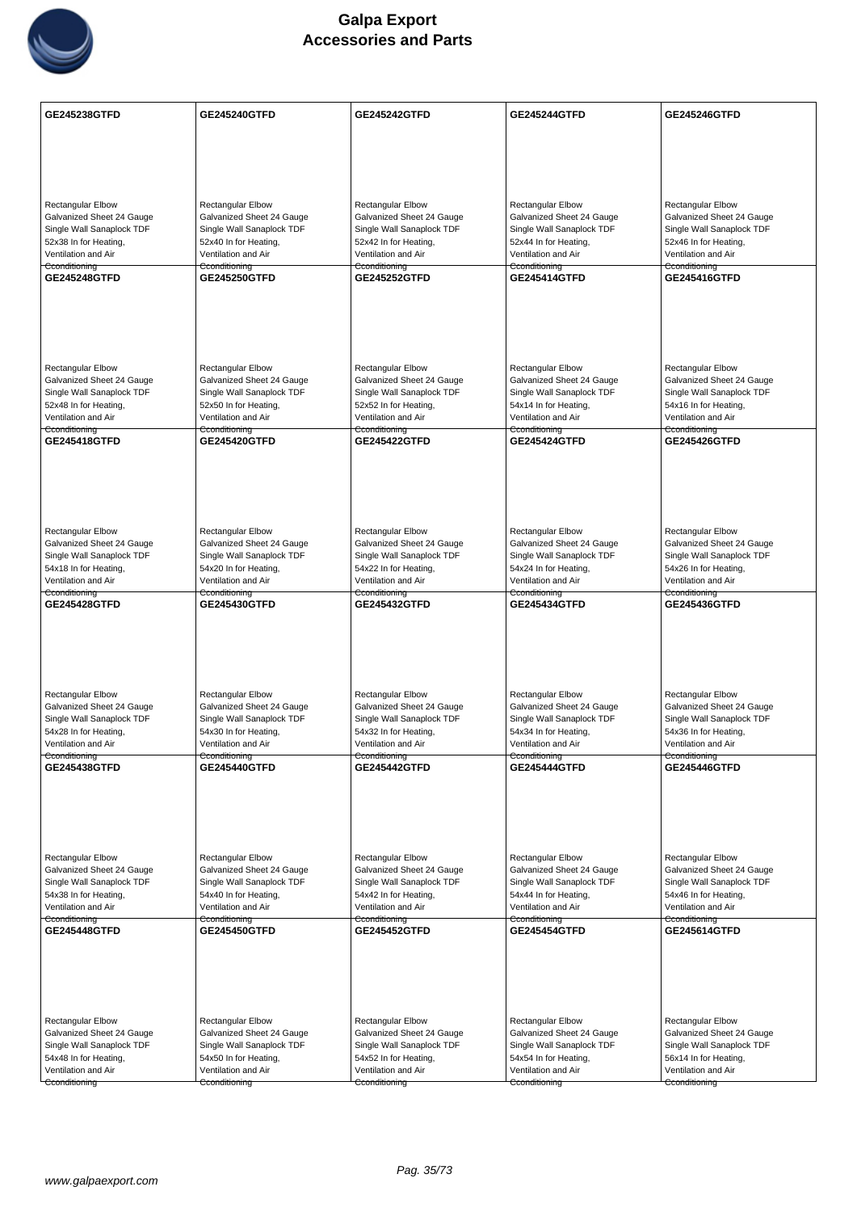| GE245238GTFD | GE245240GTFD | GE245242GTFD | GE245244GTFD | GE245246GTFD |
|---|---|---|---|---|
| Rectangular Elbow Galvanized Sheet 24 Gauge Single Wall Sanaplock TDF 52x38 In for Heating, Ventilation and Air Cconditioning | Rectangular Elbow Galvanized Sheet 24 Gauge Single Wall Sanaplock TDF 52x40 In for Heating, Ventilation and Air Cconditioning | Rectangular Elbow Galvanized Sheet 24 Gauge Single Wall Sanaplock TDF 52x42 In for Heating, Ventilation and Air Cconditioning | Rectangular Elbow Galvanized Sheet 24 Gauge Single Wall Sanaplock TDF 52x44 In for Heating, Ventilation and Air Cconditioning | Rectangular Elbow Galvanized Sheet 24 Gauge Single Wall Sanaplock TDF 52x46 In for Heating, Ventilation and Air Cconditioning |
| **GE245248GTFD** | **GE245250GTFD** | **GE245252GTFD** | **GE245414GTFD** | **GE245416GTFD** |
| Rectangular Elbow Galvanized Sheet 24 Gauge Single Wall Sanaplock TDF 52x48 In for Heating, Ventilation and Air Cconditioning | Rectangular Elbow Galvanized Sheet 24 Gauge Single Wall Sanaplock TDF 52x50 In for Heating, Ventilation and Air Cconditioning | Rectangular Elbow Galvanized Sheet 24 Gauge Single Wall Sanaplock TDF 52x52 In for Heating, Ventilation and Air Cconditioning | Rectangular Elbow Galvanized Sheet 24 Gauge Single Wall Sanaplock TDF 54x14 In for Heating, Ventilation and Air Cconditioning | Rectangular Elbow Galvanized Sheet 24 Gauge Single Wall Sanaplock TDF 54x16 In for Heating, Ventilation and Air Cconditioning |
| **GE245418GTFD** | **GE245420GTFD** | **GE245422GTFD** | **GE245424GTFD** | **GE245426GTFD** |
| Rectangular Elbow Galvanized Sheet 24 Gauge Single Wall Sanaplock TDF 54x18 In for Heating, Ventilation and Air Cconditioning | Rectangular Elbow Galvanized Sheet 24 Gauge Single Wall Sanaplock TDF 54x20 In for Heating, Ventilation and Air Cconditioning | Rectangular Elbow Galvanized Sheet 24 Gauge Single Wall Sanaplock TDF 54x22 In for Heating, Ventilation and Air Cconditioning | Rectangular Elbow Galvanized Sheet 24 Gauge Single Wall Sanaplock TDF 54x24 In for Heating, Ventilation and Air Cconditioning | Rectangular Elbow Galvanized Sheet 24 Gauge Single Wall Sanaplock TDF 54x26 In for Heating, Ventilation and Air Cconditioning |
| **GE245428GTFD** | **GE245430GTFD** | **GE245432GTFD** | **GE245434GTFD** | **GE245436GTFD** |
| Rectangular Elbow Galvanized Sheet 24 Gauge Single Wall Sanaplock TDF 54x28 In for Heating, Ventilation and Air Cconditioning | Rectangular Elbow Galvanized Sheet 24 Gauge Single Wall Sanaplock TDF 54x30 In for Heating, Ventilation and Air Cconditioning | Rectangular Elbow Galvanized Sheet 24 Gauge Single Wall Sanaplock TDF 54x32 In for Heating, Ventilation and Air Cconditioning | Rectangular Elbow Galvanized Sheet 24 Gauge Single Wall Sanaplock TDF 54x34 In for Heating, Ventilation and Air Cconditioning | Rectangular Elbow Galvanized Sheet 24 Gauge Single Wall Sanaplock TDF 54x36 In for Heating, Ventilation and Air Cconditioning |
| **GE245438GTFD** | **GE245440GTFD** | **GE245442GTFD** | **GE245444GTFD** | **GE245446GTFD** |
| Rectangular Elbow Galvanized Sheet 24 Gauge Single Wall Sanaplock TDF 54x38 In for Heating, Ventilation and Air Cconditioning | Rectangular Elbow Galvanized Sheet 24 Gauge Single Wall Sanaplock TDF 54x40 In for Heating, Ventilation and Air Cconditioning | Rectangular Elbow Galvanized Sheet 24 Gauge Single Wall Sanaplock TDF 54x42 In for Heating, Ventilation and Air Cconditioning | Rectangular Elbow Galvanized Sheet 24 Gauge Single Wall Sanaplock TDF 54x44 In for Heating, Ventilation and Air Cconditioning | Rectangular Elbow Galvanized Sheet 24 Gauge Single Wall Sanaplock TDF 54x46 In for Heating, Ventilation and Air Cconditioning |
| **GE245448GTFD** | **GE245450GTFD** | **GE245452GTFD** | **GE245454GTFD** | **GE245614GTFD** |
| Rectangular Elbow Galvanized Sheet 24 Gauge Single Wall Sanaplock TDF 54x48 In for Heating, Ventilation and Air Cconditioning | Rectangular Elbow Galvanized Sheet 24 Gauge Single Wall Sanaplock TDF 54x50 In for Heating, Ventilation and Air Cconditioning | Rectangular Elbow Galvanized Sheet 24 Gauge Single Wall Sanaplock TDF 54x52 In for Heating, Ventilation and Air Cconditioning | Rectangular Elbow Galvanized Sheet 24 Gauge Single Wall Sanaplock TDF 54x54 In for Heating, Ventilation and Air Cconditioning | Rectangular Elbow Galvanized Sheet 24 Gauge Single Wall Sanaplock TDF 56x14 In for Heating, Ventilation and Air Cconditioning |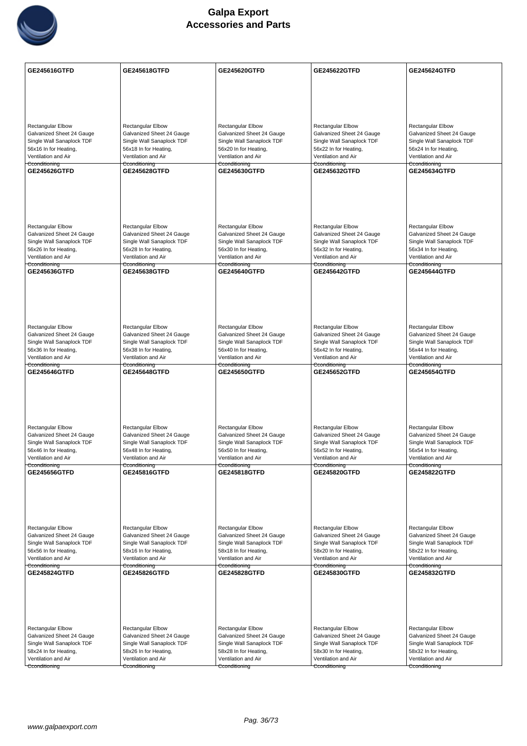# Galpa Export
## Accessories and Parts

| GE245616GTFD | GE245618GTFD | GE245620GTFD | GE245622GTFD | GE245624GTFD |
|---|---|---|---|---|
| Rectangular Elbow Galvanized Sheet 24 Gauge Single Wall Sanaplock TDF 56x16 In for Heating, Ventilation and Air Cconditioning | Rectangular Elbow Galvanized Sheet 24 Gauge Single Wall Sanaplock TDF 56x18 In for Heating, Ventilation and Air Cconditioning | Rectangular Elbow Galvanized Sheet 24 Gauge Single Wall Sanaplock TDF 56x20 In for Heating, Ventilation and Air Cconditioning | Rectangular Elbow Galvanized Sheet 24 Gauge Single Wall Sanaplock TDF 56x22 In for Heating, Ventilation and Air Cconditioning | Rectangular Elbow Galvanized Sheet 24 Gauge Single Wall Sanaplock TDF 56x24 In for Heating, Ventilation and Air Cconditioning |
| **GE245626GTFD** | **GE245628GTFD** | **GE245630GTFD** | **GE245632GTFD** | **GE245634GTFD** |
| Rectangular Elbow Galvanized Sheet 24 Gauge Single Wall Sanaplock TDF 56x26 In for Heating, Ventilation and Air Cconditioning | Rectangular Elbow Galvanized Sheet 24 Gauge Single Wall Sanaplock TDF 56x28 In for Heating, Ventilation and Air Cconditioning | Rectangular Elbow Galvanized Sheet 24 Gauge Single Wall Sanaplock TDF 56x30 In for Heating, Ventilation and Air Cconditioning | Rectangular Elbow Galvanized Sheet 24 Gauge Single Wall Sanaplock TDF 56x32 In for Heating, Ventilation and Air Cconditioning | Rectangular Elbow Galvanized Sheet 24 Gauge Single Wall Sanaplock TDF 56x34 In for Heating, Ventilation and Air Cconditioning |
| **GE245636GTFD** | **GE245638GTFD** | **GE245640GTFD** | **GE245642GTFD** | **GE245644GTFD** |
| Rectangular Elbow Galvanized Sheet 24 Gauge Single Wall Sanaplock TDF 56x36 In for Heating, Ventilation and Air Cconditioning | Rectangular Elbow Galvanized Sheet 24 Gauge Single Wall Sanaplock TDF 56x38 In for Heating, Ventilation and Air Cconditioning | Rectangular Elbow Galvanized Sheet 24 Gauge Single Wall Sanaplock TDF 56x40 In for Heating, Ventilation and Air Cconditioning | Rectangular Elbow Galvanized Sheet 24 Gauge Single Wall Sanaplock TDF 56x42 In for Heating, Ventilation and Air Cconditioning | Rectangular Elbow Galvanized Sheet 24 Gauge Single Wall Sanaplock TDF 56x44 In for Heating, Ventilation and Air Cconditioning |
| **GE245646GTFD** | **GE245648GTFD** | **GE245650GTFD** | **GE245652GTFD** | **GE245654GTFD** |
| Rectangular Elbow Galvanized Sheet 24 Gauge Single Wall Sanaplock TDF 56x46 In for Heating, Ventilation and Air Cconditioning | Rectangular Elbow Galvanized Sheet 24 Gauge Single Wall Sanaplock TDF 56x48 In for Heating, Ventilation and Air Cconditioning | Rectangular Elbow Galvanized Sheet 24 Gauge Single Wall Sanaplock TDF 56x50 In for Heating, Ventilation and Air Cconditioning | Rectangular Elbow Galvanized Sheet 24 Gauge Single Wall Sanaplock TDF 56x52 In for Heating, Ventilation and Air Cconditioning | Rectangular Elbow Galvanized Sheet 24 Gauge Single Wall Sanaplock TDF 56x54 In for Heating, Ventilation and Air Cconditioning |
| **GE245656GTFD** | **GE245816GTFD** | **GE245818GTFD** | **GE245820GTFD** | **GE245822GTFD** |
| Rectangular Elbow Galvanized Sheet 24 Gauge Single Wall Sanaplock TDF 56x56 In for Heating, Ventilation and Air Cconditioning | Rectangular Elbow Galvanized Sheet 24 Gauge Single Wall Sanaplock TDF 58x16 In for Heating, Ventilation and Air Cconditioning | Rectangular Elbow Galvanized Sheet 24 Gauge Single Wall Sanaplock TDF 58x18 In for Heating, Ventilation and Air Cconditioning | Rectangular Elbow Galvanized Sheet 24 Gauge Single Wall Sanaplock TDF 58x20 In for Heating, Ventilation and Air Cconditioning | Rectangular Elbow Galvanized Sheet 24 Gauge Single Wall Sanaplock TDF 58x22 In for Heating, Ventilation and Air Cconditioning |
| **GE245824GTFD** | **GE245826GTFD** | **GE245828GTFD** | **GE245830GTFD** | **GE245832GTFD** |
| Rectangular Elbow Galvanized Sheet 24 Gauge Single Wall Sanaplock TDF 58x24 In for Heating, Ventilation and Air Cconditioning | Rectangular Elbow Galvanized Sheet 24 Gauge Single Wall Sanaplock TDF 58x26 In for Heating, Ventilation and Air Cconditioning | Rectangular Elbow Galvanized Sheet 24 Gauge Single Wall Sanaplock TDF 58x28 In for Heating, Ventilation and Air Cconditioning | Rectangular Elbow Galvanized Sheet 24 Gauge Single Wall Sanaplock TDF 58x30 In for Heating, Ventilation and Air Cconditioning | Rectangular Elbow Galvanized Sheet 24 Gauge Single Wall Sanaplock TDF 58x32 In for Heating, Ventilation and Air Cconditioning |

www.galpaexport.com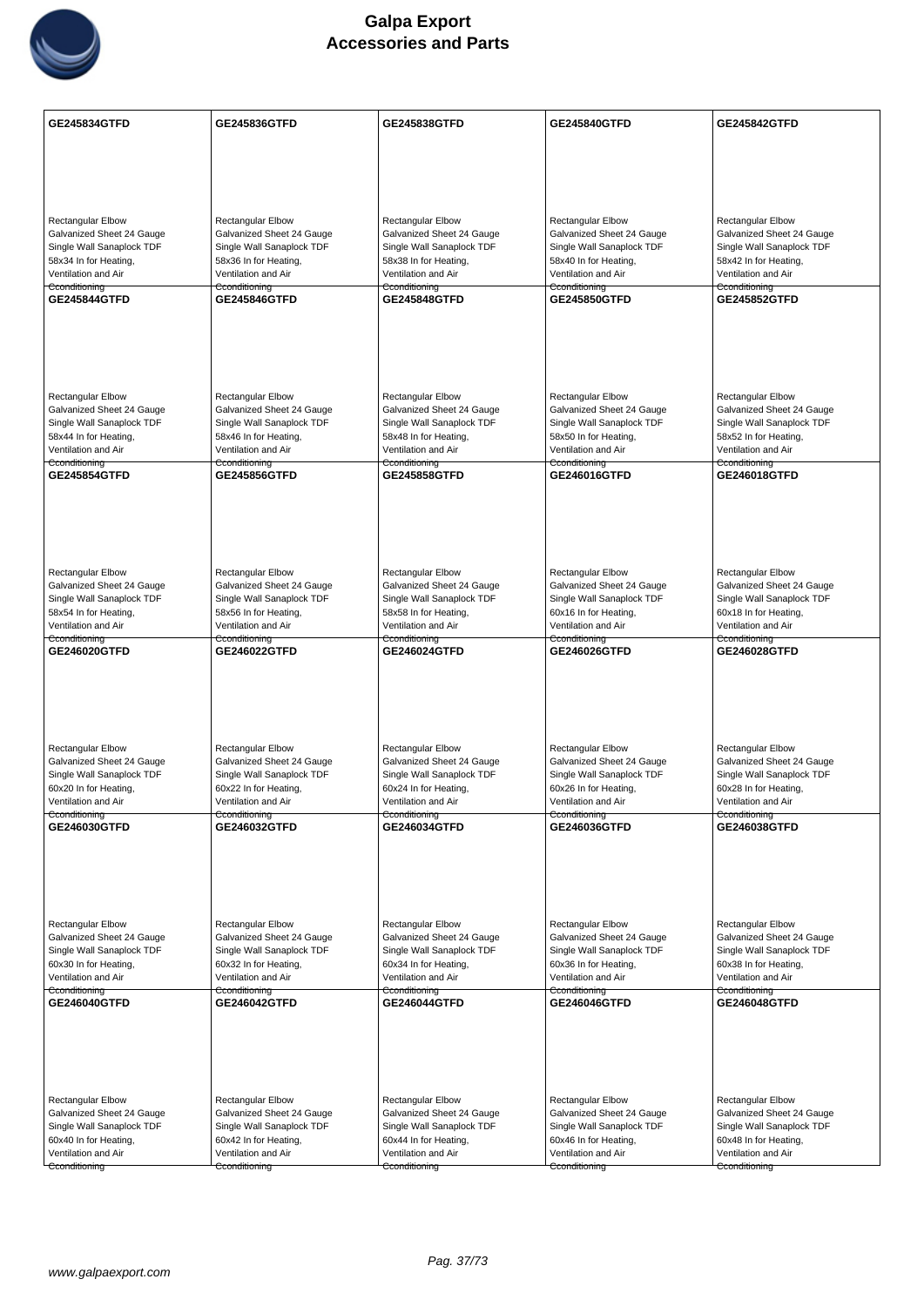| GE245834GTFD | GE245836GTFD | GE245838GTFD | GE245840GTFD | GE245842GTFD |
|---|---|---|---|---|
| Rectangular Elbow Galvanized Sheet 24 Gauge Single Wall Sanaplock TDF 58x34 In for Heating, Ventilation and Air Conditioning | Rectangular Elbow Galvanized Sheet 24 Gauge Single Wall Sanaplock TDF 58x36 In for Heating, Ventilation and Air Conditioning | Rectangular Elbow Galvanized Sheet 24 Gauge Single Wall Sanaplock TDF 58x38 In for Heating, Ventilation and Air Conditioning | Rectangular Elbow Galvanized Sheet 24 Gauge Single Wall Sanaplock TDF 58x40 In for Heating, Ventilation and Air Conditioning | Rectangular Elbow Galvanized Sheet 24 Gauge Single Wall Sanaplock TDF 58x42 In for Heating, Ventilation and Air Conditioning |
| **GE245844GTFD** | **GE245846GTFD** | **GE245848GTFD** | **GE245850GTFD** | **GE245852GTFD** |
| Rectangular Elbow Galvanized Sheet 24 Gauge Single Wall Sanaplock TDF 58x44 In for Heating, Ventilation and Air Conditioning | Rectangular Elbow Galvanized Sheet 24 Gauge Single Wall Sanaplock TDF 58x46 In for Heating, Ventilation and Air Conditioning | Rectangular Elbow Galvanized Sheet 24 Gauge Single Wall Sanaplock TDF 58x48 In for Heating, Ventilation and Air Conditioning | Rectangular Elbow Galvanized Sheet 24 Gauge Single Wall Sanaplock TDF 58x50 In for Heating, Ventilation and Air Conditioning | Rectangular Elbow Galvanized Sheet 24 Gauge Single Wall Sanaplock TDF 58x52 In for Heating, Ventilation and Air Conditioning |
| **GE245854GTFD** | **GE245856GTFD** | **GE245858GTFD** | **GE246016GTFD** | **GE246018GTFD** |
| Rectangular Elbow Galvanized Sheet 24 Gauge Single Wall Sanaplock TDF 58x54 In for Heating, Ventilation and Air Conditioning | Rectangular Elbow Galvanized Sheet 24 Gauge Single Wall Sanaplock TDF 58x56 In for Heating, Ventilation and Air Conditioning | Rectangular Elbow Galvanized Sheet 24 Gauge Single Wall Sanaplock TDF 58x58 In for Heating, Ventilation and Air Conditioning | Rectangular Elbow Galvanized Sheet 24 Gauge Single Wall Sanaplock TDF 60x16 In for Heating, Ventilation and Air Conditioning | Rectangular Elbow Galvanized Sheet 24 Gauge Single Wall Sanaplock TDF 60x18 In for Heating, Ventilation and Air Conditioning |
| **GE246020GTFD** | **GE246022GTFD** | **GE246024GTFD** | **GE246026GTFD** | **GE246028GTFD** |
| Rectangular Elbow Galvanized Sheet 24 Gauge Single Wall Sanaplock TDF 60x20 In for Heating, Ventilation and Air Conditioning | Rectangular Elbow Galvanized Sheet 24 Gauge Single Wall Sanaplock TDF 60x22 In for Heating, Ventilation and Air Conditioning | Rectangular Elbow Galvanized Sheet 24 Gauge Single Wall Sanaplock TDF 60x24 In for Heating, Ventilation and Air Conditioning | Rectangular Elbow Galvanized Sheet 24 Gauge Single Wall Sanaplock TDF 60x26 In for Heating, Ventilation and Air Conditioning | Rectangular Elbow Galvanized Sheet 24 Gauge Single Wall Sanaplock TDF 60x28 In for Heating, Ventilation and Air Conditioning |
| **GE246030GTFD** | **GE246032GTFD** | **GE246034GTFD** | **GE246036GTFD** | **GE246038GTFD** |
| Rectangular Elbow Galvanized Sheet 24 Gauge Single Wall Sanaplock TDF 60x30 In for Heating, Ventilation and Air Conditioning | Rectangular Elbow Galvanized Sheet 24 Gauge Single Wall Sanaplock TDF 60x32 In for Heating, Ventilation and Air Conditioning | Rectangular Elbow Galvanized Sheet 24 Gauge Single Wall Sanaplock TDF 60x34 In for Heating, Ventilation and Air Conditioning | Rectangular Elbow Galvanized Sheet 24 Gauge Single Wall Sanaplock TDF 60x36 In for Heating, Ventilation and Air Conditioning | Rectangular Elbow Galvanized Sheet 24 Gauge Single Wall Sanaplock TDF 60x38 In for Heating, Ventilation and Air Conditioning |
| **GE246040GTFD** | **GE246042GTFD** | **GE246044GTFD** | **GE246046GTFD** | **GE246048GTFD** |
| Rectangular Elbow Galvanized Sheet 24 Gauge Single Wall Sanaplock TDF 60x40 In for Heating, Ventilation and Air Conditioning | Rectangular Elbow Galvanized Sheet 24 Gauge Single Wall Sanaplock TDF 60x42 In for Heating, Ventilation and Air Conditioning | Rectangular Elbow Galvanized Sheet 24 Gauge Single Wall Sanaplock TDF 60x44 In for Heating, Ventilation and Air Conditioning | Rectangular Elbow Galvanized Sheet 24 Gauge Single Wall Sanaplock TDF 60x46 In for Heating, Ventilation and Air Conditioning | Rectangular Elbow Galvanized Sheet 24 Gauge Single Wall Sanaplock TDF 60x48 In for Heating, Ventilation and Air Conditioning |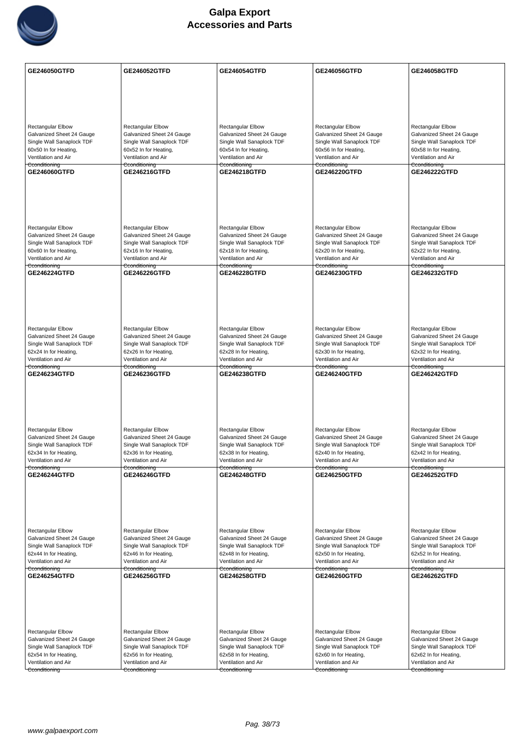| GE246050GTFD | GE246052GTFD | GE246054GTFD | GE246056GTFD | GE246058GTFD |
|---|---|---|---|---|
| Rectangular Elbow Galvanized Sheet 24 Gauge Single Wall Sanaplock TDF 60x50 In for Heating, Ventilation and Air Cconditioning | Rectangular Elbow Galvanized Sheet 24 Gauge Single Wall Sanaplock TDF 60x52 In for Heating, Ventilation and Air Cconditioning | Rectangular Elbow Galvanized Sheet 24 Gauge Single Wall Sanaplock TDF 60x54 In for Heating, Ventilation and Air Cconditioning | Rectangular Elbow Galvanized Sheet 24 Gauge Single Wall Sanaplock TDF 60x56 In for Heating, Ventilation and Air Cconditioning | Rectangular Elbow Galvanized Sheet 24 Gauge Single Wall Sanaplock TDF 60x58 In for Heating, Ventilation and Air Cconditioning |
| **GE246060GTFD** | **GE246216GTFD** | **GE246218GTFD** | **GE246220GTFD** | **GE246222GTFD** |
| Rectangular Elbow Galvanized Sheet 24 Gauge Single Wall Sanaplock TDF 60x60 In for Heating, Ventilation and Air Cconditioning | Rectangular Elbow Galvanized Sheet 24 Gauge Single Wall Sanaplock TDF 62x16 In for Heating, Ventilation and Air Cconditioning | Rectangular Elbow Galvanized Sheet 24 Gauge Single Wall Sanaplock TDF 62x18 In for Heating, Ventilation and Air Cconditioning | Rectangular Elbow Galvanized Sheet 24 Gauge Single Wall Sanaplock TDF 62x20 In for Heating, Ventilation and Air Cconditioning | Rectangular Elbow Galvanized Sheet 24 Gauge Single Wall Sanaplock TDF 62x22 In for Heating, Ventilation and Air Cconditioning |
| **GE246224GTFD** | **GE246226GTFD** | **GE246228GTFD** | **GE246230GTFD** | **GE246232GTFD** |
| Rectangular Elbow Galvanized Sheet 24 Gauge Single Wall Sanaplock TDF 62x24 In for Heating, Ventilation and Air Cconditioning | Rectangular Elbow Galvanized Sheet 24 Gauge Single Wall Sanaplock TDF 62x26 In for Heating, Ventilation and Air Cconditioning | Rectangular Elbow Galvanized Sheet 24 Gauge Single Wall Sanaplock TDF 62x28 In for Heating, Ventilation and Air Cconditioning | Rectangular Elbow Galvanized Sheet 24 Gauge Single Wall Sanaplock TDF 62x30 In for Heating, Ventilation and Air Cconditioning | Rectangular Elbow Galvanized Sheet 24 Gauge Single Wall Sanaplock TDF 62x32 In for Heating, Ventilation and Air Cconditioning |
| **GE246234GTFD** | **GE246236GTFD** | **GE246238GTFD** | **GE246240GTFD** | **GE246242GTFD** |
| Rectangular Elbow Galvanized Sheet 24 Gauge Single Wall Sanaplock TDF 62x34 In for Heating, Ventilation and Air Cconditioning | Rectangular Elbow Galvanized Sheet 24 Gauge Single Wall Sanaplock TDF 62x36 In for Heating, Ventilation and Air Cconditioning | Rectangular Elbow Galvanized Sheet 24 Gauge Single Wall Sanaplock TDF 62x38 In for Heating, Ventilation and Air Cconditioning | Rectangular Elbow Galvanized Sheet 24 Gauge Single Wall Sanaplock TDF 62x40 In for Heating, Ventilation and Air Cconditioning | Rectangular Elbow Galvanized Sheet 24 Gauge Single Wall Sanaplock TDF 62x42 In for Heating, Ventilation and Air Cconditioning |
| **GE246244GTFD** | **GE246246GTFD** | **GE246248GTFD** | **GE246250GTFD** | **GE246252GTFD** |
| Rectangular Elbow Galvanized Sheet 24 Gauge Single Wall Sanaplock TDF 62x44 In for Heating, Ventilation and Air Cconditioning | Rectangular Elbow Galvanized Sheet 24 Gauge Single Wall Sanaplock TDF 62x46 In for Heating, Ventilation and Air Cconditioning | Rectangular Elbow Galvanized Sheet 24 Gauge Single Wall Sanaplock TDF 62x48 In for Heating, Ventilation and Air Cconditioning | Rectangular Elbow Galvanized Sheet 24 Gauge Single Wall Sanaplock TDF 62x50 In for Heating, Ventilation and Air Cconditioning | Rectangular Elbow Galvanized Sheet 24 Gauge Single Wall Sanaplock TDF 62x52 In for Heating, Ventilation and Air Cconditioning |
| **GE246254GTFD** | **GE246256GTFD** | **GE246258GTFD** | **GE246260GTFD** | **GE246262GTFD** |
| Rectangular Elbow Galvanized Sheet 24 Gauge Single Wall Sanaplock TDF 62x54 In for Heating, Ventilation and Air Cconditioning | Rectangular Elbow Galvanized Sheet 24 Gauge Single Wall Sanaplock TDF 62x56 In for Heating, Ventilation and Air Cconditioning | Rectangular Elbow Galvanized Sheet 24 Gauge Single Wall Sanaplock TDF 62x58 In for Heating, Ventilation and Air Cconditioning | Rectangular Elbow Galvanized Sheet 24 Gauge Single Wall Sanaplock TDF 62x60 In for Heating, Ventilation and Air Cconditioning | Rectangular Elbow Galvanized Sheet 24 Gauge Single Wall Sanaplock TDF 62x62 In for Heating, Ventilation and Air Cconditioning |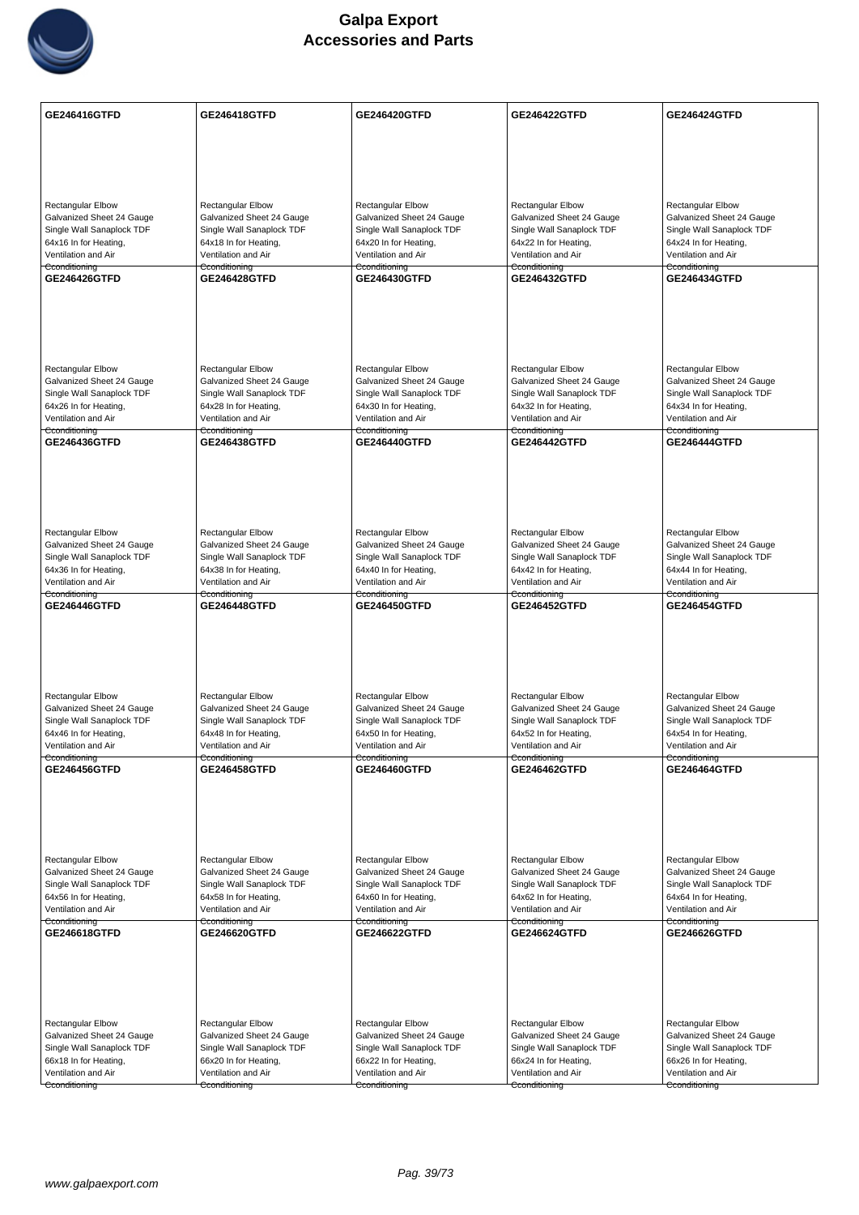# Galpa Export
## Accessories and Parts

| GE246416GTFD | GE246418GTFD | GE246420GTFD | GE246422GTFD | GE246424GTFD |
|---|---|---|---|---|
| Rectangular Elbow Galvanized Sheet 24 Gauge Single Wall Sanaplock TDF 64x16 In for Heating, Ventilation and Air Conditioning | Rectangular Elbow Galvanized Sheet 24 Gauge Single Wall Sanaplock TDF 64x18 In for Heating, Ventilation and Air Conditioning | Rectangular Elbow Galvanized Sheet 24 Gauge Single Wall Sanaplock TDF 64x20 In for Heating, Ventilation and Air Conditioning | Rectangular Elbow Galvanized Sheet 24 Gauge Single Wall Sanaplock TDF 64x22 In for Heating, Ventilation and Air Conditioning | Rectangular Elbow Galvanized Sheet 24 Gauge Single Wall Sanaplock TDF 64x24 In for Heating, Ventilation and Air Conditioning |
| **GE246426GTFD** | **GE246428GTFD** | **GE246430GTFD** | **GE246432GTFD** | **GE246434GTFD** |
| Rectangular Elbow Galvanized Sheet 24 Gauge Single Wall Sanaplock TDF 64x26 In for Heating, Ventilation and Air Conditioning | Rectangular Elbow Galvanized Sheet 24 Gauge Single Wall Sanaplock TDF 64x28 In for Heating, Ventilation and Air Conditioning | Rectangular Elbow Galvanized Sheet 24 Gauge Single Wall Sanaplock TDF 64x30 In for Heating, Ventilation and Air Conditioning | Rectangular Elbow Galvanized Sheet 24 Gauge Single Wall Sanaplock TDF 64x32 In for Heating, Ventilation and Air Conditioning | Rectangular Elbow Galvanized Sheet 24 Gauge Single Wall Sanaplock TDF 64x34 In for Heating, Ventilation and Air Conditioning |
| **GE246436GTFD** | **GE246438GTFD** | **GE246440GTFD** | **GE246442GTFD** | **GE246444GTFD** |
| Rectangular Elbow Galvanized Sheet 24 Gauge Single Wall Sanaplock TDF 64x36 In for Heating, Ventilation and Air Conditioning | Rectangular Elbow Galvanized Sheet 24 Gauge Single Wall Sanaplock TDF 64x38 In for Heating, Ventilation and Air Conditioning | Rectangular Elbow Galvanized Sheet 24 Gauge Single Wall Sanaplock TDF 64x40 In for Heating, Ventilation and Air Conditioning | Rectangular Elbow Galvanized Sheet 24 Gauge Single Wall Sanaplock TDF 64x42 In for Heating, Ventilation and Air Conditioning | Rectangular Elbow Galvanized Sheet 24 Gauge Single Wall Sanaplock TDF 64x44 In for Heating, Ventilation and Air Conditioning |
| **GE246446GTFD** | **GE246448GTFD** | **GE246450GTFD** | **GE246452GTFD** | **GE246454GTFD** |
| Rectangular Elbow Galvanized Sheet 24 Gauge Single Wall Sanaplock TDF 64x46 In for Heating, Ventilation and Air Conditioning | Rectangular Elbow Galvanized Sheet 24 Gauge Single Wall Sanaplock TDF 64x48 In for Heating, Ventilation and Air Conditioning | Rectangular Elbow Galvanized Sheet 24 Gauge Single Wall Sanaplock TDF 64x50 In for Heating, Ventilation and Air Conditioning | Rectangular Elbow Galvanized Sheet 24 Gauge Single Wall Sanaplock TDF 64x52 In for Heating, Ventilation and Air Conditioning | Rectangular Elbow Galvanized Sheet 24 Gauge Single Wall Sanaplock TDF 64x54 In for Heating, Ventilation and Air Conditioning |
| **GE246456GTFD** | **GE246458GTFD** | **GE246460GTFD** | **GE246462GTFD** | **GE246464GTFD** |
| Rectangular Elbow Galvanized Sheet 24 Gauge Single Wall Sanaplock TDF 64x56 In for Heating, Ventilation and Air Conditioning | Rectangular Elbow Galvanized Sheet 24 Gauge Single Wall Sanaplock TDF 64x58 In for Heating, Ventilation and Air Conditioning | Rectangular Elbow Galvanized Sheet 24 Gauge Single Wall Sanaplock TDF 64x60 In for Heating, Ventilation and Air Conditioning | Rectangular Elbow Galvanized Sheet 24 Gauge Single Wall Sanaplock TDF 64x62 In for Heating, Ventilation and Air Conditioning | Rectangular Elbow Galvanized Sheet 24 Gauge Single Wall Sanaplock TDF 64x64 In for Heating, Ventilation and Air Conditioning |
| **GE246618GTFD** | **GE246620GTFD** | **GE246622GTFD** | **GE246624GTFD** | **GE246626GTFD** |
| Rectangular Elbow Galvanized Sheet 24 Gauge Single Wall Sanaplock TDF 66x18 In for Heating, Ventilation and Air Conditioning | Rectangular Elbow Galvanized Sheet 24 Gauge Single Wall Sanaplock TDF 66x20 In for Heating, Ventilation and Air Conditioning | Rectangular Elbow Galvanized Sheet 24 Gauge Single Wall Sanaplock TDF 66x22 In for Heating, Ventilation and Air Conditioning | Rectangular Elbow Galvanized Sheet 24 Gauge Single Wall Sanaplock TDF 66x24 In for Heating, Ventilation and Air Conditioning | Rectangular Elbow Galvanized Sheet 24 Gauge Single Wall Sanaplock TDF 66x26 In for Heating, Ventilation and Air Conditioning |

www.galpaexport.com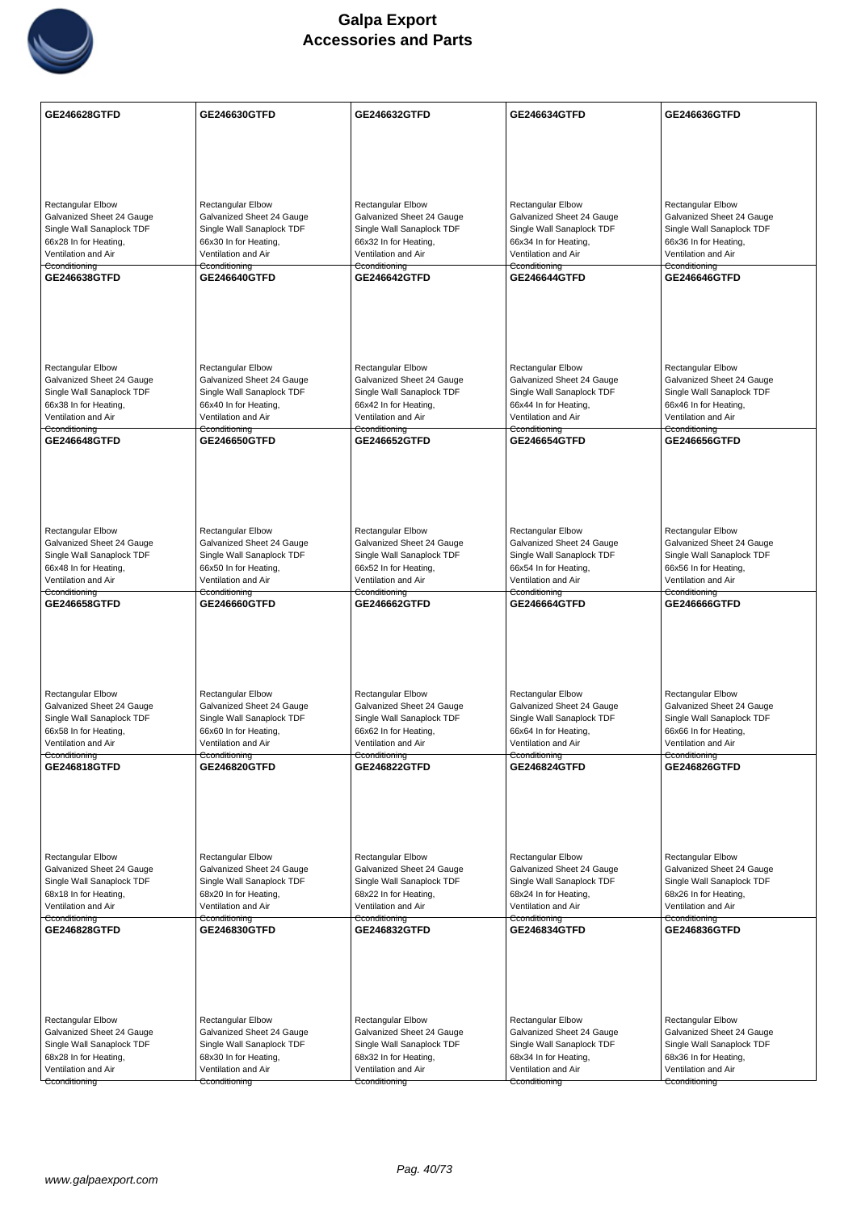| GE246628GTFD | GE246630GTFD | GE246632GTFD | GE246634GTFD | GE246636GTFD |
|---|---|---|---|---|
| Rectangular Elbow Galvanized Sheet 24 Gauge Single Wall Sanaplock TDF 66x28 In for Heating, Ventilation and Air Conditioning | Rectangular Elbow Galvanized Sheet 24 Gauge Single Wall Sanaplock TDF 66x30 In for Heating, Ventilation and Air Conditioning | Rectangular Elbow Galvanized Sheet 24 Gauge Single Wall Sanaplock TDF 66x32 In for Heating, Ventilation and Air Conditioning | Rectangular Elbow Galvanized Sheet 24 Gauge Single Wall Sanaplock TDF 66x34 In for Heating, Ventilation and Air Conditioning | Rectangular Elbow Galvanized Sheet 24 Gauge Single Wall Sanaplock TDF 66x36 In for Heating, Ventilation and Air Conditioning |
| **GE246638GTFD** | **GE246640GTFD** | **GE246642GTFD** | **GE246644GTFD** | **GE246646GTFD** |
| Rectangular Elbow Galvanized Sheet 24 Gauge Single Wall Sanaplock TDF 66x38 In for Heating, Ventilation and Air Conditioning | Rectangular Elbow Galvanized Sheet 24 Gauge Single Wall Sanaplock TDF 66x40 In for Heating, Ventilation and Air Conditioning | Rectangular Elbow Galvanized Sheet 24 Gauge Single Wall Sanaplock TDF 66x42 In for Heating, Ventilation and Air Conditioning | Rectangular Elbow Galvanized Sheet 24 Gauge Single Wall Sanaplock TDF 66x44 In for Heating, Ventilation and Air Conditioning | Rectangular Elbow Galvanized Sheet 24 Gauge Single Wall Sanaplock TDF 66x46 In for Heating, Ventilation and Air Conditioning |
| **GE246648GTFD** | **GE246650GTFD** | **GE246652GTFD** | **GE246654GTFD** | **GE246656GTFD** |
| Rectangular Elbow Galvanized Sheet 24 Gauge Single Wall Sanaplock TDF 66x48 In for Heating, Ventilation and Air Conditioning | Rectangular Elbow Galvanized Sheet 24 Gauge Single Wall Sanaplock TDF 66x50 In for Heating, Ventilation and Air Conditioning | Rectangular Elbow Galvanized Sheet 24 Gauge Single Wall Sanaplock TDF 66x52 In for Heating, Ventilation and Air Conditioning | Rectangular Elbow Galvanized Sheet 24 Gauge Single Wall Sanaplock TDF 66x54 In for Heating, Ventilation and Air Conditioning | Rectangular Elbow Galvanized Sheet 24 Gauge Single Wall Sanaplock TDF 66x56 In for Heating, Ventilation and Air Conditioning |
| **GE246658GTFD** | **GE246660GTFD** | **GE246662GTFD** | **GE246664GTFD** | **GE246666GTFD** |
| Rectangular Elbow Galvanized Sheet 24 Gauge Single Wall Sanaplock TDF 66x58 In for Heating, Ventilation and Air Conditioning | Rectangular Elbow Galvanized Sheet 24 Gauge Single Wall Sanaplock TDF 66x60 In for Heating, Ventilation and Air Conditioning | Rectangular Elbow Galvanized Sheet 24 Gauge Single Wall Sanaplock TDF 66x62 In for Heating, Ventilation and Air Conditioning | Rectangular Elbow Galvanized Sheet 24 Gauge Single Wall Sanaplock TDF 66x64 In for Heating, Ventilation and Air Conditioning | Rectangular Elbow Galvanized Sheet 24 Gauge Single Wall Sanaplock TDF 66x66 In for Heating, Ventilation and Air Conditioning |
| **GE246818GTFD** | **GE246820GTFD** | **GE246822GTFD** | **GE246824GTFD** | **GE246826GTFD** |
| Rectangular Elbow Galvanized Sheet 24 Gauge Single Wall Sanaplock TDF 68x18 In for Heating, Ventilation and Air Conditioning | Rectangular Elbow Galvanized Sheet 24 Gauge Single Wall Sanaplock TDF 68x20 In for Heating, Ventilation and Air Conditioning | Rectangular Elbow Galvanized Sheet 24 Gauge Single Wall Sanaplock TDF 68x22 In for Heating, Ventilation and Air Conditioning | Rectangular Elbow Galvanized Sheet 24 Gauge Single Wall Sanaplock TDF 68x24 In for Heating, Ventilation and Air Conditioning | Rectangular Elbow Galvanized Sheet 24 Gauge Single Wall Sanaplock TDF 68x26 In for Heating, Ventilation and Air Conditioning |
| **GE246828GTFD** | **GE246830GTFD** | **GE246832GTFD** | **GE246834GTFD** | **GE246836GTFD** |
| Rectangular Elbow Galvanized Sheet 24 Gauge Single Wall Sanaplock TDF 68x28 In for Heating, Ventilation and Air Conditioning | Rectangular Elbow Galvanized Sheet 24 Gauge Single Wall Sanaplock TDF 68x30 In for Heating, Ventilation and Air Conditioning | Rectangular Elbow Galvanized Sheet 24 Gauge Single Wall Sanaplock TDF 68x32 In for Heating, Ventilation and Air Conditioning | Rectangular Elbow Galvanized Sheet 24 Gauge Single Wall Sanaplock TDF 68x34 In for Heating, Ventilation and Air Conditioning | Rectangular Elbow Galvanized Sheet 24 Gauge Single Wall Sanaplock TDF 68x36 In for Heating, Ventilation and Air Conditioning |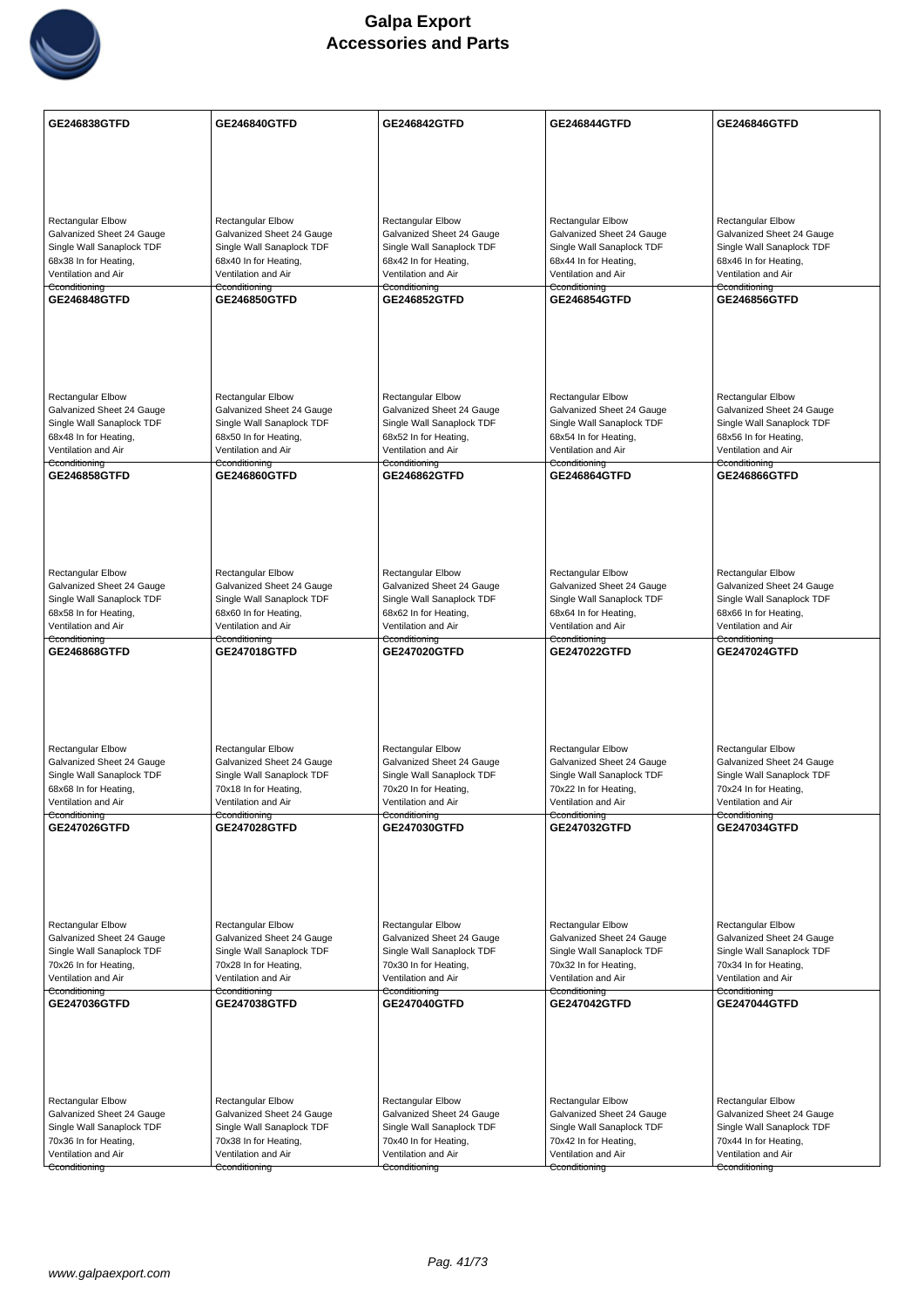# Galpa Export
## Accessories and Parts

| | | | | |
|---|---|---|---|---|
| **GE246838GTFD**<br>Rectangular Elbow<br>Galvanized Sheet 24 Gauge<br>Single Wall Sanaplock TDF<br>68x38 In for Heating,<br>Ventilation and Air<br>Conditioning | **GE246840GTFD**<br>Rectangular Elbow<br>Galvanized Sheet 24 Gauge<br>Single Wall Sanaplock TDF<br>68x40 In for Heating,<br>Ventilation and Air<br>Conditioning | **GE246842GTFD**<br>Rectangular Elbow<br>Galvanized Sheet 24 Gauge<br>Single Wall Sanaplock TDF<br>68x42 In for Heating,<br>Ventilation and Air<br>Conditioning | **GE246844GTFD**<br>Rectangular Elbow<br>Galvanized Sheet 24 Gauge<br>Single Wall Sanaplock TDF<br>68x44 In for Heating,<br>Ventilation and Air<br>Conditioning | **GE246846GTFD**<br>Rectangular Elbow<br>Galvanized Sheet 24 Gauge<br>Single Wall Sanaplock TDF<br>68x46 In for Heating,<br>Ventilation and Air<br>Conditioning |
| **GE246848GTFD**<br>Rectangular Elbow<br>Galvanized Sheet 24 Gauge<br>Single Wall Sanaplock TDF<br>68x48 In for Heating,<br>Ventilation and Air<br>Conditioning | **GE246850GTFD**<br>Rectangular Elbow<br>Galvanized Sheet 24 Gauge<br>Single Wall Sanaplock TDF<br>68x50 In for Heating,<br>Ventilation and Air<br>Conditioning | **GE246852GTFD**<br>Rectangular Elbow<br>Galvanized Sheet 24 Gauge<br>Single Wall Sanaplock TDF<br>68x52 In for Heating,<br>Ventilation and Air<br>Conditioning | **GE246854GTFD**<br>Rectangular Elbow<br>Galvanized Sheet 24 Gauge<br>Single Wall Sanaplock TDF<br>68x54 In for Heating,<br>Ventilation and Air<br>Conditioning | **GE246856GTFD**<br>Rectangular Elbow<br>Galvanized Sheet 24 Gauge<br>Single Wall Sanaplock TDF<br>68x56 In for Heating,<br>Ventilation and Air<br>Conditioning |
| **GE246858GTFD**<br>Rectangular Elbow<br>Galvanized Sheet 24 Gauge<br>Single Wall Sanaplock TDF<br>68x58 In for Heating,<br>Ventilation and Air<br>Conditioning | **GE246860GTFD**<br>Rectangular Elbow<br>Galvanized Sheet 24 Gauge<br>Single Wall Sanaplock TDF<br>68x60 In for Heating,<br>Ventilation and Air<br>Conditioning | **GE246862GTFD**<br>Rectangular Elbow<br>Galvanized Sheet 24 Gauge<br>Single Wall Sanaplock TDF<br>68x62 In for Heating,<br>Ventilation and Air<br>Conditioning | **GE246864GTFD**<br>Rectangular Elbow<br>Galvanized Sheet 24 Gauge<br>Single Wall Sanaplock TDF<br>68x64 In for Heating,<br>Ventilation and Air<br>Conditioning | **GE246866GTFD**<br>Rectangular Elbow<br>Galvanized Sheet 24 Gauge<br>Single Wall Sanaplock TDF<br>68x66 In for Heating,<br>Ventilation and Air<br>Conditioning |
| **GE246868GTFD**<br>Rectangular Elbow<br>Galvanized Sheet 24 Gauge<br>Single Wall Sanaplock TDF<br>68x68 In for Heating,<br>Ventilation and Air<br>Conditioning | **GE247018GTFD**<br>Rectangular Elbow<br>Galvanized Sheet 24 Gauge<br>Single Wall Sanaplock TDF<br>70x18 In for Heating,<br>Ventilation and Air<br>Conditioning | **GE247020GTFD**<br>Rectangular Elbow<br>Galvanized Sheet 24 Gauge<br>Single Wall Sanaplock TDF<br>70x20 In for Heating,<br>Ventilation and Air<br>Conditioning | **GE247022GTFD**<br>Rectangular Elbow<br>Galvanized Sheet 24 Gauge<br>Single Wall Sanaplock TDF<br>70x22 In for Heating,<br>Ventilation and Air<br>Conditioning | **GE247024GTFD**<br>Rectangular Elbow<br>Galvanized Sheet 24 Gauge<br>Single Wall Sanaplock TDF<br>70x24 In for Heating,<br>Ventilation and Air<br>Conditioning |
| **GE247026GTFD**<br>Rectangular Elbow<br>Galvanized Sheet 24 Gauge<br>Single Wall Sanaplock TDF<br>70x26 In for Heating,<br>Ventilation and Air<br>Conditioning | **GE247028GTFD**<br>Rectangular Elbow<br>Galvanized Sheet 24 Gauge<br>Single Wall Sanaplock TDF<br>70x28 In for Heating,<br>Ventilation and Air<br>Conditioning | **GE247030GTFD**<br>Rectangular Elbow<br>Galvanized Sheet 24 Gauge<br>Single Wall Sanaplock TDF<br>70x30 In for Heating,<br>Ventilation and Air<br>Conditioning | **GE247032GTFD**<br>Rectangular Elbow<br>Galvanized Sheet 24 Gauge<br>Single Wall Sanaplock TDF<br>70x32 In for Heating,<br>Ventilation and Air<br>Conditioning | **GE247034GTFD**<br>Rectangular Elbow<br>Galvanized Sheet 24 Gauge<br>Single Wall Sanaplock TDF<br>70x34 In for Heating,<br>Ventilation and Air<br>Conditioning |
| **GE247036GTFD**<br>Rectangular Elbow<br>Galvanized Sheet 24 Gauge<br>Single Wall Sanaplock TDF<br>70x36 In for Heating,<br>Ventilation and Air<br>Conditioning | **GE247038GTFD**<br>Rectangular Elbow<br>Galvanized Sheet 24 Gauge<br>Single Wall Sanaplock TDF<br>70x38 In for Heating,<br>Ventilation and Air<br>Conditioning | **GE247040GTFD**<br>Rectangular Elbow<br>Galvanized Sheet 24 Gauge<br>Single Wall Sanaplock TDF<br>70x40 In for Heating,<br>Ventilation and Air<br>Conditioning | **GE247042GTFD**<br>Rectangular Elbow<br>Galvanized Sheet 24 Gauge<br>Single Wall Sanaplock TDF<br>70x42 In for Heating,<br>Ventilation and Air<br>Conditioning | **GE247044GTFD**<br>Rectangular Elbow<br>Galvanized Sheet 24 Gauge<br>Single Wall Sanaplock TDF<br>70x44 In for Heating,<br>Ventilation and Air<br>Conditioning |

www.galpaexport.com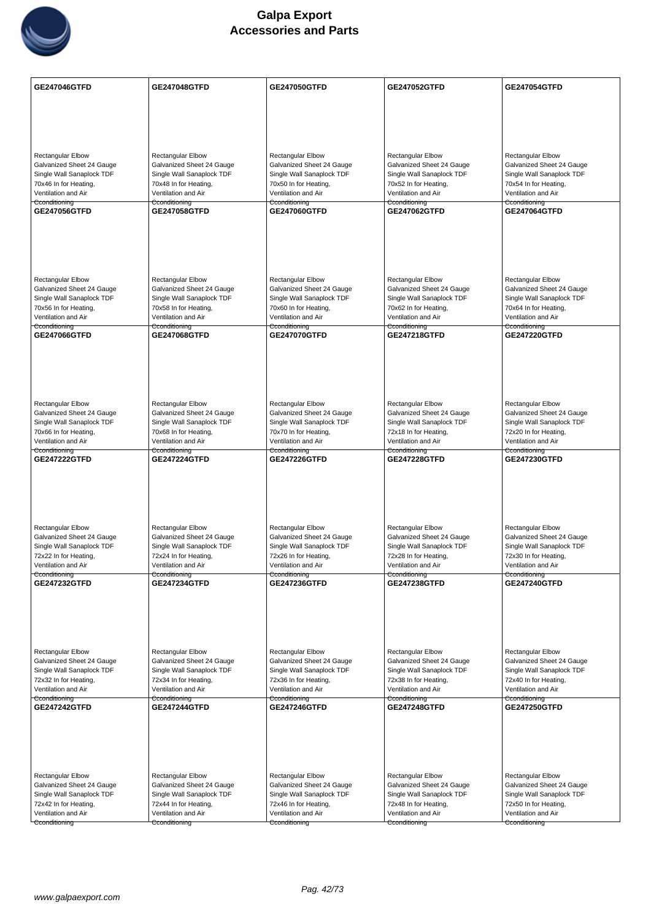# Galpa Export
## Accessories and Parts

| GE247046GTFD | GE247048GTFD | GE247050GTFD | GE247052GTFD | GE247054GTFD |
|---|---|---|---|---|
| Rectangular Elbow<br>Galvanized Sheet 24 Gauge<br>Single Wall Sanaplock TDF<br>70x46 In for Heating,<br>Ventilation and Air<br>Conditioning | Rectangular Elbow<br>Galvanized Sheet 24 Gauge<br>Single Wall Sanaplock TDF<br>70x48 In for Heating,<br>Ventilation and Air<br>Conditioning | Rectangular Elbow<br>Galvanized Sheet 24 Gauge<br>Single Wall Sanaplock TDF<br>70x50 In for Heating,<br>Ventilation and Air<br>Conditioning | Rectangular Elbow<br>Galvanized Sheet 24 Gauge<br>Single Wall Sanaplock TDF<br>70x52 In for Heating,<br>Ventilation and Air<br>Conditioning | Rectangular Elbow<br>Galvanized Sheet 24 Gauge<br>Single Wall Sanaplock TDF<br>70x54 In for Heating,<br>Ventilation and Air<br>Conditioning |
| **GE247056GTFD** | **GE247058GTFD** | **GE247060GTFD** | **GE247062GTFD** | **GE247064GTFD** |
| Rectangular Elbow<br>Galvanized Sheet 24 Gauge<br>Single Wall Sanaplock TDF<br>70x56 In for Heating,<br>Ventilation and Air<br>Conditioning | Rectangular Elbow<br>Galvanized Sheet 24 Gauge<br>Single Wall Sanaplock TDF<br>70x58 In for Heating,<br>Ventilation and Air<br>Conditioning | Rectangular Elbow<br>Galvanized Sheet 24 Gauge<br>Single Wall Sanaplock TDF<br>70x60 In for Heating,<br>Ventilation and Air<br>Conditioning | Rectangular Elbow<br>Galvanized Sheet 24 Gauge<br>Single Wall Sanaplock TDF<br>70x62 In for Heating,<br>Ventilation and Air<br>Conditioning | Rectangular Elbow<br>Galvanized Sheet 24 Gauge<br>Single Wall Sanaplock TDF<br>70x64 In for Heating,<br>Ventilation and Air<br>Conditioning |
| **GE247066GTFD** | **GE247068GTFD** | **GE247070GTFD** | **GE247218GTFD** | **GE247220GTFD** |
| Rectangular Elbow<br>Galvanized Sheet 24 Gauge<br>Single Wall Sanaplock TDF<br>70x66 In for Heating,<br>Ventilation and Air<br>Conditioning | Rectangular Elbow<br>Galvanized Sheet 24 Gauge<br>Single Wall Sanaplock TDF<br>70x68 In for Heating,<br>Ventilation and Air<br>Conditioning | Rectangular Elbow<br>Galvanized Sheet 24 Gauge<br>Single Wall Sanaplock TDF<br>70x70 In for Heating,<br>Ventilation and Air<br>Conditioning | Rectangular Elbow<br>Galvanized Sheet 24 Gauge<br>Single Wall Sanaplock TDF<br>72x18 In for Heating,<br>Ventilation and Air<br>Conditioning | Rectangular Elbow<br>Galvanized Sheet 24 Gauge<br>Single Wall Sanaplock TDF<br>72x20 In for Heating,<br>Ventilation and Air<br>Conditioning |
| **GE247222GTFD** | **GE247224GTFD** | **GE247226GTFD** | **GE247228GTFD** | **GE247230GTFD** |
| Rectangular Elbow<br>Galvanized Sheet 24 Gauge<br>Single Wall Sanaplock TDF<br>72x22 In for Heating,<br>Ventilation and Air<br>Conditioning | Rectangular Elbow<br>Galvanized Sheet 24 Gauge<br>Single Wall Sanaplock TDF<br>72x24 In for Heating,<br>Ventilation and Air<br>Conditioning | Rectangular Elbow<br>Galvanized Sheet 24 Gauge<br>Single Wall Sanaplock TDF<br>72x26 In for Heating,<br>Ventilation and Air<br>Conditioning | Rectangular Elbow<br>Galvanized Sheet 24 Gauge<br>Single Wall Sanaplock TDF<br>72x28 In for Heating,<br>Ventilation and Air<br>Conditioning | Rectangular Elbow<br>Galvanized Sheet 24 Gauge<br>Single Wall Sanaplock TDF<br>72x30 In for Heating,<br>Ventilation and Air<br>Conditioning |
| **GE247232GTFD** | **GE247234GTFD** | **GE247236GTFD** | **GE247238GTFD** | **GE247240GTFD** |
| Rectangular Elbow<br>Galvanized Sheet 24 Gauge<br>Single Wall Sanaplock TDF<br>72x32 In for Heating,<br>Ventilation and Air<br>Conditioning | Rectangular Elbow<br>Galvanized Sheet 24 Gauge<br>Single Wall Sanaplock TDF<br>72x34 In for Heating,<br>Ventilation and Air<br>Conditioning | Rectangular Elbow<br>Galvanized Sheet 24 Gauge<br>Single Wall Sanaplock TDF<br>72x36 In for Heating,<br>Ventilation and Air<br>Conditioning | Rectangular Elbow<br>Galvanized Sheet 24 Gauge<br>Single Wall Sanaplock TDF<br>72x38 In for Heating,<br>Ventilation and Air<br>Conditioning | Rectangular Elbow<br>Galvanized Sheet 24 Gauge<br>Single Wall Sanaplock TDF<br>72x40 In for Heating,<br>Ventilation and Air<br>Conditioning |
| **GE247242GTFD** | **GE247244GTFD** | **GE247246GTFD** | **GE247248GTFD** | **GE247250GTFD** |
| Rectangular Elbow<br>Galvanized Sheet 24 Gauge<br>Single Wall Sanaplock TDF<br>72x42 In for Heating,<br>Ventilation and Air<br>Conditioning | Rectangular Elbow<br>Galvanized Sheet 24 Gauge<br>Single Wall Sanaplock TDF<br>72x44 In for Heating,<br>Ventilation and Air<br>Conditioning | Rectangular Elbow<br>Galvanized Sheet 24 Gauge<br>Single Wall Sanaplock TDF<br>72x46 In for Heating,<br>Ventilation and Air<br>Conditioning | Rectangular Elbow<br>Galvanized Sheet 24 Gauge<br>Single Wall Sanaplock TDF<br>72x48 In for Heating,<br>Ventilation and Air<br>Conditioning | Rectangular Elbow<br>Galvanized Sheet 24 Gauge<br>Single Wall Sanaplock TDF<br>72x50 In for Heating,<br>Ventilation and Air<br>Conditioning |

www.galpaexport.com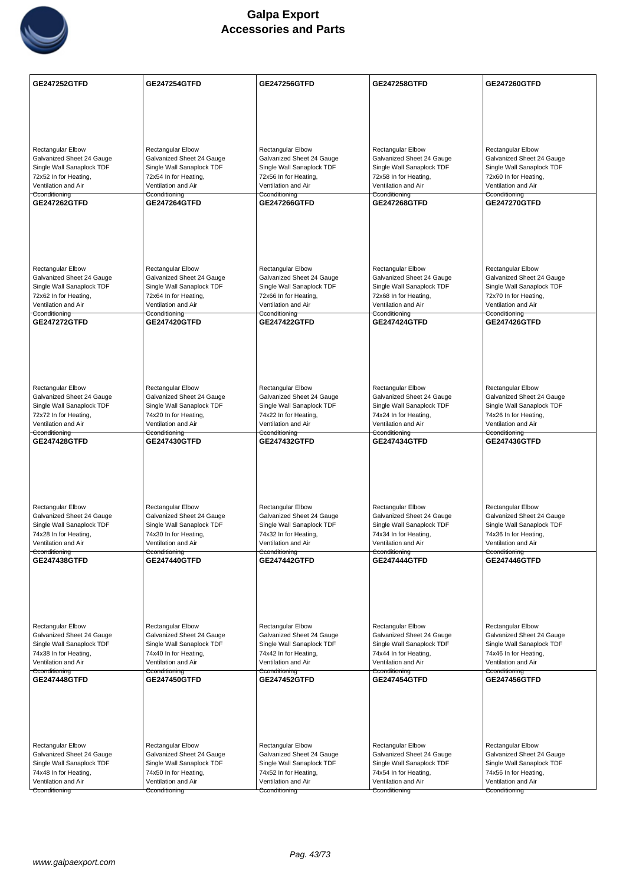# Galpa Export
## Accessories and Parts

| GE247252GTFD | GE247254GTFD | GE247256GTFD | GE247258GTFD | GE247260GTFD |
|---|---|---|---|---|
| Rectangular Elbow Galvanized Sheet 24 Gauge Single Wall Sanaplock TDF 72x52 In for Heating, Ventilation and Air Conditioning | Rectangular Elbow Galvanized Sheet 24 Gauge Single Wall Sanaplock TDF 72x54 In for Heating, Ventilation and Air Conditioning | Rectangular Elbow Galvanized Sheet 24 Gauge Single Wall Sanaplock TDF 72x56 In for Heating, Ventilation and Air Conditioning | Rectangular Elbow Galvanized Sheet 24 Gauge Single Wall Sanaplock TDF 72x58 In for Heating, Ventilation and Air Conditioning | Rectangular Elbow Galvanized Sheet 24 Gauge Single Wall Sanaplock TDF 72x60 In for Heating, Ventilation and Air Conditioning |
| **GE247262GTFD** | **GE247264GTFD** | **GE247266GTFD** | **GE247268GTFD** | **GE247270GTFD** |
| Rectangular Elbow Galvanized Sheet 24 Gauge Single Wall Sanaplock TDF 72x62 In for Heating, Ventilation and Air Conditioning | Rectangular Elbow Galvanized Sheet 24 Gauge Single Wall Sanaplock TDF 72x64 In for Heating, Ventilation and Air Conditioning | Rectangular Elbow Galvanized Sheet 24 Gauge Single Wall Sanaplock TDF 72x66 In for Heating, Ventilation and Air Conditioning | Rectangular Elbow Galvanized Sheet 24 Gauge Single Wall Sanaplock TDF 72x68 In for Heating, Ventilation and Air Conditioning | Rectangular Elbow Galvanized Sheet 24 Gauge Single Wall Sanaplock TDF 72x70 In for Heating, Ventilation and Air Conditioning |
| **GE247272GTFD** | **GE247420GTFD** | **GE247422GTFD** | **GE247424GTFD** | **GE247426GTFD** |
| Rectangular Elbow Galvanized Sheet 24 Gauge Single Wall Sanaplock TDF 72x72 In for Heating, Ventilation and Air Conditioning | Rectangular Elbow Galvanized Sheet 24 Gauge Single Wall Sanaplock TDF 74x20 In for Heating, Ventilation and Air Conditioning | Rectangular Elbow Galvanized Sheet 24 Gauge Single Wall Sanaplock TDF 74x22 In for Heating, Ventilation and Air Conditioning | Rectangular Elbow Galvanized Sheet 24 Gauge Single Wall Sanaplock TDF 74x24 In for Heating, Ventilation and Air Conditioning | Rectangular Elbow Galvanized Sheet 24 Gauge Single Wall Sanaplock TDF 74x26 In for Heating, Ventilation and Air Conditioning |
| **GE247428GTFD** | **GE247430GTFD** | **GE247432GTFD** | **GE247434GTFD** | **GE247436GTFD** |
| Rectangular Elbow Galvanized Sheet 24 Gauge Single Wall Sanaplock TDF 74x28 In for Heating, Ventilation and Air Conditioning | Rectangular Elbow Galvanized Sheet 24 Gauge Single Wall Sanaplock TDF 74x30 In for Heating, Ventilation and Air Conditioning | Rectangular Elbow Galvanized Sheet 24 Gauge Single Wall Sanaplock TDF 74x32 In for Heating, Ventilation and Air Conditioning | Rectangular Elbow Galvanized Sheet 24 Gauge Single Wall Sanaplock TDF 74x34 In for Heating, Ventilation and Air Conditioning | Rectangular Elbow Galvanized Sheet 24 Gauge Single Wall Sanaplock TDF 74x36 In for Heating, Ventilation and Air Conditioning |
| **GE247438GTFD** | **GE247440GTFD** | **GE247442GTFD** | **GE247444GTFD** | **GE247446GTFD** |
| Rectangular Elbow Galvanized Sheet 24 Gauge Single Wall Sanaplock TDF 74x38 In for Heating, Ventilation and Air Conditioning | Rectangular Elbow Galvanized Sheet 24 Gauge Single Wall Sanaplock TDF 74x40 In for Heating, Ventilation and Air Conditioning | Rectangular Elbow Galvanized Sheet 24 Gauge Single Wall Sanaplock TDF 74x42 In for Heating, Ventilation and Air Conditioning | Rectangular Elbow Galvanized Sheet 24 Gauge Single Wall Sanaplock TDF 74x44 In for Heating, Ventilation and Air Conditioning | Rectangular Elbow Galvanized Sheet 24 Gauge Single Wall Sanaplock TDF 74x46 In for Heating, Ventilation and Air Conditioning |
| **GE247448GTFD** | **GE247450GTFD** | **GE247452GTFD** | **GE247454GTFD** | **GE247456GTFD** |
| Rectangular Elbow Galvanized Sheet 24 Gauge Single Wall Sanaplock TDF 74x48 In for Heating, Ventilation and Air Conditioning | Rectangular Elbow Galvanized Sheet 24 Gauge Single Wall Sanaplock TDF 74x50 In for Heating, Ventilation and Air Conditioning | Rectangular Elbow Galvanized Sheet 24 Gauge Single Wall Sanaplock TDF 74x52 In for Heating, Ventilation and Air Conditioning | Rectangular Elbow Galvanized Sheet 24 Gauge Single Wall Sanaplock TDF 74x54 In for Heating, Ventilation and Air Conditioning | Rectangular Elbow Galvanized Sheet 24 Gauge Single Wall Sanaplock TDF 74x56 In for Heating, Ventilation and Air Conditioning |

www.galpaexport.com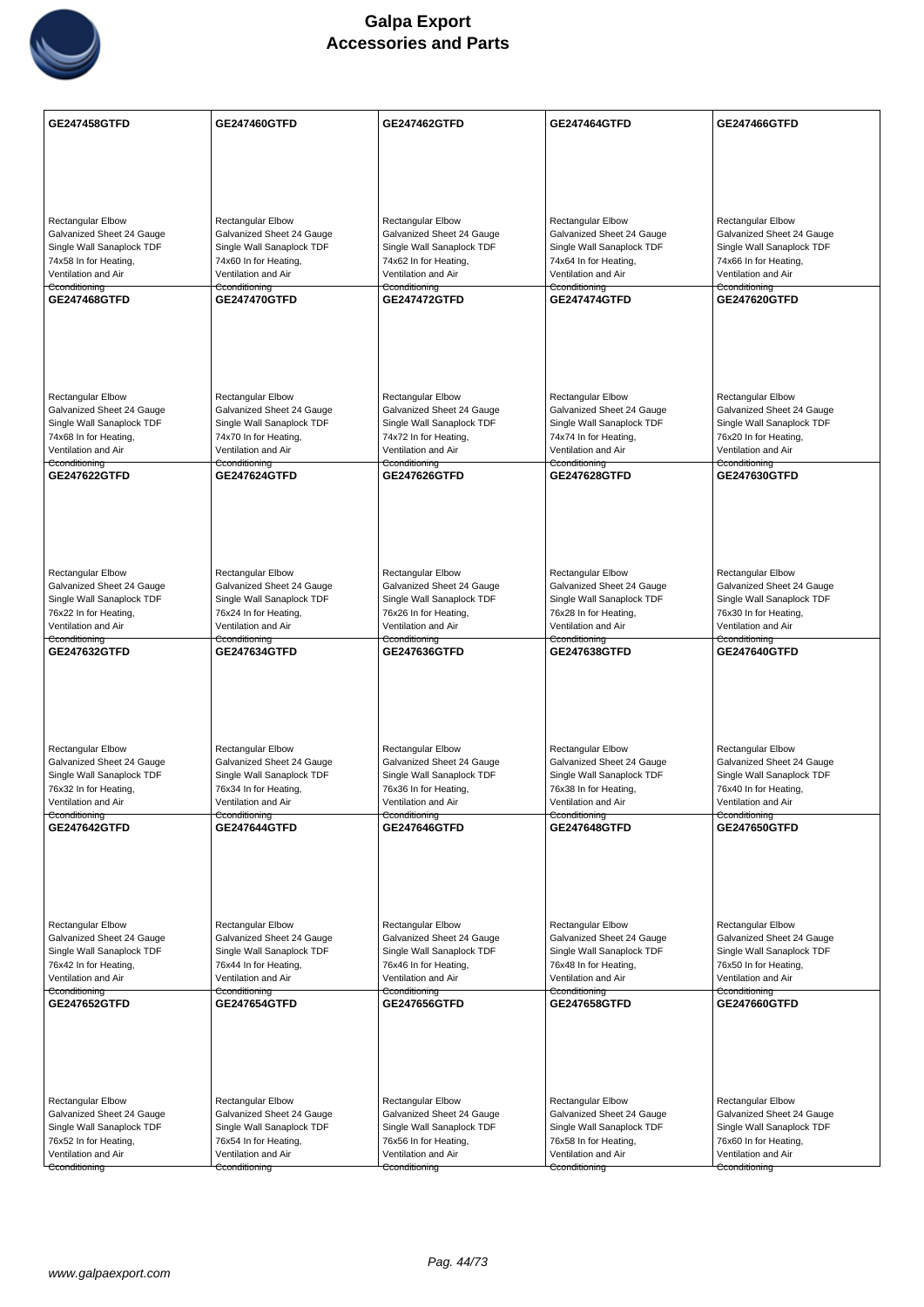| GE247458GTFD | GE247460GTFD | GE247462GTFD | GE247464GTFD | GE247466GTFD |
|---|---|---|---|---|
| Rectangular Elbow Galvanized Sheet 24 Gauge Single Wall Sanaplock TDF 74x58 In for Heating, Ventilation and Air Conditioning | Rectangular Elbow Galvanized Sheet 24 Gauge Single Wall Sanaplock TDF 74x60 In for Heating, Ventilation and Air Conditioning | Rectangular Elbow Galvanized Sheet 24 Gauge Single Wall Sanaplock TDF 74x62 In for Heating, Ventilation and Air Conditioning | Rectangular Elbow Galvanized Sheet 24 Gauge Single Wall Sanaplock TDF 74x64 In for Heating, Ventilation and Air Conditioning | Rectangular Elbow Galvanized Sheet 24 Gauge Single Wall Sanaplock TDF 74x66 In for Heating, Ventilation and Air Conditioning |
| **GE247468GTFD** | **GE247470GTFD** | **GE247472GTFD** | **GE247474GTFD** | **GE247620GTFD** |
| Rectangular Elbow Galvanized Sheet 24 Gauge Single Wall Sanaplock TDF 74x68 In for Heating, Ventilation and Air Conditioning | Rectangular Elbow Galvanized Sheet 24 Gauge Single Wall Sanaplock TDF 74x70 In for Heating, Ventilation and Air Conditioning | Rectangular Elbow Galvanized Sheet 24 Gauge Single Wall Sanaplock TDF 74x72 In for Heating, Ventilation and Air Conditioning | Rectangular Elbow Galvanized Sheet 24 Gauge Single Wall Sanaplock TDF 74x74 In for Heating, Ventilation and Air Conditioning | Rectangular Elbow Galvanized Sheet 24 Gauge Single Wall Sanaplock TDF 76x20 In for Heating, Ventilation and Air Conditioning |
| **GE247622GTFD** | **GE247624GTFD** | **GE247626GTFD** | **GE247628GTFD** | **GE247630GTFD** |
| Rectangular Elbow Galvanized Sheet 24 Gauge Single Wall Sanaplock TDF 76x22 In for Heating, Ventilation and Air Conditioning | Rectangular Elbow Galvanized Sheet 24 Gauge Single Wall Sanaplock TDF 76x24 In for Heating, Ventilation and Air Conditioning | Rectangular Elbow Galvanized Sheet 24 Gauge Single Wall Sanaplock TDF 76x26 In for Heating, Ventilation and Air Conditioning | Rectangular Elbow Galvanized Sheet 24 Gauge Single Wall Sanaplock TDF 76x28 In for Heating, Ventilation and Air Conditioning | Rectangular Elbow Galvanized Sheet 24 Gauge Single Wall Sanaplock TDF 76x30 In for Heating, Ventilation and Air Conditioning |
| **GE247632GTFD** | **GE247634GTFD** | **GE247636GTFD** | **GE247638GTFD** | **GE247640GTFD** |
| Rectangular Elbow Galvanized Sheet 24 Gauge Single Wall Sanaplock TDF 76x32 In for Heating, Ventilation and Air Conditioning | Rectangular Elbow Galvanized Sheet 24 Gauge Single Wall Sanaplock TDF 76x34 In for Heating, Ventilation and Air Conditioning | Rectangular Elbow Galvanized Sheet 24 Gauge Single Wall Sanaplock TDF 76x36 In for Heating, Ventilation and Air Conditioning | Rectangular Elbow Galvanized Sheet 24 Gauge Single Wall Sanaplock TDF 76x38 In for Heating, Ventilation and Air Conditioning | Rectangular Elbow Galvanized Sheet 24 Gauge Single Wall Sanaplock TDF 76x40 In for Heating, Ventilation and Air Conditioning |
| **GE247642GTFD** | **GE247644GTFD** | **GE247646GTFD** | **GE247648GTFD** | **GE247650GTFD** |
| Rectangular Elbow Galvanized Sheet 24 Gauge Single Wall Sanaplock TDF 76x42 In for Heating, Ventilation and Air Conditioning | Rectangular Elbow Galvanized Sheet 24 Gauge Single Wall Sanaplock TDF 76x44 In for Heating, Ventilation and Air Conditioning | Rectangular Elbow Galvanized Sheet 24 Gauge Single Wall Sanaplock TDF 76x46 In for Heating, Ventilation and Air Conditioning | Rectangular Elbow Galvanized Sheet 24 Gauge Single Wall Sanaplock TDF 76x48 In for Heating, Ventilation and Air Conditioning | Rectangular Elbow Galvanized Sheet 24 Gauge Single Wall Sanaplock TDF 76x50 In for Heating, Ventilation and Air Conditioning |
| **GE247652GTFD** | **GE247654GTFD** | **GE247656GTFD** | **GE247658GTFD** | **GE247660GTFD** |
| Rectangular Elbow Galvanized Sheet 24 Gauge Single Wall Sanaplock TDF 76x52 In for Heating, Ventilation and Air Conditioning | Rectangular Elbow Galvanized Sheet 24 Gauge Single Wall Sanaplock TDF 76x54 In for Heating, Ventilation and Air Conditioning | Rectangular Elbow Galvanized Sheet 24 Gauge Single Wall Sanaplock TDF 76x56 In for Heating, Ventilation and Air Conditioning | Rectangular Elbow Galvanized Sheet 24 Gauge Single Wall Sanaplock TDF 76x58 In for Heating, Ventilation and Air Conditioning | Rectangular Elbow Galvanized Sheet 24 Gauge Single Wall Sanaplock TDF 76x60 In for Heating, Ventilation and Air Conditioning |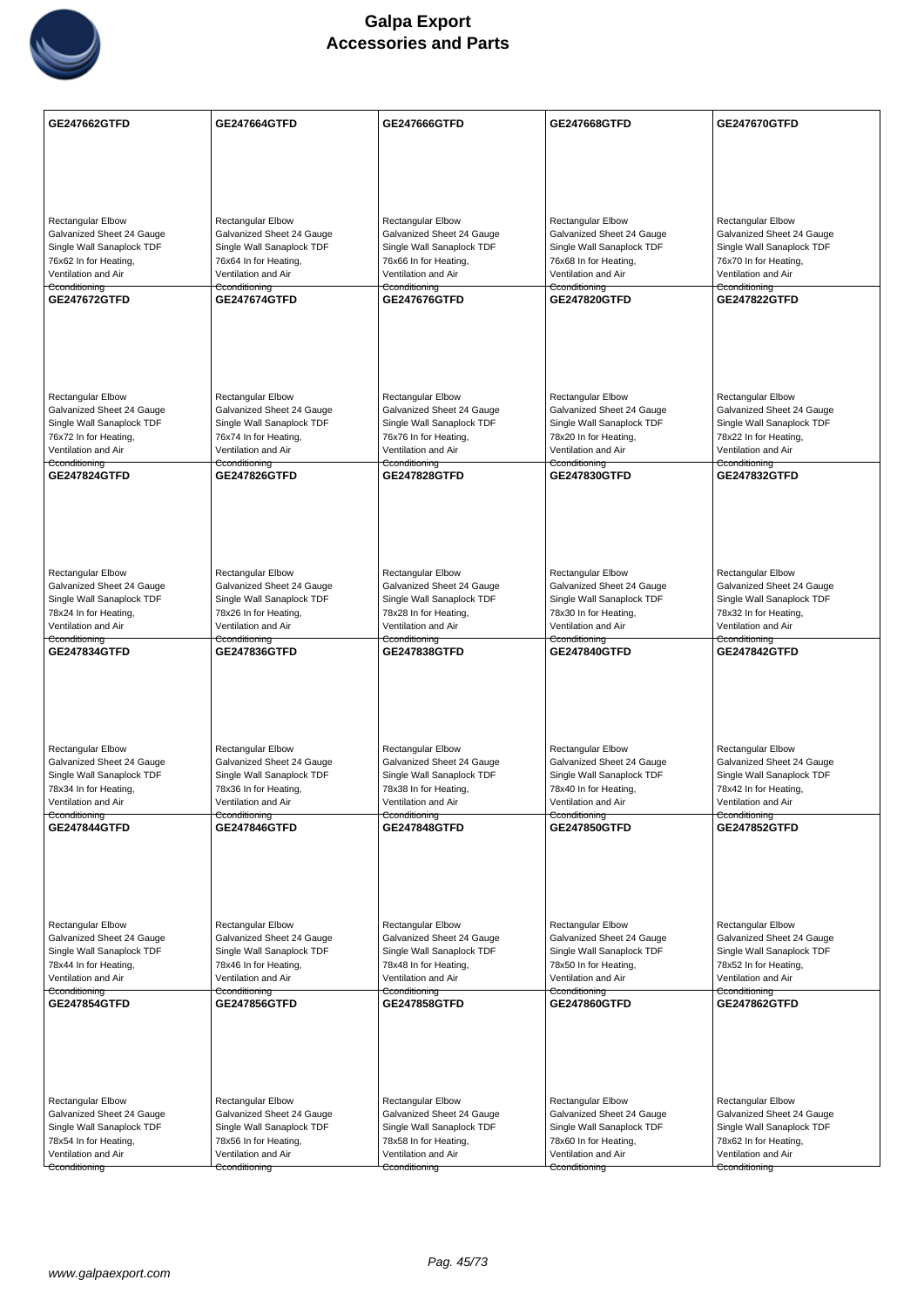# Galpa Export
## Accessories and Parts

| GE247662GTFD | GE247664GTFD | GE247666GTFD | GE247668GTFD | GE247670GTFD |
|---|---|---|---|---|
| Rectangular Elbow Galvanized Sheet 24 Gauge Single Wall Sanaplock TDF 76x62 In for Heating, Ventilation and Air Cconditioning | Rectangular Elbow Galvanized Sheet 24 Gauge Single Wall Sanaplock TDF 76x64 In for Heating, Ventilation and Air Cconditioning | Rectangular Elbow Galvanized Sheet 24 Gauge Single Wall Sanaplock TDF 76x66 In for Heating, Ventilation and Air Cconditioning | Rectangular Elbow Galvanized Sheet 24 Gauge Single Wall Sanaplock TDF 76x68 In for Heating, Ventilation and Air Cconditioning | Rectangular Elbow Galvanized Sheet 24 Gauge Single Wall Sanaplock TDF 76x70 In for Heating, Ventilation and Air Cconditioning |
| **GE247672GTFD** | **GE247674GTFD** | **GE247676GTFD** | **GE247820GTFD** | **GE247822GTFD** |
| Rectangular Elbow Galvanized Sheet 24 Gauge Single Wall Sanaplock TDF 76x72 In for Heating, Ventilation and Air Cconditioning | Rectangular Elbow Galvanized Sheet 24 Gauge Single Wall Sanaplock TDF 76x74 In for Heating, Ventilation and Air Cconditioning | Rectangular Elbow Galvanized Sheet 24 Gauge Single Wall Sanaplock TDF 76x76 In for Heating, Ventilation and Air Cconditioning | Rectangular Elbow Galvanized Sheet 24 Gauge Single Wall Sanaplock TDF 78x20 In for Heating, Ventilation and Air Cconditioning | Rectangular Elbow Galvanized Sheet 24 Gauge Single Wall Sanaplock TDF 78x22 In for Heating, Ventilation and Air Cconditioning |
| **GE247824GTFD** | **GE247826GTFD** | **GE247828GTFD** | **GE247830GTFD** | **GE247832GTFD** |
| Rectangular Elbow Galvanized Sheet 24 Gauge Single Wall Sanaplock TDF 78x24 In for Heating, Ventilation and Air Cconditioning | Rectangular Elbow Galvanized Sheet 24 Gauge Single Wall Sanaplock TDF 78x26 In for Heating, Ventilation and Air Cconditioning | Rectangular Elbow Galvanized Sheet 24 Gauge Single Wall Sanaplock TDF 78x28 In for Heating, Ventilation and Air Cconditioning | Rectangular Elbow Galvanized Sheet 24 Gauge Single Wall Sanaplock TDF 78x30 In for Heating, Ventilation and Air Cconditioning | Rectangular Elbow Galvanized Sheet 24 Gauge Single Wall Sanaplock TDF 78x32 In for Heating, Ventilation and Air Cconditioning |
| **GE247834GTFD** | **GE247836GTFD** | **GE247838GTFD** | **GE247840GTFD** | **GE247842GTFD** |
| Rectangular Elbow Galvanized Sheet 24 Gauge Single Wall Sanaplock TDF 78x34 In for Heating, Ventilation and Air Cconditioning | Rectangular Elbow Galvanized Sheet 24 Gauge Single Wall Sanaplock TDF 78x36 In for Heating, Ventilation and Air Cconditioning | Rectangular Elbow Galvanized Sheet 24 Gauge Single Wall Sanaplock TDF 78x38 In for Heating, Ventilation and Air Cconditioning | Rectangular Elbow Galvanized Sheet 24 Gauge Single Wall Sanaplock TDF 78x40 In for Heating, Ventilation and Air Cconditioning | Rectangular Elbow Galvanized Sheet 24 Gauge Single Wall Sanaplock TDF 78x42 In for Heating, Ventilation and Air Cconditioning |
| **GE247844GTFD** | **GE247846GTFD** | **GE247848GTFD** | **GE247850GTFD** | **GE247852GTFD** |
| Rectangular Elbow Galvanized Sheet 24 Gauge Single Wall Sanaplock TDF 78x44 In for Heating, Ventilation and Air Cconditioning | Rectangular Elbow Galvanized Sheet 24 Gauge Single Wall Sanaplock TDF 78x46 In for Heating, Ventilation and Air Cconditioning | Rectangular Elbow Galvanized Sheet 24 Gauge Single Wall Sanaplock TDF 78x48 In for Heating, Ventilation and Air Cconditioning | Rectangular Elbow Galvanized Sheet 24 Gauge Single Wall Sanaplock TDF 78x50 In for Heating, Ventilation and Air Cconditioning | Rectangular Elbow Galvanized Sheet 24 Gauge Single Wall Sanaplock TDF 78x52 In for Heating, Ventilation and Air Cconditioning |
| **GE247854GTFD** | **GE247856GTFD** | **GE247858GTFD** | **GE247860GTFD** | **GE247862GTFD** |
| Rectangular Elbow Galvanized Sheet 24 Gauge Single Wall Sanaplock TDF 78x54 In for Heating, Ventilation and Air Cconditioning | Rectangular Elbow Galvanized Sheet 24 Gauge Single Wall Sanaplock TDF 78x56 In for Heating, Ventilation and Air Cconditioning | Rectangular Elbow Galvanized Sheet 24 Gauge Single Wall Sanaplock TDF 78x58 In for Heating, Ventilation and Air Cconditioning | Rectangular Elbow Galvanized Sheet 24 Gauge Single Wall Sanaplock TDF 78x60 In for Heating, Ventilation and Air Cconditioning | Rectangular Elbow Galvanized Sheet 24 Gauge Single Wall Sanaplock TDF 78x62 In for Heating, Ventilation and Air Cconditioning |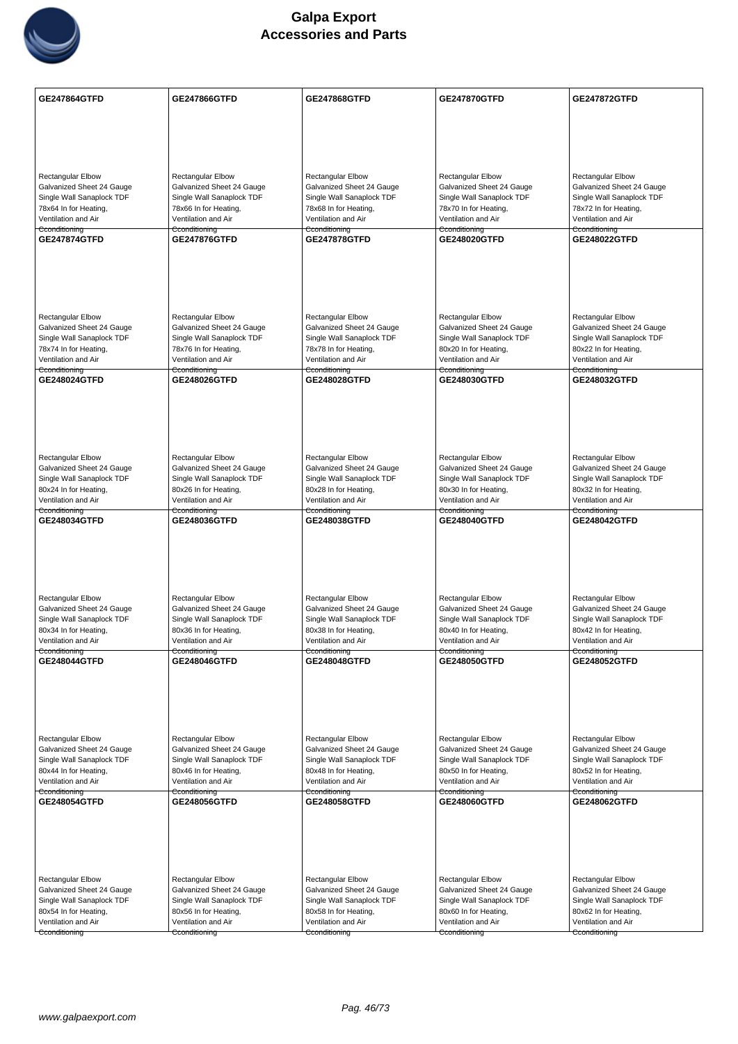# Galpa Export
## Accessories and Parts

| GE247864GTFD | GE247866GTFD | GE247868GTFD | GE247870GTFD | GE247872GTFD |
|---|---|---|---|---|
| Rectangular Elbow Galvanized Sheet 24 Gauge Single Wall Sanaplock TDF 78x64 In for Heating, Ventilation and Air Cconditioning | Rectangular Elbow Galvanized Sheet 24 Gauge Single Wall Sanaplock TDF 78x66 In for Heating, Ventilation and Air Cconditioning | Rectangular Elbow Galvanized Sheet 24 Gauge Single Wall Sanaplock TDF 78x68 In for Heating, Ventilation and Air Cconditioning | Rectangular Elbow Galvanized Sheet 24 Gauge Single Wall Sanaplock TDF 78x70 In for Heating, Ventilation and Air Cconditioning | Rectangular Elbow Galvanized Sheet 24 Gauge Single Wall Sanaplock TDF 78x72 In for Heating, Ventilation and Air Cconditioning |
| **GE247874GTFD** | **GE247876GTFD** | **GE247878GTFD** | **GE248020GTFD** | **GE248022GTFD** |
| Rectangular Elbow Galvanized Sheet 24 Gauge Single Wall Sanaplock TDF 78x74 In for Heating, Ventilation and Air Cconditioning | Rectangular Elbow Galvanized Sheet 24 Gauge Single Wall Sanaplock TDF 78x76 In for Heating, Ventilation and Air Cconditioning | Rectangular Elbow Galvanized Sheet 24 Gauge Single Wall Sanaplock TDF 78x78 In for Heating, Ventilation and Air Cconditioning | Rectangular Elbow Galvanized Sheet 24 Gauge Single Wall Sanaplock TDF 80x20 In for Heating, Ventilation and Air Cconditioning | Rectangular Elbow Galvanized Sheet 24 Gauge Single Wall Sanaplock TDF 80x22 In for Heating, Ventilation and Air Cconditioning |
| **GE248024GTFD** | **GE248026GTFD** | **GE248028GTFD** | **GE248030GTFD** | **GE248032GTFD** |
| Rectangular Elbow Galvanized Sheet 24 Gauge Single Wall Sanaplock TDF 80x24 In for Heating, Ventilation and Air Cconditioning | Rectangular Elbow Galvanized Sheet 24 Gauge Single Wall Sanaplock TDF 80x26 In for Heating, Ventilation and Air Cconditioning | Rectangular Elbow Galvanized Sheet 24 Gauge Single Wall Sanaplock TDF 80x28 In for Heating, Ventilation and Air Cconditioning | Rectangular Elbow Galvanized Sheet 24 Gauge Single Wall Sanaplock TDF 80x30 In for Heating, Ventilation and Air Cconditioning | Rectangular Elbow Galvanized Sheet 24 Gauge Single Wall Sanaplock TDF 80x32 In for Heating, Ventilation and Air Cconditioning |
| **GE248034GTFD** | **GE248036GTFD** | **GE248038GTFD** | **GE248040GTFD** | **GE248042GTFD** |
| Rectangular Elbow Galvanized Sheet 24 Gauge Single Wall Sanaplock TDF 80x34 In for Heating, Ventilation and Air Cconditioning | Rectangular Elbow Galvanized Sheet 24 Gauge Single Wall Sanaplock TDF 80x36 In for Heating, Ventilation and Air Cconditioning | Rectangular Elbow Galvanized Sheet 24 Gauge Single Wall Sanaplock TDF 80x38 In for Heating, Ventilation and Air Cconditioning | Rectangular Elbow Galvanized Sheet 24 Gauge Single Wall Sanaplock TDF 80x40 In for Heating, Ventilation and Air Cconditioning | Rectangular Elbow Galvanized Sheet 24 Gauge Single Wall Sanaplock TDF 80x42 In for Heating, Ventilation and Air Cconditioning |
| **GE248044GTFD** | **GE248046GTFD** | **GE248048GTFD** | **GE248050GTFD** | **GE248052GTFD** |
| Rectangular Elbow Galvanized Sheet 24 Gauge Single Wall Sanaplock TDF 80x44 In for Heating, Ventilation and Air Cconditioning | Rectangular Elbow Galvanized Sheet 24 Gauge Single Wall Sanaplock TDF 80x46 In for Heating, Ventilation and Air Cconditioning | Rectangular Elbow Galvanized Sheet 24 Gauge Single Wall Sanaplock TDF 80x48 In for Heating, Ventilation and Air Cconditioning | Rectangular Elbow Galvanized Sheet 24 Gauge Single Wall Sanaplock TDF 80x50 In for Heating, Ventilation and Air Cconditioning | Rectangular Elbow Galvanized Sheet 24 Gauge Single Wall Sanaplock TDF 80x52 In for Heating, Ventilation and Air Cconditioning |
| **GE248054GTFD** | **GE248056GTFD** | **GE248058GTFD** | **GE248060GTFD** | **GE248062GTFD** |
| Rectangular Elbow Galvanized Sheet 24 Gauge Single Wall Sanaplock TDF 80x54 In for Heating, Ventilation and Air Cconditioning | Rectangular Elbow Galvanized Sheet 24 Gauge Single Wall Sanaplock TDF 80x56 In for Heating, Ventilation and Air Cconditioning | Rectangular Elbow Galvanized Sheet 24 Gauge Single Wall Sanaplock TDF 80x58 In for Heating, Ventilation and Air Cconditioning | Rectangular Elbow Galvanized Sheet 24 Gauge Single Wall Sanaplock TDF 80x60 In for Heating, Ventilation and Air Cconditioning | Rectangular Elbow Galvanized Sheet 24 Gauge Single Wall Sanaplock TDF 80x62 In for Heating, Ventilation and Air Cconditioning |

www.galpaexport.com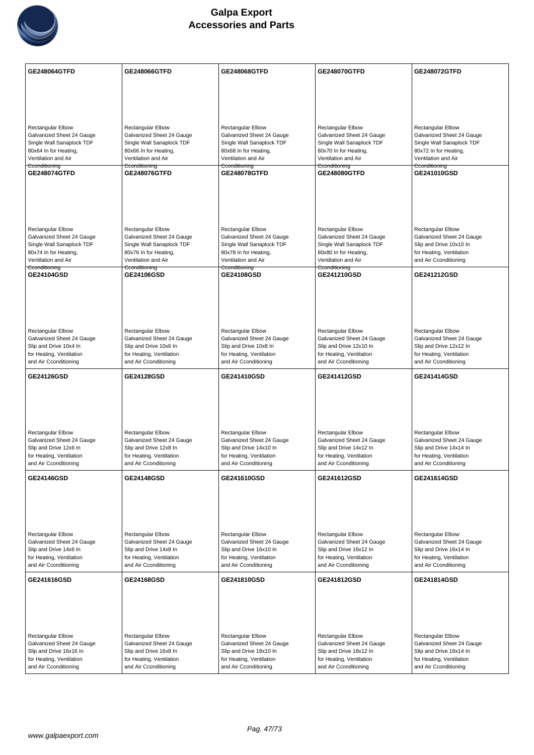# Galpa Export
## Accessories and Parts

| GE248064GTFD | GE248066GTFD | GE248068GTFD | GE248070GTFD | GE248072GTFD |
|---|---|---|---|---|
| Rectangular Elbow Galvanized Sheet 24 Gauge Single Wall Sanaplock TDF 80x64 In for Heating, Ventilation and Air Cconditioning | Rectangular Elbow Galvanized Sheet 24 Gauge Single Wall Sanaplock TDF 80x66 In for Heating, Ventilation and Air Cconditioning | Rectangular Elbow Galvanized Sheet 24 Gauge Single Wall Sanaplock TDF 80x68 In for Heating, Ventilation and Air Cconditioning | Rectangular Elbow Galvanized Sheet 24 Gauge Single Wall Sanaplock TDF 80x70 In for Heating, Ventilation and Air Cconditioning | Rectangular Elbow Galvanized Sheet 24 Gauge Single Wall Sanaplock TDF 80x72 In for Heating, Ventilation and Air Cconditioning |
| **GE248074GTFD** | **GE248076GTFD** | **GE248078GTFD** | **GE248080GTFD** | **GE241010GSD** |
| Rectangular Elbow Galvanized Sheet 24 Gauge Single Wall Sanaplock TDF 80x74 In for Heating, Ventilation and Air Cconditioning | Rectangular Elbow Galvanized Sheet 24 Gauge Single Wall Sanaplock TDF 80x76 In for Heating, Ventilation and Air Cconditioning | Rectangular Elbow Galvanized Sheet 24 Gauge Single Wall Sanaplock TDF 80x78 In for Heating, Ventilation and Air Cconditioning | Rectangular Elbow Galvanized Sheet 24 Gauge Single Wall Sanaplock TDF 80x80 In for Heating, Ventilation and Air Cconditioning | Rectangular Elbow Galvanized Sheet 24 Gauge Slip and Drive 10x10 In for Heating, Ventilation and Air Cconditioning |
| **GE24104GSD** | **GE24106GSD** | **GE24108GSD** | **GE241210GSD** | **GE241212GSD** |
| Rectangular Elbow Galvanized Sheet 24 Gauge Slip and Drive 10x4 In for Heating, Ventilation and Air Cconditioning | Rectangular Elbow Galvanized Sheet 24 Gauge Slip and Drive 10x6 In for Heating, Ventilation and Air Cconditioning | Rectangular Elbow Galvanized Sheet 24 Gauge Slip and Drive 10x8 In for Heating, Ventilation and Air Cconditioning | Rectangular Elbow Galvanized Sheet 24 Gauge Slip and Drive 12x10 In for Heating, Ventilation and Air Cconditioning | Rectangular Elbow Galvanized Sheet 24 Gauge Slip and Drive 12x12 In for Heating, Ventilation and Air Cconditioning |
| **GE24126GSD** | **GE24128GSD** | **GE241410GSD** | **GE241412GSD** | **GE241414GSD** |
| Rectangular Elbow Galvanized Sheet 24 Gauge Slip and Drive 12x6 In for Heating, Ventilation and Air Cconditioning | Rectangular Elbow Galvanized Sheet 24 Gauge Slip and Drive 12x8 In for Heating, Ventilation and Air Cconditioning | Rectangular Elbow Galvanized Sheet 24 Gauge Slip and Drive 14x10 In for Heating, Ventilation and Air Cconditioning | Rectangular Elbow Galvanized Sheet 24 Gauge Slip and Drive 14x12 In for Heating, Ventilation and Air Cconditioning | Rectangular Elbow Galvanized Sheet 24 Gauge Slip and Drive 14x14 In for Heating, Ventilation and Air Cconditioning |
| **GE24146GSD** | **GE24148GSD** | **GE241610GSD** | **GE241612GSD** | **GE241614GSD** |
| Rectangular Elbow Galvanized Sheet 24 Gauge Slip and Drive 14x6 In for Heating, Ventilation and Air Cconditioning | Rectangular Elbow Galvanized Sheet 24 Gauge Slip and Drive 14x8 In for Heating, Ventilation and Air Cconditioning | Rectangular Elbow Galvanized Sheet 24 Gauge Slip and Drive 16x10 In for Heating, Ventilation and Air Cconditioning | Rectangular Elbow Galvanized Sheet 24 Gauge Slip and Drive 16x12 In for Heating, Ventilation and Air Cconditioning | Rectangular Elbow Galvanized Sheet 24 Gauge Slip and Drive 16x14 In for Heating, Ventilation and Air Cconditioning |
| **GE241616GSD** | **GE24168GSD** | **GE241810GSD** | **GE241812GSD** | **GE241814GSD** |
| Rectangular Elbow Galvanized Sheet 24 Gauge Slip and Drive 16x16 In for Heating, Ventilation and Air Cconditioning | Rectangular Elbow Galvanized Sheet 24 Gauge Slip and Drive 16x8 In for Heating, Ventilation and Air Cconditioning | Rectangular Elbow Galvanized Sheet 24 Gauge Slip and Drive 18x10 In for Heating, Ventilation and Air Cconditioning | Rectangular Elbow Galvanized Sheet 24 Gauge Slip and Drive 18x12 In for Heating, Ventilation and Air Cconditioning | Rectangular Elbow Galvanized Sheet 24 Gauge Slip and Drive 18x14 In for Heating, Ventilation and Air Cconditioning |

www.galpaexport.com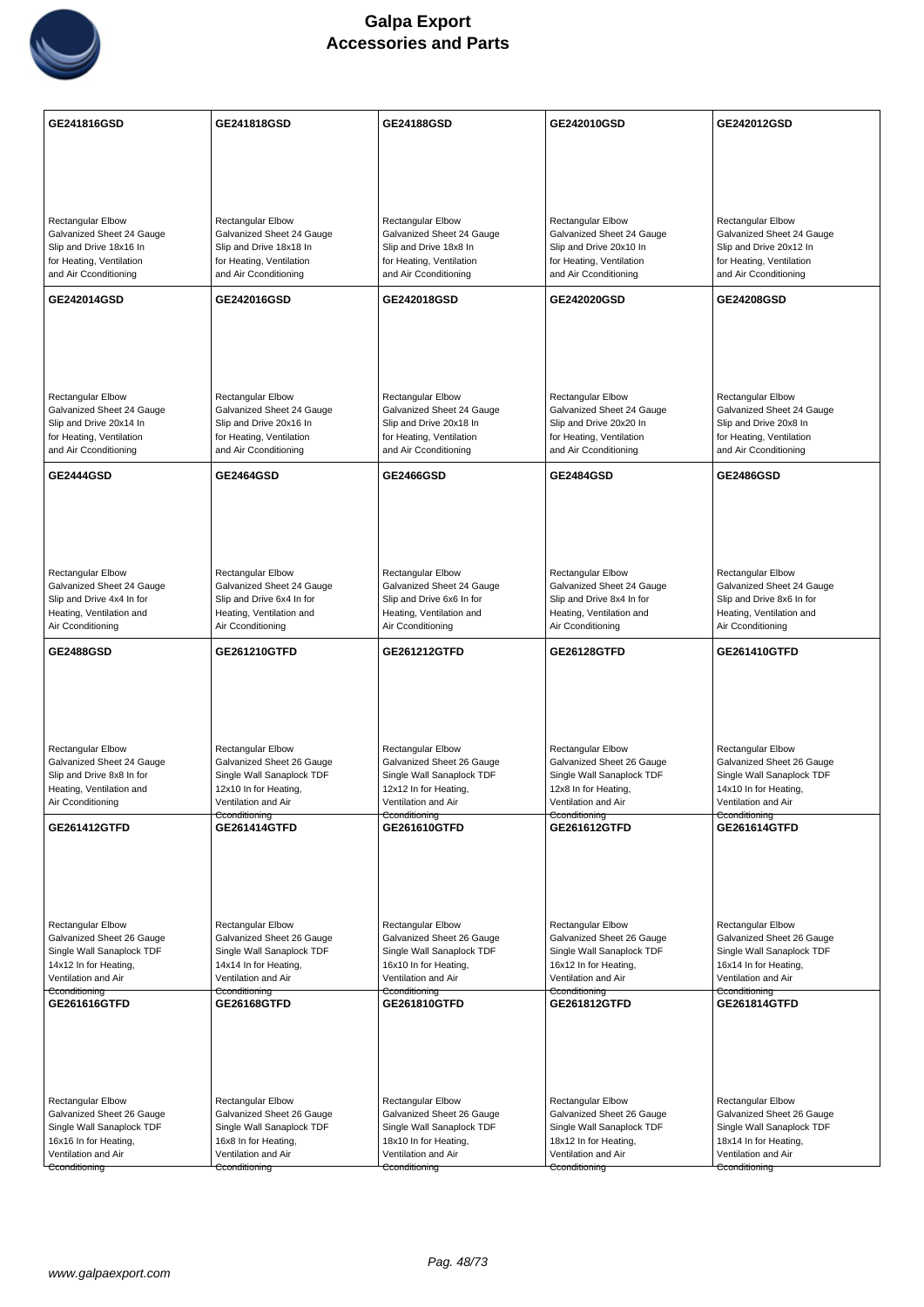| GE241816GSD | GE241818GSD | GE24188GSD | GE242010GSD | GE242012GSD |
|---|---|---|---|---|
| Rectangular Elbow Galvanized Sheet 24 Gauge Slip and Drive 18x16 In for Heating, Ventilation and Air Cconditioning | Rectangular Elbow Galvanized Sheet 24 Gauge Slip and Drive 18x18 In for Heating, Ventilation and Air Cconditioning | Rectangular Elbow Galvanized Sheet 24 Gauge Slip and Drive 18x8 In for Heating, Ventilation and Air Cconditioning | Rectangular Elbow Galvanized Sheet 24 Gauge Slip and Drive 20x10 In for Heating, Ventilation and Air Cconditioning | Rectangular Elbow Galvanized Sheet 24 Gauge Slip and Drive 20x12 In for Heating, Ventilation and Air Cconditioning |
| **GE242014GSD** | **GE242016GSD** | **GE242018GSD** | **GE242020GSD** | **GE24208GSD** |
| Rectangular Elbow Galvanized Sheet 24 Gauge Slip and Drive 20x14 In for Heating, Ventilation and Air Cconditioning | Rectangular Elbow Galvanized Sheet 24 Gauge Slip and Drive 20x16 In for Heating, Ventilation and Air Cconditioning | Rectangular Elbow Galvanized Sheet 24 Gauge Slip and Drive 20x18 In for Heating, Ventilation and Air Cconditioning | Rectangular Elbow Galvanized Sheet 24 Gauge Slip and Drive 20x20 In for Heating, Ventilation and Air Cconditioning | Rectangular Elbow Galvanized Sheet 24 Gauge Slip and Drive 20x8 In for Heating, Ventilation and Air Cconditioning |
| **GE2444GSD** | **GE2464GSD** | **GE2466GSD** | **GE2484GSD** | **GE2486GSD** |
| Rectangular Elbow Galvanized Sheet 24 Gauge Slip and Drive 4x4 In for Heating, Ventilation and Air Cconditioning | Rectangular Elbow Galvanized Sheet 24 Gauge Slip and Drive 6x4 In for Heating, Ventilation and Air Cconditioning | Rectangular Elbow Galvanized Sheet 24 Gauge Slip and Drive 6x6 In for Heating, Ventilation and Air Cconditioning | Rectangular Elbow Galvanized Sheet 24 Gauge Slip and Drive 8x4 In for Heating, Ventilation and Air Cconditioning | Rectangular Elbow Galvanized Sheet 24 Gauge Slip and Drive 8x6 In for Heating, Ventilation and Air Cconditioning |
| **GE2488GSD** | **GE261210GTFD** | **GE261212GTFD** | **GE26128GTFD** | **GE261410GTFD** |
| Rectangular Elbow Galvanized Sheet 24 Gauge Slip and Drive 8x8 In for Heating, Ventilation and Air Cconditioning | Rectangular Elbow Galvanized Sheet 26 Gauge Single Wall Sanaplock TDF 12x10 In for Heating, Ventilation and Air Cconditioning | Rectangular Elbow Galvanized Sheet 26 Gauge Single Wall Sanaplock TDF 12x12 In for Heating, Ventilation and Air Cconditioning | Rectangular Elbow Galvanized Sheet 26 Gauge Single Wall Sanaplock TDF 12x8 In for Heating, Ventilation and Air Cconditioning | Rectangular Elbow Galvanized Sheet 26 Gauge Single Wall Sanaplock TDF 14x10 In for Heating, Ventilation and Air Cconditioning |
| **GE261412GTFD** | **GE261414GTFD** | **GE261610GTFD** | **GE261612GTFD** | **GE261614GTFD** |
| Rectangular Elbow Galvanized Sheet 26 Gauge Single Wall Sanaplock TDF 14x12 In for Heating, Ventilation and Air Cconditioning | Rectangular Elbow Galvanized Sheet 26 Gauge Single Wall Sanaplock TDF 14x14 In for Heating, Ventilation and Air Cconditioning | Rectangular Elbow Galvanized Sheet 26 Gauge Single Wall Sanaplock TDF 16x10 In for Heating, Ventilation and Air Cconditioning | Rectangular Elbow Galvanized Sheet 26 Gauge Single Wall Sanaplock TDF 16x12 In for Heating, Ventilation and Air Cconditioning | Rectangular Elbow Galvanized Sheet 26 Gauge Single Wall Sanaplock TDF 16x14 In for Heating, Ventilation and Air Cconditioning |
| **GE261616GTFD** | **GE26168GTFD** | **GE261810GTFD** | **GE261812GTFD** | **GE261814GTFD** |
| Rectangular Elbow Galvanized Sheet 26 Gauge Single Wall Sanaplock TDF 16x16 In for Heating, Ventilation and Air Cconditioning | Rectangular Elbow Galvanized Sheet 26 Gauge Single Wall Sanaplock TDF 16x8 In for Heating, Ventilation and Air Cconditioning | Rectangular Elbow Galvanized Sheet 26 Gauge Single Wall Sanaplock TDF 18x10 In for Heating, Ventilation and Air Cconditioning | Rectangular Elbow Galvanized Sheet 26 Gauge Single Wall Sanaplock TDF 18x12 In for Heating, Ventilation and Air Cconditioning | Rectangular Elbow Galvanized Sheet 26 Gauge Single Wall Sanaplock TDF 18x14 In for Heating, Ventilation and Air Cconditioning |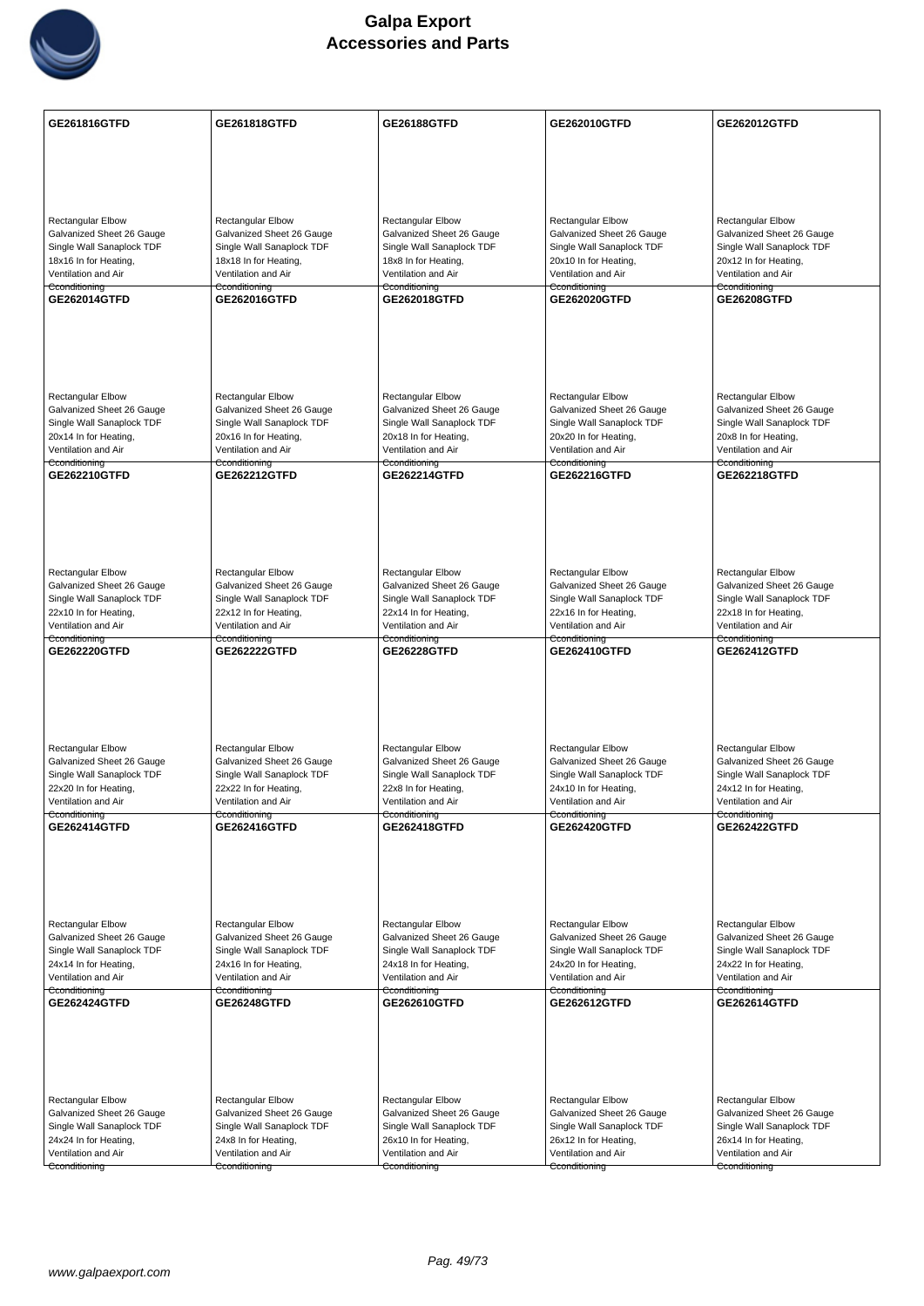# Galpa Export
## Accessories and Parts

| GE261816GTFD | GE261818GTFD | GE26188GTFD | GE262010GTFD | GE262012GTFD |
|---|---|---|---|---|
| Rectangular Elbow Galvanized Sheet 26 Gauge Single Wall Sanaplock TDF 18x16 In for Heating, Ventilation and Air Conditioning | Rectangular Elbow Galvanized Sheet 26 Gauge Single Wall Sanaplock TDF 18x18 In for Heating, Ventilation and Air Conditioning | Rectangular Elbow Galvanized Sheet 26 Gauge Single Wall Sanaplock TDF 18x8 In for Heating, Ventilation and Air Conditioning | Rectangular Elbow Galvanized Sheet 26 Gauge Single Wall Sanaplock TDF 20x10 In for Heating, Ventilation and Air Conditioning | Rectangular Elbow Galvanized Sheet 26 Gauge Single Wall Sanaplock TDF 20x12 In for Heating, Ventilation and Air Conditioning |
| **GE262014GTFD** | **GE262016GTFD** | **GE262018GTFD** | **GE262020GTFD** | **GE26208GTFD** |
| Rectangular Elbow Galvanized Sheet 26 Gauge Single Wall Sanaplock TDF 20x14 In for Heating, Ventilation and Air Conditioning | Rectangular Elbow Galvanized Sheet 26 Gauge Single Wall Sanaplock TDF 20x16 In for Heating, Ventilation and Air Conditioning | Rectangular Elbow Galvanized Sheet 26 Gauge Single Wall Sanaplock TDF 20x18 In for Heating, Ventilation and Air Conditioning | Rectangular Elbow Galvanized Sheet 26 Gauge Single Wall Sanaplock TDF 20x20 In for Heating, Ventilation and Air Conditioning | Rectangular Elbow Galvanized Sheet 26 Gauge Single Wall Sanaplock TDF 20x8 In for Heating, Ventilation and Air Conditioning |
| **GE262210GTFD** | **GE262212GTFD** | **GE262214GTFD** | **GE262216GTFD** | **GE262218GTFD** |
| Rectangular Elbow Galvanized Sheet 26 Gauge Single Wall Sanaplock TDF 22x10 In for Heating, Ventilation and Air Conditioning | Rectangular Elbow Galvanized Sheet 26 Gauge Single Wall Sanaplock TDF 22x12 In for Heating, Ventilation and Air Conditioning | Rectangular Elbow Galvanized Sheet 26 Gauge Single Wall Sanaplock TDF 22x14 In for Heating, Ventilation and Air Conditioning | Rectangular Elbow Galvanized Sheet 26 Gauge Single Wall Sanaplock TDF 22x16 In for Heating, Ventilation and Air Conditioning | Rectangular Elbow Galvanized Sheet 26 Gauge Single Wall Sanaplock TDF 22x18 In for Heating, Ventilation and Air Conditioning |
| **GE262220GTFD** | **GE262222GTFD** | **GE26228GTFD** | **GE262410GTFD** | **GE262412GTFD** |
| Rectangular Elbow Galvanized Sheet 26 Gauge Single Wall Sanaplock TDF 22x20 In for Heating, Ventilation and Air Conditioning | Rectangular Elbow Galvanized Sheet 26 Gauge Single Wall Sanaplock TDF 22x22 In for Heating, Ventilation and Air Conditioning | Rectangular Elbow Galvanized Sheet 26 Gauge Single Wall Sanaplock TDF 22x8 In for Heating, Ventilation and Air Conditioning | Rectangular Elbow Galvanized Sheet 26 Gauge Single Wall Sanaplock TDF 24x10 In for Heating, Ventilation and Air Conditioning | Rectangular Elbow Galvanized Sheet 26 Gauge Single Wall Sanaplock TDF 24x12 In for Heating, Ventilation and Air Conditioning |
| **GE262414GTFD** | **GE262416GTFD** | **GE262418GTFD** | **GE262420GTFD** | **GE262422GTFD** |
| Rectangular Elbow Galvanized Sheet 26 Gauge Single Wall Sanaplock TDF 24x14 In for Heating, Ventilation and Air Conditioning | Rectangular Elbow Galvanized Sheet 26 Gauge Single Wall Sanaplock TDF 24x16 In for Heating, Ventilation and Air Conditioning | Rectangular Elbow Galvanized Sheet 26 Gauge Single Wall Sanaplock TDF 24x18 In for Heating, Ventilation and Air Conditioning | Rectangular Elbow Galvanized Sheet 26 Gauge Single Wall Sanaplock TDF 24x20 In for Heating, Ventilation and Air Conditioning | Rectangular Elbow Galvanized Sheet 26 Gauge Single Wall Sanaplock TDF 24x22 In for Heating, Ventilation and Air Conditioning |
| **GE262424GTFD** | **GE26248GTFD** | **GE262610GTFD** | **GE262612GTFD** | **GE262614GTFD** |
| Rectangular Elbow Galvanized Sheet 26 Gauge Single Wall Sanaplock TDF 24x24 In for Heating, Ventilation and Air Conditioning | Rectangular Elbow Galvanized Sheet 26 Gauge Single Wall Sanaplock TDF 24x8 In for Heating, Ventilation and Air Conditioning | Rectangular Elbow Galvanized Sheet 26 Gauge Single Wall Sanaplock TDF 26x10 In for Heating, Ventilation and Air Conditioning | Rectangular Elbow Galvanized Sheet 26 Gauge Single Wall Sanaplock TDF 26x12 In for Heating, Ventilation and Air Conditioning | Rectangular Elbow Galvanized Sheet 26 Gauge Single Wall Sanaplock TDF 26x14 In for Heating, Ventilation and Air Conditioning |

www.galpaexport.com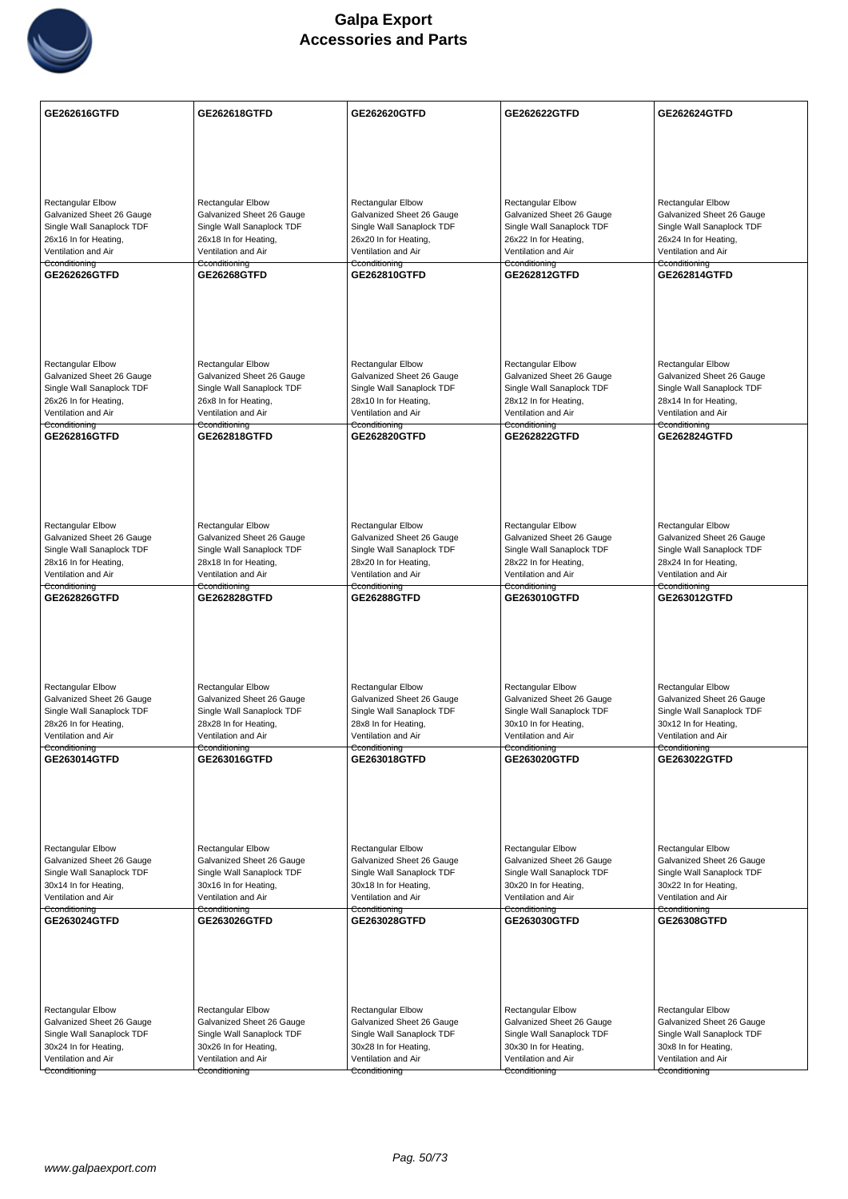# Galpa Export
# Accessories and Parts

| GE262616GTFD | GE262618GTFD | GE262620GTFD | GE262622GTFD | GE262624GTFD |
|---|---|---|---|---|
| Rectangular Elbow Galvanized Sheet 26 Gauge Single Wall Sanaplock TDF 26x16 In for Heating, Ventilation and Air Conditioning | Rectangular Elbow Galvanized Sheet 26 Gauge Single Wall Sanaplock TDF 26x18 In for Heating, Ventilation and Air Conditioning | Rectangular Elbow Galvanized Sheet 26 Gauge Single Wall Sanaplock TDF 26x20 In for Heating, Ventilation and Air Conditioning | Rectangular Elbow Galvanized Sheet 26 Gauge Single Wall Sanaplock TDF 26x22 In for Heating, Ventilation and Air Conditioning | Rectangular Elbow Galvanized Sheet 26 Gauge Single Wall Sanaplock TDF 26x24 In for Heating, Ventilation and Air Conditioning |
| **GE262626GTFD** | **GE26268GTFD** | **GE262810GTFD** | **GE262812GTFD** | **GE262814GTFD** |
| Rectangular Elbow Galvanized Sheet 26 Gauge Single Wall Sanaplock TDF 26x26 In for Heating, Ventilation and Air Conditioning | Rectangular Elbow Galvanized Sheet 26 Gauge Single Wall Sanaplock TDF 26x8 In for Heating, Ventilation and Air Conditioning | Rectangular Elbow Galvanized Sheet 26 Gauge Single Wall Sanaplock TDF 28x10 In for Heating, Ventilation and Air Conditioning | Rectangular Elbow Galvanized Sheet 26 Gauge Single Wall Sanaplock TDF 28x12 In for Heating, Ventilation and Air Conditioning | Rectangular Elbow Galvanized Sheet 26 Gauge Single Wall Sanaplock TDF 28x14 In for Heating, Ventilation and Air Conditioning |
| **GE262816GTFD** | **GE262818GTFD** | **GE262820GTFD** | **GE262822GTFD** | **GE262824GTFD** |
| Rectangular Elbow Galvanized Sheet 26 Gauge Single Wall Sanaplock TDF 28x16 In for Heating, Ventilation and Air Conditioning | Rectangular Elbow Galvanized Sheet 26 Gauge Single Wall Sanaplock TDF 28x18 In for Heating, Ventilation and Air Conditioning | Rectangular Elbow Galvanized Sheet 26 Gauge Single Wall Sanaplock TDF 28x20 In for Heating, Ventilation and Air Conditioning | Rectangular Elbow Galvanized Sheet 26 Gauge Single Wall Sanaplock TDF 28x22 In for Heating, Ventilation and Air Conditioning | Rectangular Elbow Galvanized Sheet 26 Gauge Single Wall Sanaplock TDF 28x24 In for Heating, Ventilation and Air Conditioning |
| **GE262826GTFD** | **GE262828GTFD** | **GE26288GTFD** | **GE263010GTFD** | **GE263012GTFD** |
| Rectangular Elbow Galvanized Sheet 26 Gauge Single Wall Sanaplock TDF 28x26 In for Heating, Ventilation and Air Conditioning | Rectangular Elbow Galvanized Sheet 26 Gauge Single Wall Sanaplock TDF 28x28 In for Heating, Ventilation and Air Conditioning | Rectangular Elbow Galvanized Sheet 26 Gauge Single Wall Sanaplock TDF 28x8 In for Heating, Ventilation and Air Conditioning | Rectangular Elbow Galvanized Sheet 26 Gauge Single Wall Sanaplock TDF 30x10 In for Heating, Ventilation and Air Conditioning | Rectangular Elbow Galvanized Sheet 26 Gauge Single Wall Sanaplock TDF 30x12 In for Heating, Ventilation and Air Conditioning |
| **GE263014GTFD** | **GE263016GTFD** | **GE263018GTFD** | **GE263020GTFD** | **GE263022GTFD** |
| Rectangular Elbow Galvanized Sheet 26 Gauge Single Wall Sanaplock TDF 30x14 In for Heating, Ventilation and Air Conditioning | Rectangular Elbow Galvanized Sheet 26 Gauge Single Wall Sanaplock TDF 30x16 In for Heating, Ventilation and Air Conditioning | Rectangular Elbow Galvanized Sheet 26 Gauge Single Wall Sanaplock TDF 30x18 In for Heating, Ventilation and Air Conditioning | Rectangular Elbow Galvanized Sheet 26 Gauge Single Wall Sanaplock TDF 30x20 In for Heating, Ventilation and Air Conditioning | Rectangular Elbow Galvanized Sheet 26 Gauge Single Wall Sanaplock TDF 30x22 In for Heating, Ventilation and Air Conditioning |
| **GE263024GTFD** | **GE263026GTFD** | **GE263028GTFD** | **GE263030GTFD** | **GE26308GTFD** |
| Rectangular Elbow Galvanized Sheet 26 Gauge Single Wall Sanaplock TDF 30x24 In for Heating, Ventilation and Air Conditioning | Rectangular Elbow Galvanized Sheet 26 Gauge Single Wall Sanaplock TDF 30x26 In for Heating, Ventilation and Air Conditioning | Rectangular Elbow Galvanized Sheet 26 Gauge Single Wall Sanaplock TDF 30x28 In for Heating, Ventilation and Air Conditioning | Rectangular Elbow Galvanized Sheet 26 Gauge Single Wall Sanaplock TDF 30x30 In for Heating, Ventilation and Air Conditioning | Rectangular Elbow Galvanized Sheet 26 Gauge Single Wall Sanaplock TDF 30x8 In for Heating, Ventilation and Air Conditioning |

www.galpaexport.com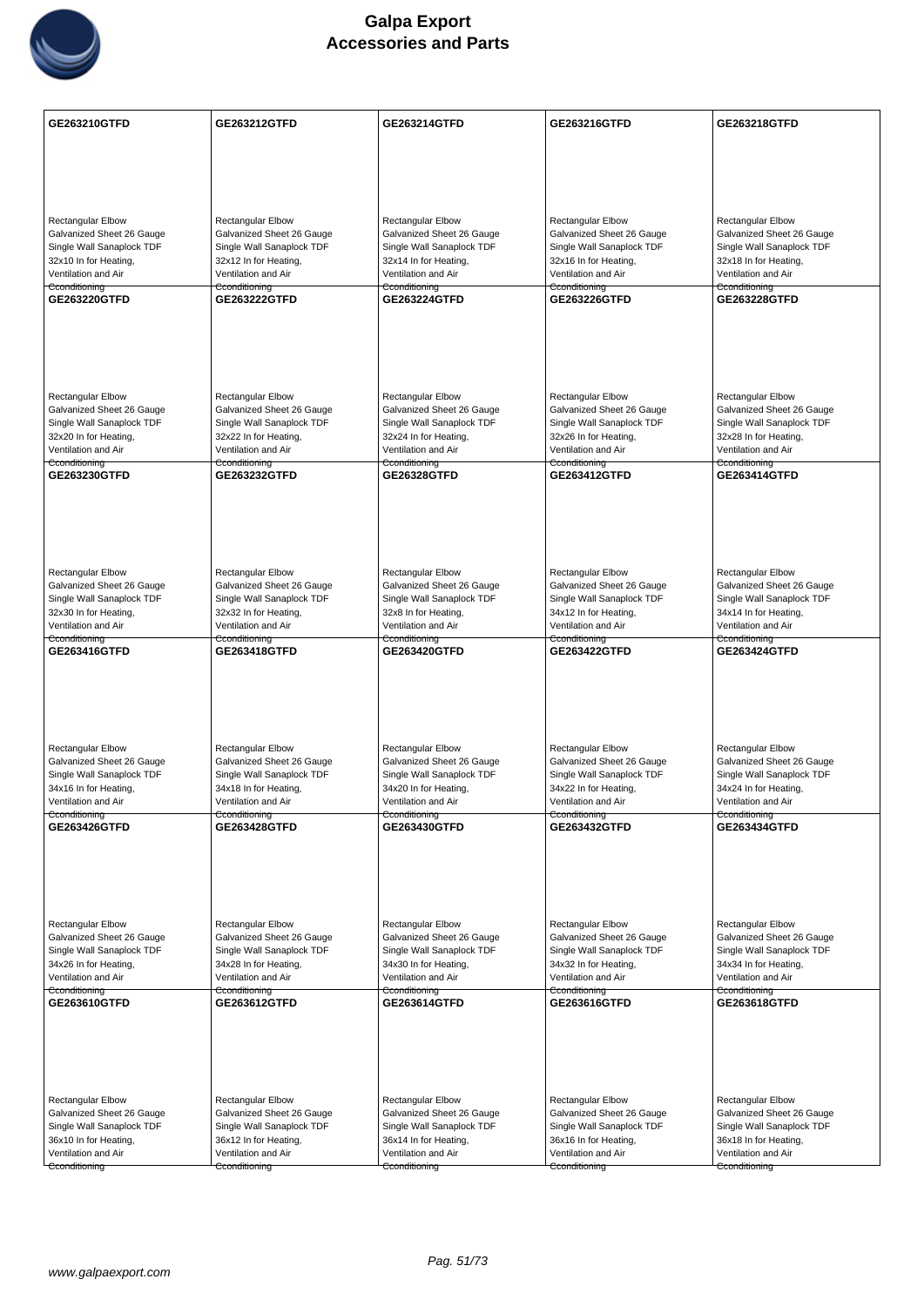| GE263210GTFD | GE263212GTFD | GE263214GTFD | GE263216GTFD | GE263218GTFD |
|---|---|---|---|---|
| Rectangular Elbow Galvanized Sheet 26 Gauge Single Wall Sanaplock TDF 32x10 In for Heating, Ventilation and Air Cconditioning | Rectangular Elbow Galvanized Sheet 26 Gauge Single Wall Sanaplock TDF 32x12 In for Heating, Ventilation and Air Cconditioning | Rectangular Elbow Galvanized Sheet 26 Gauge Single Wall Sanaplock TDF 32x14 In for Heating, Ventilation and Air Cconditioning | Rectangular Elbow Galvanized Sheet 26 Gauge Single Wall Sanaplock TDF 32x16 In for Heating, Ventilation and Air Cconditioning | Rectangular Elbow Galvanized Sheet 26 Gauge Single Wall Sanaplock TDF 32x18 In for Heating, Ventilation and Air Cconditioning |
| **GE263220GTFD** | **GE263222GTFD** | **GE263224GTFD** | **GE263226GTFD** | **GE263228GTFD** |
| Rectangular Elbow Galvanized Sheet 26 Gauge Single Wall Sanaplock TDF 32x20 In for Heating, Ventilation and Air Cconditioning | Rectangular Elbow Galvanized Sheet 26 Gauge Single Wall Sanaplock TDF 32x22 In for Heating, Ventilation and Air Cconditioning | Rectangular Elbow Galvanized Sheet 26 Gauge Single Wall Sanaplock TDF 32x24 In for Heating, Ventilation and Air Cconditioning | Rectangular Elbow Galvanized Sheet 26 Gauge Single Wall Sanaplock TDF 32x26 In for Heating, Ventilation and Air Cconditioning | Rectangular Elbow Galvanized Sheet 26 Gauge Single Wall Sanaplock TDF 32x28 In for Heating, Ventilation and Air Cconditioning |
| **GE263230GTFD** | **GE263232GTFD** | **GE26328GTFD** | **GE263412GTFD** | **GE263414GTFD** |
| Rectangular Elbow Galvanized Sheet 26 Gauge Single Wall Sanaplock TDF 32x30 In for Heating, Ventilation and Air Cconditioning | Rectangular Elbow Galvanized Sheet 26 Gauge Single Wall Sanaplock TDF 32x32 In for Heating, Ventilation and Air Cconditioning | Rectangular Elbow Galvanized Sheet 26 Gauge Single Wall Sanaplock TDF 32x8 In for Heating, Ventilation and Air Cconditioning | Rectangular Elbow Galvanized Sheet 26 Gauge Single Wall Sanaplock TDF 34x12 In for Heating, Ventilation and Air Cconditioning | Rectangular Elbow Galvanized Sheet 26 Gauge Single Wall Sanaplock TDF 34x14 In for Heating, Ventilation and Air Cconditioning |
| **GE263416GTFD** | **GE263418GTFD** | **GE263420GTFD** | **GE263422GTFD** | **GE263424GTFD** |
| Rectangular Elbow Galvanized Sheet 26 Gauge Single Wall Sanaplock TDF 34x16 In for Heating, Ventilation and Air Cconditioning | Rectangular Elbow Galvanized Sheet 26 Gauge Single Wall Sanaplock TDF 34x18 In for Heating, Ventilation and Air Cconditioning | Rectangular Elbow Galvanized Sheet 26 Gauge Single Wall Sanaplock TDF 34x20 In for Heating, Ventilation and Air Cconditioning | Rectangular Elbow Galvanized Sheet 26 Gauge Single Wall Sanaplock TDF 34x22 In for Heating, Ventilation and Air Cconditioning | Rectangular Elbow Galvanized Sheet 26 Gauge Single Wall Sanaplock TDF 34x24 In for Heating, Ventilation and Air Cconditioning |
| **GE263426GTFD** | **GE263428GTFD** | **GE263430GTFD** | **GE263432GTFD** | **GE263434GTFD** |
| Rectangular Elbow Galvanized Sheet 26 Gauge Single Wall Sanaplock TDF 34x26 In for Heating, Ventilation and Air Cconditioning | Rectangular Elbow Galvanized Sheet 26 Gauge Single Wall Sanaplock TDF 34x28 In for Heating, Ventilation and Air Cconditioning | Rectangular Elbow Galvanized Sheet 26 Gauge Single Wall Sanaplock TDF 34x30 In for Heating, Ventilation and Air Cconditioning | Rectangular Elbow Galvanized Sheet 26 Gauge Single Wall Sanaplock TDF 34x32 In for Heating, Ventilation and Air Cconditioning | Rectangular Elbow Galvanized Sheet 26 Gauge Single Wall Sanaplock TDF 34x34 In for Heating, Ventilation and Air Cconditioning |
| **GE263610GTFD** | **GE263612GTFD** | **GE263614GTFD** | **GE263616GTFD** | **GE263618GTFD** |
| Rectangular Elbow Galvanized Sheet 26 Gauge Single Wall Sanaplock TDF 36x10 In for Heating, Ventilation and Air Cconditioning | Rectangular Elbow Galvanized Sheet 26 Gauge Single Wall Sanaplock TDF 36x12 In for Heating, Ventilation and Air Cconditioning | Rectangular Elbow Galvanized Sheet 26 Gauge Single Wall Sanaplock TDF 36x14 In for Heating, Ventilation and Air Cconditioning | Rectangular Elbow Galvanized Sheet 26 Gauge Single Wall Sanaplock TDF 36x16 In for Heating, Ventilation and Air Cconditioning | Rectangular Elbow Galvanized Sheet 26 Gauge Single Wall Sanaplock TDF 36x18 In for Heating, Ventilation and Air Cconditioning |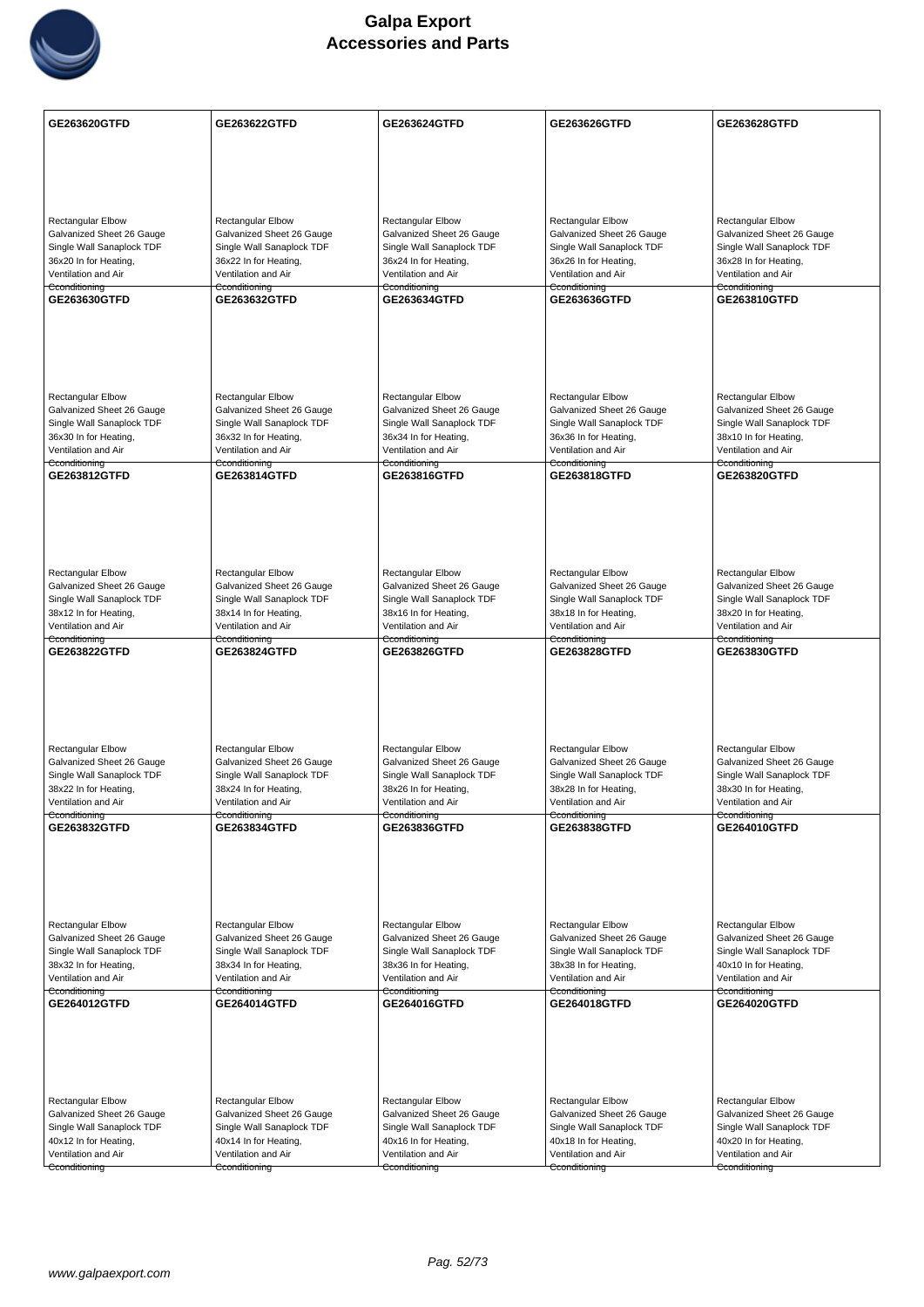# Galpa Export
## Accessories and Parts

| GE263620GTFD | GE263622GTFD | GE263624GTFD | GE263626GTFD | GE263628GTFD |
|---|---|---|---|---|
| Rectangular Elbow Galvanized Sheet 26 Gauge Single Wall Sanaplock TDF 36x20 In for Heating, Ventilation and Air Cconditioning | Rectangular Elbow Galvanized Sheet 26 Gauge Single Wall Sanaplock TDF 36x22 In for Heating, Ventilation and Air Cconditioning | Rectangular Elbow Galvanized Sheet 26 Gauge Single Wall Sanaplock TDF 36x24 In for Heating, Ventilation and Air Cconditioning | Rectangular Elbow Galvanized Sheet 26 Gauge Single Wall Sanaplock TDF 36x26 In for Heating, Ventilation and Air Cconditioning | Rectangular Elbow Galvanized Sheet 26 Gauge Single Wall Sanaplock TDF 36x28 In for Heating, Ventilation and Air Cconditioning |
| **GE263630GTFD** | **GE263632GTFD** | **GE263634GTFD** | **GE263636GTFD** | **GE263810GTFD** |
| Rectangular Elbow Galvanized Sheet 26 Gauge Single Wall Sanaplock TDF 36x30 In for Heating, Ventilation and Air Cconditioning | Rectangular Elbow Galvanized Sheet 26 Gauge Single Wall Sanaplock TDF 36x32 In for Heating, Ventilation and Air Cconditioning | Rectangular Elbow Galvanized Sheet 26 Gauge Single Wall Sanaplock TDF 36x34 In for Heating, Ventilation and Air Cconditioning | Rectangular Elbow Galvanized Sheet 26 Gauge Single Wall Sanaplock TDF 36x36 In for Heating, Ventilation and Air Cconditioning | Rectangular Elbow Galvanized Sheet 26 Gauge Single Wall Sanaplock TDF 38x10 In for Heating, Ventilation and Air Cconditioning |
| **GE263812GTFD** | **GE263814GTFD** | **GE263816GTFD** | **GE263818GTFD** | **GE263820GTFD** |
| Rectangular Elbow Galvanized Sheet 26 Gauge Single Wall Sanaplock TDF 38x12 In for Heating, Ventilation and Air Cconditioning | Rectangular Elbow Galvanized Sheet 26 Gauge Single Wall Sanaplock TDF 38x14 In for Heating, Ventilation and Air Cconditioning | Rectangular Elbow Galvanized Sheet 26 Gauge Single Wall Sanaplock TDF 38x16 In for Heating, Ventilation and Air Cconditioning | Rectangular Elbow Galvanized Sheet 26 Gauge Single Wall Sanaplock TDF 38x18 In for Heating, Ventilation and Air Cconditioning | Rectangular Elbow Galvanized Sheet 26 Gauge Single Wall Sanaplock TDF 38x20 In for Heating, Ventilation and Air Cconditioning |
| **GE263822GTFD** | **GE263824GTFD** | **GE263826GTFD** | **GE263828GTFD** | **GE263830GTFD** |
| Rectangular Elbow Galvanized Sheet 26 Gauge Single Wall Sanaplock TDF 38x22 In for Heating, Ventilation and Air Cconditioning | Rectangular Elbow Galvanized Sheet 26 Gauge Single Wall Sanaplock TDF 38x24 In for Heating, Ventilation and Air Cconditioning | Rectangular Elbow Galvanized Sheet 26 Gauge Single Wall Sanaplock TDF 38x26 In for Heating, Ventilation and Air Cconditioning | Rectangular Elbow Galvanized Sheet 26 Gauge Single Wall Sanaplock TDF 38x28 In for Heating, Ventilation and Air Cconditioning | Rectangular Elbow Galvanized Sheet 26 Gauge Single Wall Sanaplock TDF 38x30 In for Heating, Ventilation and Air Cconditioning |
| **GE263832GTFD** | **GE263834GTFD** | **GE263836GTFD** | **GE263838GTFD** | **GE264010GTFD** |
| Rectangular Elbow Galvanized Sheet 26 Gauge Single Wall Sanaplock TDF 38x32 In for Heating, Ventilation and Air Cconditioning | Rectangular Elbow Galvanized Sheet 26 Gauge Single Wall Sanaplock TDF 38x34 In for Heating, Ventilation and Air Cconditioning | Rectangular Elbow Galvanized Sheet 26 Gauge Single Wall Sanaplock TDF 38x36 In for Heating, Ventilation and Air Cconditioning | Rectangular Elbow Galvanized Sheet 26 Gauge Single Wall Sanaplock TDF 38x38 In for Heating, Ventilation and Air Cconditioning | Rectangular Elbow Galvanized Sheet 26 Gauge Single Wall Sanaplock TDF 40x10 In for Heating, Ventilation and Air Cconditioning |
| **GE264012GTFD** | **GE264014GTFD** | **GE264016GTFD** | **GE264018GTFD** | **GE264020GTFD** |
| Rectangular Elbow Galvanized Sheet 26 Gauge Single Wall Sanaplock TDF 40x12 In for Heating, Ventilation and Air Cconditioning | Rectangular Elbow Galvanized Sheet 26 Gauge Single Wall Sanaplock TDF 40x14 In for Heating, Ventilation and Air Cconditioning | Rectangular Elbow Galvanized Sheet 26 Gauge Single Wall Sanaplock TDF 40x16 In for Heating, Ventilation and Air Cconditioning | Rectangular Elbow Galvanized Sheet 26 Gauge Single Wall Sanaplock TDF 40x18 In for Heating, Ventilation and Air Cconditioning | Rectangular Elbow Galvanized Sheet 26 Gauge Single Wall Sanaplock TDF 40x20 In for Heating, Ventilation and Air Cconditioning |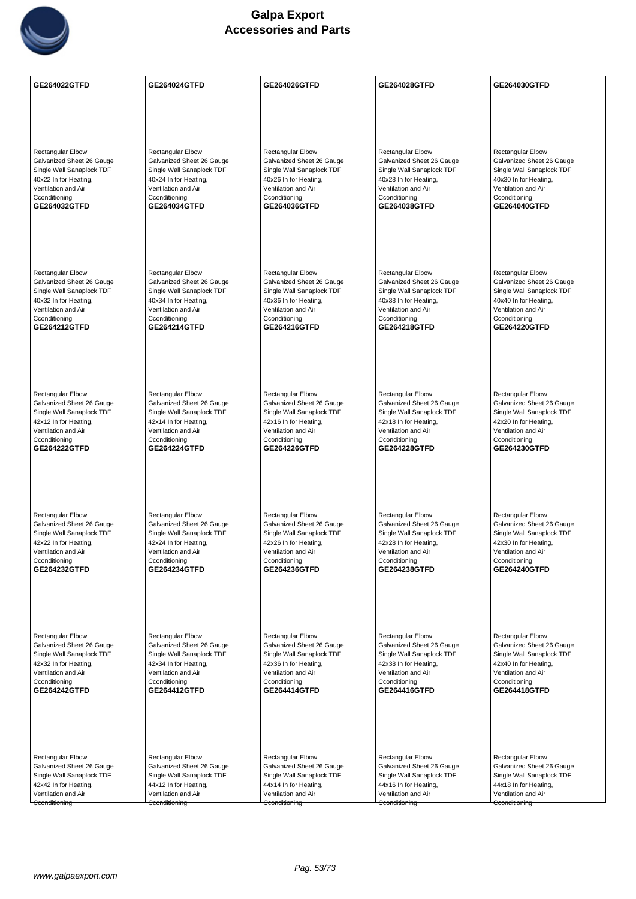# Galpa Export
## Accessories and Parts

| GE264022GTFD | GE264024GTFD | GE264026GTFD | GE264028GTFD | GE264030GTFD |
|---|---|---|---|---|
| Rectangular Elbow Galvanized Sheet 26 Gauge Single Wall Sanaplock TDF 40x22 In for Heating, Ventilation and Air Cconditioning | Rectangular Elbow Galvanized Sheet 26 Gauge Single Wall Sanaplock TDF 40x24 In for Heating, Ventilation and Air Cconditioning | Rectangular Elbow Galvanized Sheet 26 Gauge Single Wall Sanaplock TDF 40x26 In for Heating, Ventilation and Air Cconditioning | Rectangular Elbow Galvanized Sheet 26 Gauge Single Wall Sanaplock TDF 40x28 In for Heating, Ventilation and Air Cconditioning | Rectangular Elbow Galvanized Sheet 26 Gauge Single Wall Sanaplock TDF 40x30 In for Heating, Ventilation and Air Cconditioning |
| **GE264032GTFD** | **GE264034GTFD** | **GE264036GTFD** | **GE264038GTFD** | **GE264040GTFD** |
| Rectangular Elbow Galvanized Sheet 26 Gauge Single Wall Sanaplock TDF 40x32 In for Heating, Ventilation and Air Cconditioning | Rectangular Elbow Galvanized Sheet 26 Gauge Single Wall Sanaplock TDF 40x34 In for Heating, Ventilation and Air Cconditioning | Rectangular Elbow Galvanized Sheet 26 Gauge Single Wall Sanaplock TDF 40x36 In for Heating, Ventilation and Air Cconditioning | Rectangular Elbow Galvanized Sheet 26 Gauge Single Wall Sanaplock TDF 40x38 In for Heating, Ventilation and Air Cconditioning | Rectangular Elbow Galvanized Sheet 26 Gauge Single Wall Sanaplock TDF 40x40 In for Heating, Ventilation and Air Cconditioning |
| **GE264212GTFD** | **GE264214GTFD** | **GE264216GTFD** | **GE264218GTFD** | **GE264220GTFD** |
| Rectangular Elbow Galvanized Sheet 26 Gauge Single Wall Sanaplock TDF 42x12 In for Heating, Ventilation and Air Cconditioning | Rectangular Elbow Galvanized Sheet 26 Gauge Single Wall Sanaplock TDF 42x14 In for Heating, Ventilation and Air Cconditioning | Rectangular Elbow Galvanized Sheet 26 Gauge Single Wall Sanaplock TDF 42x16 In for Heating, Ventilation and Air Cconditioning | Rectangular Elbow Galvanized Sheet 26 Gauge Single Wall Sanaplock TDF 42x18 In for Heating, Ventilation and Air Cconditioning | Rectangular Elbow Galvanized Sheet 26 Gauge Single Wall Sanaplock TDF 42x20 In for Heating, Ventilation and Air Cconditioning |
| **GE264222GTFD** | **GE264224GTFD** | **GE264226GTFD** | **GE264228GTFD** | **GE264230GTFD** |
| Rectangular Elbow Galvanized Sheet 26 Gauge Single Wall Sanaplock TDF 42x22 In for Heating, Ventilation and Air Cconditioning | Rectangular Elbow Galvanized Sheet 26 Gauge Single Wall Sanaplock TDF 42x24 In for Heating, Ventilation and Air Cconditioning | Rectangular Elbow Galvanized Sheet 26 Gauge Single Wall Sanaplock TDF 42x26 In for Heating, Ventilation and Air Cconditioning | Rectangular Elbow Galvanized Sheet 26 Gauge Single Wall Sanaplock TDF 42x28 In for Heating, Ventilation and Air Cconditioning | Rectangular Elbow Galvanized Sheet 26 Gauge Single Wall Sanaplock TDF 42x30 In for Heating, Ventilation and Air Cconditioning |
| **GE264232GTFD** | **GE264234GTFD** | **GE264236GTFD** | **GE264238GTFD** | **GE264240GTFD** |
| Rectangular Elbow Galvanized Sheet 26 Gauge Single Wall Sanaplock TDF 42x32 In for Heating, Ventilation and Air Cconditioning | Rectangular Elbow Galvanized Sheet 26 Gauge Single Wall Sanaplock TDF 42x34 In for Heating, Ventilation and Air Cconditioning | Rectangular Elbow Galvanized Sheet 26 Gauge Single Wall Sanaplock TDF 42x36 In for Heating, Ventilation and Air Cconditioning | Rectangular Elbow Galvanized Sheet 26 Gauge Single Wall Sanaplock TDF 42x38 In for Heating, Ventilation and Air Cconditioning | Rectangular Elbow Galvanized Sheet 26 Gauge Single Wall Sanaplock TDF 42x40 In for Heating, Ventilation and Air Cconditioning |
| **GE264242GTFD** | **GE264412GTFD** | **GE264414GTFD** | **GE264416GTFD** | **GE264418GTFD** |
| Rectangular Elbow Galvanized Sheet 26 Gauge Single Wall Sanaplock TDF 42x42 In for Heating, Ventilation and Air Cconditioning | Rectangular Elbow Galvanized Sheet 26 Gauge Single Wall Sanaplock TDF 44x12 In for Heating, Ventilation and Air Cconditioning | Rectangular Elbow Galvanized Sheet 26 Gauge Single Wall Sanaplock TDF 44x14 In for Heating, Ventilation and Air Cconditioning | Rectangular Elbow Galvanized Sheet 26 Gauge Single Wall Sanaplock TDF 44x16 In for Heating, Ventilation and Air Cconditioning | Rectangular Elbow Galvanized Sheet 26 Gauge Single Wall Sanaplock TDF 44x18 In for Heating, Ventilation and Air Cconditioning |

www.galpaexport.com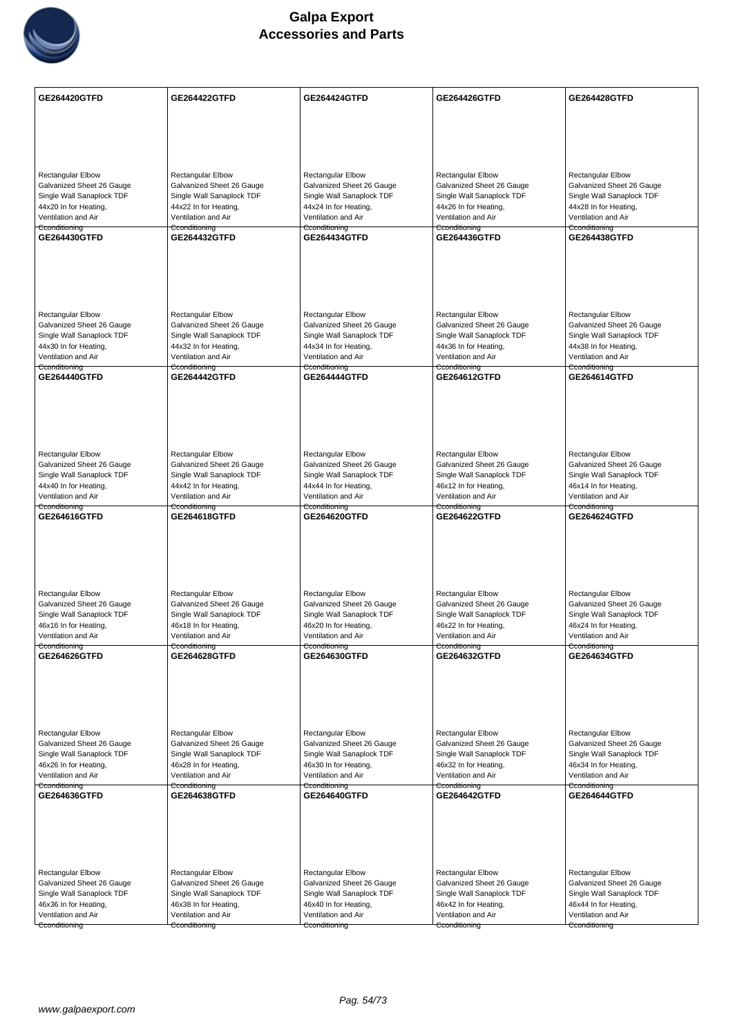# Galpa Export
## Accessories and Parts

| GE264420GTFD | GE264422GTFD | GE264424GTFD | GE264426GTFD | GE264428GTFD |
|---|---|---|---|---|
| Rectangular Elbow Galvanized Sheet 26 Gauge Single Wall Sanaplock TDF 44x20 In for Heating, Ventilation and Air Cconditioning | Rectangular Elbow Galvanized Sheet 26 Gauge Single Wall Sanaplock TDF 44x22 In for Heating, Ventilation and Air Cconditioning | Rectangular Elbow Galvanized Sheet 26 Gauge Single Wall Sanaplock TDF 44x24 In for Heating, Ventilation and Air Cconditioning | Rectangular Elbow Galvanized Sheet 26 Gauge Single Wall Sanaplock TDF 44x26 In for Heating, Ventilation and Air Cconditioning | Rectangular Elbow Galvanized Sheet 26 Gauge Single Wall Sanaplock TDF 44x28 In for Heating, Ventilation and Air Cconditioning |
| **GE264430GTFD** | **GE264432GTFD** | **GE264434GTFD** | **GE264436GTFD** | **GE264438GTFD** |
| Rectangular Elbow Galvanized Sheet 26 Gauge Single Wall Sanaplock TDF 44x30 In for Heating, Ventilation and Air Cconditioning | Rectangular Elbow Galvanized Sheet 26 Gauge Single Wall Sanaplock TDF 44x32 In for Heating, Ventilation and Air Cconditioning | Rectangular Elbow Galvanized Sheet 26 Gauge Single Wall Sanaplock TDF 44x34 In for Heating, Ventilation and Air Cconditioning | Rectangular Elbow Galvanized Sheet 26 Gauge Single Wall Sanaplock TDF 44x36 In for Heating, Ventilation and Air Cconditioning | Rectangular Elbow Galvanized Sheet 26 Gauge Single Wall Sanaplock TDF 44x38 In for Heating, Ventilation and Air Cconditioning |
| **GE264440GTFD** | **GE264442GTFD** | **GE264444GTFD** | **GE264612GTFD** | **GE264614GTFD** |
| Rectangular Elbow Galvanized Sheet 26 Gauge Single Wall Sanaplock TDF 44x40 In for Heating, Ventilation and Air Cconditioning | Rectangular Elbow Galvanized Sheet 26 Gauge Single Wall Sanaplock TDF 44x42 In for Heating, Ventilation and Air Cconditioning | Rectangular Elbow Galvanized Sheet 26 Gauge Single Wall Sanaplock TDF 44x44 In for Heating, Ventilation and Air Cconditioning | Rectangular Elbow Galvanized Sheet 26 Gauge Single Wall Sanaplock TDF 46x12 In for Heating, Ventilation and Air Cconditioning | Rectangular Elbow Galvanized Sheet 26 Gauge Single Wall Sanaplock TDF 46x14 In for Heating, Ventilation and Air Cconditioning |
| **GE264616GTFD** | **GE264618GTFD** | **GE264620GTFD** | **GE264622GTFD** | **GE264624GTFD** |
| Rectangular Elbow Galvanized Sheet 26 Gauge Single Wall Sanaplock TDF 46x16 In for Heating, Ventilation and Air Cconditioning | Rectangular Elbow Galvanized Sheet 26 Gauge Single Wall Sanaplock TDF 46x18 In for Heating, Ventilation and Air Cconditioning | Rectangular Elbow Galvanized Sheet 26 Gauge Single Wall Sanaplock TDF 46x20 In for Heating, Ventilation and Air Cconditioning | Rectangular Elbow Galvanized Sheet 26 Gauge Single Wall Sanaplock TDF 46x22 In for Heating, Ventilation and Air Cconditioning | Rectangular Elbow Galvanized Sheet 26 Gauge Single Wall Sanaplock TDF 46x24 In for Heating, Ventilation and Air Cconditioning |
| **GE264626GTFD** | **GE264628GTFD** | **GE264630GTFD** | **GE264632GTFD** | **GE264634GTFD** |
| Rectangular Elbow Galvanized Sheet 26 Gauge Single Wall Sanaplock TDF 46x26 In for Heating, Ventilation and Air Cconditioning | Rectangular Elbow Galvanized Sheet 26 Gauge Single Wall Sanaplock TDF 46x28 In for Heating, Ventilation and Air Cconditioning | Rectangular Elbow Galvanized Sheet 26 Gauge Single Wall Sanaplock TDF 46x30 In for Heating, Ventilation and Air Cconditioning | Rectangular Elbow Galvanized Sheet 26 Gauge Single Wall Sanaplock TDF 46x32 In for Heating, Ventilation and Air Cconditioning | Rectangular Elbow Galvanized Sheet 26 Gauge Single Wall Sanaplock TDF 46x34 In for Heating, Ventilation and Air Cconditioning |
| **GE264636GTFD** | **GE264638GTFD** | **GE264640GTFD** | **GE264642GTFD** | **GE264644GTFD** |
| Rectangular Elbow Galvanized Sheet 26 Gauge Single Wall Sanaplock TDF 46x36 In for Heating, Ventilation and Air Cconditioning | Rectangular Elbow Galvanized Sheet 26 Gauge Single Wall Sanaplock TDF 46x38 In for Heating, Ventilation and Air Cconditioning | Rectangular Elbow Galvanized Sheet 26 Gauge Single Wall Sanaplock TDF 46x40 In for Heating, Ventilation and Air Cconditioning | Rectangular Elbow Galvanized Sheet 26 Gauge Single Wall Sanaplock TDF 46x42 In for Heating, Ventilation and Air Cconditioning | Rectangular Elbow Galvanized Sheet 26 Gauge Single Wall Sanaplock TDF 46x44 In for Heating, Ventilation and Air Cconditioning |

www.galpaexport.com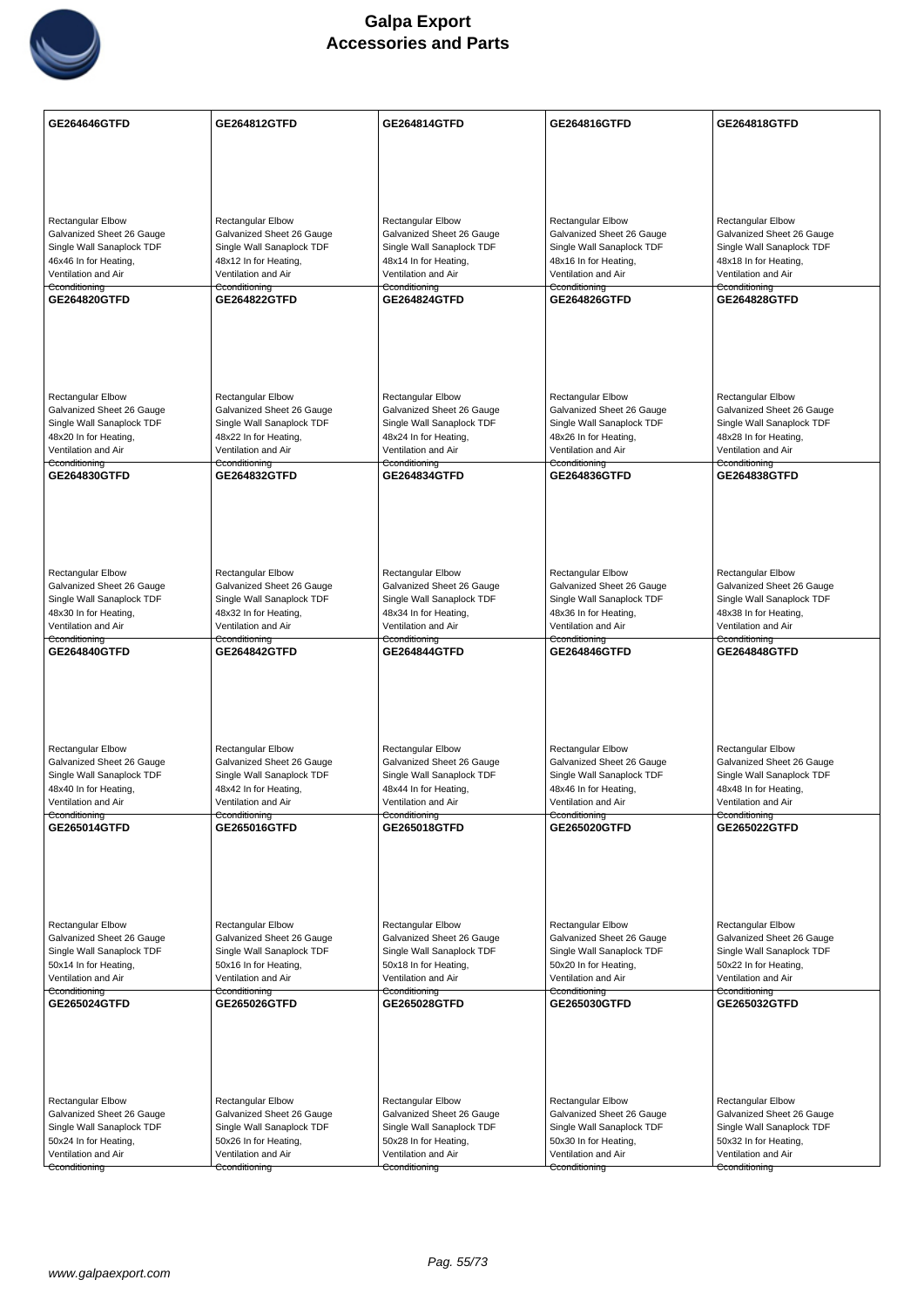# Galpa Export
## Accessories and Parts

| GE264646GTFD | GE264812GTFD | GE264814GTFD | GE264816GTFD | GE264818GTFD |
|---|---|---|---|---|
| Rectangular Elbow Galvanized Sheet 26 Gauge Single Wall Sanaplock TDF 46x46 In for Heating, Ventilation and Air Conditioning | Rectangular Elbow Galvanized Sheet 26 Gauge Single Wall Sanaplock TDF 48x12 In for Heating, Ventilation and Air Conditioning | Rectangular Elbow Galvanized Sheet 26 Gauge Single Wall Sanaplock TDF 48x14 In for Heating, Ventilation and Air Conditioning | Rectangular Elbow Galvanized Sheet 26 Gauge Single Wall Sanaplock TDF 48x16 In for Heating, Ventilation and Air Conditioning | Rectangular Elbow Galvanized Sheet 26 Gauge Single Wall Sanaplock TDF 48x18 In for Heating, Ventilation and Air Conditioning |
| **GE264820GTFD** | **GE264822GTFD** | **GE264824GTFD** | **GE264826GTFD** | **GE264828GTFD** |
| Rectangular Elbow Galvanized Sheet 26 Gauge Single Wall Sanaplock TDF 48x20 In for Heating, Ventilation and Air Conditioning | Rectangular Elbow Galvanized Sheet 26 Gauge Single Wall Sanaplock TDF 48x22 In for Heating, Ventilation and Air Conditioning | Rectangular Elbow Galvanized Sheet 26 Gauge Single Wall Sanaplock TDF 48x24 In for Heating, Ventilation and Air Conditioning | Rectangular Elbow Galvanized Sheet 26 Gauge Single Wall Sanaplock TDF 48x26 In for Heating, Ventilation and Air Conditioning | Rectangular Elbow Galvanized Sheet 26 Gauge Single Wall Sanaplock TDF 48x28 In for Heating, Ventilation and Air Conditioning |
| **GE264830GTFD** | **GE264832GTFD** | **GE264834GTFD** | **GE264836GTFD** | **GE264838GTFD** |
| Rectangular Elbow Galvanized Sheet 26 Gauge Single Wall Sanaplock TDF 48x30 In for Heating, Ventilation and Air Conditioning | Rectangular Elbow Galvanized Sheet 26 Gauge Single Wall Sanaplock TDF 48x32 In for Heating, Ventilation and Air Conditioning | Rectangular Elbow Galvanized Sheet 26 Gauge Single Wall Sanaplock TDF 48x34 In for Heating, Ventilation and Air Conditioning | Rectangular Elbow Galvanized Sheet 26 Gauge Single Wall Sanaplock TDF 48x36 In for Heating, Ventilation and Air Conditioning | Rectangular Elbow Galvanized Sheet 26 Gauge Single Wall Sanaplock TDF 48x38 In for Heating, Ventilation and Air Conditioning |
| **GE264840GTFD** | **GE264842GTFD** | **GE264844GTFD** | **GE264846GTFD** | **GE264848GTFD** |
| Rectangular Elbow Galvanized Sheet 26 Gauge Single Wall Sanaplock TDF 48x40 In for Heating, Ventilation and Air Conditioning | Rectangular Elbow Galvanized Sheet 26 Gauge Single Wall Sanaplock TDF 48x42 In for Heating, Ventilation and Air Conditioning | Rectangular Elbow Galvanized Sheet 26 Gauge Single Wall Sanaplock TDF 48x44 In for Heating, Ventilation and Air Conditioning | Rectangular Elbow Galvanized Sheet 26 Gauge Single Wall Sanaplock TDF 48x46 In for Heating, Ventilation and Air Conditioning | Rectangular Elbow Galvanized Sheet 26 Gauge Single Wall Sanaplock TDF 48x48 In for Heating, Ventilation and Air Conditioning |
| **GE265014GTFD** | **GE265016GTFD** | **GE265018GTFD** | **GE265020GTFD** | **GE265022GTFD** |
| Rectangular Elbow Galvanized Sheet 26 Gauge Single Wall Sanaplock TDF 50x14 In for Heating, Ventilation and Air Conditioning | Rectangular Elbow Galvanized Sheet 26 Gauge Single Wall Sanaplock TDF 50x16 In for Heating, Ventilation and Air Conditioning | Rectangular Elbow Galvanized Sheet 26 Gauge Single Wall Sanaplock TDF 50x18 In for Heating, Ventilation and Air Conditioning | Rectangular Elbow Galvanized Sheet 26 Gauge Single Wall Sanaplock TDF 50x20 In for Heating, Ventilation and Air Conditioning | Rectangular Elbow Galvanized Sheet 26 Gauge Single Wall Sanaplock TDF 50x22 In for Heating, Ventilation and Air Conditioning |
| **GE265024GTFD** | **GE265026GTFD** | **GE265028GTFD** | **GE265030GTFD** | **GE265032GTFD** |
| Rectangular Elbow Galvanized Sheet 26 Gauge Single Wall Sanaplock TDF 50x24 In for Heating, Ventilation and Air Conditioning | Rectangular Elbow Galvanized Sheet 26 Gauge Single Wall Sanaplock TDF 50x26 In for Heating, Ventilation and Air Conditioning | Rectangular Elbow Galvanized Sheet 26 Gauge Single Wall Sanaplock TDF 50x28 In for Heating, Ventilation and Air Conditioning | Rectangular Elbow Galvanized Sheet 26 Gauge Single Wall Sanaplock TDF 50x30 In for Heating, Ventilation and Air Conditioning | Rectangular Elbow Galvanized Sheet 26 Gauge Single Wall Sanaplock TDF 50x32 In for Heating, Ventilation and Air Conditioning |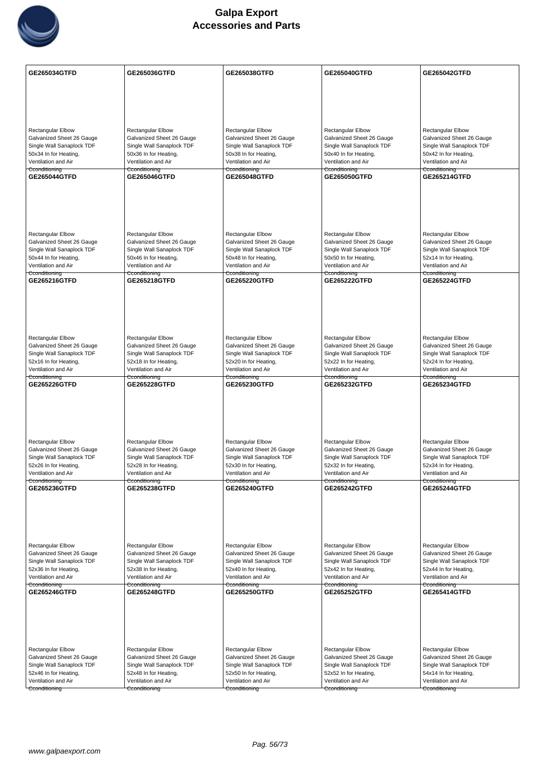# Galpa Export
## Accessories and Parts

| | | | | |
|---|---|---|---|---|
| **GE265034GTFD**<br><br>Rectangular Elbow<br>Galvanized Sheet 26 Gauge<br>Single Wall Sanaplock TDF<br>50x34 In for Heating,<br>Ventilation and Air<br>Cconditioning | **GE265036GTFD**<br><br>Rectangular Elbow<br>Galvanized Sheet 26 Gauge<br>Single Wall Sanaplock TDF<br>50x36 In for Heating,<br>Ventilation and Air<br>Cconditioning | **GE265038GTFD**<br><br>Rectangular Elbow<br>Galvanized Sheet 26 Gauge<br>Single Wall Sanaplock TDF<br>50x38 In for Heating,<br>Ventilation and Air<br>Cconditioning | **GE265040GTFD**<br><br>Rectangular Elbow<br>Galvanized Sheet 26 Gauge<br>Single Wall Sanaplock TDF<br>50x40 In for Heating,<br>Ventilation and Air<br>Cconditioning | **GE265042GTFD**<br><br>Rectangular Elbow<br>Galvanized Sheet 26 Gauge<br>Single Wall Sanaplock TDF<br>50x42 In for Heating,<br>Ventilation and Air<br>Cconditioning |
| **GE265044GTFD**<br><br>Rectangular Elbow<br>Galvanized Sheet 26 Gauge<br>Single Wall Sanaplock TDF<br>50x44 In for Heating,<br>Ventilation and Air<br>Cconditioning | **GE265046GTFD**<br><br>Rectangular Elbow<br>Galvanized Sheet 26 Gauge<br>Single Wall Sanaplock TDF<br>50x46 In for Heating,<br>Ventilation and Air<br>Cconditioning | **GE265048GTFD**<br><br>Rectangular Elbow<br>Galvanized Sheet 26 Gauge<br>Single Wall Sanaplock TDF<br>50x48 In for Heating,<br>Ventilation and Air<br>Cconditioning | **GE265050GTFD**<br><br>Rectangular Elbow<br>Galvanized Sheet 26 Gauge<br>Single Wall Sanaplock TDF<br>50x50 In for Heating,<br>Ventilation and Air<br>Cconditioning | **GE265214GTFD**<br><br>Rectangular Elbow<br>Galvanized Sheet 26 Gauge<br>Single Wall Sanaplock TDF<br>52x14 In for Heating,<br>Ventilation and Air<br>Cconditioning |
| **GE265216GTFD**<br><br>Rectangular Elbow<br>Galvanized Sheet 26 Gauge<br>Single Wall Sanaplock TDF<br>52x16 In for Heating,<br>Ventilation and Air<br>Cconditioning | **GE265218GTFD**<br><br>Rectangular Elbow<br>Galvanized Sheet 26 Gauge<br>Single Wall Sanaplock TDF<br>52x18 In for Heating,<br>Ventilation and Air<br>Cconditioning | **GE265220GTFD**<br><br>Rectangular Elbow<br>Galvanized Sheet 26 Gauge<br>Single Wall Sanaplock TDF<br>52x20 In for Heating,<br>Ventilation and Air<br>Cconditioning | **GE265222GTFD**<br><br>Rectangular Elbow<br>Galvanized Sheet 26 Gauge<br>Single Wall Sanaplock TDF<br>52x22 In for Heating,<br>Ventilation and Air<br>Cconditioning | **GE265224GTFD**<br><br>Rectangular Elbow<br>Galvanized Sheet 26 Gauge<br>Single Wall Sanaplock TDF<br>52x24 In for Heating,<br>Ventilation and Air<br>Cconditioning |
| **GE265226GTFD**<br><br>Rectangular Elbow<br>Galvanized Sheet 26 Gauge<br>Single Wall Sanaplock TDF<br>52x26 In for Heating,<br>Ventilation and Air<br>Cconditioning | **GE265228GTFD**<br><br>Rectangular Elbow<br>Galvanized Sheet 26 Gauge<br>Single Wall Sanaplock TDF<br>52x28 In for Heating,<br>Ventilation and Air<br>Cconditioning | **GE265230GTFD**<br><br>Rectangular Elbow<br>Galvanized Sheet 26 Gauge<br>Single Wall Sanaplock TDF<br>52x30 In for Heating,<br>Ventilation and Air<br>Cconditioning | **GE265232GTFD**<br><br>Rectangular Elbow<br>Galvanized Sheet 26 Gauge<br>Single Wall Sanaplock TDF<br>52x32 In for Heating,<br>Ventilation and Air<br>Cconditioning | **GE265234GTFD**<br><br>Rectangular Elbow<br>Galvanized Sheet 26 Gauge<br>Single Wall Sanaplock TDF<br>52x34 In for Heating,<br>Ventilation and Air<br>Cconditioning |
| **GE265236GTFD**<br><br>Rectangular Elbow<br>Galvanized Sheet 26 Gauge<br>Single Wall Sanaplock TDF<br>52x36 In for Heating,<br>Ventilation and Air<br>Cconditioning | **GE265238GTFD**<br><br>Rectangular Elbow<br>Galvanized Sheet 26 Gauge<br>Single Wall Sanaplock TDF<br>52x38 In for Heating,<br>Ventilation and Air<br>Cconditioning | **GE265240GTFD**<br><br>Rectangular Elbow<br>Galvanized Sheet 26 Gauge<br>Single Wall Sanaplock TDF<br>52x40 In for Heating,<br>Ventilation and Air<br>Cconditioning | **GE265242GTFD**<br><br>Rectangular Elbow<br>Galvanized Sheet 26 Gauge<br>Single Wall Sanaplock TDF<br>52x42 In for Heating,<br>Ventilation and Air<br>Cconditioning | **GE265244GTFD**<br><br>Rectangular Elbow<br>Galvanized Sheet 26 Gauge<br>Single Wall Sanaplock TDF<br>52x44 In for Heating,<br>Ventilation and Air<br>Cconditioning |
| **GE265246GTFD**<br><br>Rectangular Elbow<br>Galvanized Sheet 26 Gauge<br>Single Wall Sanaplock TDF<br>52x46 In for Heating,<br>Ventilation and Air<br>Cconditioning | **GE265248GTFD**<br><br>Rectangular Elbow<br>Galvanized Sheet 26 Gauge<br>Single Wall Sanaplock TDF<br>52x48 In for Heating,<br>Ventilation and Air<br>Cconditioning | **GE265250GTFD**<br><br>Rectangular Elbow<br>Galvanized Sheet 26 Gauge<br>Single Wall Sanaplock TDF<br>52x50 In for Heating,<br>Ventilation and Air<br>Cconditioning | **GE265252GTFD**<br><br>Rectangular Elbow<br>Galvanized Sheet 26 Gauge<br>Single Wall Sanaplock TDF<br>52x52 In for Heating,<br>Ventilation and Air<br>Cconditioning | **GE265414GTFD**<br><br>Rectangular Elbow<br>Galvanized Sheet 26 Gauge<br>Single Wall Sanaplock TDF<br>54x14 In for Heating,<br>Ventilation and Air<br>Cconditioning |

www.galpaexport.com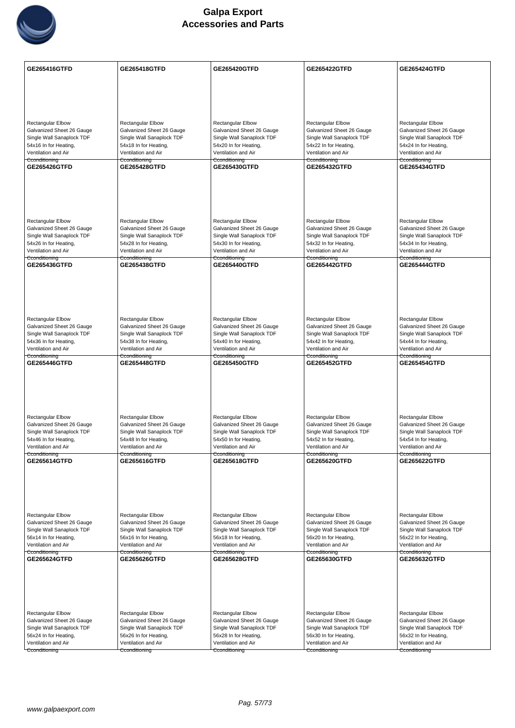# Galpa Export
# Accessories and Parts

| GE265416GTFD | GE265418GTFD | GE265420GTFD | GE265422GTFD | GE265424GTFD |
|---|---|---|---|---|
| Rectangular Elbow Galvanized Sheet 26 Gauge Single Wall Sanaplock TDF 54x16 In for Heating, Ventilation and Air Conditioning | Rectangular Elbow Galvanized Sheet 26 Gauge Single Wall Sanaplock TDF 54x18 In for Heating, Ventilation and Air Conditioning | Rectangular Elbow Galvanized Sheet 26 Gauge Single Wall Sanaplock TDF 54x20 In for Heating, Ventilation and Air Conditioning | Rectangular Elbow Galvanized Sheet 26 Gauge Single Wall Sanaplock TDF 54x22 In for Heating, Ventilation and Air Conditioning | Rectangular Elbow Galvanized Sheet 26 Gauge Single Wall Sanaplock TDF 54x24 In for Heating, Ventilation and Air Conditioning |
| **GE265426GTFD** | **GE265428GTFD** | **GE265430GTFD** | **GE265432GTFD** | **GE265434GTFD** |
| Rectangular Elbow Galvanized Sheet 26 Gauge Single Wall Sanaplock TDF 54x26 In for Heating, Ventilation and Air Conditioning | Rectangular Elbow Galvanized Sheet 26 Gauge Single Wall Sanaplock TDF 54x28 In for Heating, Ventilation and Air Conditioning | Rectangular Elbow Galvanized Sheet 26 Gauge Single Wall Sanaplock TDF 54x30 In for Heating, Ventilation and Air Conditioning | Rectangular Elbow Galvanized Sheet 26 Gauge Single Wall Sanaplock TDF 54x32 In for Heating, Ventilation and Air Conditioning | Rectangular Elbow Galvanized Sheet 26 Gauge Single Wall Sanaplock TDF 54x34 In for Heating, Ventilation and Air Conditioning |
| **GE265436GTFD** | **GE265438GTFD** | **GE265440GTFD** | **GE265442GTFD** | **GE265444GTFD** |
| Rectangular Elbow Galvanized Sheet 26 Gauge Single Wall Sanaplock TDF 54x36 In for Heating, Ventilation and Air Conditioning | Rectangular Elbow Galvanized Sheet 26 Gauge Single Wall Sanaplock TDF 54x38 In for Heating, Ventilation and Air Conditioning | Rectangular Elbow Galvanized Sheet 26 Gauge Single Wall Sanaplock TDF 54x40 In for Heating, Ventilation and Air Conditioning | Rectangular Elbow Galvanized Sheet 26 Gauge Single Wall Sanaplock TDF 54x42 In for Heating, Ventilation and Air Conditioning | Rectangular Elbow Galvanized Sheet 26 Gauge Single Wall Sanaplock TDF 54x44 In for Heating, Ventilation and Air Conditioning |
| **GE265446GTFD** | **GE265448GTFD** | **GE265450GTFD** | **GE265452GTFD** | **GE265454GTFD** |
| Rectangular Elbow Galvanized Sheet 26 Gauge Single Wall Sanaplock TDF 54x46 In for Heating, Ventilation and Air Conditioning | Rectangular Elbow Galvanized Sheet 26 Gauge Single Wall Sanaplock TDF 54x48 In for Heating, Ventilation and Air Conditioning | Rectangular Elbow Galvanized Sheet 26 Gauge Single Wall Sanaplock TDF 54x50 In for Heating, Ventilation and Air Conditioning | Rectangular Elbow Galvanized Sheet 26 Gauge Single Wall Sanaplock TDF 54x52 In for Heating, Ventilation and Air Conditioning | Rectangular Elbow Galvanized Sheet 26 Gauge Single Wall Sanaplock TDF 54x54 In for Heating, Ventilation and Air Conditioning |
| **GE265614GTFD** | **GE265616GTFD** | **GE265618GTFD** | **GE265620GTFD** | **GE265622GTFD** |
| Rectangular Elbow Galvanized Sheet 26 Gauge Single Wall Sanaplock TDF 56x14 In for Heating, Ventilation and Air Conditioning | Rectangular Elbow Galvanized Sheet 26 Gauge Single Wall Sanaplock TDF 56x16 In for Heating, Ventilation and Air Conditioning | Rectangular Elbow Galvanized Sheet 26 Gauge Single Wall Sanaplock TDF 56x18 In for Heating, Ventilation and Air Conditioning | Rectangular Elbow Galvanized Sheet 26 Gauge Single Wall Sanaplock TDF 56x20 In for Heating, Ventilation and Air Conditioning | Rectangular Elbow Galvanized Sheet 26 Gauge Single Wall Sanaplock TDF 56x22 In for Heating, Ventilation and Air Conditioning |
| **GE265624GTFD** | **GE265626GTFD** | **GE265628GTFD** | **GE265630GTFD** | **GE265632GTFD** |
| Rectangular Elbow Galvanized Sheet 26 Gauge Single Wall Sanaplock TDF 56x24 In for Heating, Ventilation and Air Conditioning | Rectangular Elbow Galvanized Sheet 26 Gauge Single Wall Sanaplock TDF 56x26 In for Heating, Ventilation and Air Conditioning | Rectangular Elbow Galvanized Sheet 26 Gauge Single Wall Sanaplock TDF 56x28 In for Heating, Ventilation and Air Conditioning | Rectangular Elbow Galvanized Sheet 26 Gauge Single Wall Sanaplock TDF 56x30 In for Heating, Ventilation and Air Conditioning | Rectangular Elbow Galvanized Sheet 26 Gauge Single Wall Sanaplock TDF 56x32 In for Heating, Ventilation and Air Conditioning |

www.galpaexport.com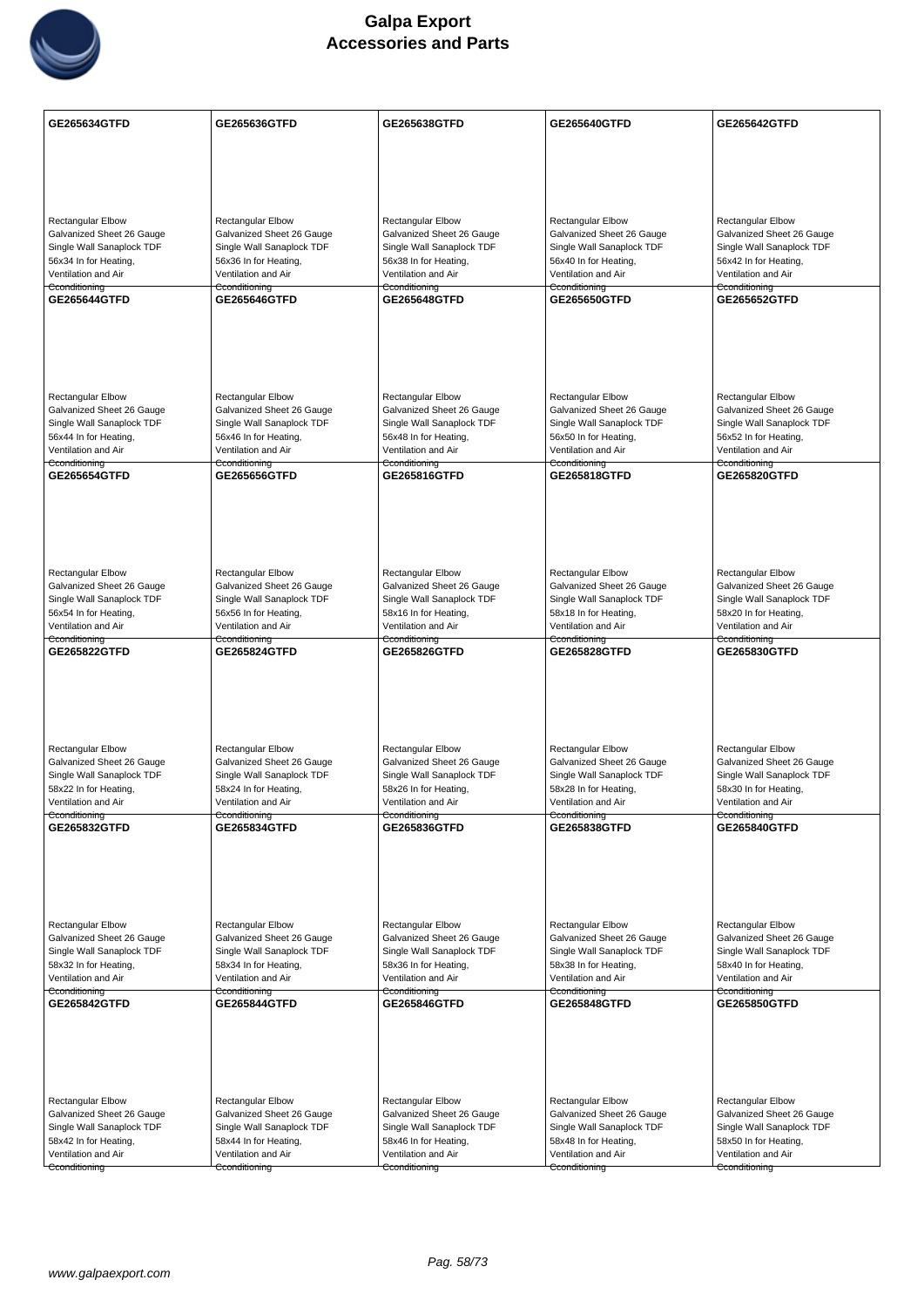# Galpa Export
## Accessories and Parts

| GE265634GTFD | GE265636GTFD | GE265638GTFD | GE265640GTFD | GE265642GTFD |
|---|---|---|---|---|
| Rectangular Elbow Galvanized Sheet 26 Gauge Single Wall Sanaplock TDF 56x34 In for Heating, Ventilation and Air Conditioning | Rectangular Elbow Galvanized Sheet 26 Gauge Single Wall Sanaplock TDF 56x36 In for Heating, Ventilation and Air Conditioning | Rectangular Elbow Galvanized Sheet 26 Gauge Single Wall Sanaplock TDF 56x38 In for Heating, Ventilation and Air Conditioning | Rectangular Elbow Galvanized Sheet 26 Gauge Single Wall Sanaplock TDF 56x40 In for Heating, Ventilation and Air Conditioning | Rectangular Elbow Galvanized Sheet 26 Gauge Single Wall Sanaplock TDF 56x42 In for Heating, Ventilation and Air Conditioning |
| **GE265644GTFD** | **GE265646GTFD** | **GE265648GTFD** | **GE265650GTFD** | **GE265652GTFD** |
| Rectangular Elbow Galvanized Sheet 26 Gauge Single Wall Sanaplock TDF 56x44 In for Heating, Ventilation and Air Conditioning | Rectangular Elbow Galvanized Sheet 26 Gauge Single Wall Sanaplock TDF 56x46 In for Heating, Ventilation and Air Conditioning | Rectangular Elbow Galvanized Sheet 26 Gauge Single Wall Sanaplock TDF 56x48 In for Heating, Ventilation and Air Conditioning | Rectangular Elbow Galvanized Sheet 26 Gauge Single Wall Sanaplock TDF 56x50 In for Heating, Ventilation and Air Conditioning | Rectangular Elbow Galvanized Sheet 26 Gauge Single Wall Sanaplock TDF 56x52 In for Heating, Ventilation and Air Conditioning |
| **GE265654GTFD** | **GE265656GTFD** | **GE265816GTFD** | **GE265818GTFD** | **GE265820GTFD** |
| Rectangular Elbow Galvanized Sheet 26 Gauge Single Wall Sanaplock TDF 56x54 In for Heating, Ventilation and Air Conditioning | Rectangular Elbow Galvanized Sheet 26 Gauge Single Wall Sanaplock TDF 56x56 In for Heating, Ventilation and Air Conditioning | Rectangular Elbow Galvanized Sheet 26 Gauge Single Wall Sanaplock TDF 58x16 In for Heating, Ventilation and Air Conditioning | Rectangular Elbow Galvanized Sheet 26 Gauge Single Wall Sanaplock TDF 58x18 In for Heating, Ventilation and Air Conditioning | Rectangular Elbow Galvanized Sheet 26 Gauge Single Wall Sanaplock TDF 58x20 In for Heating, Ventilation and Air Conditioning |
| **GE265822GTFD** | **GE265824GTFD** | **GE265826GTFD** | **GE265828GTFD** | **GE265830GTFD** |
| Rectangular Elbow Galvanized Sheet 26 Gauge Single Wall Sanaplock TDF 58x22 In for Heating, Ventilation and Air Conditioning | Rectangular Elbow Galvanized Sheet 26 Gauge Single Wall Sanaplock TDF 58x24 In for Heating, Ventilation and Air Conditioning | Rectangular Elbow Galvanized Sheet 26 Gauge Single Wall Sanaplock TDF 58x26 In for Heating, Ventilation and Air Conditioning | Rectangular Elbow Galvanized Sheet 26 Gauge Single Wall Sanaplock TDF 58x28 In for Heating, Ventilation and Air Conditioning | Rectangular Elbow Galvanized Sheet 26 Gauge Single Wall Sanaplock TDF 58x30 In for Heating, Ventilation and Air Conditioning |
| **GE265832GTFD** | **GE265834GTFD** | **GE265836GTFD** | **GE265838GTFD** | **GE265840GTFD** |
| Rectangular Elbow Galvanized Sheet 26 Gauge Single Wall Sanaplock TDF 58x32 In for Heating, Ventilation and Air Conditioning | Rectangular Elbow Galvanized Sheet 26 Gauge Single Wall Sanaplock TDF 58x34 In for Heating, Ventilation and Air Conditioning | Rectangular Elbow Galvanized Sheet 26 Gauge Single Wall Sanaplock TDF 58x36 In for Heating, Ventilation and Air Conditioning | Rectangular Elbow Galvanized Sheet 26 Gauge Single Wall Sanaplock TDF 58x38 In for Heating, Ventilation and Air Conditioning | Rectangular Elbow Galvanized Sheet 26 Gauge Single Wall Sanaplock TDF 58x40 In for Heating, Ventilation and Air Conditioning |
| **GE265842GTFD** | **GE265844GTFD** | **GE265846GTFD** | **GE265848GTFD** | **GE265850GTFD** |
| Rectangular Elbow Galvanized Sheet 26 Gauge Single Wall Sanaplock TDF 58x42 In for Heating, Ventilation and Air Conditioning | Rectangular Elbow Galvanized Sheet 26 Gauge Single Wall Sanaplock TDF 58x44 In for Heating, Ventilation and Air Conditioning | Rectangular Elbow Galvanized Sheet 26 Gauge Single Wall Sanaplock TDF 58x46 In for Heating, Ventilation and Air Conditioning | Rectangular Elbow Galvanized Sheet 26 Gauge Single Wall Sanaplock TDF 58x48 In for Heating, Ventilation and Air Conditioning | Rectangular Elbow Galvanized Sheet 26 Gauge Single Wall Sanaplock TDF 58x50 In for Heating, Ventilation and Air Conditioning |

www.galpaexport.com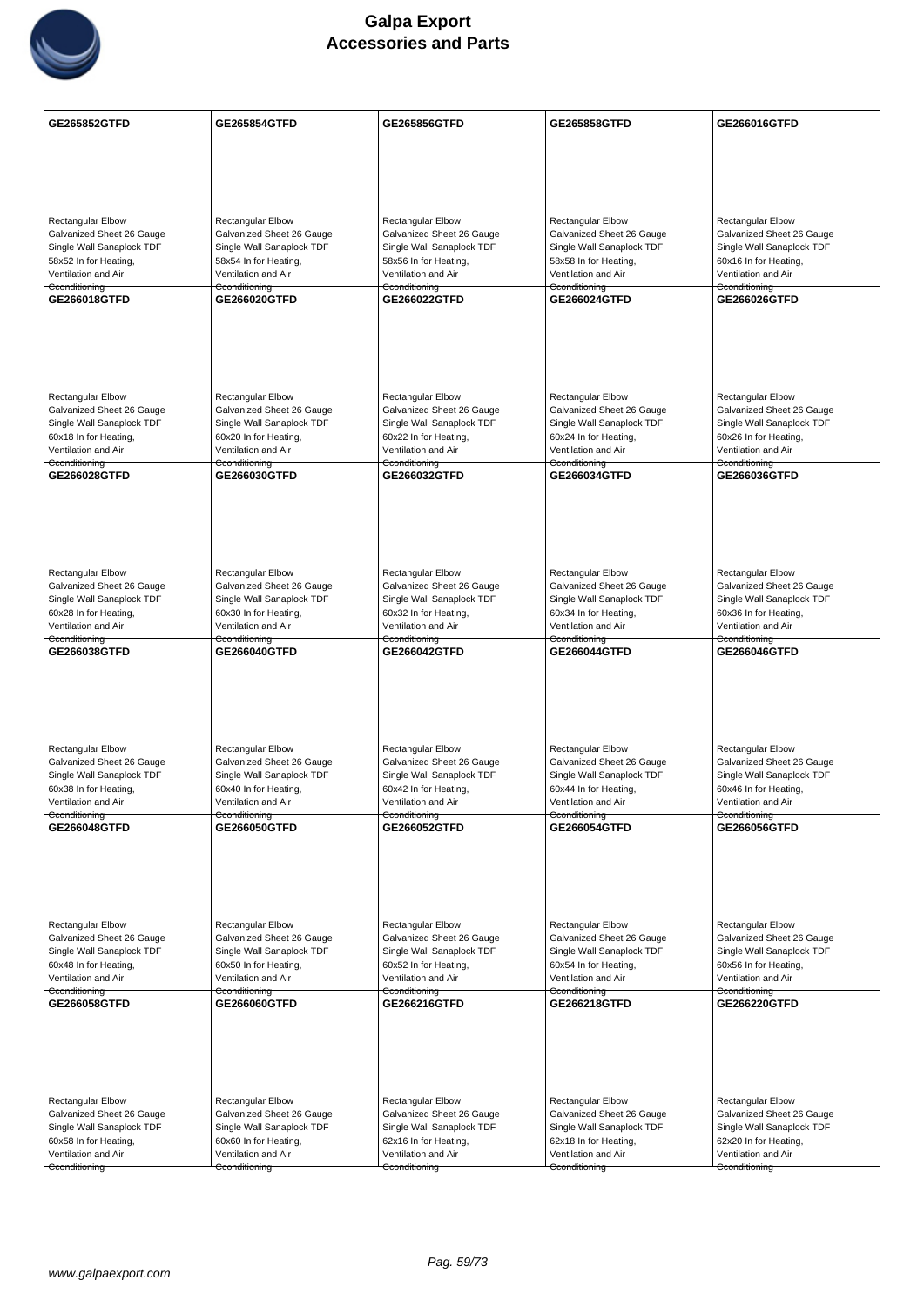| GE265852GTFD | GE265854GTFD | GE265856GTFD | GE265858GTFD | GE266016GTFD |
|---|---|---|---|---|
| Rectangular Elbow Galvanized Sheet 26 Gauge Single Wall Sanaplock TDF 58x52 In for Heating, Ventilation and Air Conditioning | Rectangular Elbow Galvanized Sheet 26 Gauge Single Wall Sanaplock TDF 58x54 In for Heating, Ventilation and Air Conditioning | Rectangular Elbow Galvanized Sheet 26 Gauge Single Wall Sanaplock TDF 58x56 In for Heating, Ventilation and Air Conditioning | Rectangular Elbow Galvanized Sheet 26 Gauge Single Wall Sanaplock TDF 58x58 In for Heating, Ventilation and Air Conditioning | Rectangular Elbow Galvanized Sheet 26 Gauge Single Wall Sanaplock TDF 60x16 In for Heating, Ventilation and Air Conditioning |
| **GE266018GTFD** | **GE266020GTFD** | **GE266022GTFD** | **GE266024GTFD** | **GE266026GTFD** |
| Rectangular Elbow Galvanized Sheet 26 Gauge Single Wall Sanaplock TDF 60x18 In for Heating, Ventilation and Air Conditioning | Rectangular Elbow Galvanized Sheet 26 Gauge Single Wall Sanaplock TDF 60x20 In for Heating, Ventilation and Air Conditioning | Rectangular Elbow Galvanized Sheet 26 Gauge Single Wall Sanaplock TDF 60x22 In for Heating, Ventilation and Air Conditioning | Rectangular Elbow Galvanized Sheet 26 Gauge Single Wall Sanaplock TDF 60x24 In for Heating, Ventilation and Air Conditioning | Rectangular Elbow Galvanized Sheet 26 Gauge Single Wall Sanaplock TDF 60x26 In for Heating, Ventilation and Air Conditioning |
| **GE266028GTFD** | **GE266030GTFD** | **GE266032GTFD** | **GE266034GTFD** | **GE266036GTFD** |
| Rectangular Elbow Galvanized Sheet 26 Gauge Single Wall Sanaplock TDF 60x28 In for Heating, Ventilation and Air Conditioning | Rectangular Elbow Galvanized Sheet 26 Gauge Single Wall Sanaplock TDF 60x30 In for Heating, Ventilation and Air Conditioning | Rectangular Elbow Galvanized Sheet 26 Gauge Single Wall Sanaplock TDF 60x32 In for Heating, Ventilation and Air Conditioning | Rectangular Elbow Galvanized Sheet 26 Gauge Single Wall Sanaplock TDF 60x34 In for Heating, Ventilation and Air Conditioning | Rectangular Elbow Galvanized Sheet 26 Gauge Single Wall Sanaplock TDF 60x36 In for Heating, Ventilation and Air Conditioning |
| **GE266038GTFD** | **GE266040GTFD** | **GE266042GTFD** | **GE266044GTFD** | **GE266046GTFD** |
| Rectangular Elbow Galvanized Sheet 26 Gauge Single Wall Sanaplock TDF 60x38 In for Heating, Ventilation and Air Conditioning | Rectangular Elbow Galvanized Sheet 26 Gauge Single Wall Sanaplock TDF 60x40 In for Heating, Ventilation and Air Conditioning | Rectangular Elbow Galvanized Sheet 26 Gauge Single Wall Sanaplock TDF 60x42 In for Heating, Ventilation and Air Conditioning | Rectangular Elbow Galvanized Sheet 26 Gauge Single Wall Sanaplock TDF 60x44 In for Heating, Ventilation and Air Conditioning | Rectangular Elbow Galvanized Sheet 26 Gauge Single Wall Sanaplock TDF 60x46 In for Heating, Ventilation and Air Conditioning |
| **GE266048GTFD** | **GE266050GTFD** | **GE266052GTFD** | **GE266054GTFD** | **GE266056GTFD** |
| Rectangular Elbow Galvanized Sheet 26 Gauge Single Wall Sanaplock TDF 60x48 In for Heating, Ventilation and Air Conditioning | Rectangular Elbow Galvanized Sheet 26 Gauge Single Wall Sanaplock TDF 60x50 In for Heating, Ventilation and Air Conditioning | Rectangular Elbow Galvanized Sheet 26 Gauge Single Wall Sanaplock TDF 60x52 In for Heating, Ventilation and Air Conditioning | Rectangular Elbow Galvanized Sheet 26 Gauge Single Wall Sanaplock TDF 60x54 In for Heating, Ventilation and Air Conditioning | Rectangular Elbow Galvanized Sheet 26 Gauge Single Wall Sanaplock TDF 60x56 In for Heating, Ventilation and Air Conditioning |
| **GE266058GTFD** | **GE266060GTFD** | **GE266216GTFD** | **GE266218GTFD** | **GE266220GTFD** |
| Rectangular Elbow Galvanized Sheet 26 Gauge Single Wall Sanaplock TDF 60x58 In for Heating, Ventilation and Air Conditioning | Rectangular Elbow Galvanized Sheet 26 Gauge Single Wall Sanaplock TDF 60x60 In for Heating, Ventilation and Air Conditioning | Rectangular Elbow Galvanized Sheet 26 Gauge Single Wall Sanaplock TDF 62x16 In for Heating, Ventilation and Air Conditioning | Rectangular Elbow Galvanized Sheet 26 Gauge Single Wall Sanaplock TDF 62x18 In for Heating, Ventilation and Air Conditioning | Rectangular Elbow Galvanized Sheet 26 Gauge Single Wall Sanaplock TDF 62x20 In for Heating, Ventilation and Air Conditioning |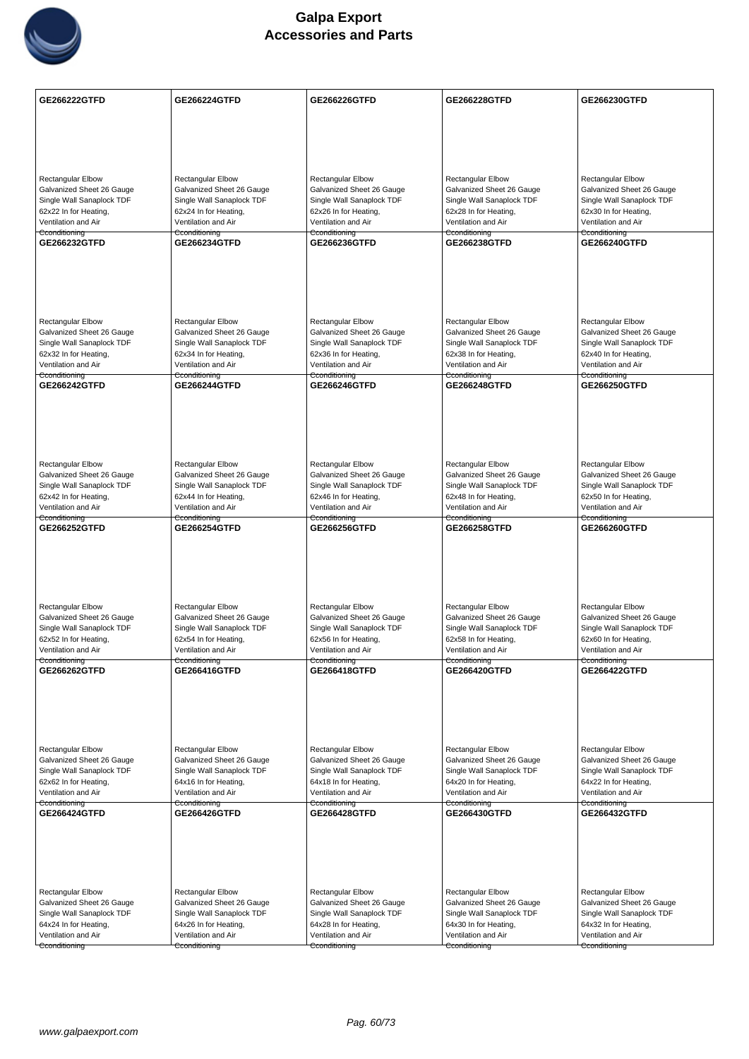| GE266222GTFD | GE266224GTFD | GE266226GTFD | GE266228GTFD | GE266230GTFD |
|---|---|---|---|---|
| Rectangular Elbow Galvanized Sheet 26 Gauge Single Wall Sanaplock TDF 62x22 In for Heating, Ventilation and Air Cconditioning | Rectangular Elbow Galvanized Sheet 26 Gauge Single Wall Sanaplock TDF 62x24 In for Heating, Ventilation and Air Cconditioning | Rectangular Elbow Galvanized Sheet 26 Gauge Single Wall Sanaplock TDF 62x26 In for Heating, Ventilation and Air Cconditioning | Rectangular Elbow Galvanized Sheet 26 Gauge Single Wall Sanaplock TDF 62x28 In for Heating, Ventilation and Air Cconditioning | Rectangular Elbow Galvanized Sheet 26 Gauge Single Wall Sanaplock TDF 62x30 In for Heating, Ventilation and Air Cconditioning |
| **GE266232GTFD** | **GE266234GTFD** | **GE266236GTFD** | **GE266238GTFD** | **GE266240GTFD** |
| Rectangular Elbow Galvanized Sheet 26 Gauge Single Wall Sanaplock TDF 62x32 In for Heating, Ventilation and Air Cconditioning | Rectangular Elbow Galvanized Sheet 26 Gauge Single Wall Sanaplock TDF 62x34 In for Heating, Ventilation and Air Cconditioning | Rectangular Elbow Galvanized Sheet 26 Gauge Single Wall Sanaplock TDF 62x36 In for Heating, Ventilation and Air Cconditioning | Rectangular Elbow Galvanized Sheet 26 Gauge Single Wall Sanaplock TDF 62x38 In for Heating, Ventilation and Air Cconditioning | Rectangular Elbow Galvanized Sheet 26 Gauge Single Wall Sanaplock TDF 62x40 In for Heating, Ventilation and Air Cconditioning |
| **GE266242GTFD** | **GE266244GTFD** | **GE266246GTFD** | **GE266248GTFD** | **GE266250GTFD** |
| Rectangular Elbow Galvanized Sheet 26 Gauge Single Wall Sanaplock TDF 62x42 In for Heating, Ventilation and Air Cconditioning | Rectangular Elbow Galvanized Sheet 26 Gauge Single Wall Sanaplock TDF 62x44 In for Heating, Ventilation and Air Cconditioning | Rectangular Elbow Galvanized Sheet 26 Gauge Single Wall Sanaplock TDF 62x46 In for Heating, Ventilation and Air Cconditioning | Rectangular Elbow Galvanized Sheet 26 Gauge Single Wall Sanaplock TDF 62x48 In for Heating, Ventilation and Air Cconditioning | Rectangular Elbow Galvanized Sheet 26 Gauge Single Wall Sanaplock TDF 62x50 In for Heating, Ventilation and Air Cconditioning |
| **GE266252GTFD** | **GE266254GTFD** | **GE266256GTFD** | **GE266258GTFD** | **GE266260GTFD** |
| Rectangular Elbow Galvanized Sheet 26 Gauge Single Wall Sanaplock TDF 62x52 In for Heating, Ventilation and Air Cconditioning | Rectangular Elbow Galvanized Sheet 26 Gauge Single Wall Sanaplock TDF 62x54 In for Heating, Ventilation and Air Cconditioning | Rectangular Elbow Galvanized Sheet 26 Gauge Single Wall Sanaplock TDF 62x56 In for Heating, Ventilation and Air Cconditioning | Rectangular Elbow Galvanized Sheet 26 Gauge Single Wall Sanaplock TDF 62x58 In for Heating, Ventilation and Air Cconditioning | Rectangular Elbow Galvanized Sheet 26 Gauge Single Wall Sanaplock TDF 62x60 In for Heating, Ventilation and Air Cconditioning |
| **GE266262GTFD** | **GE266416GTFD** | **GE266418GTFD** | **GE266420GTFD** | **GE266422GTFD** |
| Rectangular Elbow Galvanized Sheet 26 Gauge Single Wall Sanaplock TDF 62x62 In for Heating, Ventilation and Air Cconditioning | Rectangular Elbow Galvanized Sheet 26 Gauge Single Wall Sanaplock TDF 64x16 In for Heating, Ventilation and Air Cconditioning | Rectangular Elbow Galvanized Sheet 26 Gauge Single Wall Sanaplock TDF 64x18 In for Heating, Ventilation and Air Cconditioning | Rectangular Elbow Galvanized Sheet 26 Gauge Single Wall Sanaplock TDF 64x20 In for Heating, Ventilation and Air Cconditioning | Rectangular Elbow Galvanized Sheet 26 Gauge Single Wall Sanaplock TDF 64x22 In for Heating, Ventilation and Air Cconditioning |
| **GE266424GTFD** | **GE266426GTFD** | **GE266428GTFD** | **GE266430GTFD** | **GE266432GTFD** |
| Rectangular Elbow Galvanized Sheet 26 Gauge Single Wall Sanaplock TDF 64x24 In for Heating, Ventilation and Air Cconditioning | Rectangular Elbow Galvanized Sheet 26 Gauge Single Wall Sanaplock TDF 64x26 In for Heating, Ventilation and Air Cconditioning | Rectangular Elbow Galvanized Sheet 26 Gauge Single Wall Sanaplock TDF 64x28 In for Heating, Ventilation and Air Cconditioning | Rectangular Elbow Galvanized Sheet 26 Gauge Single Wall Sanaplock TDF 64x30 In for Heating, Ventilation and Air Cconditioning | Rectangular Elbow Galvanized Sheet 26 Gauge Single Wall Sanaplock TDF 64x32 In for Heating, Ventilation and Air Cconditioning |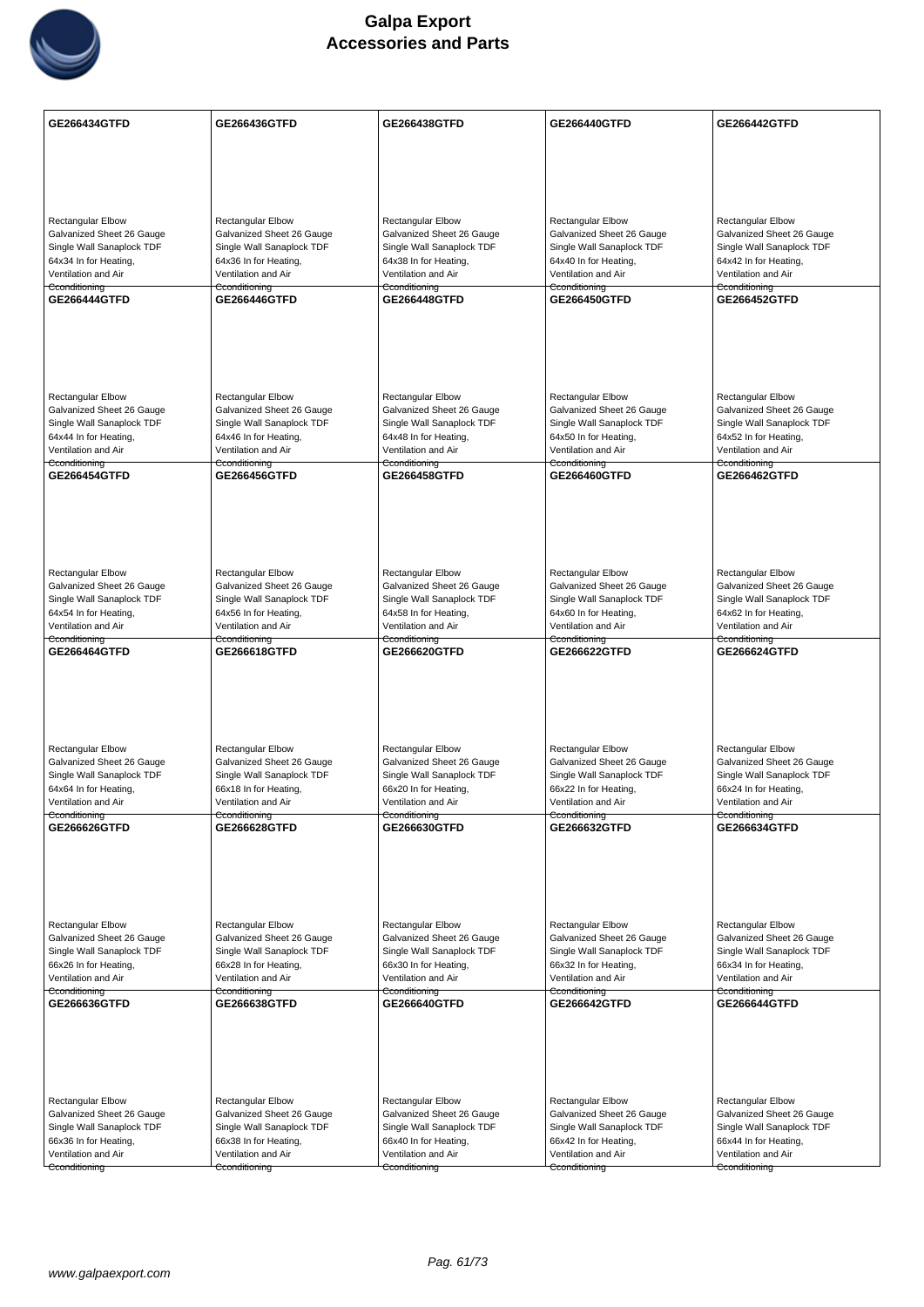| GE266434GTFD | GE266436GTFD | GE266438GTFD | GE266440GTFD | GE266442GTFD |
| --- | --- | --- | --- | --- |
| Rectangular Elbow Galvanized Sheet 26 Gauge Single Wall Sanaplock TDF 64x34 In for Heating, Ventilation and Air Cconditioning | Rectangular Elbow Galvanized Sheet 26 Gauge Single Wall Sanaplock TDF 64x36 In for Heating, Ventilation and Air Cconditioning | Rectangular Elbow Galvanized Sheet 26 Gauge Single Wall Sanaplock TDF 64x38 In for Heating, Ventilation and Air Cconditioning | Rectangular Elbow Galvanized Sheet 26 Gauge Single Wall Sanaplock TDF 64x40 In for Heating, Ventilation and Air Cconditioning | Rectangular Elbow Galvanized Sheet 26 Gauge Single Wall Sanaplock TDF 64x42 In for Heating, Ventilation and Air Cconditioning |
| **GE266444GTFD** | **GE266446GTFD** | **GE266448GTFD** | **GE266450GTFD** | **GE266452GTFD** |
| Rectangular Elbow Galvanized Sheet 26 Gauge Single Wall Sanaplock TDF 64x44 In for Heating, Ventilation and Air Cconditioning | Rectangular Elbow Galvanized Sheet 26 Gauge Single Wall Sanaplock TDF 64x46 In for Heating, Ventilation and Air Cconditioning | Rectangular Elbow Galvanized Sheet 26 Gauge Single Wall Sanaplock TDF 64x48 In for Heating, Ventilation and Air Cconditioning | Rectangular Elbow Galvanized Sheet 26 Gauge Single Wall Sanaplock TDF 64x50 In for Heating, Ventilation and Air Cconditioning | Rectangular Elbow Galvanized Sheet 26 Gauge Single Wall Sanaplock TDF 64x52 In for Heating, Ventilation and Air Cconditioning |
| **GE266454GTFD** | **GE266456GTFD** | **GE266458GTFD** | **GE266460GTFD** | **GE266462GTFD** |
| Rectangular Elbow Galvanized Sheet 26 Gauge Single Wall Sanaplock TDF 64x54 In for Heating, Ventilation and Air Cconditioning | Rectangular Elbow Galvanized Sheet 26 Gauge Single Wall Sanaplock TDF 64x56 In for Heating, Ventilation and Air Cconditioning | Rectangular Elbow Galvanized Sheet 26 Gauge Single Wall Sanaplock TDF 64x58 In for Heating, Ventilation and Air Cconditioning | Rectangular Elbow Galvanized Sheet 26 Gauge Single Wall Sanaplock TDF 64x60 In for Heating, Ventilation and Air Cconditioning | Rectangular Elbow Galvanized Sheet 26 Gauge Single Wall Sanaplock TDF 64x62 In for Heating, Ventilation and Air Cconditioning |
| **GE266464GTFD** | **GE266618GTFD** | **GE266620GTFD** | **GE266622GTFD** | **GE266624GTFD** |
| Rectangular Elbow Galvanized Sheet 26 Gauge Single Wall Sanaplock TDF 64x64 In for Heating, Ventilation and Air Cconditioning | Rectangular Elbow Galvanized Sheet 26 Gauge Single Wall Sanaplock TDF 66x18 In for Heating, Ventilation and Air Cconditioning | Rectangular Elbow Galvanized Sheet 26 Gauge Single Wall Sanaplock TDF 66x20 In for Heating, Ventilation and Air Cconditioning | Rectangular Elbow Galvanized Sheet 26 Gauge Single Wall Sanaplock TDF 66x22 In for Heating, Ventilation and Air Cconditioning | Rectangular Elbow Galvanized Sheet 26 Gauge Single Wall Sanaplock TDF 66x24 In for Heating, Ventilation and Air Cconditioning |
| **GE266626GTFD** | **GE266628GTFD** | **GE266630GTFD** | **GE266632GTFD** | **GE266634GTFD** |
| Rectangular Elbow Galvanized Sheet 26 Gauge Single Wall Sanaplock TDF 66x26 In for Heating, Ventilation and Air Cconditioning | Rectangular Elbow Galvanized Sheet 26 Gauge Single Wall Sanaplock TDF 66x28 In for Heating, Ventilation and Air Cconditioning | Rectangular Elbow Galvanized Sheet 26 Gauge Single Wall Sanaplock TDF 66x30 In for Heating, Ventilation and Air Cconditioning | Rectangular Elbow Galvanized Sheet 26 Gauge Single Wall Sanaplock TDF 66x32 In for Heating, Ventilation and Air Cconditioning | Rectangular Elbow Galvanized Sheet 26 Gauge Single Wall Sanaplock TDF 66x34 In for Heating, Ventilation and Air Cconditioning |
| **GE266636GTFD** | **GE266638GTFD** | **GE266640GTFD** | **GE266642GTFD** | **GE266644GTFD** |
| Rectangular Elbow Galvanized Sheet 26 Gauge Single Wall Sanaplock TDF 66x36 In for Heating, Ventilation and Air Cconditioning | Rectangular Elbow Galvanized Sheet 26 Gauge Single Wall Sanaplock TDF 66x38 In for Heating, Ventilation and Air Cconditioning | Rectangular Elbow Galvanized Sheet 26 Gauge Single Wall Sanaplock TDF 66x40 In for Heating, Ventilation and Air Cconditioning | Rectangular Elbow Galvanized Sheet 26 Gauge Single Wall Sanaplock TDF 66x42 In for Heating, Ventilation and Air Cconditioning | Rectangular Elbow Galvanized Sheet 26 Gauge Single Wall Sanaplock TDF 66x44 In for Heating, Ventilation and Air Cconditioning |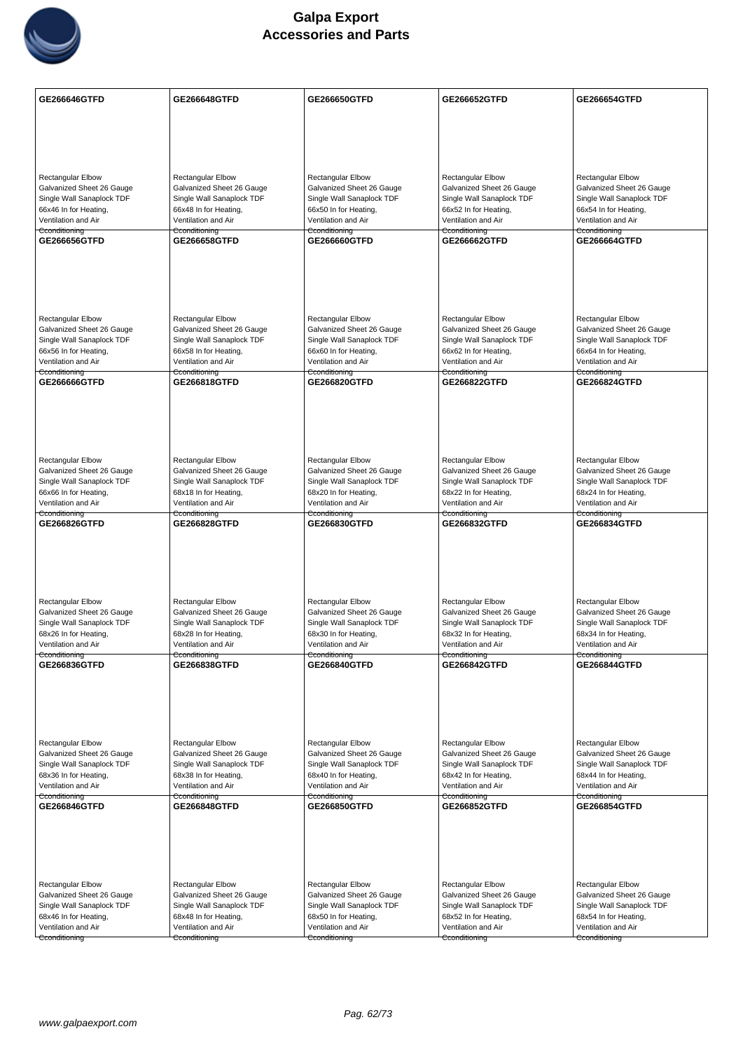# Galpa Export
## Accessories and Parts

| GE266646GTFD | GE266648GTFD | GE266650GTFD | GE266652GTFD | GE266654GTFD |
|---|---|---|---|---|
| Rectangular Elbow Galvanized Sheet 26 Gauge Single Wall Sanaplock TDF 66x46 In for Heating, Ventilation and Air Conditioning | Rectangular Elbow Galvanized Sheet 26 Gauge Single Wall Sanaplock TDF 66x48 In for Heating, Ventilation and Air Conditioning | Rectangular Elbow Galvanized Sheet 26 Gauge Single Wall Sanaplock TDF 66x50 In for Heating, Ventilation and Air Conditioning | Rectangular Elbow Galvanized Sheet 26 Gauge Single Wall Sanaplock TDF 66x52 In for Heating, Ventilation and Air Conditioning | Rectangular Elbow Galvanized Sheet 26 Gauge Single Wall Sanaplock TDF 66x54 In for Heating, Ventilation and Air Conditioning |
| **GE266656GTFD** | **GE266658GTFD** | **GE266660GTFD** | **GE266662GTFD** | **GE266664GTFD** |
| Rectangular Elbow Galvanized Sheet 26 Gauge Single Wall Sanaplock TDF 66x56 In for Heating, Ventilation and Air Conditioning | Rectangular Elbow Galvanized Sheet 26 Gauge Single Wall Sanaplock TDF 66x58 In for Heating, Ventilation and Air Conditioning | Rectangular Elbow Galvanized Sheet 26 Gauge Single Wall Sanaplock TDF 66x60 In for Heating, Ventilation and Air Conditioning | Rectangular Elbow Galvanized Sheet 26 Gauge Single Wall Sanaplock TDF 66x62 In for Heating, Ventilation and Air Conditioning | Rectangular Elbow Galvanized Sheet 26 Gauge Single Wall Sanaplock TDF 66x64 In for Heating, Ventilation and Air Conditioning |
| **GE266666GTFD** | **GE266818GTFD** | **GE266820GTFD** | **GE266822GTFD** | **GE266824GTFD** |
| Rectangular Elbow Galvanized Sheet 26 Gauge Single Wall Sanaplock TDF 66x66 In for Heating, Ventilation and Air Conditioning | Rectangular Elbow Galvanized Sheet 26 Gauge Single Wall Sanaplock TDF 68x18 In for Heating, Ventilation and Air Conditioning | Rectangular Elbow Galvanized Sheet 26 Gauge Single Wall Sanaplock TDF 68x20 In for Heating, Ventilation and Air Conditioning | Rectangular Elbow Galvanized Sheet 26 Gauge Single Wall Sanaplock TDF 68x22 In for Heating, Ventilation and Air Conditioning | Rectangular Elbow Galvanized Sheet 26 Gauge Single Wall Sanaplock TDF 68x24 In for Heating, Ventilation and Air Conditioning |
| **GE266826GTFD** | **GE266828GTFD** | **GE266830GTFD** | **GE266832GTFD** | **GE266834GTFD** |
| Rectangular Elbow Galvanized Sheet 26 Gauge Single Wall Sanaplock TDF 68x26 In for Heating, Ventilation and Air Conditioning | Rectangular Elbow Galvanized Sheet 26 Gauge Single Wall Sanaplock TDF 68x28 In for Heating, Ventilation and Air Conditioning | Rectangular Elbow Galvanized Sheet 26 Gauge Single Wall Sanaplock TDF 68x30 In for Heating, Ventilation and Air Conditioning | Rectangular Elbow Galvanized Sheet 26 Gauge Single Wall Sanaplock TDF 68x32 In for Heating, Ventilation and Air Conditioning | Rectangular Elbow Galvanized Sheet 26 Gauge Single Wall Sanaplock TDF 68x34 In for Heating, Ventilation and Air Conditioning |
| **GE266836GTFD** | **GE266838GTFD** | **GE266840GTFD** | **GE266842GTFD** | **GE266844GTFD** |
| Rectangular Elbow Galvanized Sheet 26 Gauge Single Wall Sanaplock TDF 68x36 In for Heating, Ventilation and Air Conditioning | Rectangular Elbow Galvanized Sheet 26 Gauge Single Wall Sanaplock TDF 68x38 In for Heating, Ventilation and Air Conditioning | Rectangular Elbow Galvanized Sheet 26 Gauge Single Wall Sanaplock TDF 68x40 In for Heating, Ventilation and Air Conditioning | Rectangular Elbow Galvanized Sheet 26 Gauge Single Wall Sanaplock TDF 68x42 In for Heating, Ventilation and Air Conditioning | Rectangular Elbow Galvanized Sheet 26 Gauge Single Wall Sanaplock TDF 68x44 In for Heating, Ventilation and Air Conditioning |
| **GE266846GTFD** | **GE266848GTFD** | **GE266850GTFD** | **GE266852GTFD** | **GE266854GTFD** |
| Rectangular Elbow Galvanized Sheet 26 Gauge Single Wall Sanaplock TDF 68x46 In for Heating, Ventilation and Air Conditioning | Rectangular Elbow Galvanized Sheet 26 Gauge Single Wall Sanaplock TDF 68x48 In for Heating, Ventilation and Air Conditioning | Rectangular Elbow Galvanized Sheet 26 Gauge Single Wall Sanaplock TDF 68x50 In for Heating, Ventilation and Air Conditioning | Rectangular Elbow Galvanized Sheet 26 Gauge Single Wall Sanaplock TDF 68x52 In for Heating, Ventilation and Air Conditioning | Rectangular Elbow Galvanized Sheet 26 Gauge Single Wall Sanaplock TDF 68x54 In for Heating, Ventilation and Air Conditioning |

www.galpaexport.com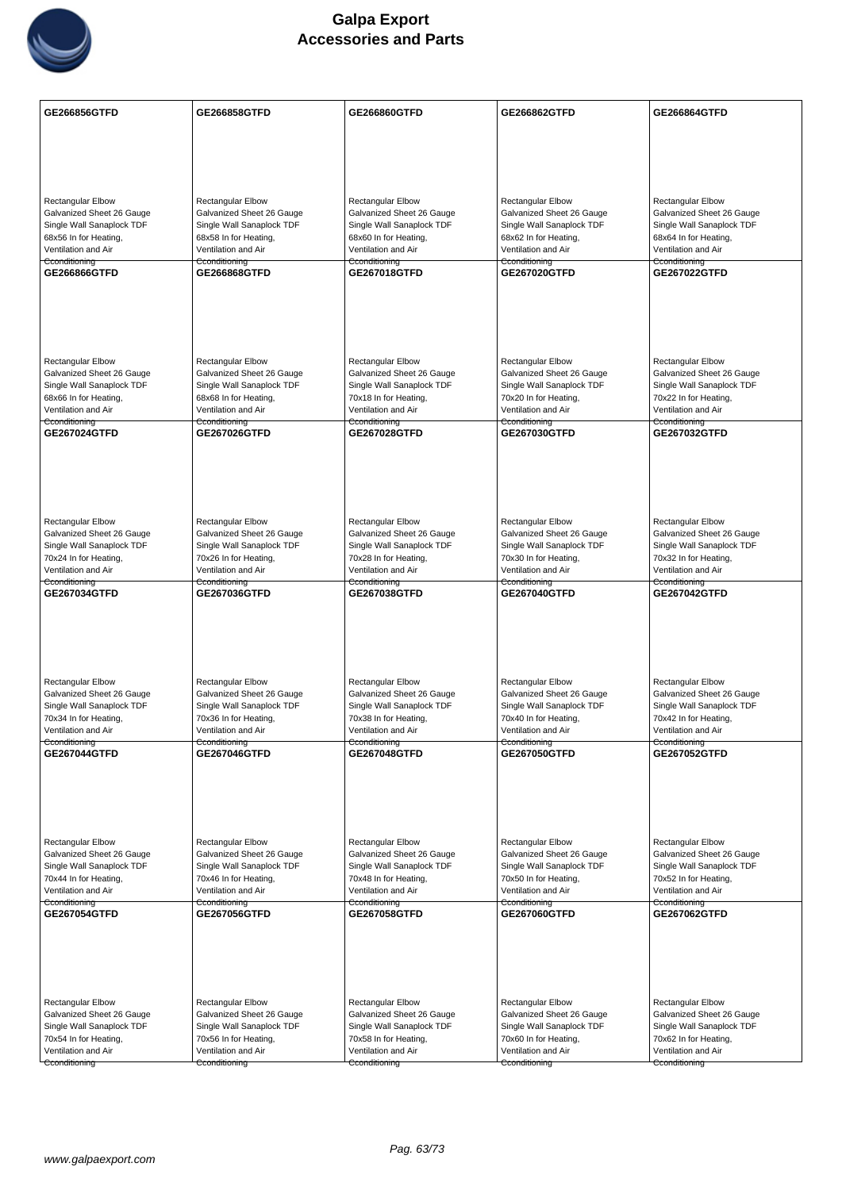# Galpa Export
## Accessories and Parts

| GE266856GTFD | GE266858GTFD | GE266860GTFD | GE266862GTFD | GE266864GTFD |
|---|---|---|---|---|
| Rectangular Elbow Galvanized Sheet 26 Gauge Single Wall Sanaplock TDF 68x56 In for Heating, Ventilation and Air Cconditioning | Rectangular Elbow Galvanized Sheet 26 Gauge Single Wall Sanaplock TDF 68x58 In for Heating, Ventilation and Air Cconditioning | Rectangular Elbow Galvanized Sheet 26 Gauge Single Wall Sanaplock TDF 68x60 In for Heating, Ventilation and Air Cconditioning | Rectangular Elbow Galvanized Sheet 26 Gauge Single Wall Sanaplock TDF 68x62 In for Heating, Ventilation and Air Cconditioning | Rectangular Elbow Galvanized Sheet 26 Gauge Single Wall Sanaplock TDF 68x64 In for Heating, Ventilation and Air Cconditioning |
| **GE266866GTFD** | **GE266868GTFD** | **GE267018GTFD** | **GE267020GTFD** | **GE267022GTFD** |
| Rectangular Elbow Galvanized Sheet 26 Gauge Single Wall Sanaplock TDF 68x66 In for Heating, Ventilation and Air Cconditioning | Rectangular Elbow Galvanized Sheet 26 Gauge Single Wall Sanaplock TDF 68x68 In for Heating, Ventilation and Air Cconditioning | Rectangular Elbow Galvanized Sheet 26 Gauge Single Wall Sanaplock TDF 70x18 In for Heating, Ventilation and Air Cconditioning | Rectangular Elbow Galvanized Sheet 26 Gauge Single Wall Sanaplock TDF 70x20 In for Heating, Ventilation and Air Cconditioning | Rectangular Elbow Galvanized Sheet 26 Gauge Single Wall Sanaplock TDF 70x22 In for Heating, Ventilation and Air Cconditioning |
| **GE267024GTFD** | **GE267026GTFD** | **GE267028GTFD** | **GE267030GTFD** | **GE267032GTFD** |
| Rectangular Elbow Galvanized Sheet 26 Gauge Single Wall Sanaplock TDF 70x24 In for Heating, Ventilation and Air Cconditioning | Rectangular Elbow Galvanized Sheet 26 Gauge Single Wall Sanaplock TDF 70x26 In for Heating, Ventilation and Air Cconditioning | Rectangular Elbow Galvanized Sheet 26 Gauge Single Wall Sanaplock TDF 70x28 In for Heating, Ventilation and Air Cconditioning | Rectangular Elbow Galvanized Sheet 26 Gauge Single Wall Sanaplock TDF 70x30 In for Heating, Ventilation and Air Cconditioning | Rectangular Elbow Galvanized Sheet 26 Gauge Single Wall Sanaplock TDF 70x32 In for Heating, Ventilation and Air Cconditioning |
| **GE267034GTFD** | **GE267036GTFD** | **GE267038GTFD** | **GE267040GTFD** | **GE267042GTFD** |
| Rectangular Elbow Galvanized Sheet 26 Gauge Single Wall Sanaplock TDF 70x34 In for Heating, Ventilation and Air Cconditioning | Rectangular Elbow Galvanized Sheet 26 Gauge Single Wall Sanaplock TDF 70x36 In for Heating, Ventilation and Air Cconditioning | Rectangular Elbow Galvanized Sheet 26 Gauge Single Wall Sanaplock TDF 70x38 In for Heating, Ventilation and Air Cconditioning | Rectangular Elbow Galvanized Sheet 26 Gauge Single Wall Sanaplock TDF 70x40 In for Heating, Ventilation and Air Cconditioning | Rectangular Elbow Galvanized Sheet 26 Gauge Single Wall Sanaplock TDF 70x42 In for Heating, Ventilation and Air Cconditioning |
| **GE267044GTFD** | **GE267046GTFD** | **GE267048GTFD** | **GE267050GTFD** | **GE267052GTFD** |
| Rectangular Elbow Galvanized Sheet 26 Gauge Single Wall Sanaplock TDF 70x44 In for Heating, Ventilation and Air Cconditioning | Rectangular Elbow Galvanized Sheet 26 Gauge Single Wall Sanaplock TDF 70x46 In for Heating, Ventilation and Air Cconditioning | Rectangular Elbow Galvanized Sheet 26 Gauge Single Wall Sanaplock TDF 70x48 In for Heating, Ventilation and Air Cconditioning | Rectangular Elbow Galvanized Sheet 26 Gauge Single Wall Sanaplock TDF 70x50 In for Heating, Ventilation and Air Cconditioning | Rectangular Elbow Galvanized Sheet 26 Gauge Single Wall Sanaplock TDF 70x52 In for Heating, Ventilation and Air Cconditioning |
| **GE267054GTFD** | **GE267056GTFD** | **GE267058GTFD** | **GE267060GTFD** | **GE267062GTFD** |
| Rectangular Elbow Galvanized Sheet 26 Gauge Single Wall Sanaplock TDF 70x54 In for Heating, Ventilation and Air Cconditioning | Rectangular Elbow Galvanized Sheet 26 Gauge Single Wall Sanaplock TDF 70x56 In for Heating, Ventilation and Air Cconditioning | Rectangular Elbow Galvanized Sheet 26 Gauge Single Wall Sanaplock TDF 70x58 In for Heating, Ventilation and Air Cconditioning | Rectangular Elbow Galvanized Sheet 26 Gauge Single Wall Sanaplock TDF 70x60 In for Heating, Ventilation and Air Cconditioning | Rectangular Elbow Galvanized Sheet 26 Gauge Single Wall Sanaplock TDF 70x62 In for Heating, Ventilation and Air Cconditioning |

www.galpaexport.com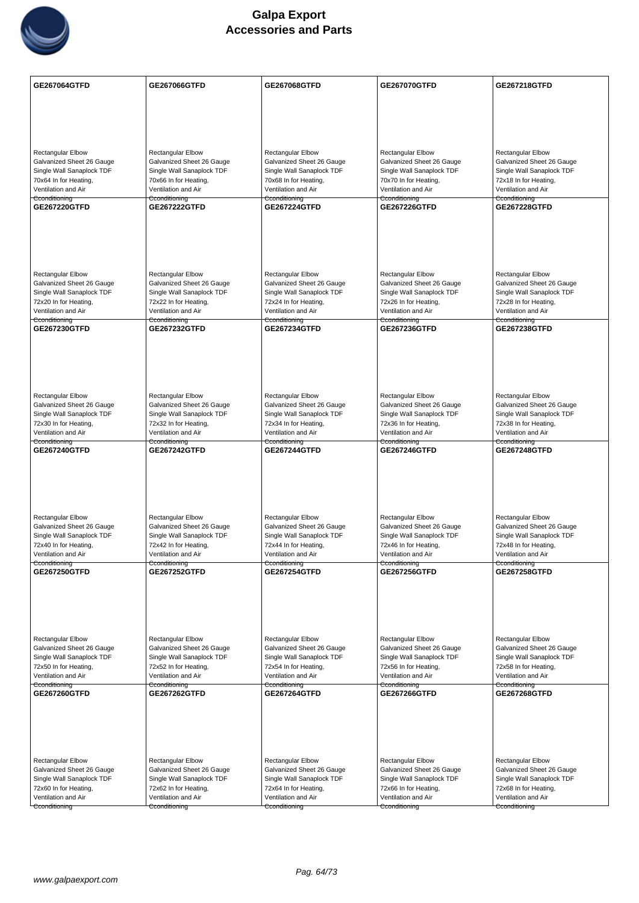# Galpa Export
## Accessories and Parts

| GE267064GTFD | GE267066GTFD | GE267068GTFD | GE267070GTFD | GE267218GTFD |
|---|---|---|---|---|
| Rectangular Elbow Galvanized Sheet 26 Gauge Single Wall Sanaplock TDF 70x64 In for Heating, Ventilation and Air Conditioning | Rectangular Elbow Galvanized Sheet 26 Gauge Single Wall Sanaplock TDF 70x66 In for Heating, Ventilation and Air Conditioning | Rectangular Elbow Galvanized Sheet 26 Gauge Single Wall Sanaplock TDF 70x68 In for Heating, Ventilation and Air Conditioning | Rectangular Elbow Galvanized Sheet 26 Gauge Single Wall Sanaplock TDF 70x70 In for Heating, Ventilation and Air Conditioning | Rectangular Elbow Galvanized Sheet 26 Gauge Single Wall Sanaplock TDF 72x18 In for Heating, Ventilation and Air Conditioning |
| **GE267220GTFD** | **GE267222GTFD** | **GE267224GTFD** | **GE267226GTFD** | **GE267228GTFD** |
| Rectangular Elbow Galvanized Sheet 26 Gauge Single Wall Sanaplock TDF 72x20 In for Heating, Ventilation and Air Conditioning | Rectangular Elbow Galvanized Sheet 26 Gauge Single Wall Sanaplock TDF 72x22 In for Heating, Ventilation and Air Conditioning | Rectangular Elbow Galvanized Sheet 26 Gauge Single Wall Sanaplock TDF 72x24 In for Heating, Ventilation and Air Conditioning | Rectangular Elbow Galvanized Sheet 26 Gauge Single Wall Sanaplock TDF 72x26 In for Heating, Ventilation and Air Conditioning | Rectangular Elbow Galvanized Sheet 26 Gauge Single Wall Sanaplock TDF 72x28 In for Heating, Ventilation and Air Conditioning |
| **GE267230GTFD** | **GE267232GTFD** | **GE267234GTFD** | **GE267236GTFD** | **GE267238GTFD** |
| Rectangular Elbow Galvanized Sheet 26 Gauge Single Wall Sanaplock TDF 72x30 In for Heating, Ventilation and Air Conditioning | Rectangular Elbow Galvanized Sheet 26 Gauge Single Wall Sanaplock TDF 72x32 In for Heating, Ventilation and Air Conditioning | Rectangular Elbow Galvanized Sheet 26 Gauge Single Wall Sanaplock TDF 72x34 In for Heating, Ventilation and Air Conditioning | Rectangular Elbow Galvanized Sheet 26 Gauge Single Wall Sanaplock TDF 72x36 In for Heating, Ventilation and Air Conditioning | Rectangular Elbow Galvanized Sheet 26 Gauge Single Wall Sanaplock TDF 72x38 In for Heating, Ventilation and Air Conditioning |
| **GE267240GTFD** | **GE267242GTFD** | **GE267244GTFD** | **GE267246GTFD** | **GE267248GTFD** |
| Rectangular Elbow Galvanized Sheet 26 Gauge Single Wall Sanaplock TDF 72x40 In for Heating, Ventilation and Air Conditioning | Rectangular Elbow Galvanized Sheet 26 Gauge Single Wall Sanaplock TDF 72x42 In for Heating, Ventilation and Air Conditioning | Rectangular Elbow Galvanized Sheet 26 Gauge Single Wall Sanaplock TDF 72x44 In for Heating, Ventilation and Air Conditioning | Rectangular Elbow Galvanized Sheet 26 Gauge Single Wall Sanaplock TDF 72x46 In for Heating, Ventilation and Air Conditioning | Rectangular Elbow Galvanized Sheet 26 Gauge Single Wall Sanaplock TDF 72x48 In for Heating, Ventilation and Air Conditioning |
| **GE267250GTFD** | **GE267252GTFD** | **GE267254GTFD** | **GE267256GTFD** | **GE267258GTFD** |
| Rectangular Elbow Galvanized Sheet 26 Gauge Single Wall Sanaplock TDF 72x50 In for Heating, Ventilation and Air Conditioning | Rectangular Elbow Galvanized Sheet 26 Gauge Single Wall Sanaplock TDF 72x52 In for Heating, Ventilation and Air Conditioning | Rectangular Elbow Galvanized Sheet 26 Gauge Single Wall Sanaplock TDF 72x54 In for Heating, Ventilation and Air Conditioning | Rectangular Elbow Galvanized Sheet 26 Gauge Single Wall Sanaplock TDF 72x56 In for Heating, Ventilation and Air Conditioning | Rectangular Elbow Galvanized Sheet 26 Gauge Single Wall Sanaplock TDF 72x58 In for Heating, Ventilation and Air Conditioning |
| **GE267260GTFD** | **GE267262GTFD** | **GE267264GTFD** | **GE267266GTFD** | **GE267268GTFD** |
| Rectangular Elbow Galvanized Sheet 26 Gauge Single Wall Sanaplock TDF 72x60 In for Heating, Ventilation and Air Conditioning | Rectangular Elbow Galvanized Sheet 26 Gauge Single Wall Sanaplock TDF 72x62 In for Heating, Ventilation and Air Conditioning | Rectangular Elbow Galvanized Sheet 26 Gauge Single Wall Sanaplock TDF 72x64 In for Heating, Ventilation and Air Conditioning | Rectangular Elbow Galvanized Sheet 26 Gauge Single Wall Sanaplock TDF 72x66 In for Heating, Ventilation and Air Conditioning | Rectangular Elbow Galvanized Sheet 26 Gauge Single Wall Sanaplock TDF 72x68 In for Heating, Ventilation and Air Conditioning |

www.galpaexport.com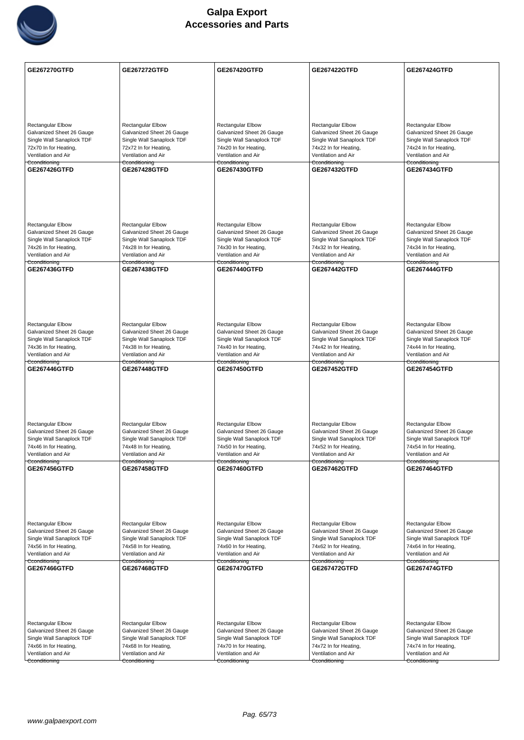# Galpa Export
## Accessories and Parts

| GE267270GTFD | GE267272GTFD | GE267420GTFD | GE267422GTFD | GE267424GTFD |
|---|---|---|---|---|
| Rectangular Elbow Galvanized Sheet 26 Gauge Single Wall Sanaplock TDF 72x70 In for Heating, Ventilation and Air Conditioning | Rectangular Elbow Galvanized Sheet 26 Gauge Single Wall Sanaplock TDF 72x72 In for Heating, Ventilation and Air Conditioning | Rectangular Elbow Galvanized Sheet 26 Gauge Single Wall Sanaplock TDF 74x20 In for Heating, Ventilation and Air Conditioning | Rectangular Elbow Galvanized Sheet 26 Gauge Single Wall Sanaplock TDF 74x22 In for Heating, Ventilation and Air Conditioning | Rectangular Elbow Galvanized Sheet 26 Gauge Single Wall Sanaplock TDF 74x24 In for Heating, Ventilation and Air Conditioning |
| **GE267426GTFD** | **GE267428GTFD** | **GE267430GTFD** | **GE267432GTFD** | **GE267434GTFD** |
| Rectangular Elbow Galvanized Sheet 26 Gauge Single Wall Sanaplock TDF 74x26 In for Heating, Ventilation and Air Conditioning | Rectangular Elbow Galvanized Sheet 26 Gauge Single Wall Sanaplock TDF 74x28 In for Heating, Ventilation and Air Conditioning | Rectangular Elbow Galvanized Sheet 26 Gauge Single Wall Sanaplock TDF 74x30 In for Heating, Ventilation and Air Conditioning | Rectangular Elbow Galvanized Sheet 26 Gauge Single Wall Sanaplock TDF 74x32 In for Heating, Ventilation and Air Conditioning | Rectangular Elbow Galvanized Sheet 26 Gauge Single Wall Sanaplock TDF 74x34 In for Heating, Ventilation and Air Conditioning |
| **GE267436GTFD** | **GE267438GTFD** | **GE267440GTFD** | **GE267442GTFD** | **GE267444GTFD** |
| Rectangular Elbow Galvanized Sheet 26 Gauge Single Wall Sanaplock TDF 74x36 In for Heating, Ventilation and Air Conditioning | Rectangular Elbow Galvanized Sheet 26 Gauge Single Wall Sanaplock TDF 74x38 In for Heating, Ventilation and Air Conditioning | Rectangular Elbow Galvanized Sheet 26 Gauge Single Wall Sanaplock TDF 74x40 In for Heating, Ventilation and Air Conditioning | Rectangular Elbow Galvanized Sheet 26 Gauge Single Wall Sanaplock TDF 74x42 In for Heating, Ventilation and Air Conditioning | Rectangular Elbow Galvanized Sheet 26 Gauge Single Wall Sanaplock TDF 74x44 In for Heating, Ventilation and Air Conditioning |
| **GE267446GTFD** | **GE267448GTFD** | **GE267450GTFD** | **GE267452GTFD** | **GE267454GTFD** |
| Rectangular Elbow Galvanized Sheet 26 Gauge Single Wall Sanaplock TDF 74x46 In for Heating, Ventilation and Air Conditioning | Rectangular Elbow Galvanized Sheet 26 Gauge Single Wall Sanaplock TDF 74x48 In for Heating, Ventilation and Air Conditioning | Rectangular Elbow Galvanized Sheet 26 Gauge Single Wall Sanaplock TDF 74x50 In for Heating, Ventilation and Air Conditioning | Rectangular Elbow Galvanized Sheet 26 Gauge Single Wall Sanaplock TDF 74x52 In for Heating, Ventilation and Air Conditioning | Rectangular Elbow Galvanized Sheet 26 Gauge Single Wall Sanaplock TDF 74x54 In for Heating, Ventilation and Air Conditioning |
| **GE267456GTFD** | **GE267458GTFD** | **GE267460GTFD** | **GE267462GTFD** | **GE267464GTFD** |
| Rectangular Elbow Galvanized Sheet 26 Gauge Single Wall Sanaplock TDF 74x56 In for Heating, Ventilation and Air Conditioning | Rectangular Elbow Galvanized Sheet 26 Gauge Single Wall Sanaplock TDF 74x58 In for Heating, Ventilation and Air Conditioning | Rectangular Elbow Galvanized Sheet 26 Gauge Single Wall Sanaplock TDF 74x60 In for Heating, Ventilation and Air Conditioning | Rectangular Elbow Galvanized Sheet 26 Gauge Single Wall Sanaplock TDF 74x62 In for Heating, Ventilation and Air Conditioning | Rectangular Elbow Galvanized Sheet 26 Gauge Single Wall Sanaplock TDF 74x64 In for Heating, Ventilation and Air Conditioning |
| **GE267466GTFD** | **GE267468GTFD** | **GE267470GTFD** | **GE267472GTFD** | **GE267474GTFD** |
| Rectangular Elbow Galvanized Sheet 26 Gauge Single Wall Sanaplock TDF 74x66 In for Heating, Ventilation and Air Conditioning | Rectangular Elbow Galvanized Sheet 26 Gauge Single Wall Sanaplock TDF 74x68 In for Heating, Ventilation and Air Conditioning | Rectangular Elbow Galvanized Sheet 26 Gauge Single Wall Sanaplock TDF 74x70 In for Heating, Ventilation and Air Conditioning | Rectangular Elbow Galvanized Sheet 26 Gauge Single Wall Sanaplock TDF 74x72 In for Heating, Ventilation and Air Conditioning | Rectangular Elbow Galvanized Sheet 26 Gauge Single Wall Sanaplock TDF 74x74 In for Heating, Ventilation and Air Conditioning |

www.galpaexport.com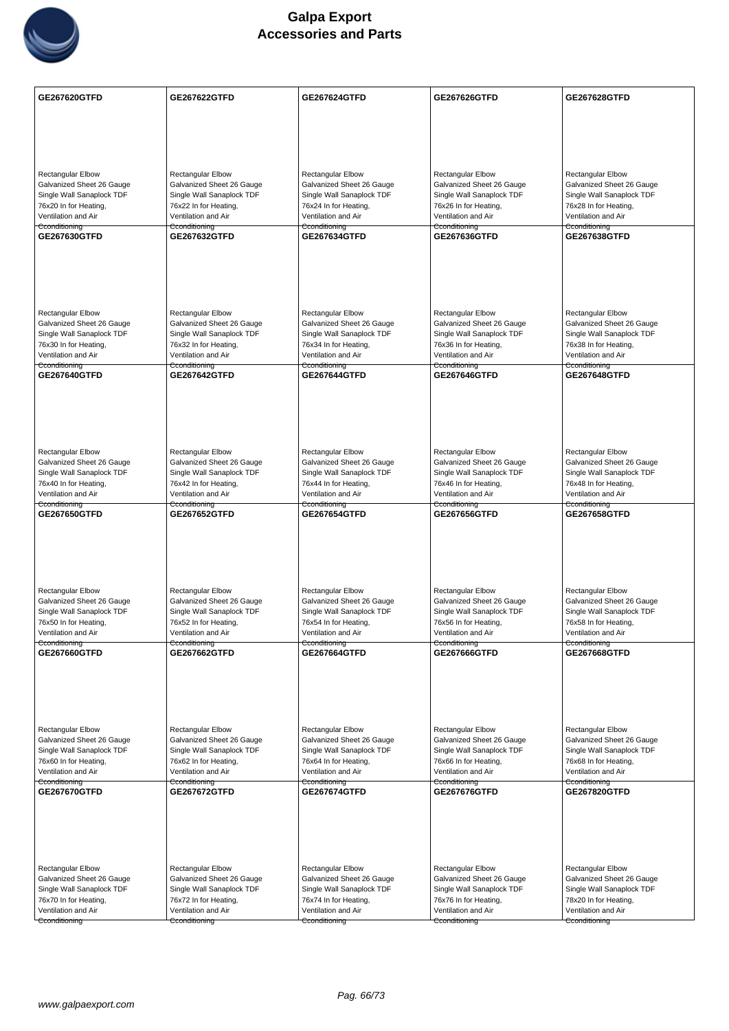# Galpa Export
# Accessories and Parts

| GE267620GTFD | GE267622GTFD | GE267624GTFD | GE267626GTFD | GE267628GTFD |
|---|---|---|---|---|
| Rectangular Elbow Galvanized Sheet 26 Gauge Single Wall Sanaplock TDF 76x20 In for Heating, Ventilation and Air Cconditioning | Rectangular Elbow Galvanized Sheet 26 Gauge Single Wall Sanaplock TDF 76x22 In for Heating, Ventilation and Air Cconditioning | Rectangular Elbow Galvanized Sheet 26 Gauge Single Wall Sanaplock TDF 76x24 In for Heating, Ventilation and Air Cconditioning | Rectangular Elbow Galvanized Sheet 26 Gauge Single Wall Sanaplock TDF 76x26 In for Heating, Ventilation and Air Cconditioning | Rectangular Elbow Galvanized Sheet 26 Gauge Single Wall Sanaplock TDF 76x28 In for Heating, Ventilation and Air Cconditioning |
| **GE267630GTFD** | **GE267632GTFD** | **GE267634GTFD** | **GE267636GTFD** | **GE267638GTFD** |
| Rectangular Elbow Galvanized Sheet 26 Gauge Single Wall Sanaplock TDF 76x30 In for Heating, Ventilation and Air Cconditioning | Rectangular Elbow Galvanized Sheet 26 Gauge Single Wall Sanaplock TDF 76x32 In for Heating, Ventilation and Air Cconditioning | Rectangular Elbow Galvanized Sheet 26 Gauge Single Wall Sanaplock TDF 76x34 In for Heating, Ventilation and Air Cconditioning | Rectangular Elbow Galvanized Sheet 26 Gauge Single Wall Sanaplock TDF 76x36 In for Heating, Ventilation and Air Cconditioning | Rectangular Elbow Galvanized Sheet 26 Gauge Single Wall Sanaplock TDF 76x38 In for Heating, Ventilation and Air Cconditioning |
| **GE267640GTFD** | **GE267642GTFD** | **GE267644GTFD** | **GE267646GTFD** | **GE267648GTFD** |
| Rectangular Elbow Galvanized Sheet 26 Gauge Single Wall Sanaplock TDF 76x40 In for Heating, Ventilation and Air Cconditioning | Rectangular Elbow Galvanized Sheet 26 Gauge Single Wall Sanaplock TDF 76x42 In for Heating, Ventilation and Air Cconditioning | Rectangular Elbow Galvanized Sheet 26 Gauge Single Wall Sanaplock TDF 76x44 In for Heating, Ventilation and Air Cconditioning | Rectangular Elbow Galvanized Sheet 26 Gauge Single Wall Sanaplock TDF 76x46 In for Heating, Ventilation and Air Cconditioning | Rectangular Elbow Galvanized Sheet 26 Gauge Single Wall Sanaplock TDF 76x48 In for Heating, Ventilation and Air Cconditioning |
| **GE267650GTFD** | **GE267652GTFD** | **GE267654GTFD** | **GE267656GTFD** | **GE267658GTFD** |
| Rectangular Elbow Galvanized Sheet 26 Gauge Single Wall Sanaplock TDF 76x50 In for Heating, Ventilation and Air Cconditioning | Rectangular Elbow Galvanized Sheet 26 Gauge Single Wall Sanaplock TDF 76x52 In for Heating, Ventilation and Air Cconditioning | Rectangular Elbow Galvanized Sheet 26 Gauge Single Wall Sanaplock TDF 76x54 In for Heating, Ventilation and Air Cconditioning | Rectangular Elbow Galvanized Sheet 26 Gauge Single Wall Sanaplock TDF 76x56 In for Heating, Ventilation and Air Cconditioning | Rectangular Elbow Galvanized Sheet 26 Gauge Single Wall Sanaplock TDF 76x58 In for Heating, Ventilation and Air Cconditioning |
| **GE267660GTFD** | **GE267662GTFD** | **GE267664GTFD** | **GE267666GTFD** | **GE267668GTFD** |
| Rectangular Elbow Galvanized Sheet 26 Gauge Single Wall Sanaplock TDF 76x60 In for Heating, Ventilation and Air Cconditioning | Rectangular Elbow Galvanized Sheet 26 Gauge Single Wall Sanaplock TDF 76x62 In for Heating, Ventilation and Air Cconditioning | Rectangular Elbow Galvanized Sheet 26 Gauge Single Wall Sanaplock TDF 76x64 In for Heating, Ventilation and Air Cconditioning | Rectangular Elbow Galvanized Sheet 26 Gauge Single Wall Sanaplock TDF 76x66 In for Heating, Ventilation and Air Cconditioning | Rectangular Elbow Galvanized Sheet 26 Gauge Single Wall Sanaplock TDF 76x68 In for Heating, Ventilation and Air Cconditioning |
| **GE267670GTFD** | **GE267672GTFD** | **GE267674GTFD** | **GE267676GTFD** | **GE267820GTFD** |
| Rectangular Elbow Galvanized Sheet 26 Gauge Single Wall Sanaplock TDF 76x70 In for Heating, Ventilation and Air Cconditioning | Rectangular Elbow Galvanized Sheet 26 Gauge Single Wall Sanaplock TDF 76x72 In for Heating, Ventilation and Air Cconditioning | Rectangular Elbow Galvanized Sheet 26 Gauge Single Wall Sanaplock TDF 76x74 In for Heating, Ventilation and Air Cconditioning | Rectangular Elbow Galvanized Sheet 26 Gauge Single Wall Sanaplock TDF 76x76 In for Heating, Ventilation and Air Cconditioning | Rectangular Elbow Galvanized Sheet 26 Gauge Single Wall Sanaplock TDF 78x20 In for Heating, Ventilation and Air Cconditioning |

www.galpaexport.com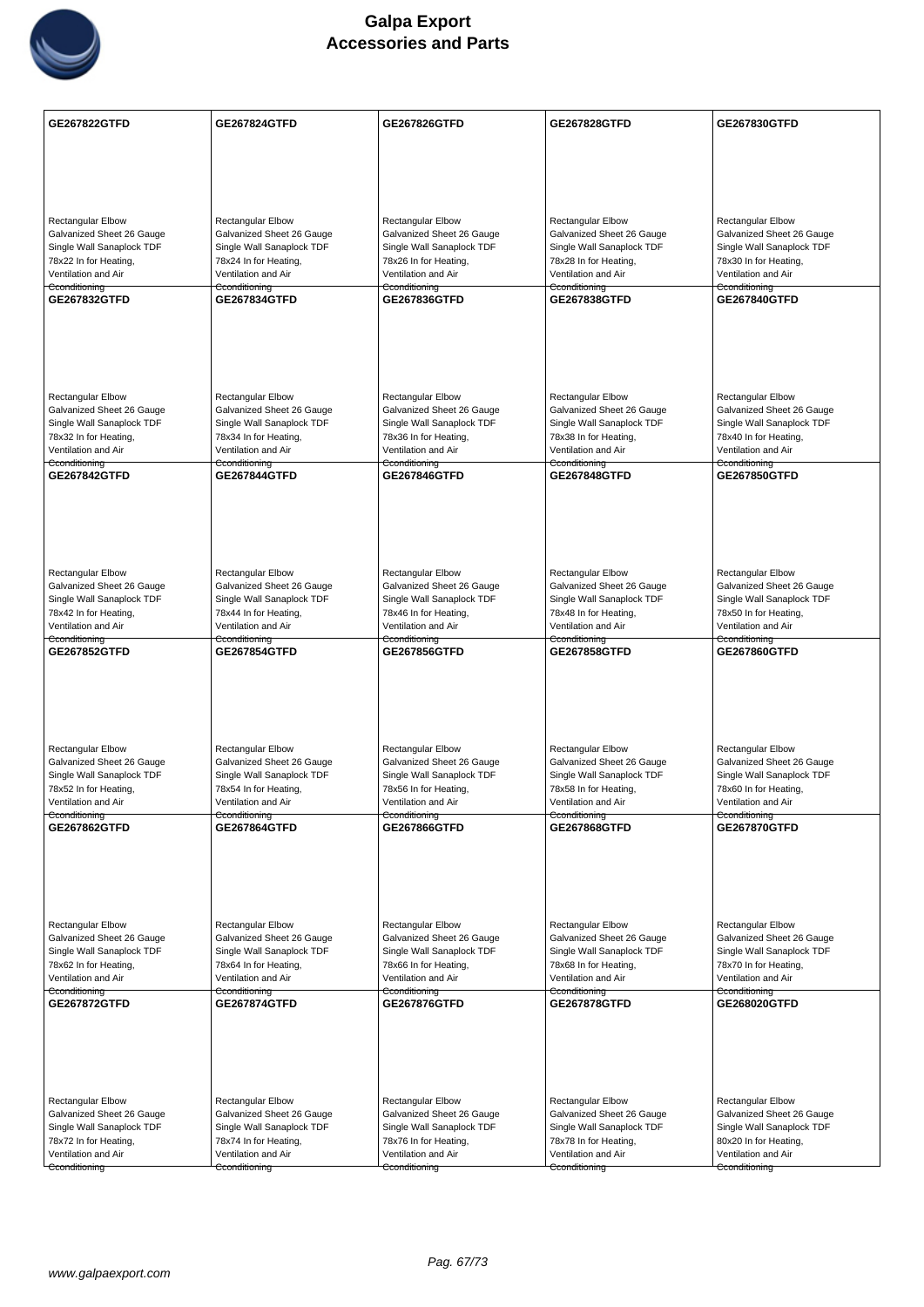# Galpa Export
## Accessories and Parts

| GE267822GTFD | GE267824GTFD | GE267826GTFD | GE267828GTFD | GE267830GTFD |
|---|---|---|---|---|
| Rectangular Elbow Galvanized Sheet 26 Gauge Single Wall Sanaplock TDF 78x22 In for Heating, Ventilation and Air Cconditioning | Rectangular Elbow Galvanized Sheet 26 Gauge Single Wall Sanaplock TDF 78x24 In for Heating, Ventilation and Air Cconditioning | Rectangular Elbow Galvanized Sheet 26 Gauge Single Wall Sanaplock TDF 78x26 In for Heating, Ventilation and Air Cconditioning | Rectangular Elbow Galvanized Sheet 26 Gauge Single Wall Sanaplock TDF 78x28 In for Heating, Ventilation and Air Cconditioning | Rectangular Elbow Galvanized Sheet 26 Gauge Single Wall Sanaplock TDF 78x30 In for Heating, Ventilation and Air Cconditioning |
| **GE267832GTFD** | **GE267834GTFD** | **GE267836GTFD** | **GE267838GTFD** | **GE267840GTFD** |
| Rectangular Elbow Galvanized Sheet 26 Gauge Single Wall Sanaplock TDF 78x32 In for Heating, Ventilation and Air Cconditioning | Rectangular Elbow Galvanized Sheet 26 Gauge Single Wall Sanaplock TDF 78x34 In for Heating, Ventilation and Air Cconditioning | Rectangular Elbow Galvanized Sheet 26 Gauge Single Wall Sanaplock TDF 78x36 In for Heating, Ventilation and Air Cconditioning | Rectangular Elbow Galvanized Sheet 26 Gauge Single Wall Sanaplock TDF 78x38 In for Heating, Ventilation and Air Cconditioning | Rectangular Elbow Galvanized Sheet 26 Gauge Single Wall Sanaplock TDF 78x40 In for Heating, Ventilation and Air Cconditioning |
| **GE267842GTFD** | **GE267844GTFD** | **GE267846GTFD** | **GE267848GTFD** | **GE267850GTFD** |
| Rectangular Elbow Galvanized Sheet 26 Gauge Single Wall Sanaplock TDF 78x42 In for Heating, Ventilation and Air Cconditioning | Rectangular Elbow Galvanized Sheet 26 Gauge Single Wall Sanaplock TDF 78x44 In for Heating, Ventilation and Air Cconditioning | Rectangular Elbow Galvanized Sheet 26 Gauge Single Wall Sanaplock TDF 78x46 In for Heating, Ventilation and Air Cconditioning | Rectangular Elbow Galvanized Sheet 26 Gauge Single Wall Sanaplock TDF 78x48 In for Heating, Ventilation and Air Cconditioning | Rectangular Elbow Galvanized Sheet 26 Gauge Single Wall Sanaplock TDF 78x50 In for Heating, Ventilation and Air Cconditioning |
| **GE267852GTFD** | **GE267854GTFD** | **GE267856GTFD** | **GE267858GTFD** | **GE267860GTFD** |
| Rectangular Elbow Galvanized Sheet 26 Gauge Single Wall Sanaplock TDF 78x52 In for Heating, Ventilation and Air Cconditioning | Rectangular Elbow Galvanized Sheet 26 Gauge Single Wall Sanaplock TDF 78x54 In for Heating, Ventilation and Air Cconditioning | Rectangular Elbow Galvanized Sheet 26 Gauge Single Wall Sanaplock TDF 78x56 In for Heating, Ventilation and Air Cconditioning | Rectangular Elbow Galvanized Sheet 26 Gauge Single Wall Sanaplock TDF 78x58 In for Heating, Ventilation and Air Cconditioning | Rectangular Elbow Galvanized Sheet 26 Gauge Single Wall Sanaplock TDF 78x60 In for Heating, Ventilation and Air Cconditioning |
| **GE267862GTFD** | **GE267864GTFD** | **GE267866GTFD** | **GE267868GTFD** | **GE267870GTFD** |
| Rectangular Elbow Galvanized Sheet 26 Gauge Single Wall Sanaplock TDF 78x62 In for Heating, Ventilation and Air Cconditioning | Rectangular Elbow Galvanized Sheet 26 Gauge Single Wall Sanaplock TDF 78x64 In for Heating, Ventilation and Air Cconditioning | Rectangular Elbow Galvanized Sheet 26 Gauge Single Wall Sanaplock TDF 78x66 In for Heating, Ventilation and Air Cconditioning | Rectangular Elbow Galvanized Sheet 26 Gauge Single Wall Sanaplock TDF 78x68 In for Heating, Ventilation and Air Cconditioning | Rectangular Elbow Galvanized Sheet 26 Gauge Single Wall Sanaplock TDF 78x70 In for Heating, Ventilation and Air Cconditioning |
| **GE267872GTFD** | **GE267874GTFD** | **GE267876GTFD** | **GE267878GTFD** | **GE268020GTFD** |
| Rectangular Elbow Galvanized Sheet 26 Gauge Single Wall Sanaplock TDF 78x72 In for Heating, Ventilation and Air Cconditioning | Rectangular Elbow Galvanized Sheet 26 Gauge Single Wall Sanaplock TDF 78x74 In for Heating, Ventilation and Air Cconditioning | Rectangular Elbow Galvanized Sheet 26 Gauge Single Wall Sanaplock TDF 78x76 In for Heating, Ventilation and Air Cconditioning | Rectangular Elbow Galvanized Sheet 26 Gauge Single Wall Sanaplock TDF 78x78 In for Heating, Ventilation and Air Cconditioning | Rectangular Elbow Galvanized Sheet 26 Gauge Single Wall Sanaplock TDF 80x20 In for Heating, Ventilation and Air Cconditioning |

www.galpaexport.com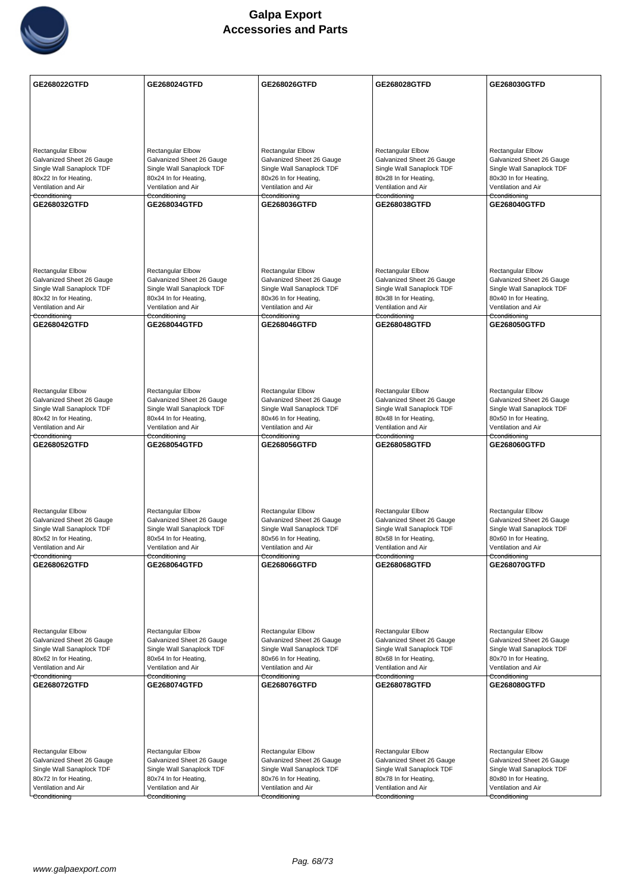# Galpa Export
## Accessories and Parts

| GE268022GTFD | GE268024GTFD | GE268026GTFD | GE268028GTFD | GE268030GTFD |
|---|---|---|---|---|
| Rectangular Elbow Galvanized Sheet 26 Gauge Single Wall Sanaplock TDF 80x22 In for Heating, Ventilation and Air Conditioning | Rectangular Elbow Galvanized Sheet 26 Gauge Single Wall Sanaplock TDF 80x24 In for Heating, Ventilation and Air Conditioning | Rectangular Elbow Galvanized Sheet 26 Gauge Single Wall Sanaplock TDF 80x26 In for Heating, Ventilation and Air Conditioning | Rectangular Elbow Galvanized Sheet 26 Gauge Single Wall Sanaplock TDF 80x28 In for Heating, Ventilation and Air Conditioning | Rectangular Elbow Galvanized Sheet 26 Gauge Single Wall Sanaplock TDF 80x30 In for Heating, Ventilation and Air Conditioning |
| **GE268032GTFD** | **GE268034GTFD** | **GE268036GTFD** | **GE268038GTFD** | **GE268040GTFD** |
| Rectangular Elbow Galvanized Sheet 26 Gauge Single Wall Sanaplock TDF 80x32 In for Heating, Ventilation and Air Conditioning | Rectangular Elbow Galvanized Sheet 26 Gauge Single Wall Sanaplock TDF 80x34 In for Heating, Ventilation and Air Conditioning | Rectangular Elbow Galvanized Sheet 26 Gauge Single Wall Sanaplock TDF 80x36 In for Heating, Ventilation and Air Conditioning | Rectangular Elbow Galvanized Sheet 26 Gauge Single Wall Sanaplock TDF 80x38 In for Heating, Ventilation and Air Conditioning | Rectangular Elbow Galvanized Sheet 26 Gauge Single Wall Sanaplock TDF 80x40 In for Heating, Ventilation and Air Conditioning |
| **GE268042GTFD** | **GE268044GTFD** | **GE268046GTFD** | **GE268048GTFD** | **GE268050GTFD** |
| Rectangular Elbow Galvanized Sheet 26 Gauge Single Wall Sanaplock TDF 80x42 In for Heating, Ventilation and Air Conditioning | Rectangular Elbow Galvanized Sheet 26 Gauge Single Wall Sanaplock TDF 80x44 In for Heating, Ventilation and Air Conditioning | Rectangular Elbow Galvanized Sheet 26 Gauge Single Wall Sanaplock TDF 80x46 In for Heating, Ventilation and Air Conditioning | Rectangular Elbow Galvanized Sheet 26 Gauge Single Wall Sanaplock TDF 80x48 In for Heating, Ventilation and Air Conditioning | Rectangular Elbow Galvanized Sheet 26 Gauge Single Wall Sanaplock TDF 80x50 In for Heating, Ventilation and Air Conditioning |
| **GE268052GTFD** | **GE268054GTFD** | **GE268056GTFD** | **GE268058GTFD** | **GE268060GTFD** |
| Rectangular Elbow Galvanized Sheet 26 Gauge Single Wall Sanaplock TDF 80x52 In for Heating, Ventilation and Air Conditioning | Rectangular Elbow Galvanized Sheet 26 Gauge Single Wall Sanaplock TDF 80x54 In for Heating, Ventilation and Air Conditioning | Rectangular Elbow Galvanized Sheet 26 Gauge Single Wall Sanaplock TDF 80x56 In for Heating, Ventilation and Air Conditioning | Rectangular Elbow Galvanized Sheet 26 Gauge Single Wall Sanaplock TDF 80x58 In for Heating, Ventilation and Air Conditioning | Rectangular Elbow Galvanized Sheet 26 Gauge Single Wall Sanaplock TDF 80x60 In for Heating, Ventilation and Air Conditioning |
| **GE268062GTFD** | **GE268064GTFD** | **GE268066GTFD** | **GE268068GTFD** | **GE268070GTFD** |
| Rectangular Elbow Galvanized Sheet 26 Gauge Single Wall Sanaplock TDF 80x62 In for Heating, Ventilation and Air Conditioning | Rectangular Elbow Galvanized Sheet 26 Gauge Single Wall Sanaplock TDF 80x64 In for Heating, Ventilation and Air Conditioning | Rectangular Elbow Galvanized Sheet 26 Gauge Single Wall Sanaplock TDF 80x66 In for Heating, Ventilation and Air Conditioning | Rectangular Elbow Galvanized Sheet 26 Gauge Single Wall Sanaplock TDF 80x68 In for Heating, Ventilation and Air Conditioning | Rectangular Elbow Galvanized Sheet 26 Gauge Single Wall Sanaplock TDF 80x70 In for Heating, Ventilation and Air Conditioning |
| **GE268072GTFD** | **GE268074GTFD** | **GE268076GTFD** | **GE268078GTFD** | **GE268080GTFD** |
| Rectangular Elbow Galvanized Sheet 26 Gauge Single Wall Sanaplock TDF 80x72 In for Heating, Ventilation and Air Conditioning | Rectangular Elbow Galvanized Sheet 26 Gauge Single Wall Sanaplock TDF 80x74 In for Heating, Ventilation and Air Conditioning | Rectangular Elbow Galvanized Sheet 26 Gauge Single Wall Sanaplock TDF 80x76 In for Heating, Ventilation and Air Conditioning | Rectangular Elbow Galvanized Sheet 26 Gauge Single Wall Sanaplock TDF 80x78 In for Heating, Ventilation and Air Conditioning | Rectangular Elbow Galvanized Sheet 26 Gauge Single Wall Sanaplock TDF 80x80 In for Heating, Ventilation and Air Conditioning |

www.galpaexport.com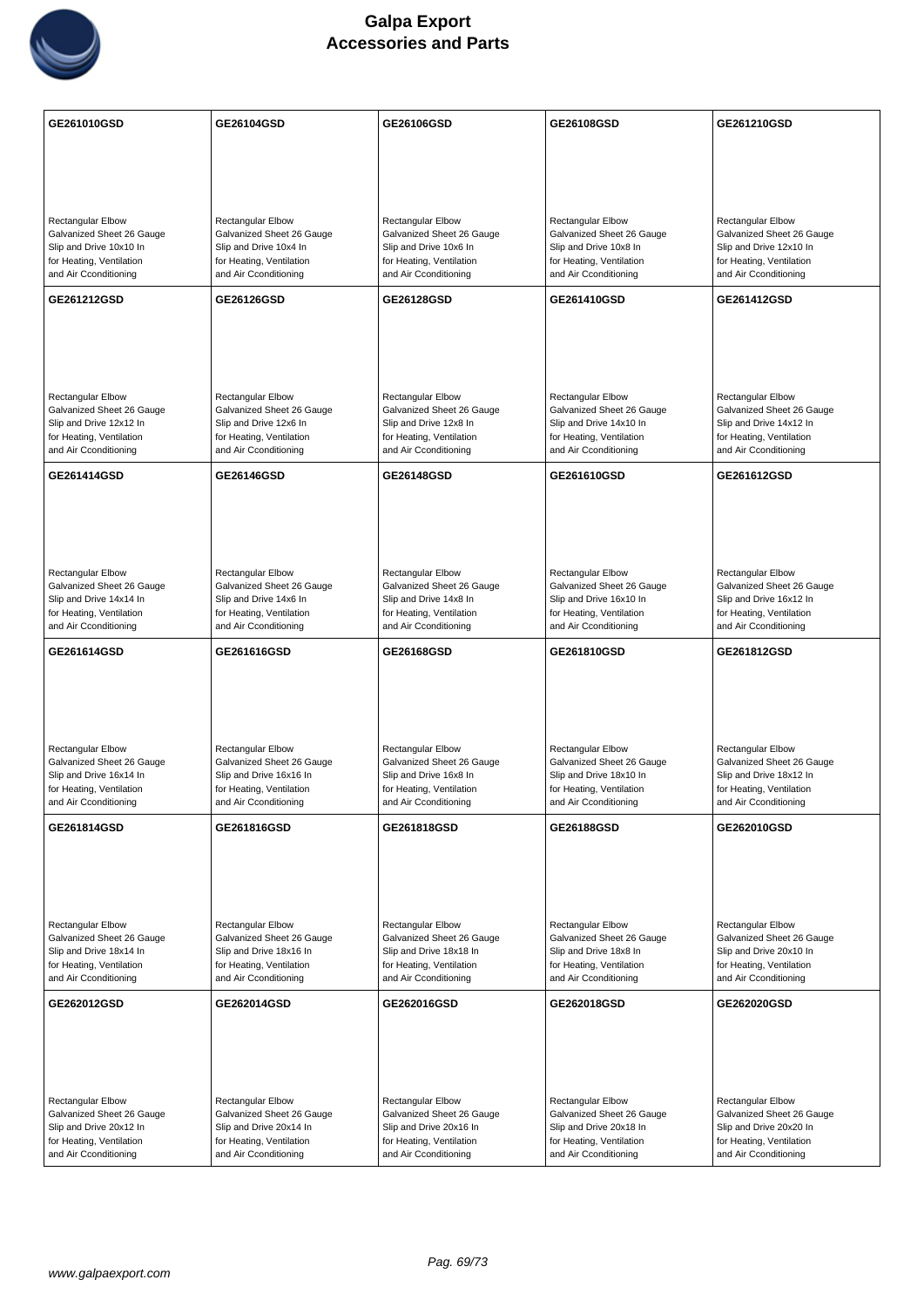# Galpa Export
## Accessories and Parts

| GE261010GSD | GE26104GSD | GE26106GSD | GE26108GSD | GE261210GSD |
|---|---|---|---|---|
| Rectangular Elbow<br>Galvanized Sheet 26 Gauge<br>Slip and Drive 10x10 In<br>for Heating, Ventilation<br>and Air Cconditioning | Rectangular Elbow<br>Galvanized Sheet 26 Gauge<br>Slip and Drive 10x4 In<br>for Heating, Ventilation<br>and Air Cconditioning | Rectangular Elbow<br>Galvanized Sheet 26 Gauge<br>Slip and Drive 10x6 In<br>for Heating, Ventilation<br>and Air Cconditioning | Rectangular Elbow<br>Galvanized Sheet 26 Gauge<br>Slip and Drive 10x8 In<br>for Heating, Ventilation<br>and Air Cconditioning | Rectangular Elbow<br>Galvanized Sheet 26 Gauge<br>Slip and Drive 12x10 In<br>for Heating, Ventilation<br>and Air Cconditioning |
| **GE261212GSD** | **GE26126GSD** | **GE26128GSD** | **GE261410GSD** | **GE261412GSD** |
| Rectangular Elbow<br>Galvanized Sheet 26 Gauge<br>Slip and Drive 12x12 In<br>for Heating, Ventilation<br>and Air Cconditioning | Rectangular Elbow<br>Galvanized Sheet 26 Gauge<br>Slip and Drive 12x6 In<br>for Heating, Ventilation<br>and Air Cconditioning | Rectangular Elbow<br>Galvanized Sheet 26 Gauge<br>Slip and Drive 12x8 In<br>for Heating, Ventilation<br>and Air Cconditioning | Rectangular Elbow<br>Galvanized Sheet 26 Gauge<br>Slip and Drive 14x10 In<br>for Heating, Ventilation<br>and Air Cconditioning | Rectangular Elbow<br>Galvanized Sheet 26 Gauge<br>Slip and Drive 14x12 In<br>for Heating, Ventilation<br>and Air Cconditioning |
| **GE261414GSD** | **GE26146GSD** | **GE26148GSD** | **GE261610GSD** | **GE261612GSD** |
| Rectangular Elbow<br>Galvanized Sheet 26 Gauge<br>Slip and Drive 14x14 In<br>for Heating, Ventilation<br>and Air Cconditioning | Rectangular Elbow<br>Galvanized Sheet 26 Gauge<br>Slip and Drive 14x6 In<br>for Heating, Ventilation<br>and Air Cconditioning | Rectangular Elbow<br>Galvanized Sheet 26 Gauge<br>Slip and Drive 14x8 In<br>for Heating, Ventilation<br>and Air Cconditioning | Rectangular Elbow<br>Galvanized Sheet 26 Gauge<br>Slip and Drive 16x10 In<br>for Heating, Ventilation<br>and Air Cconditioning | Rectangular Elbow<br>Galvanized Sheet 26 Gauge<br>Slip and Drive 16x12 In<br>for Heating, Ventilation<br>and Air Cconditioning |
| **GE261614GSD** | **GE261616GSD** | **GE26168GSD** | **GE261810GSD** | **GE261812GSD** |
| Rectangular Elbow<br>Galvanized Sheet 26 Gauge<br>Slip and Drive 16x14 In<br>for Heating, Ventilation<br>and Air Cconditioning | Rectangular Elbow<br>Galvanized Sheet 26 Gauge<br>Slip and Drive 16x16 In<br>for Heating, Ventilation<br>and Air Cconditioning | Rectangular Elbow<br>Galvanized Sheet 26 Gauge<br>Slip and Drive 16x8 In<br>for Heating, Ventilation<br>and Air Cconditioning | Rectangular Elbow<br>Galvanized Sheet 26 Gauge<br>Slip and Drive 18x10 In<br>for Heating, Ventilation<br>and Air Cconditioning | Rectangular Elbow<br>Galvanized Sheet 26 Gauge<br>Slip and Drive 18x12 In<br>for Heating, Ventilation<br>and Air Cconditioning |
| **GE261814GSD** | **GE261816GSD** | **GE261818GSD** | **GE26188GSD** | **GE262010GSD** |
| Rectangular Elbow<br>Galvanized Sheet 26 Gauge<br>Slip and Drive 18x14 In<br>for Heating, Ventilation<br>and Air Cconditioning | Rectangular Elbow<br>Galvanized Sheet 26 Gauge<br>Slip and Drive 18x16 In<br>for Heating, Ventilation<br>and Air Cconditioning | Rectangular Elbow<br>Galvanized Sheet 26 Gauge<br>Slip and Drive 18x18 In<br>for Heating, Ventilation<br>and Air Cconditioning | Rectangular Elbow<br>Galvanized Sheet 26 Gauge<br>Slip and Drive 18x8 In<br>for Heating, Ventilation<br>and Air Cconditioning | Rectangular Elbow<br>Galvanized Sheet 26 Gauge<br>Slip and Drive 20x10 In<br>for Heating, Ventilation<br>and Air Cconditioning |
| **GE262012GSD** | **GE262014GSD** | **GE262016GSD** | **GE262018GSD** | **GE262020GSD** |
| Rectangular Elbow<br>Galvanized Sheet 26 Gauge<br>Slip and Drive 20x12 In<br>for Heating, Ventilation<br>and Air Cconditioning | Rectangular Elbow<br>Galvanized Sheet 26 Gauge<br>Slip and Drive 20x14 In<br>for Heating, Ventilation<br>and Air Cconditioning | Rectangular Elbow<br>Galvanized Sheet 26 Gauge<br>Slip and Drive 20x16 In<br>for Heating, Ventilation<br>and Air Cconditioning | Rectangular Elbow<br>Galvanized Sheet 26 Gauge<br>Slip and Drive 20x18 In<br>for Heating, Ventilation<br>and Air Cconditioning | Rectangular Elbow<br>Galvanized Sheet 26 Gauge<br>Slip and Drive 20x20 In<br>for Heating, Ventilation<br>and Air Cconditioning |

www.galpaexport.com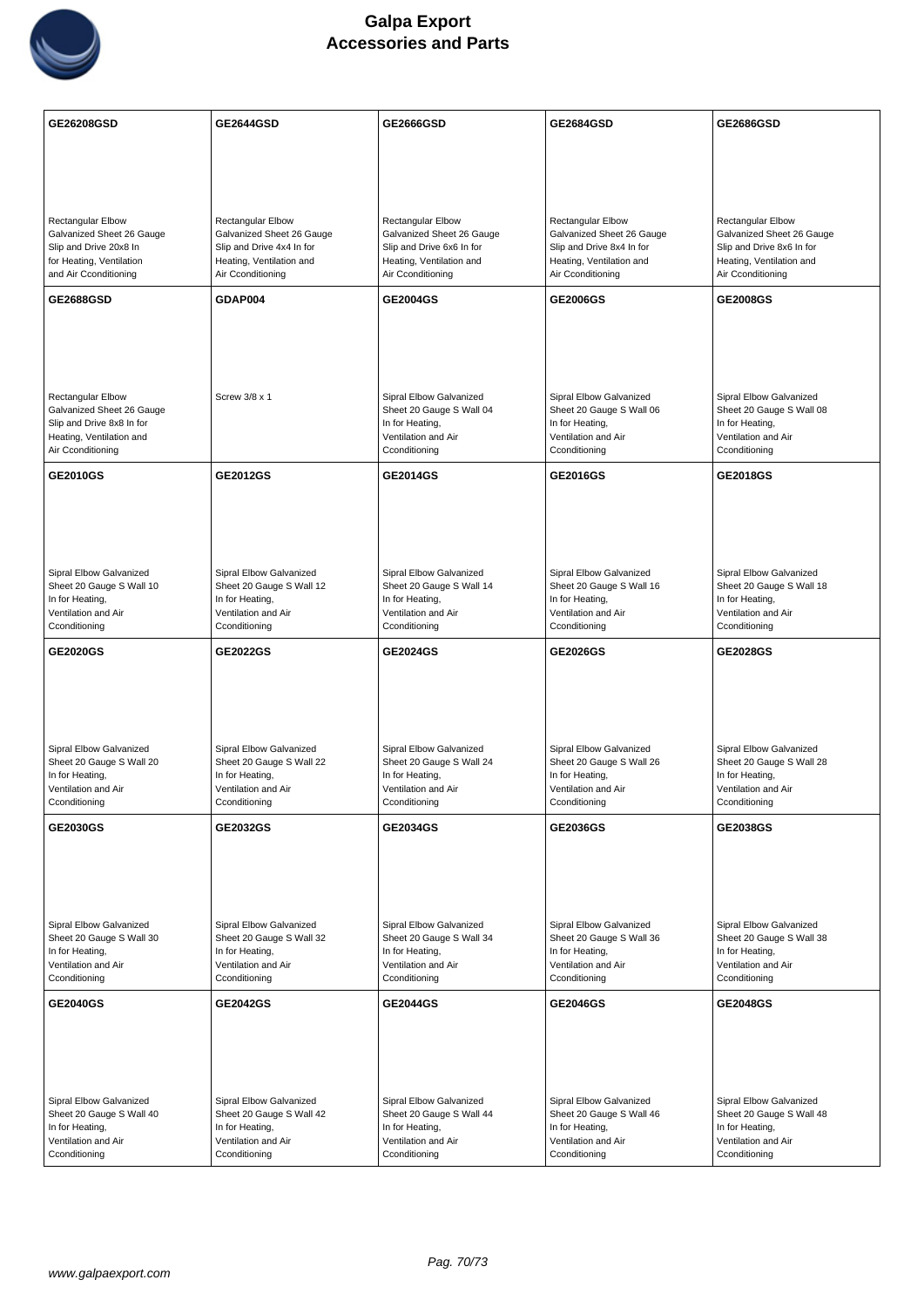# Galpa Export
## Accessories and Parts

| GE26208GSD | GE2644GSD | GE2666GSD | GE2684GSD | GE2686GSD |
|---|---|---|---|---|
| Rectangular Elbow Galvanized Sheet 26 Gauge Slip and Drive 20x8 In for Heating, Ventilation and Air Cconditioning | Rectangular Elbow Galvanized Sheet 26 Gauge Slip and Drive 4x4 In for Heating, Ventilation and Air Cconditioning | Rectangular Elbow Galvanized Sheet 26 Gauge Slip and Drive 6x6 In for Heating, Ventilation and Air Cconditioning | Rectangular Elbow Galvanized Sheet 26 Gauge Slip and Drive 8x4 In for Heating, Ventilation and Air Cconditioning | Rectangular Elbow Galvanized Sheet 26 Gauge Slip and Drive 8x6 In for Heating, Ventilation and Air Cconditioning |
| **GE2688GSD** | **GDAP004** | **GE2004GS** | **GE2006GS** | **GE2008GS** |
| Rectangular Elbow Galvanized Sheet 26 Gauge Slip and Drive 8x8 In for Heating, Ventilation and Air Cconditioning | Screw 3/8 x 1 | Sipral Elbow Galvanized Sheet 20 Gauge S Wall 04 In for Heating, Ventilation and Air Cconditioning | Sipral Elbow Galvanized Sheet 20 Gauge S Wall 06 In for Heating, Ventilation and Air Cconditioning | Sipral Elbow Galvanized Sheet 20 Gauge S Wall 08 In for Heating, Ventilation and Air Cconditioning |
| **GE2010GS** | **GE2012GS** | **GE2014GS** | **GE2016GS** | **GE2018GS** |
| Sipral Elbow Galvanized Sheet 20 Gauge S Wall 10 In for Heating, Ventilation and Air Cconditioning | Sipral Elbow Galvanized Sheet 20 Gauge S Wall 12 In for Heating, Ventilation and Air Cconditioning | Sipral Elbow Galvanized Sheet 20 Gauge S Wall 14 In for Heating, Ventilation and Air Cconditioning | Sipral Elbow Galvanized Sheet 20 Gauge S Wall 16 In for Heating, Ventilation and Air Cconditioning | Sipral Elbow Galvanized Sheet 20 Gauge S Wall 18 In for Heating, Ventilation and Air Cconditioning |
| **GE2020GS** | **GE2022GS** | **GE2024GS** | **GE2026GS** | **GE2028GS** |
| Sipral Elbow Galvanized Sheet 20 Gauge S Wall 20 In for Heating, Ventilation and Air Cconditioning | Sipral Elbow Galvanized Sheet 20 Gauge S Wall 22 In for Heating, Ventilation and Air Cconditioning | Sipral Elbow Galvanized Sheet 20 Gauge S Wall 24 In for Heating, Ventilation and Air Cconditioning | Sipral Elbow Galvanized Sheet 20 Gauge S Wall 26 In for Heating, Ventilation and Air Cconditioning | Sipral Elbow Galvanized Sheet 20 Gauge S Wall 28 In for Heating, Ventilation and Air Cconditioning |
| **GE2030GS** | **GE2032GS** | **GE2034GS** | **GE2036GS** | **GE2038GS** |
| Sipral Elbow Galvanized Sheet 20 Gauge S Wall 30 In for Heating, Ventilation and Air Cconditioning | Sipral Elbow Galvanized Sheet 20 Gauge S Wall 32 In for Heating, Ventilation and Air Cconditioning | Sipral Elbow Galvanized Sheet 20 Gauge S Wall 34 In for Heating, Ventilation and Air Cconditioning | Sipral Elbow Galvanized Sheet 20 Gauge S Wall 36 In for Heating, Ventilation and Air Cconditioning | Sipral Elbow Galvanized Sheet 20 Gauge S Wall 38 In for Heating, Ventilation and Air Cconditioning |
| **GE2040GS** | **GE2042GS** | **GE2044GS** | **GE2046GS** | **GE2048GS** |
| Sipral Elbow Galvanized Sheet 20 Gauge S Wall 40 In for Heating, Ventilation and Air Cconditioning | Sipral Elbow Galvanized Sheet 20 Gauge S Wall 42 In for Heating, Ventilation and Air Cconditioning | Sipral Elbow Galvanized Sheet 20 Gauge S Wall 44 In for Heating, Ventilation and Air Cconditioning | Sipral Elbow Galvanized Sheet 20 Gauge S Wall 46 In for Heating, Ventilation and Air Cconditioning | Sipral Elbow Galvanized Sheet 20 Gauge S Wall 48 In for Heating, Ventilation and Air Cconditioning |

www.galpaexport.com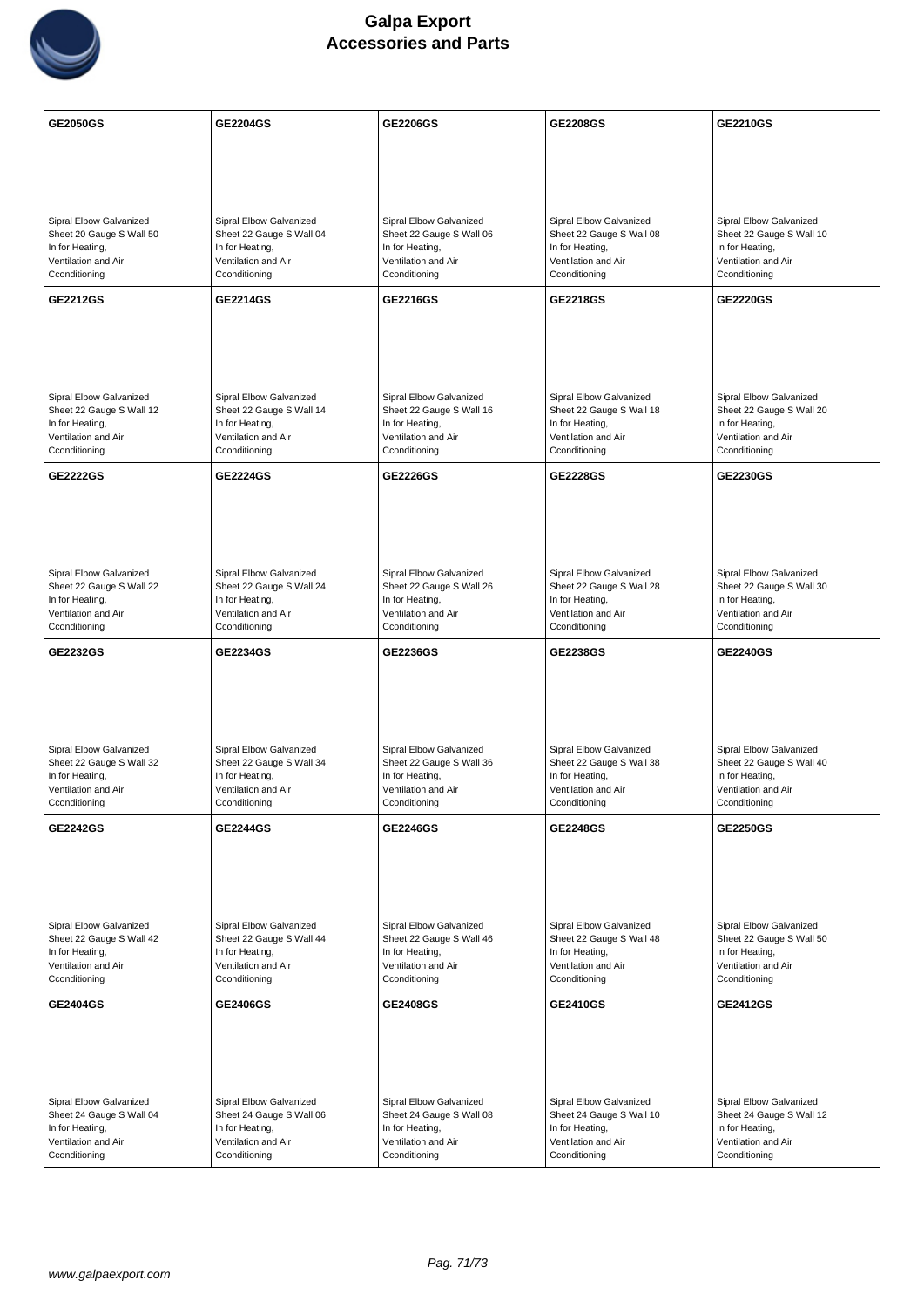| GE2050GS | GE2204GS | GE2206GS | GE2208GS | GE2210GS |
|---|---|---|---|---|
| Sipral Elbow Galvanized Sheet 20 Gauge S Wall 50 In for Heating, Ventilation and Air Cconditioning | Sipral Elbow Galvanized Sheet 22 Gauge S Wall 04 In for Heating, Ventilation and Air Cconditioning | Sipral Elbow Galvanized Sheet 22 Gauge S Wall 06 In for Heating, Ventilation and Air Cconditioning | Sipral Elbow Galvanized Sheet 22 Gauge S Wall 08 In for Heating, Ventilation and Air Cconditioning | Sipral Elbow Galvanized Sheet 22 Gauge S Wall 10 In for Heating, Ventilation and Air Cconditioning |
| **GE2212GS** | **GE2214GS** | **GE2216GS** | **GE2218GS** | **GE2220GS** |
| Sipral Elbow Galvanized Sheet 22 Gauge S Wall 12 In for Heating, Ventilation and Air Cconditioning | Sipral Elbow Galvanized Sheet 22 Gauge S Wall 14 In for Heating, Ventilation and Air Cconditioning | Sipral Elbow Galvanized Sheet 22 Gauge S Wall 16 In for Heating, Ventilation and Air Cconditioning | Sipral Elbow Galvanized Sheet 22 Gauge S Wall 18 In for Heating, Ventilation and Air Cconditioning | Sipral Elbow Galvanized Sheet 22 Gauge S Wall 20 In for Heating, Ventilation and Air Cconditioning |
| **GE2222GS** | **GE2224GS** | **GE2226GS** | **GE2228GS** | **GE2230GS** |
| Sipral Elbow Galvanized Sheet 22 Gauge S Wall 22 In for Heating, Ventilation and Air Cconditioning | Sipral Elbow Galvanized Sheet 22 Gauge S Wall 24 In for Heating, Ventilation and Air Cconditioning | Sipral Elbow Galvanized Sheet 22 Gauge S Wall 26 In for Heating, Ventilation and Air Cconditioning | Sipral Elbow Galvanized Sheet 22 Gauge S Wall 28 In for Heating, Ventilation and Air Cconditioning | Sipral Elbow Galvanized Sheet 22 Gauge S Wall 30 In for Heating, Ventilation and Air Cconditioning |
| **GE2232GS** | **GE2234GS** | **GE2236GS** | **GE2238GS** | **GE2240GS** |
| Sipral Elbow Galvanized Sheet 22 Gauge S Wall 32 In for Heating, Ventilation and Air Cconditioning | Sipral Elbow Galvanized Sheet 22 Gauge S Wall 34 In for Heating, Ventilation and Air Cconditioning | Sipral Elbow Galvanized Sheet 22 Gauge S Wall 36 In for Heating, Ventilation and Air Cconditioning | Sipral Elbow Galvanized Sheet 22 Gauge S Wall 38 In for Heating, Ventilation and Air Cconditioning | Sipral Elbow Galvanized Sheet 22 Gauge S Wall 40 In for Heating, Ventilation and Air Cconditioning |
| **GE2242GS** | **GE2244GS** | **GE2246GS** | **GE2248GS** | **GE2250GS** |
| Sipral Elbow Galvanized Sheet 22 Gauge S Wall 42 In for Heating, Ventilation and Air Cconditioning | Sipral Elbow Galvanized Sheet 22 Gauge S Wall 44 In for Heating, Ventilation and Air Cconditioning | Sipral Elbow Galvanized Sheet 22 Gauge S Wall 46 In for Heating, Ventilation and Air Cconditioning | Sipral Elbow Galvanized Sheet 22 Gauge S Wall 48 In for Heating, Ventilation and Air Cconditioning | Sipral Elbow Galvanized Sheet 22 Gauge S Wall 50 In for Heating, Ventilation and Air Cconditioning |
| **GE2404GS** | **GE2406GS** | **GE2408GS** | **GE2410GS** | **GE2412GS** |
| Sipral Elbow Galvanized Sheet 24 Gauge S Wall 04 In for Heating, Ventilation and Air Cconditioning | Sipral Elbow Galvanized Sheet 24 Gauge S Wall 06 In for Heating, Ventilation and Air Cconditioning | Sipral Elbow Galvanized Sheet 24 Gauge S Wall 08 In for Heating, Ventilation and Air Cconditioning | Sipral Elbow Galvanized Sheet 24 Gauge S Wall 10 In for Heating, Ventilation and Air Cconditioning | Sipral Elbow Galvanized Sheet 24 Gauge S Wall 12 In for Heating, Ventilation and Air Cconditioning |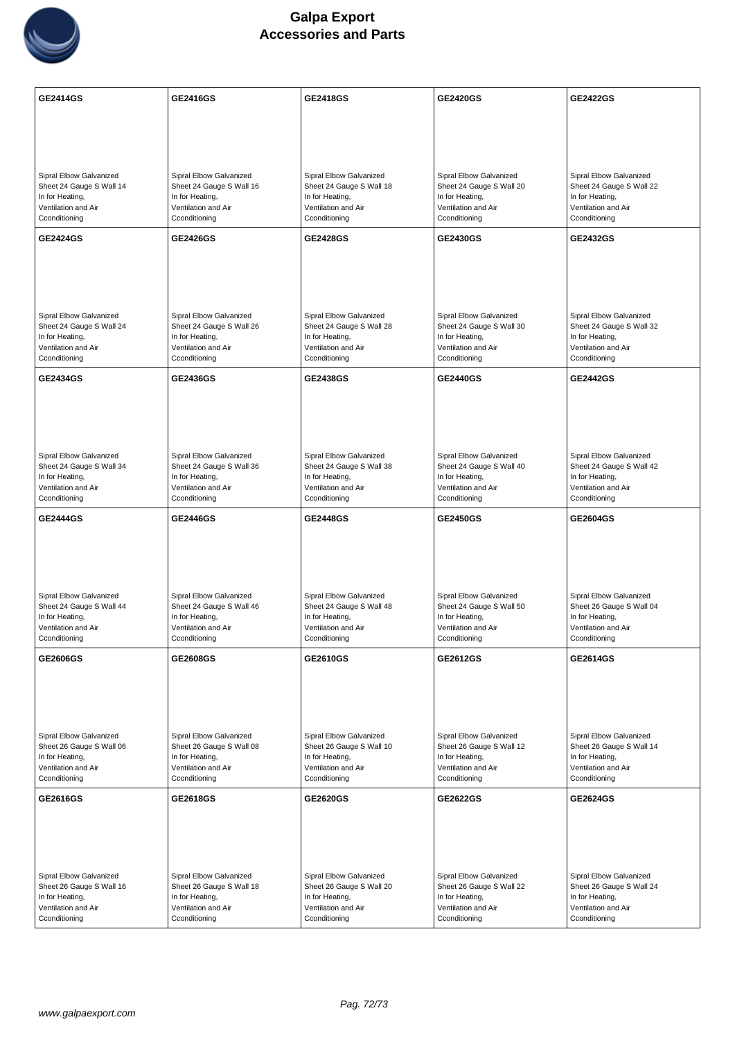# Galpa Export
## Accessories and Parts

| GE2414GS | GE2416GS | GE2418GS | GE2420GS | GE2422GS |
|---|---|---|---|---|
| Sipral Elbow Galvanized Sheet 24 Gauge S Wall 14 In for Heating, Ventilation and Air Cconditioning | Sipral Elbow Galvanized Sheet 24 Gauge S Wall 16 In for Heating, Ventilation and Air Cconditioning | Sipral Elbow Galvanized Sheet 24 Gauge S Wall 18 In for Heating, Ventilation and Air Cconditioning | Sipral Elbow Galvanized Sheet 24 Gauge S Wall 20 In for Heating, Ventilation and Air Cconditioning | Sipral Elbow Galvanized Sheet 24 Gauge S Wall 22 In for Heating, Ventilation and Air Cconditioning |
| **GE2424GS** | **GE2426GS** | **GE2428GS** | **GE2430GS** | **GE2432GS** |
| Sipral Elbow Galvanized Sheet 24 Gauge S Wall 24 In for Heating, Ventilation and Air Cconditioning | Sipral Elbow Galvanized Sheet 24 Gauge S Wall 26 In for Heating, Ventilation and Air Cconditioning | Sipral Elbow Galvanized Sheet 24 Gauge S Wall 28 In for Heating, Ventilation and Air Cconditioning | Sipral Elbow Galvanized Sheet 24 Gauge S Wall 30 In for Heating, Ventilation and Air Cconditioning | Sipral Elbow Galvanized Sheet 24 Gauge S Wall 32 In for Heating, Ventilation and Air Cconditioning |
| **GE2434GS** | **GE2436GS** | **GE2438GS** | **GE2440GS** | **GE2442GS** |
| Sipral Elbow Galvanized Sheet 24 Gauge S Wall 34 In for Heating, Ventilation and Air Cconditioning | Sipral Elbow Galvanized Sheet 24 Gauge S Wall 36 In for Heating, Ventilation and Air Cconditioning | Sipral Elbow Galvanized Sheet 24 Gauge S Wall 38 In for Heating, Ventilation and Air Cconditioning | Sipral Elbow Galvanized Sheet 24 Gauge S Wall 40 In for Heating, Ventilation and Air Cconditioning | Sipral Elbow Galvanized Sheet 24 Gauge S Wall 42 In for Heating, Ventilation and Air Cconditioning |
| **GE2444GS** | **GE2446GS** | **GE2448GS** | **GE2450GS** | **GE2604GS** |
| Sipral Elbow Galvanized Sheet 24 Gauge S Wall 44 In for Heating, Ventilation and Air Cconditioning | Sipral Elbow Galvanized Sheet 24 Gauge S Wall 46 In for Heating, Ventilation and Air Cconditioning | Sipral Elbow Galvanized Sheet 24 Gauge S Wall 48 In for Heating, Ventilation and Air Cconditioning | Sipral Elbow Galvanized Sheet 24 Gauge S Wall 50 In for Heating, Ventilation and Air Cconditioning | Sipral Elbow Galvanized Sheet 26 Gauge S Wall 04 In for Heating, Ventilation and Air Cconditioning |
| **GE2606GS** | **GE2608GS** | **GE2610GS** | **GE2612GS** | **GE2614GS** |
| Sipral Elbow Galvanized Sheet 26 Gauge S Wall 06 In for Heating, Ventilation and Air Cconditioning | Sipral Elbow Galvanized Sheet 26 Gauge S Wall 08 In for Heating, Ventilation and Air Cconditioning | Sipral Elbow Galvanized Sheet 26 Gauge S Wall 10 In for Heating, Ventilation and Air Cconditioning | Sipral Elbow Galvanized Sheet 26 Gauge S Wall 12 In for Heating, Ventilation and Air Cconditioning | Sipral Elbow Galvanized Sheet 26 Gauge S Wall 14 In for Heating, Ventilation and Air Cconditioning |
| **GE2616GS** | **GE2618GS** | **GE2620GS** | **GE2622GS** | **GE2624GS** |
| Sipral Elbow Galvanized Sheet 26 Gauge S Wall 16 In for Heating, Ventilation and Air Cconditioning | Sipral Elbow Galvanized Sheet 26 Gauge S Wall 18 In for Heating, Ventilation and Air Cconditioning | Sipral Elbow Galvanized Sheet 26 Gauge S Wall 20 In for Heating, Ventilation and Air Cconditioning | Sipral Elbow Galvanized Sheet 26 Gauge S Wall 22 In for Heating, Ventilation and Air Cconditioning | Sipral Elbow Galvanized Sheet 26 Gauge S Wall 24 In for Heating, Ventilation and Air Cconditioning |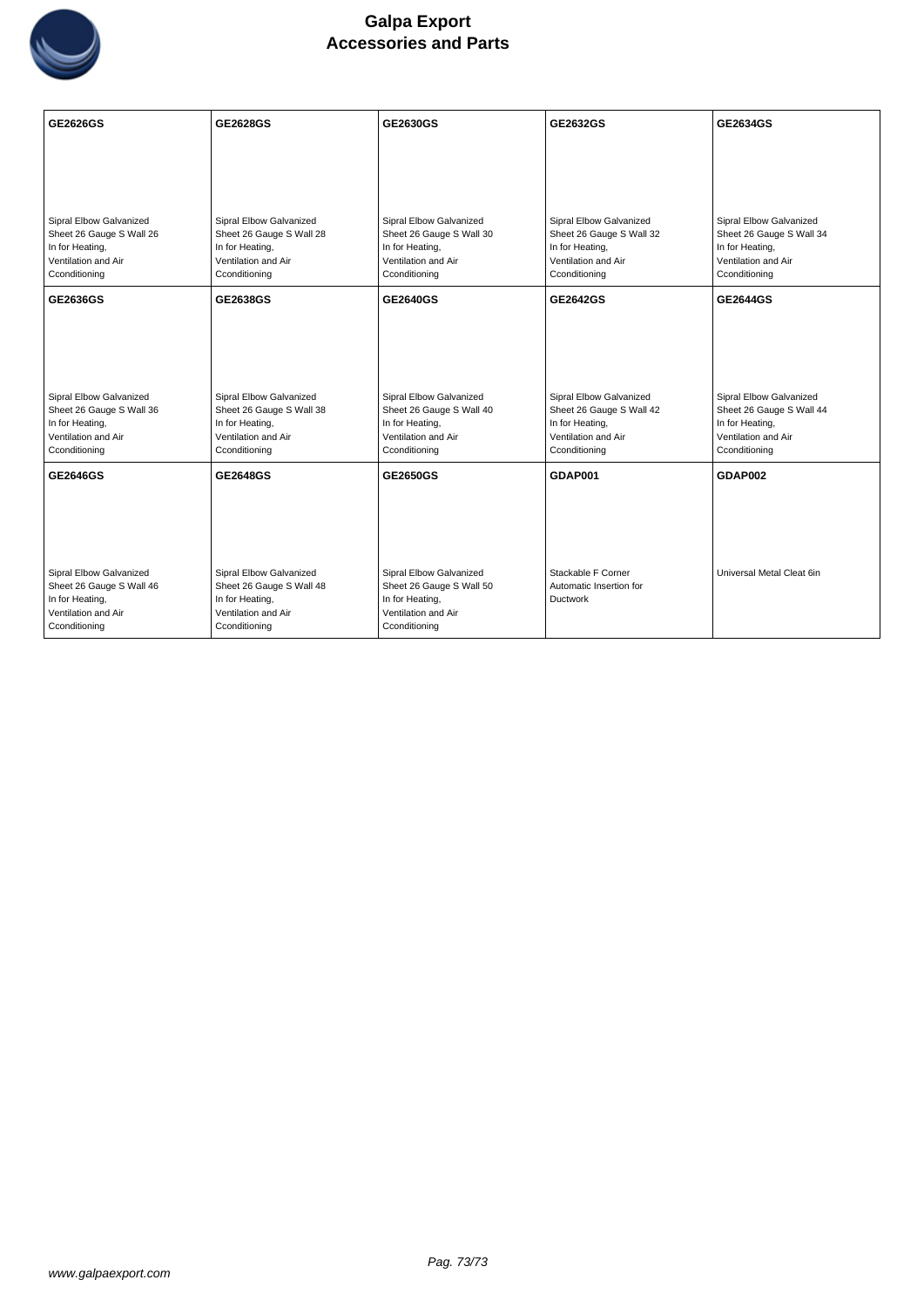# Galpa Export
## Accessories and Parts

| | | | | |
|---|---|---|---|---|
| **GE2626GS**<br><br>Sipral Elbow Galvanized Sheet 26 Gauge S Wall 26 In for Heating, Ventilation and Air Cconditioning | **GE2628GS**<br><br>Sipral Elbow Galvanized Sheet 26 Gauge S Wall 28 In for Heating, Ventilation and Air Cconditioning | **GE2630GS**<br><br>Sipral Elbow Galvanized Sheet 26 Gauge S Wall 30 In for Heating, Ventilation and Air Cconditioning | **GE2632GS**<br><br>Sipral Elbow Galvanized Sheet 26 Gauge S Wall 32 In for Heating, Ventilation and Air Cconditioning | **GE2634GS**<br><br>Sipral Elbow Galvanized Sheet 26 Gauge S Wall 34 In for Heating, Ventilation and Air Cconditioning |
| **GE2636GS**<br><br>Sipral Elbow Galvanized Sheet 26 Gauge S Wall 36 In for Heating, Ventilation and Air Cconditioning | **GE2638GS**<br><br>Sipral Elbow Galvanized Sheet 26 Gauge S Wall 38 In for Heating, Ventilation and Air Cconditioning | **GE2640GS**<br><br>Sipral Elbow Galvanized Sheet 26 Gauge S Wall 40 In for Heating, Ventilation and Air Cconditioning | **GE2642GS**<br><br>Sipral Elbow Galvanized Sheet 26 Gauge S Wall 42 In for Heating, Ventilation and Air Cconditioning | **GE2644GS**<br><br>Sipral Elbow Galvanized Sheet 26 Gauge S Wall 44 In for Heating, Ventilation and Air Cconditioning |
| **GE2646GS**<br><br>Sipral Elbow Galvanized Sheet 26 Gauge S Wall 46 In for Heating, Ventilation and Air Cconditioning | **GE2648GS**<br><br>Sipral Elbow Galvanized Sheet 26 Gauge S Wall 48 In for Heating, Ventilation and Air Cconditioning | **GE2650GS**<br><br>Sipral Elbow Galvanized Sheet 26 Gauge S Wall 50 In for Heating, Ventilation and Air Cconditioning | **GDAP001**<br><br>Stackable F Corner Automatic Insertion for Ductwork | **GDAP002**<br><br>Universal Metal Cleat 6in |

www.galpaexport.com